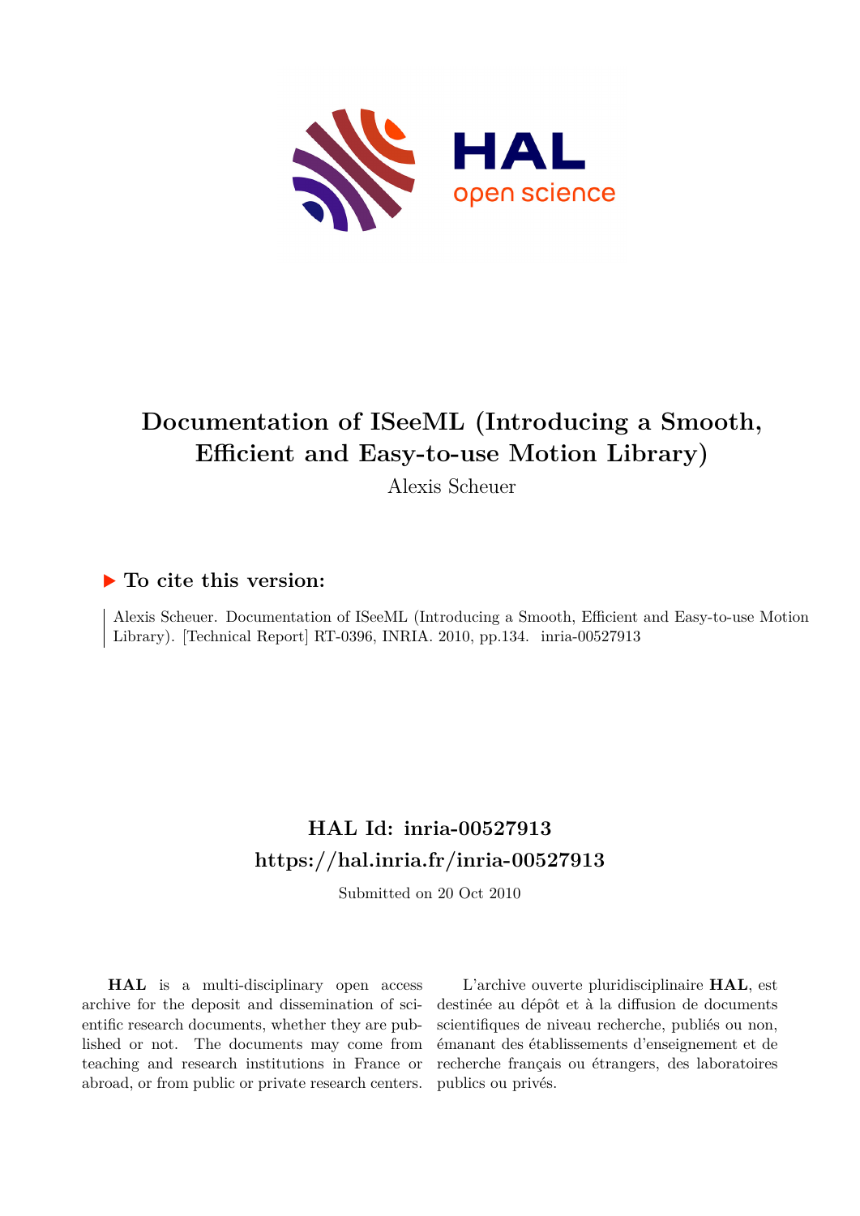# Documentation of ISeeML (Introducing a Smooth, Efficient and Easy-to-use Motion Library)

Alexis Scheuer

## To cite this version:

Alexis Scheuer. Documentation of ISeeML (Introducing a Smooth, Efficient and Easy-to-use Motion Library). [Technical Report] RT-0396, INRIA. 2010, pp.134. inria-00527913

## HAL Id: inria-00527913

## https://hal.inria.fr/inria-00527913

Submitted on 20 Oct 2010

**HAL** is a multi-disciplinary open access archive for the deposit and dissemination of scientific research documents, whether they are published or not. The documents may come from teaching and research institutions in France or abroad, or from public or private research centers.

L'archive ouverte pluridisciplinaire **HAL**, est destinée au dépôt et à la diffusion de documents scientifiques de niveau recherche, publiés ou non, émanant des établissements d'enseignement et de recherche français ou étrangers, des laboratoires publics ou privés.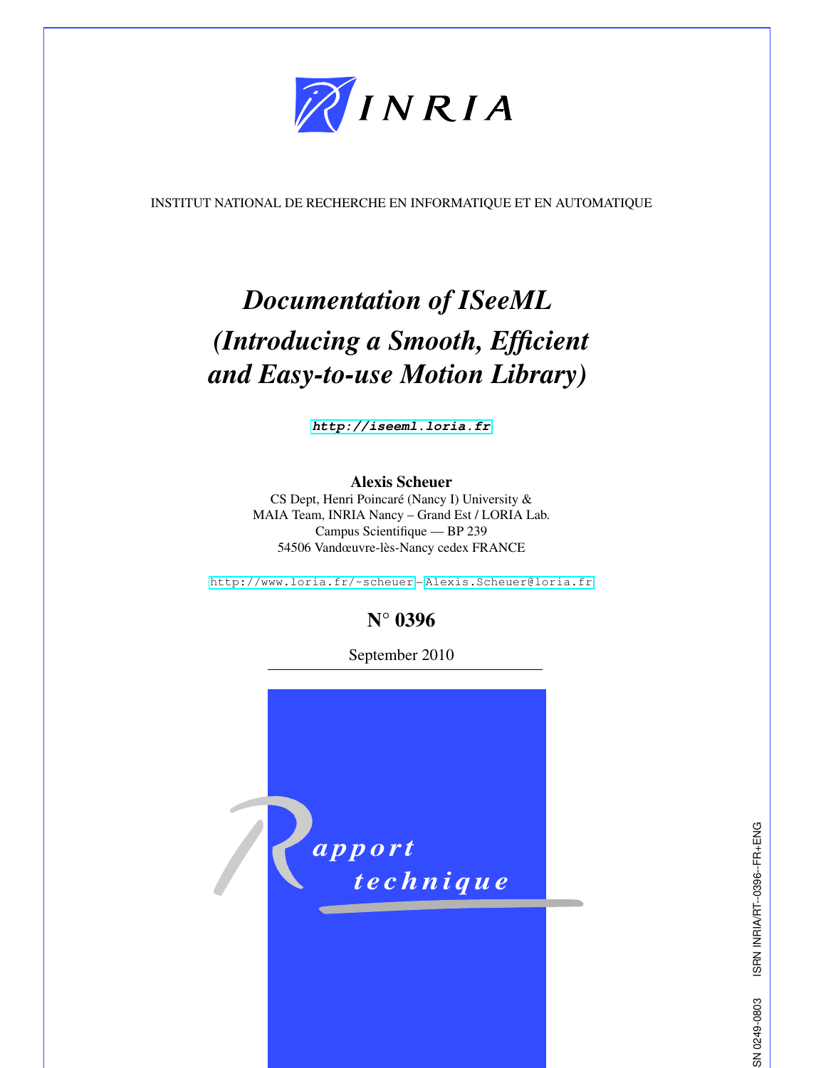INSTITUT NATIONAL DE RECHERCHE EN INFORMATIQUE ET EN AUTOMATIQUE

# *Documentation of ISeeML (Introducing a Smooth, Efficient and Easy-to-use Motion Library)*

**http://iseeml.loria.fr**

**Alexis Scheuer**
CS Dept, Henri Poincaré (Nancy I) University &
MAIA Team, INRIA Nancy – Grand Est / LORIA Lab.
Campus Scientifique — BP 239
54506 Vandœuvre-lès-Nancy cedex FRANCE

http://www.loria.fr/~scheuer – Alexis.Scheuer@loria.fr

**N° 0396**

September 2010

Rapport technique

ISSN 0249-0803 ISRN INRIA/RT--0396--FR+ENG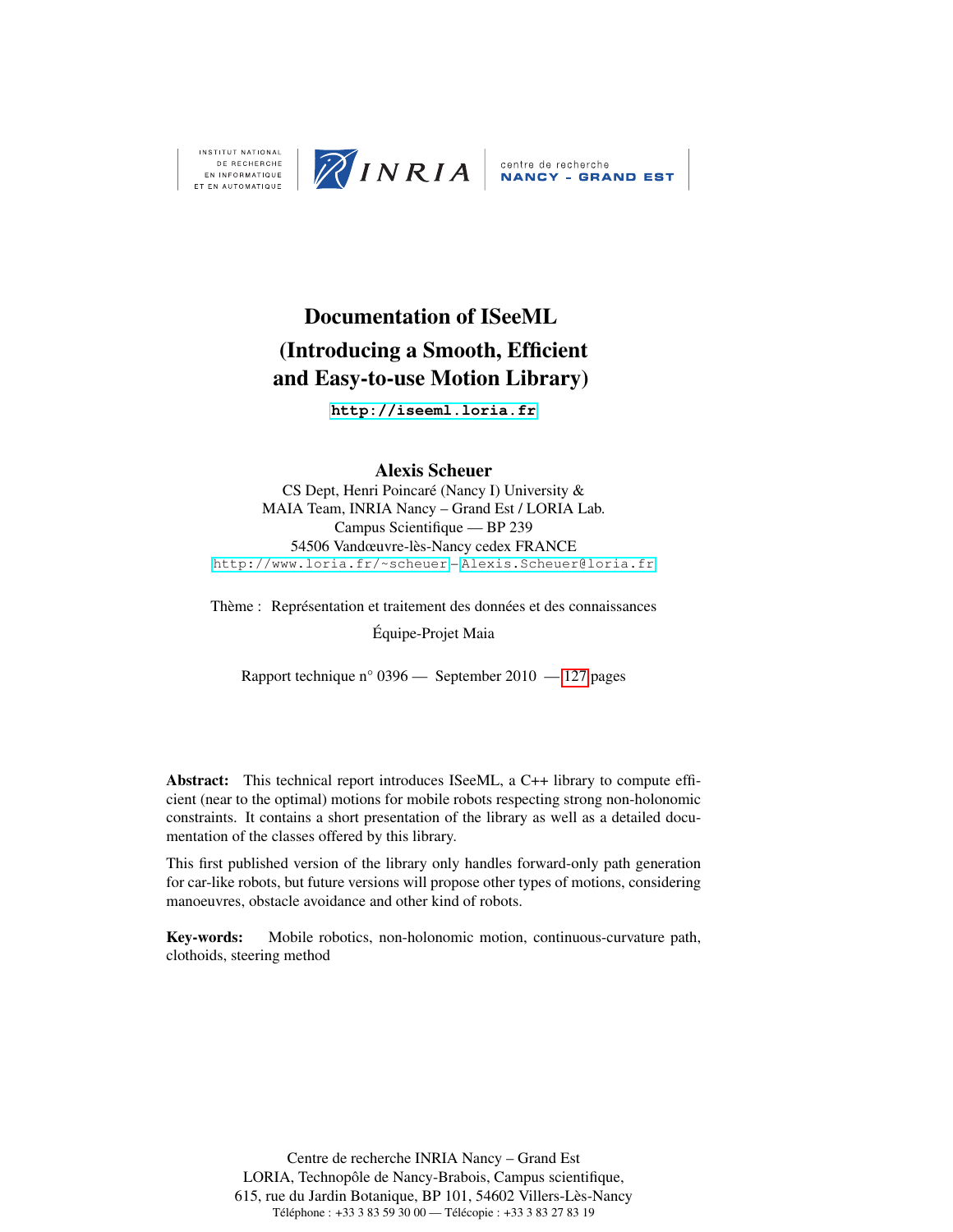INSTITUT NATIONAL DE RECHERCHE EN INFORMATIQUE ET EN AUTOMATIQUE

INRIA

centre de recherche
NANCY - GRAND EST

# Documentation of ISeeML (Introducing a Smooth, Efficient and Easy-to-use Motion Library)

**http://iseeml.loria.fr**

**Alexis Scheuer**

CS Dept, Henri Poincaré (Nancy I) University &
MAIA Team, INRIA Nancy – Grand Est / LORIA Lab.
Campus Scientifique — BP 239
54506 Vandœuvre-lès-Nancy cedex FRANCE
http://www.loria.fr/~scheuer – Alexis.Scheuer@loria.fr

Thème : Représentation et traitement des données et des connaissances

Équipe-Projet Maia

Rapport technique n° 0396 — September 2010 — 127 pages

**Abstract:** This technical report introduces ISeeML, a C++ library to compute efficient (near to the optimal) motions for mobile robots respecting strong non-holonomic constraints. It contains a short presentation of the library as well as a detailed documentation of the classes offered by this library.

This first published version of the library only handles forward-only path generation for car-like robots, but future versions will propose other types of motions, considering manoeuvres, obstacle avoidance and other kind of robots.

**Key-words:** Mobile robotics, non-holonomic motion, continuous-curvature path, clothoids, steering method

Centre de recherche INRIA Nancy – Grand Est
LORIA, Technopôle de Nancy-Brabois, Campus scientifique,
615, rue du Jardin Botanique, BP 101, 54602 Villers-Lès-Nancy
Téléphone : +33 3 83 59 30 00 — Télécopie : +33 3 83 27 83 19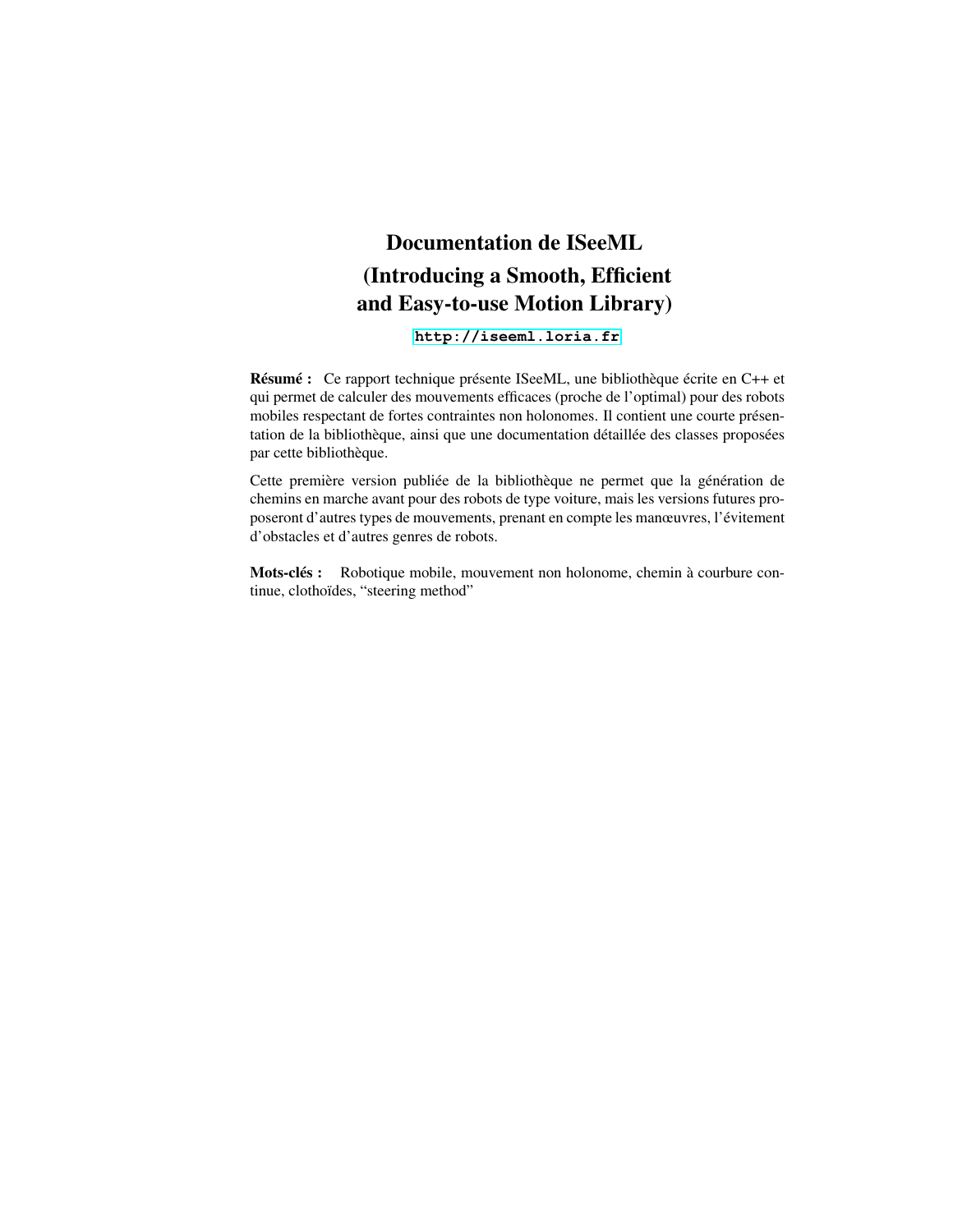# Documentation de ISeeML (Introducing a Smooth, Efficient and Easy-to-use Motion Library)

http://iseeml.loria.fr

**Résumé :** Ce rapport technique présente ISeeML, une bibliothèque écrite en C++ et qui permet de calculer des mouvements efficaces (proche de l'optimal) pour des robots mobiles respectant de fortes contraintes non holonomes. Il contient une courte présentation de la bibliothèque, ainsi que une documentation détaillée des classes proposées par cette bibliothèque.

Cette première version publiée de la bibliothèque ne permet que la génération de chemins en marche avant pour des robots de type voiture, mais les versions futures proposeront d'autres types de mouvements, prenant en compte les manœuvres, l'évitement d'obstacles et d'autres genres de robots.

**Mots-clés :** Robotique mobile, mouvement non holonome, chemin à courbure continue, clothoïdes, "steering method"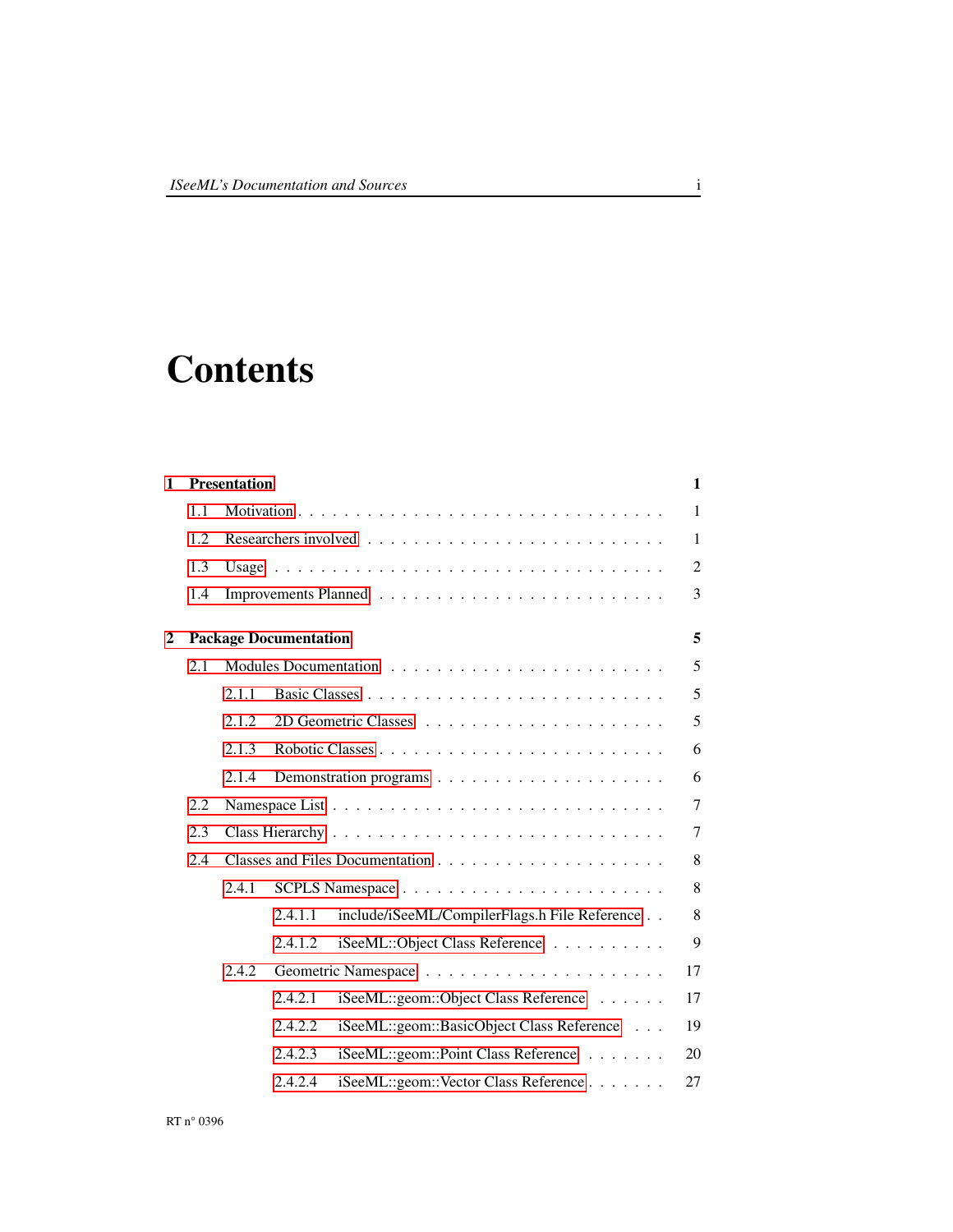# Contents

**1 Presentation** **1**

- 1.1 Motivation . . . . . . . . . . . . . . . . . . . . . . . . . . . . . . 1
- 1.2 Researchers involved . . . . . . . . . . . . . . . . . . . . . . . . . 1
- 1.3 Usage . . . . . . . . . . . . . . . . . . . . . . . . . . . . . . . . 2
- 1.4 Improvements Planned . . . . . . . . . . . . . . . . . . . . . . . 3

**2 Package Documentation** **5**

- 2.1 Modules Documentation . . . . . . . . . . . . . . . . . . . . . . . 5
  - 2.1.1 Basic Classes . . . . . . . . . . . . . . . . . . . . . . . . 5
  - 2.1.2 2D Geometric Classes . . . . . . . . . . . . . . . . . . . 5
  - 2.1.3 Robotic Classes . . . . . . . . . . . . . . . . . . . . . . . 6
  - 2.1.4 Demonstration programs . . . . . . . . . . . . . . . . . . 6
- 2.2 Namespace List . . . . . . . . . . . . . . . . . . . . . . . . . . . 7
- 2.3 Class Hierarchy . . . . . . . . . . . . . . . . . . . . . . . . . . . 7
- 2.4 Classes and Files Documentation . . . . . . . . . . . . . . . . . . 8
  - 2.4.1 SCPLS Namespace . . . . . . . . . . . . . . . . . . . . . 8
    - 2.4.1.1 include/iSeeML/CompilerFlags.h File Reference . . 8
    - 2.4.1.2 iSeeML::Object Class Reference . . . . . . . . . . 9
  - 2.4.2 Geometric Namespace . . . . . . . . . . . . . . . . . . . 17
    - 2.4.2.1 iSeeML::geom::Object Class Reference . . . . . . 17
    - 2.4.2.2 iSeeML::geom::BasicObject Class Reference . . . 19
    - 2.4.2.3 iSeeML::geom::Point Class Reference . . . . . . . 20
    - 2.4.2.4 iSeeML::geom::Vector Class Reference . . . . . . . 27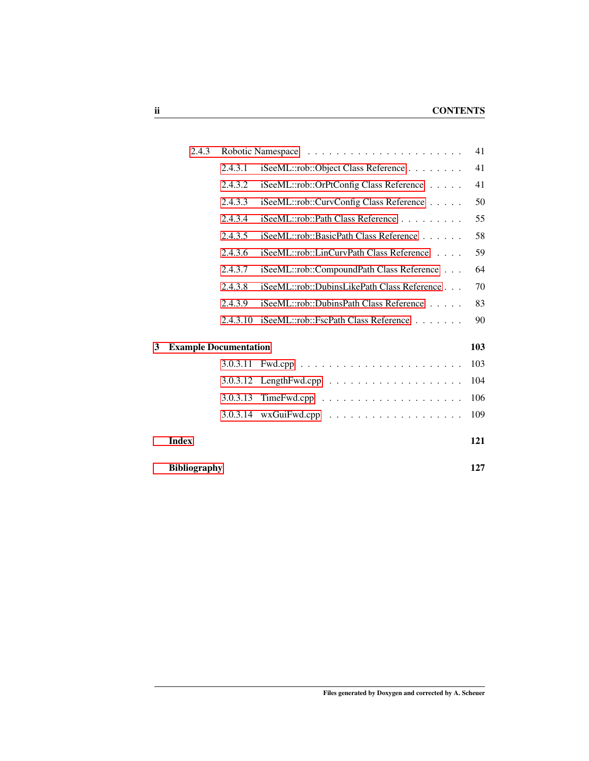2.4.3 Robotic Namespace . . . . . . . . . . . . . . . . . . . . . . 41

2.4.3.1 iSeeML::rob::Object Class Reference . . . . . . . . 41

2.4.3.2 iSeeML::rob::OrPtConfig Class Reference . . . . . 41

2.4.3.3 iSeeML::rob::CurvConfig Class Reference . . . . . 50

2.4.3.4 iSeeML::rob::Path Class Reference . . . . . . . . . 55

2.4.3.5 iSeeML::rob::BasicPath Class Reference . . . . . . 58

2.4.3.6 iSeeML::rob::LinCurvPath Class Reference . . . . 59

2.4.3.7 iSeeML::rob::CompoundPath Class Reference . . . 64

2.4.3.8 iSeeML::rob::DubinsLikePath Class Reference . . . 70

2.4.3.9 iSeeML::rob::DubinsPath Class Reference . . . . . 83

2.4.3.10 iSeeML::rob::FscPath Class Reference . . . . . . . 90

**3 Example Documentation** **103**

3.0.3.11 Fwd.cpp . . . . . . . . . . . . . . . . . . . . . . 103

3.0.3.12 LengthFwd.cpp . . . . . . . . . . . . . . . . . . 104

3.0.3.13 TimeFwd.cpp . . . . . . . . . . . . . . . . . . . 106

3.0.3.14 wxGuiFwd.cpp . . . . . . . . . . . . . . . . . . 109

**Index** **121**

**Bibliography** **127**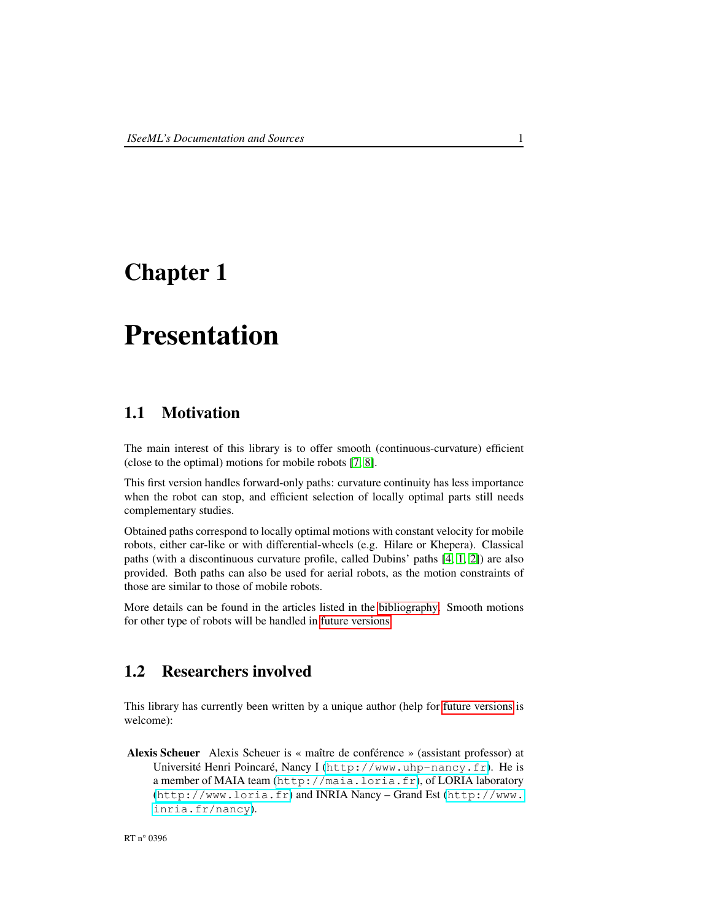# Chapter 1

# Presentation

## 1.1 Motivation

The main interest of this library is to offer smooth (continuous-curvature) efficient (close to the optimal) motions for mobile robots [7, 8].

This first version handles forward-only paths: curvature continuity has less importance when the robot can stop, and efficient selection of locally optimal parts still needs complementary studies.

Obtained paths correspond to locally optimal motions with constant velocity for mobile robots, either car-like or with differential-wheels (e.g. Hilare or Khepera). Classical paths (with a discontinuous curvature profile, called Dubins' paths [4, 1, 2]) are also provided. Both paths can also be used for aerial robots, as the motion constraints of those are similar to those of mobile robots.

More details can be found in the articles listed in the bibliography. Smooth motions for other type of robots will be handled in future versions.

## 1.2 Researchers involved

This library has currently been written by a unique author (help for future versions is welcome):

**Alexis Scheuer** Alexis Scheuer is « maître de conférence » (assistant professor) at Université Henri Poincaré, Nancy I (http://www.uhp-nancy.fr). He is a member of MAIA team (http://maia.loria.fr), of LORIA laboratory (http://www.loria.fr) and INRIA Nancy – Grand Est (http://www.inria.fr/nancy).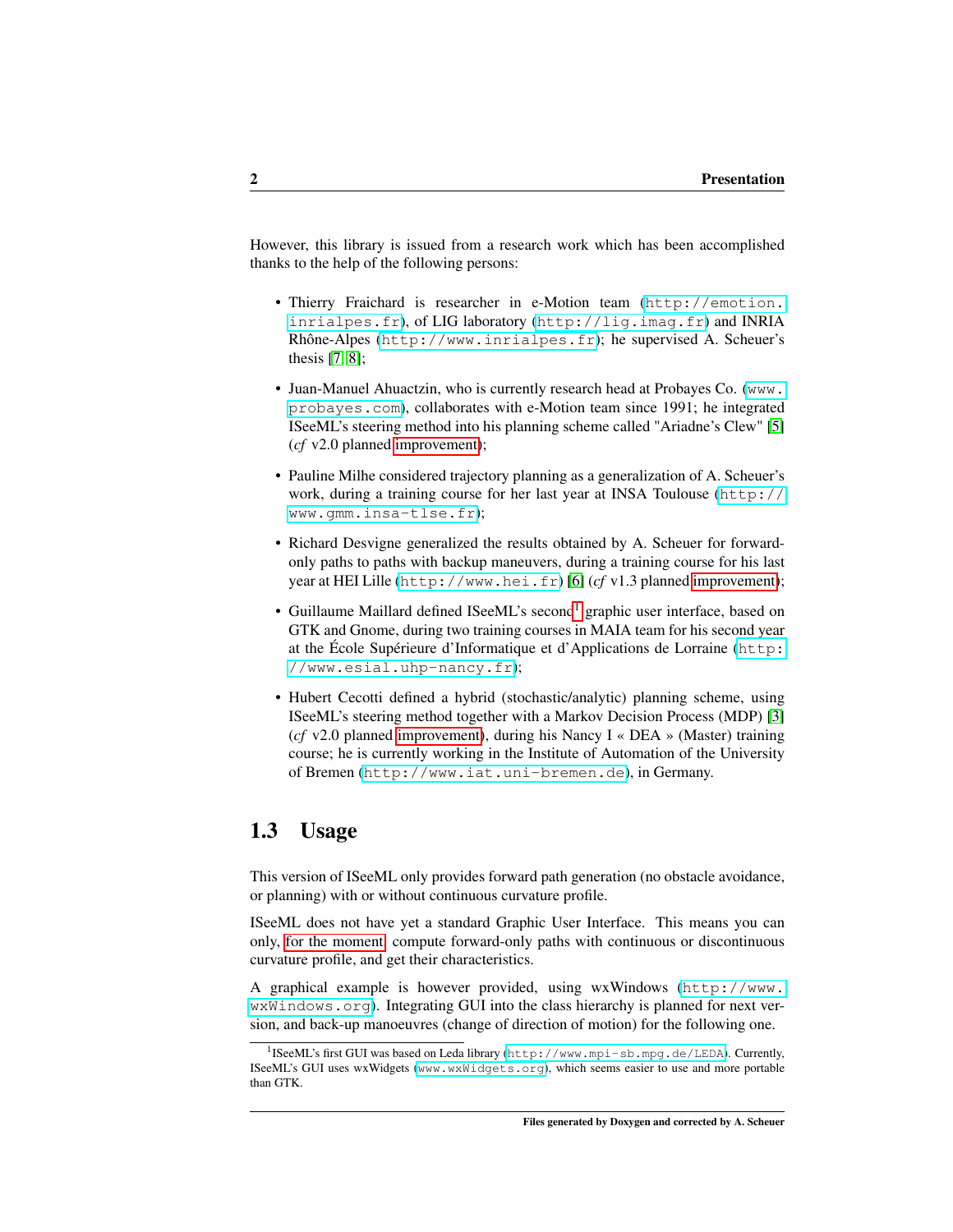However, this library is issued from a research work which has been accomplished thanks to the help of the following persons:

- Thierry Fraichard is researcher in e-Motion team (http://emotion.inrialpes.fr), of LIG laboratory (http://lig.imag.fr) and INRIA Rhône-Alpes (http://www.inrialpes.fr); he supervised A. Scheuer's thesis [7, 8];
- Juan-Manuel Ahuactzin, who is currently research head at Probayes Co. (www.probayes.com), collaborates with e-Motion team since 1991; he integrated ISeeML's steering method into his planning scheme called "Ariadne's Clew" [5] (*cf* v2.0 planned improvement);
- Pauline Milhe considered trajectory planning as a generalization of A. Scheuer's work, during a training course for her last year at INSA Toulouse (http://www.gmm.insa-tlse.fr);
- Richard Desvigne generalized the results obtained by A. Scheuer for forward-only paths to paths with backup maneuvers, during a training course for his last year at HEI Lille (http://www.hei.fr) [6] (*cf* v1.3 planned improvement);
- Guillaume Maillard defined ISeeML's second[1] graphic user interface, based on GTK and Gnome, during two training courses in MAIA team for his second year at the École Supérieure d'Informatique et d'Applications de Lorraine (http://www.esial.uhp-nancy.fr);
- Hubert Cecotti defined a hybrid (stochastic/analytic) planning scheme, using ISeeML's steering method together with a Markov Decision Process (MDP) [3] (*cf* v2.0 planned improvement), during his Nancy I « DEA » (Master) training course; he is currently working in the Institute of Automation of the University of Bremen (http://www.iat.uni-bremen.de), in Germany.

## 1.3 Usage

This version of ISeeML only provides forward path generation (no obstacle avoidance, or planning) with or without continuous curvature profile.

ISeeML does not have yet a standard Graphic User Interface. This means you can only, for the moment, compute forward-only paths with continuous or discontinuous curvature profile, and get their characteristics.

A graphical example is however provided, using wxWindows (http://www.wxWindows.org). Integrating GUI into the class hierarchy is planned for next version, and back-up manoeuvres (change of direction of motion) for the following one.

[1] ISeeML's first GUI was based on Leda library (http://www.mpi-sb.mpg.de/LEDA). Currently, ISeeML's GUI uses wxWidgets (www.wxWidgets.org), which seems easier to use and more portable than GTK.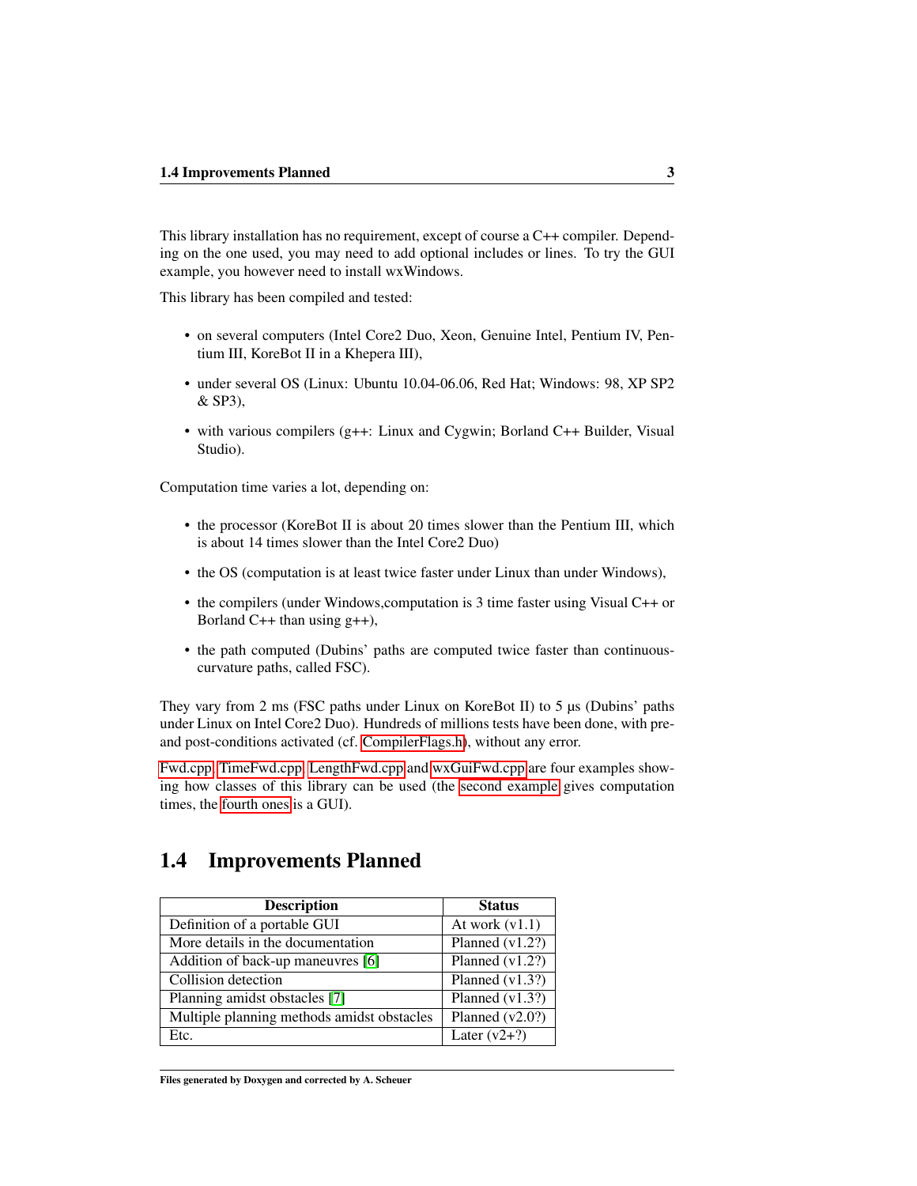This library installation has no requirement, except of course a C++ compiler. Depending on the one used, you may need to add optional includes or lines. To try the GUI example, you however need to install wxWindows.

This library has been compiled and tested:

- on several computers (Intel Core2 Duo, Xeon, Genuine Intel, Pentium IV, Pentium III, KoreBot II in a Khepera III),
- under several OS (Linux: Ubuntu 10.04-06.06, Red Hat; Windows: 98, XP SP2 & SP3),
- with various compilers (g++: Linux and Cygwin; Borland C++ Builder, Visual Studio).

Computation time varies a lot, depending on:

- the processor (KoreBot II is about 20 times slower than the Pentium III, which is about 14 times slower than the Intel Core2 Duo)
- the OS (computation is at least twice faster under Linux than under Windows),
- the compilers (under Windows,computation is 3 time faster using Visual C++ or Borland C++ than using g++),
- the path computed (Dubins' paths are computed twice faster than continuous-curvature paths, called FSC).

They vary from 2 ms (FSC paths under Linux on KoreBot II) to 5 µs (Dubins' paths under Linux on Intel Core2 Duo). Hundreds of millions tests have been done, with pre- and post-conditions activated (cf. CompilerFlags.h), without any error.

Fwd.cpp, TimeFwd.cpp, LengthFwd.cpp and wxGuiFwd.cpp are four examples showing how classes of this library can be used (the second example gives computation times, the fourth ones is a GUI).

## 1.4 Improvements Planned

| Description | Status |
|---|---|
| Definition of a portable GUI | At work (v1.1) |
| More details in the documentation | Planned (v1.2?) |
| Addition of back-up maneuvres [6] | Planned (v1.2?) |
| Collision detection | Planned (v1.3?) |
| Planning amidst obstacles [7] | Planned (v1.3?) |
| Multiple planning methods amidst obstacles | Planned (v2.0?) |
| Etc. | Later (v2+?) |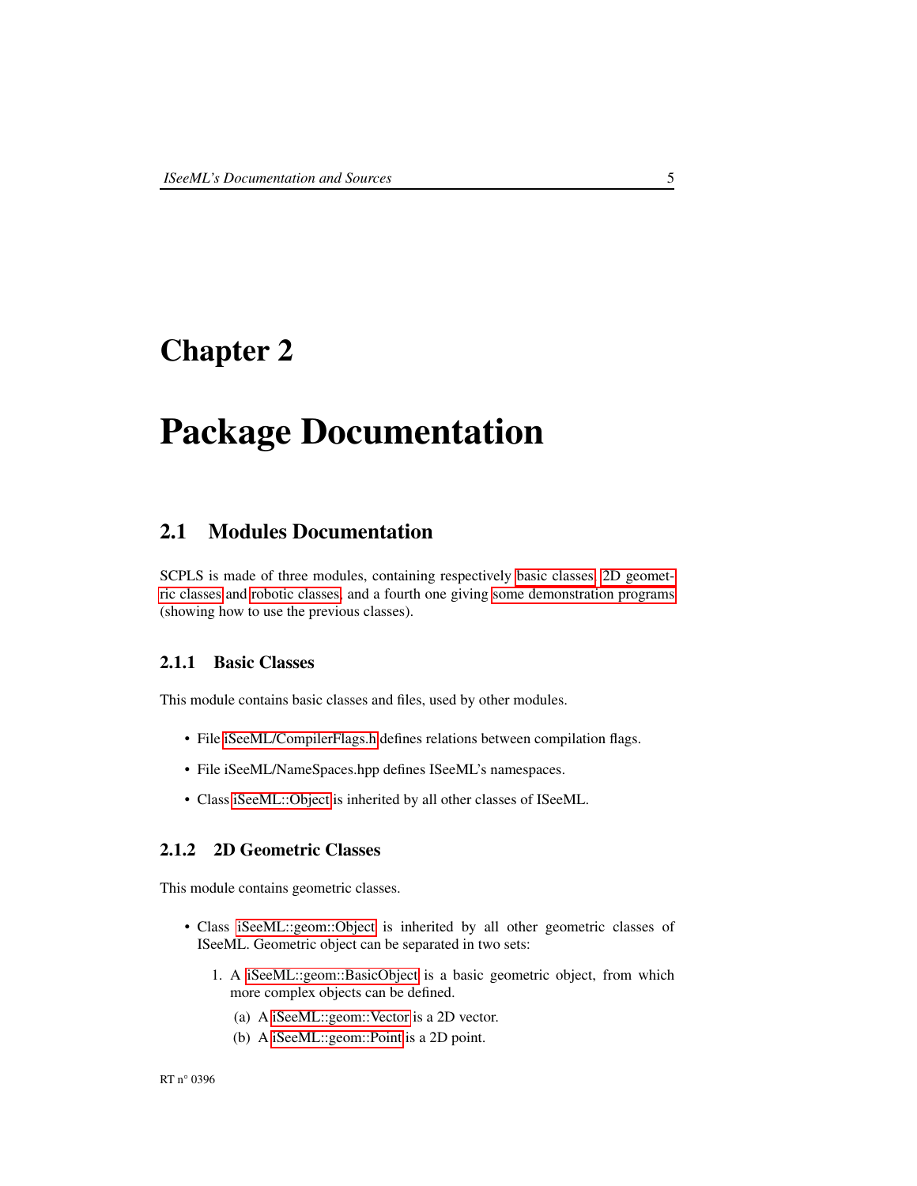# Chapter 2

# Package Documentation

## 2.1 Modules Documentation

SCPLS is made of three modules, containing respectively basic classes, 2D geometric classes and robotic classes, and a fourth one giving some demonstration programs (showing how to use the previous classes).

### 2.1.1 Basic Classes

This module contains basic classes and files, used by other modules.

- File iSeeML/CompilerFlags.h defines relations between compilation flags.
- File iSeeML/NameSpaces.hpp defines ISeeML's namespaces.
- Class iSeeML::Object is inherited by all other classes of ISeeML.

### 2.1.2 2D Geometric Classes

This module contains geometric classes.

- Class iSeeML::geom::Object is inherited by all other geometric classes of ISeeML. Geometric object can be separated in two sets:
  1. A iSeeML::geom::BasicObject is a basic geometric object, from which more complex objects can be defined.
     (a) A iSeeML::geom::Vector is a 2D vector.
     (b) A iSeeML::geom::Point is a 2D point.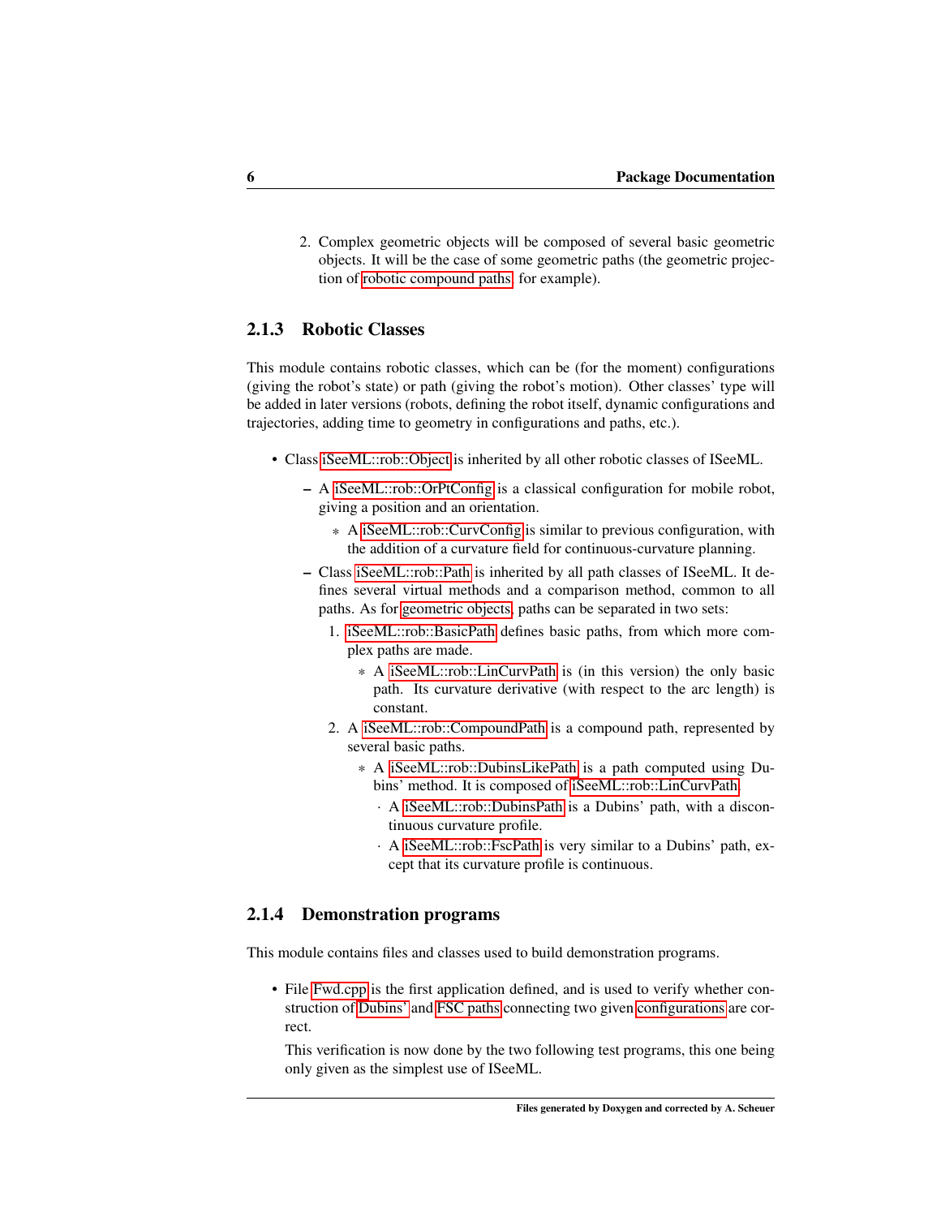2. Complex geometric objects will be composed of several basic geometric objects. It will be the case of some geometric paths (the geometric projection of robotic compound paths, for example).

### 2.1.3 Robotic Classes

This module contains robotic classes, which can be (for the moment) configurations (giving the robot's state) or path (giving the robot's motion). Other classes' type will be added in later versions (robots, defining the robot itself, dynamic configurations and trajectories, adding time to geometry in configurations and paths, etc.).

- Class iSeeML::rob::Object is inherited by all other robotic classes of ISeeML.
  - A iSeeML::rob::OrPtConfig is a classical configuration for mobile robot, giving a position and an orientation.
    - A iSeeML::rob::CurvConfig is similar to previous configuration, with the addition of a curvature field for continuous-curvature planning.
  - Class iSeeML::rob::Path is inherited by all path classes of ISeeML. It defines several virtual methods and a comparison method, common to all paths. As for geometric objects, paths can be separated in two sets:
    1. iSeeML::rob::BasicPath defines basic paths, from which more complex paths are made.
       - A iSeeML::rob::LinCurvPath is (in this version) the only basic path. Its curvature derivative (with respect to the arc length) is constant.
    2. A iSeeML::rob::CompoundPath is a compound path, represented by several basic paths.
       - A iSeeML::rob::DubinsLikePath is a path computed using Dubins' method. It is composed of iSeeML::rob::LinCurvPath.
         - A iSeeML::rob::DubinsPath is a Dubins' path, with a discontinuous curvature profile.
         - A iSeeML::rob::FscPath is very similar to a Dubins' path, except that its curvature profile is continuous.

### 2.1.4 Demonstration programs

This module contains files and classes used to build demonstration programs.

- File Fwd.cpp is the first application defined, and is used to verify whether construction of Dubins' and FSC paths connecting two given configurations are correct.

  This verification is now done by the two following test programs, this one being only given as the simplest use of ISeeML.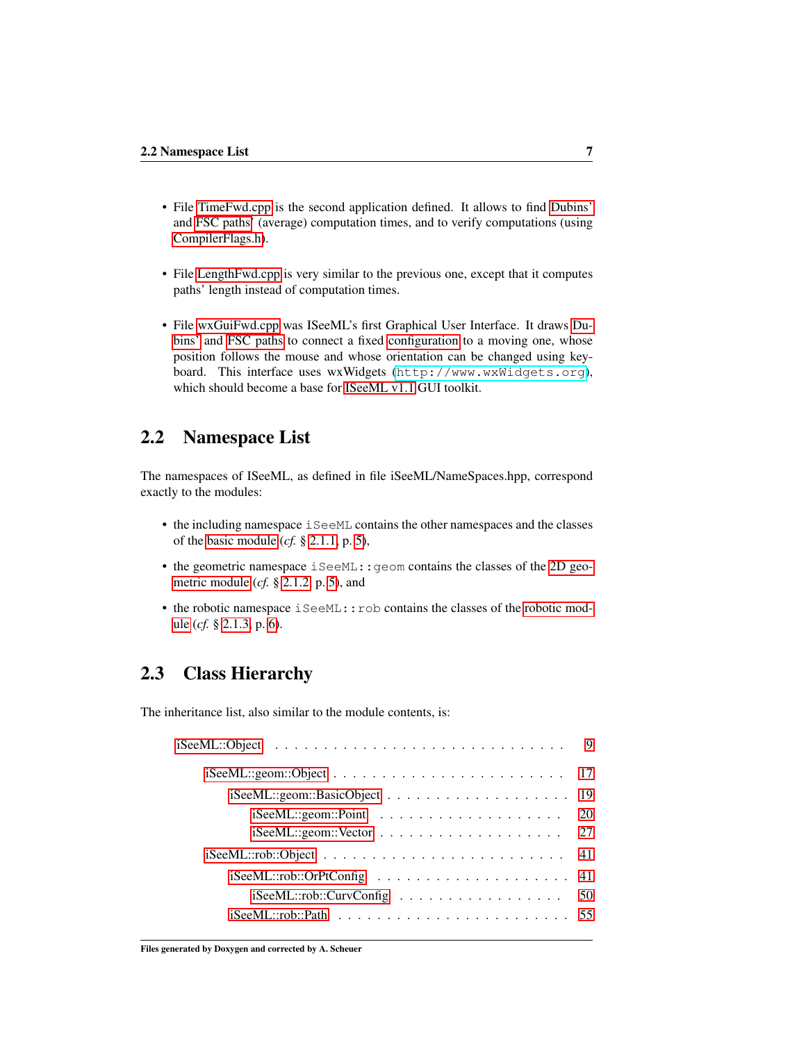- File TimeFwd.cpp is the second application defined. It allows to find Dubins' and FSC paths' (average) computation times, and to verify computations (using CompilerFlags.h).

- File LengthFwd.cpp is very similar to the previous one, except that it computes paths' length instead of computation times.

- File wxGuiFwd.cpp was ISeeML's first Graphical User Interface. It draws Dubins' and FSC paths to connect a fixed configuration to a moving one, whose position follows the mouse and whose orientation can be changed using keyboard. This interface uses wxWidgets (`http://www.wxWidgets.org`), which should become a base for ISeeML v1.1 GUI toolkit.

## 2.2 Namespace List

The namespaces of ISeeML, as defined in file iSeeML/NameSpaces.hpp, correspond exactly to the modules:

- the including namespace `iSeeML` contains the other namespaces and the classes of the basic module (*cf.* § 2.1.1, p. 5),
- the geometric namespace `iSeeML::geom` contains the classes of the 2D geometric module (*cf.* § 2.1.2, p. 5), and
- the robotic namespace `iSeeML::rob` contains the classes of the robotic module (*cf.* § 2.1.3, p. 6).

## 2.3 Class Hierarchy

The inheritance list, also similar to the module contents, is:

- iSeeML::Object . . . 9
  - iSeeML::geom::Object . . . 17
    - iSeeML::geom::BasicObject . . . 19
      - iSeeML::geom::Point . . . 20
      - iSeeML::geom::Vector . . . 27
  - iSeeML::rob::Object . . . 41
    - iSeeML::rob::OrPtConfig . . . 41
      - iSeeML::rob::CurvConfig . . . 50
    - iSeeML::rob::Path . . . 55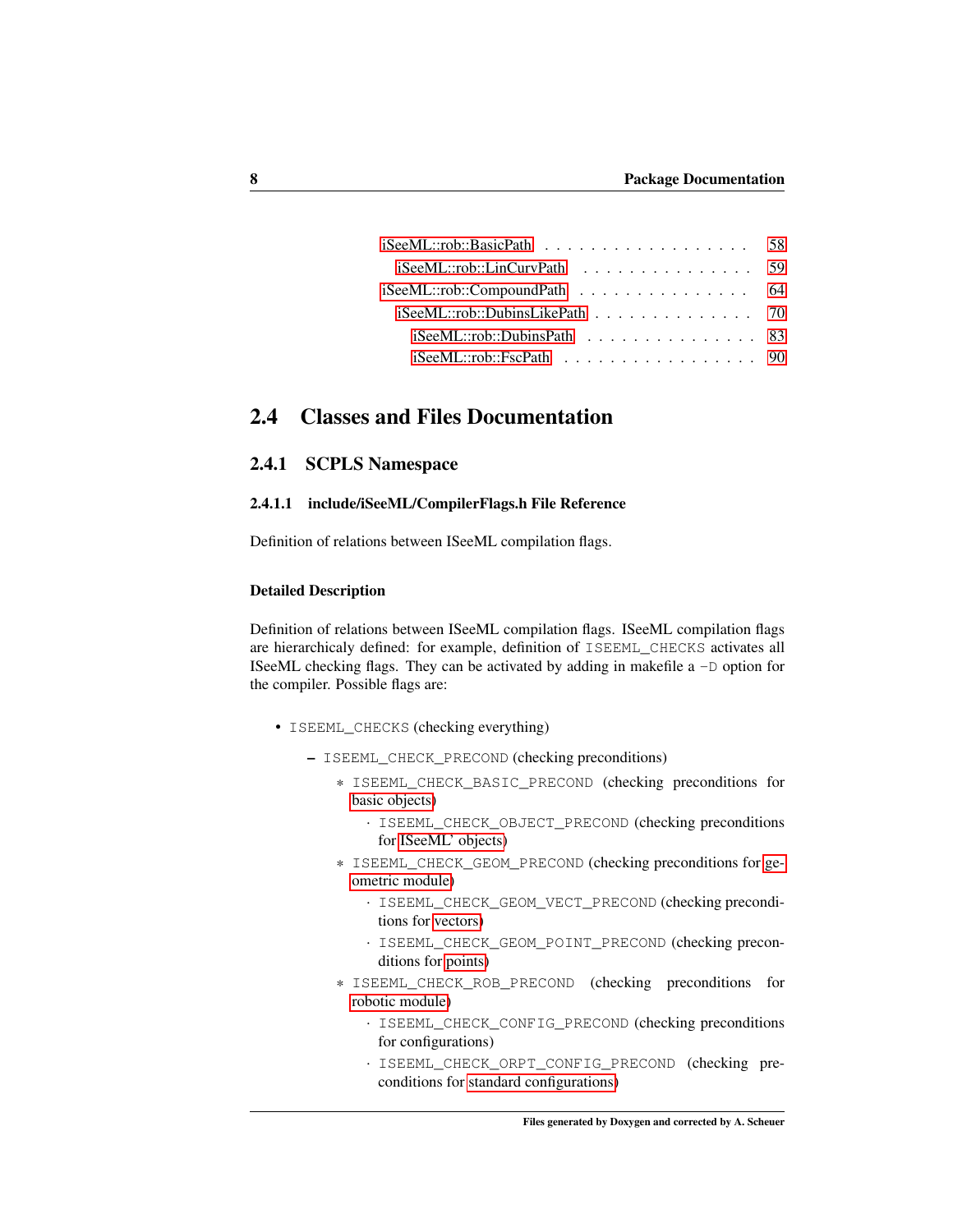- iSeeML::rob::BasicPath . . . . . . . . . . . . . . . . . . 58
  - iSeeML::rob::LinCurvPath . . . . . . . . . . . . . . . 59
- iSeeML::rob::CompoundPath . . . . . . . . . . . . . . . 64
  - iSeeML::rob::DubinsLikePath . . . . . . . . . . . . . . 70
    - iSeeML::rob::DubinsPath . . . . . . . . . . . . . . . 83
    - iSeeML::rob::FscPath . . . . . . . . . . . . . . . . . 90

## 2.4 Classes and Files Documentation

### 2.4.1 SCPLS Namespace

#### 2.4.1.1 include/iSeeML/CompilerFlags.h File Reference

Definition of relations between ISeeML compilation flags.

**Detailed Description**

Definition of relations between ISeeML compilation flags. ISeeML compilation flags are hierarchicaly defined: for example, definition of `ISEEML_CHECKS` activates all ISeeML checking flags. They can be activated by adding in makefile a `-D` option for the compiler. Possible flags are:

- `ISEEML_CHECKS` (checking everything)
  - `ISEEML_CHECK_PRECOND` (checking preconditions)
    - `ISEEML_CHECK_BASIC_PRECOND` (checking preconditions for basic objects)
      - `ISEEML_CHECK_OBJECT_PRECOND` (checking preconditions for ISeeML' objects)
    - `ISEEML_CHECK_GEOM_PRECOND` (checking preconditions for geometric module)
      - `ISEEML_CHECK_GEOM_VECT_PRECOND` (checking preconditions for vectors)
      - `ISEEML_CHECK_GEOM_POINT_PRECOND` (checking preconditions for points)
    - `ISEEML_CHECK_ROB_PRECOND` (checking preconditions for robotic module)
      - `ISEEML_CHECK_CONFIG_PRECOND` (checking preconditions for configurations)
      - `ISEEML_CHECK_ORPT_CONFIG_PRECOND` (checking preconditions for standard configurations)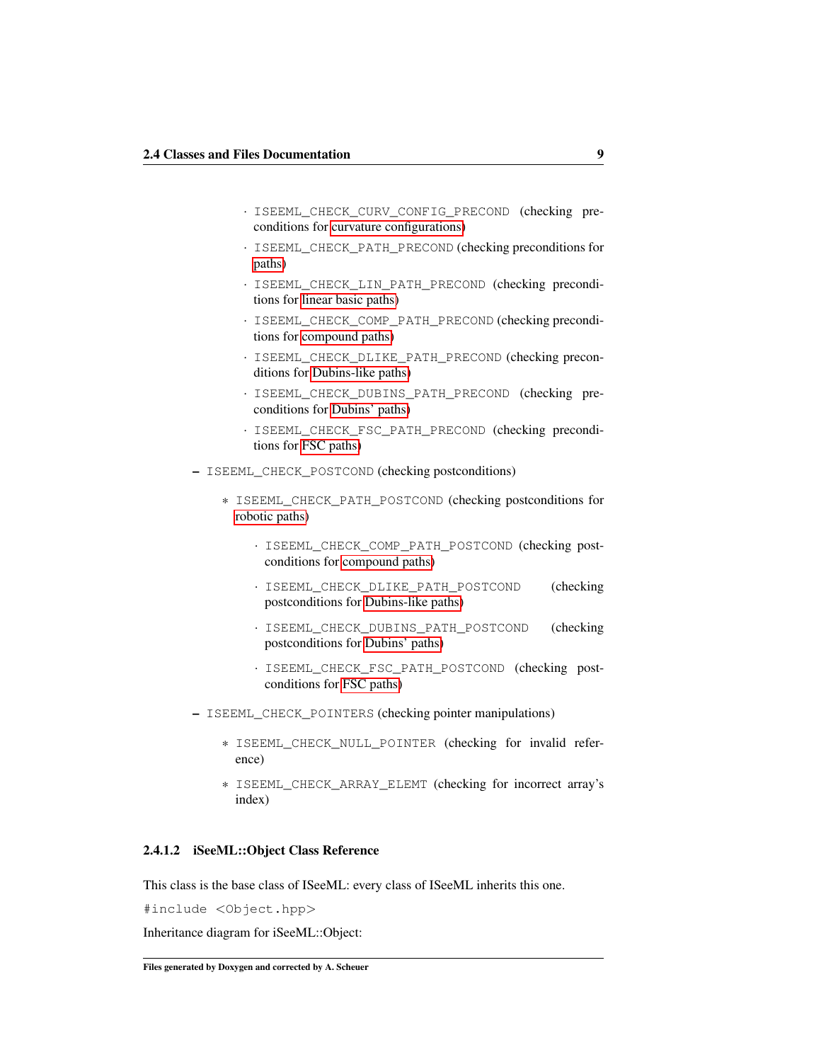- `ISEEML_CHECK_CURV_CONFIG_PRECOND` (checking preconditions for curvature configurations)
            - `ISEEML_CHECK_PATH_PRECOND` (checking preconditions for paths)
            - `ISEEML_CHECK_LIN_PATH_PRECOND` (checking preconditions for linear basic paths)
            - `ISEEML_CHECK_COMP_PATH_PRECOND` (checking preconditions for compound paths)
            - `ISEEML_CHECK_DLIKE_PATH_PRECOND` (checking preconditions for Dubins-like paths)
            - `ISEEML_CHECK_DUBINS_PATH_PRECOND` (checking preconditions for Dubins' paths)
            - `ISEEML_CHECK_FSC_PATH_PRECOND` (checking preconditions for FSC paths)
    - `ISEEML_CHECK_POSTCOND` (checking postconditions)
        - `ISEEML_CHECK_PATH_POSTCOND` (checking postconditions for robotic paths)
            - `ISEEML_CHECK_COMP_PATH_POSTCOND` (checking postconditions for compound paths)
            - `ISEEML_CHECK_DLIKE_PATH_POSTCOND` (checking postconditions for Dubins-like paths)
            - `ISEEML_CHECK_DUBINS_PATH_POSTCOND` (checking postconditions for Dubins' paths)
            - `ISEEML_CHECK_FSC_PATH_POSTCOND` (checking postconditions for FSC paths)
    - `ISEEML_CHECK_POINTERS` (checking pointer manipulations)
        - `ISEEML_CHECK_NULL_POINTER` (checking for invalid reference)
        - `ISEEML_CHECK_ARRAY_ELEMT` (checking for incorrect array's index)

#### 2.4.1.2 iSeeML::Object Class Reference

This class is the base class of ISeeML: every class of ISeeML inherits this one.

`#include <Object.hpp>`

Inheritance diagram for iSeeML::Object: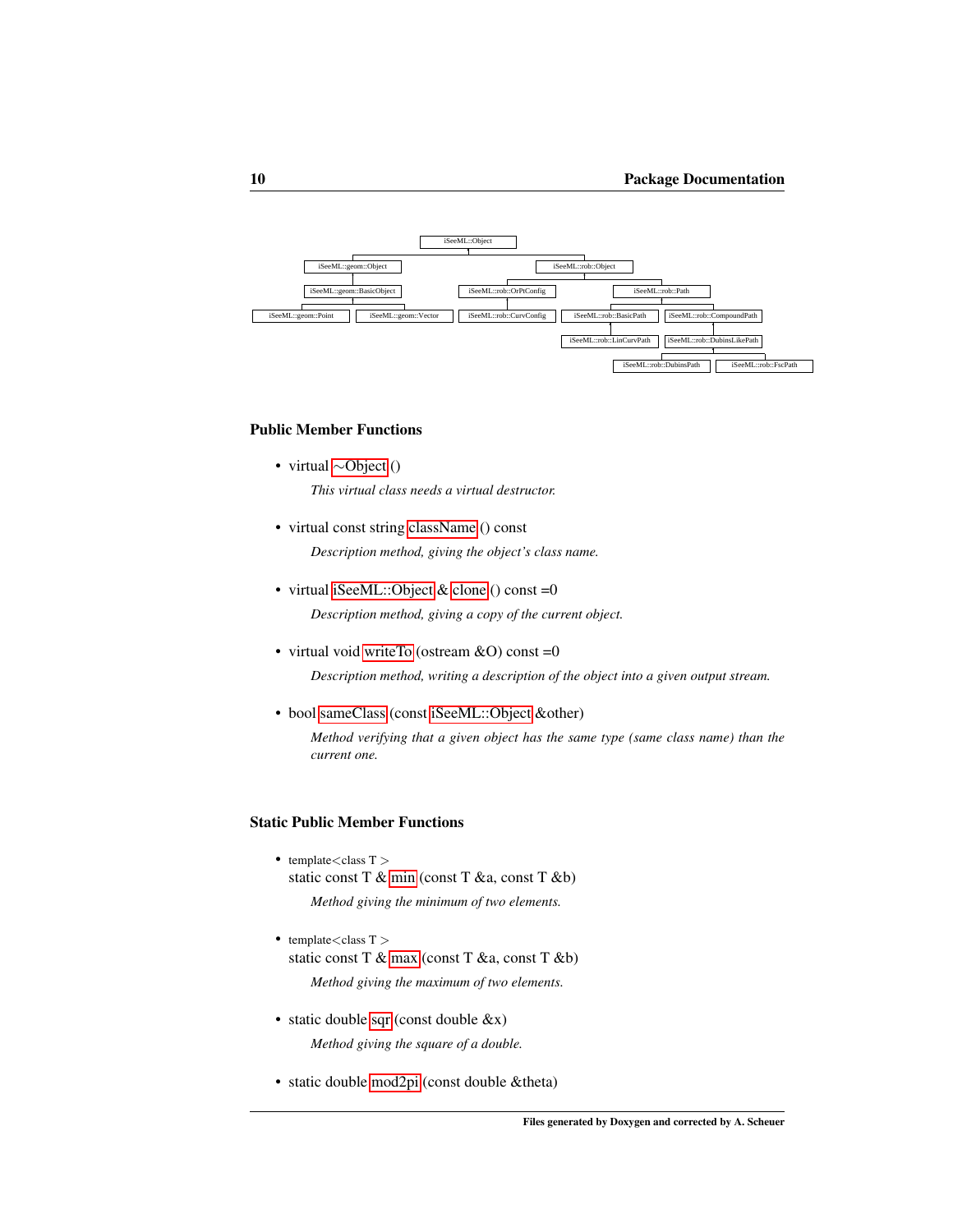iSeeML::Object

iSeeML::geom::Object — iSeeML::rob::Object

iSeeML::geom::BasicObject — iSeeML::rob::OrPtConfig — iSeeML::rob::Path

iSeeML::geom::Point — iSeeML::geom::Vector — iSeeML::rob::CurvConfig — iSeeML::rob::BasicPath — iSeeML::rob::CompoundPath

iSeeML::rob::LinCurvPath — iSeeML::rob::DubinsLikePath

iSeeML::rob::DubinsPath — iSeeML::rob::FscPath

## Public Member Functions

- virtual ~Object ()

  *This virtual class needs a virtual destructor.*

- virtual const string className () const

  *Description method, giving the object's class name.*

- virtual iSeeML::Object & clone () const =0

  *Description method, giving a copy of the current object.*

- virtual void writeTo (ostream &O) const =0

  *Description method, writing a description of the object into a given output stream.*

- bool sameClass (const iSeeML::Object &other)

  *Method verifying that a given object has the same type (same class name) than the current one.*

## Static Public Member Functions

- template<class T >
  static const T & min (const T &a, const T &b)

  *Method giving the minimum of two elements.*

- template<class T >
  static const T & max (const T &a, const T &b)

  *Method giving the maximum of two elements.*

- static double sqr (const double &x)

  *Method giving the square of a double.*

- static double mod2pi (const double &theta)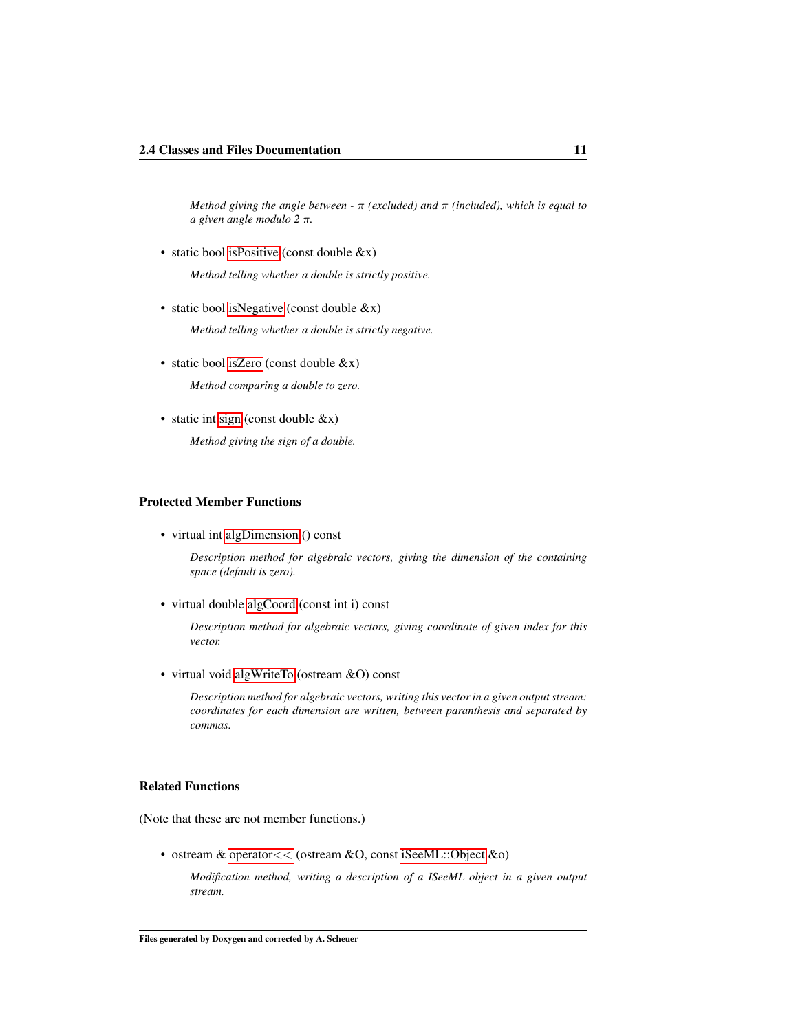*Method giving the angle between - $\pi$ (excluded) and $\pi$ (included), which is equal to a given angle modulo 2 $\pi$.*

- static bool isPositive (const double &x)

  *Method telling whether a double is strictly positive.*

- static bool isNegative (const double &x)

  *Method telling whether a double is strictly negative.*

- static bool isZero (const double &x)

  *Method comparing a double to zero.*

- static int sign (const double &x)

  *Method giving the sign of a double.*

### Protected Member Functions

- virtual int algDimension () const

  *Description method for algebraic vectors, giving the dimension of the containing space (default is zero).*

- virtual double algCoord (const int i) const

  *Description method for algebraic vectors, giving coordinate of given index for this vector.*

- virtual void algWriteTo (ostream &O) const

  *Description method for algebraic vectors, writing this vector in a given output stream: coordinates for each dimension are written, between paranthesis and separated by commas.*

### Related Functions

(Note that these are not member functions.)

- ostream & operator<< (ostream &O, const iSeeML::Object &o)

  *Modification method, writing a description of a ISeeML object in a given output stream.*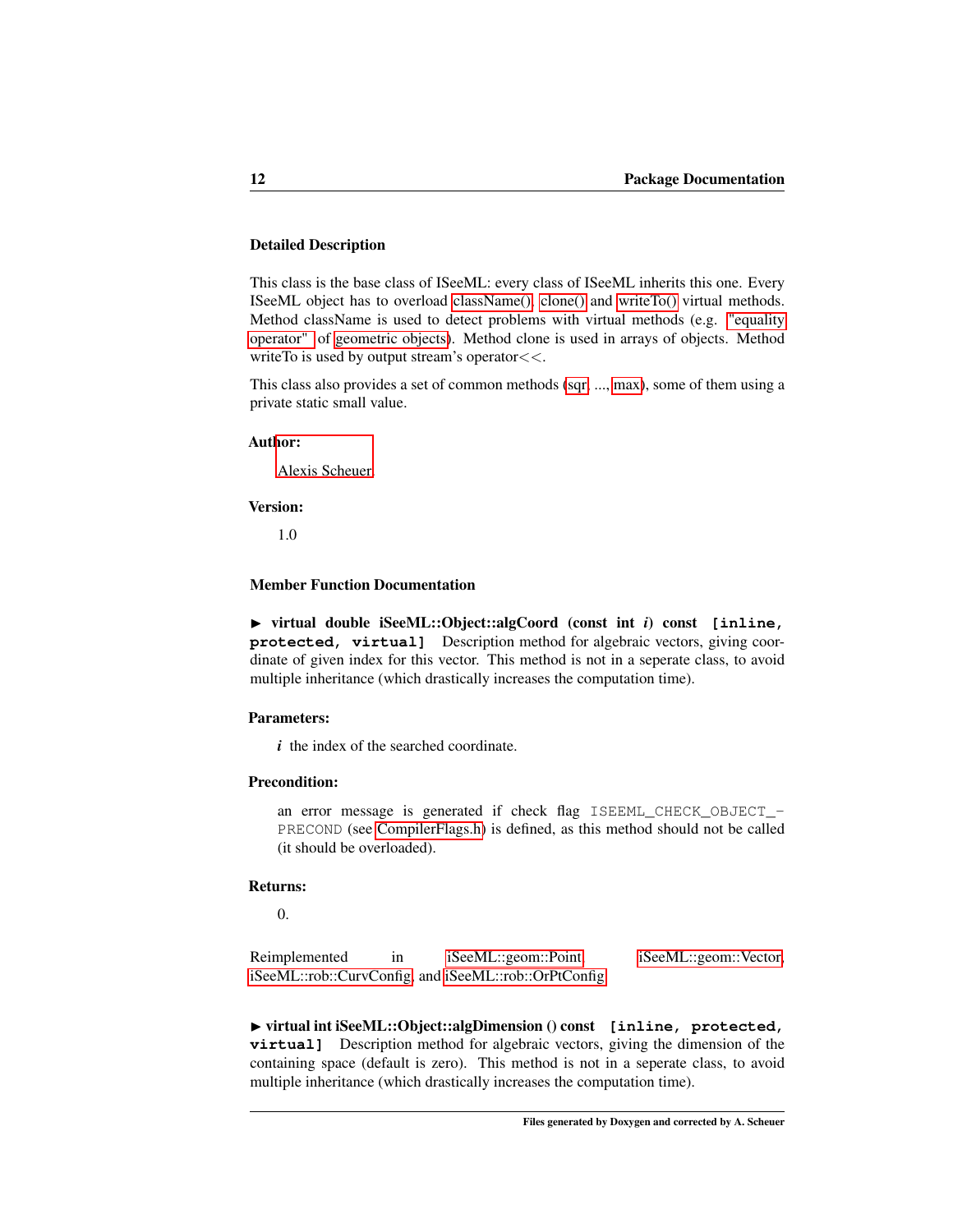### Detailed Description

This class is the base class of ISeeML: every class of ISeeML inherits this one. Every ISeeML object has to overload className(), clone() and writeTo() virtual methods. Method className is used to detect problems with virtual methods (e.g. "equality operator" of geometric objects). Method clone is used in arrays of objects. Method writeTo is used by output stream's operator<<.

This class also provides a set of common methods (sqr, ..., max), some of them using a private static small value.

**Author:**

Alexis Scheuer

**Version:**

1.0

### Member Function Documentation

► **virtual double iSeeML::Object::algCoord (const int *i*) const** `[inline, protected, virtual]` Description method for algebraic vectors, giving coordinate of given index for this vector. This method is not in a seperate class, to avoid multiple inheritance (which drastically increases the computation time).

**Parameters:**

***i*** the index of the searched coordinate.

**Precondition:**

an error message is generated if check flag `ISEEML_CHECK_OBJECT_PRECOND` (see CompilerFlags.h) is defined, as this method should not be called (it should be overloaded).

**Returns:**

0.

Reimplemented in iSeeML::geom::Point, iSeeML::geom::Vector, iSeeML::rob::CurvConfig, and iSeeML::rob::OrPtConfig.

► **virtual int iSeeML::Object::algDimension () const** `[inline, protected, virtual]` Description method for algebraic vectors, giving the dimension of the containing space (default is zero). This method is not in a seperate class, to avoid multiple inheritance (which drastically increases the computation time).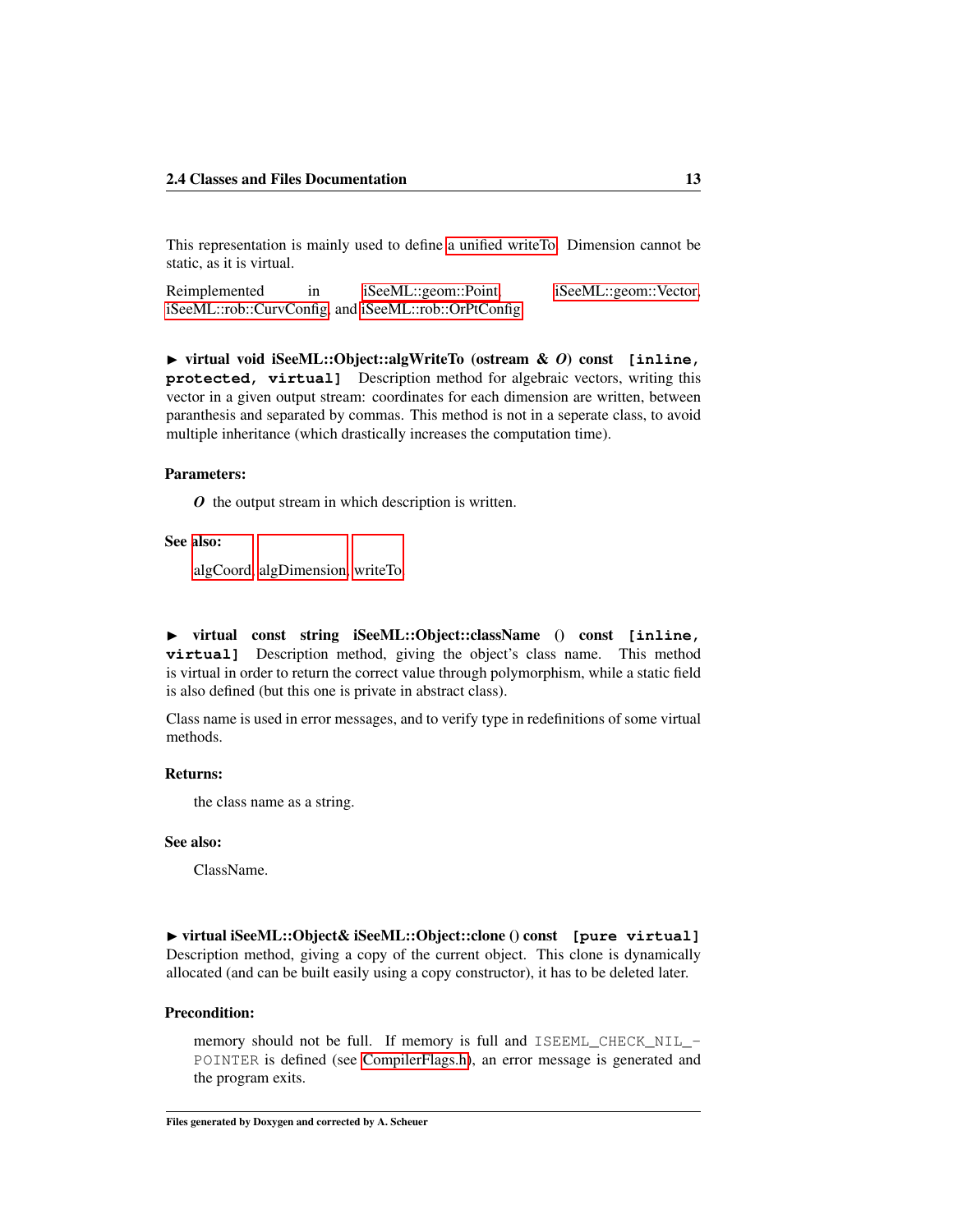This representation is mainly used to define a unified writeTo. Dimension cannot be static, as it is virtual.

Reimplemented in iSeeML::geom::Point, iSeeML::geom::Vector, iSeeML::rob::CurvConfig, and iSeeML::rob::OrPtConfig.

► **virtual void iSeeML::Object::algWriteTo (ostream & *O*) const** `[inline, protected, virtual]` Description method for algebraic vectors, writing this vector in a given output stream: coordinates for each dimension are written, between paranthesis and separated by commas. This method is not in a seperate class, to avoid multiple inheritance (which drastically increases the computation time).

**Parameters:**

***O*** the output stream in which description is written.

**See also:**

algCoord, algDimension, writeTo

► **virtual const string iSeeML::Object::className () const** `[inline, virtual]` Description method, giving the object's class name. This method is virtual in order to return the correct value through polymorphism, while a static field is also defined (but this one is private in abstract class).

Class name is used in error messages, and to verify type in redefinitions of some virtual methods.

**Returns:**

the class name as a string.

**See also:**

ClassName.

► **virtual iSeeML::Object& iSeeML::Object::clone () const** `[pure virtual]` Description method, giving a copy of the current object. This clone is dynamically allocated (and can be built easily using a copy constructor), it has to be deleted later.

**Precondition:**

memory should not be full. If memory is full and `ISEEML_CHECK_NIL_POINTER` is defined (see CompilerFlags.h), an error message is generated and the program exits.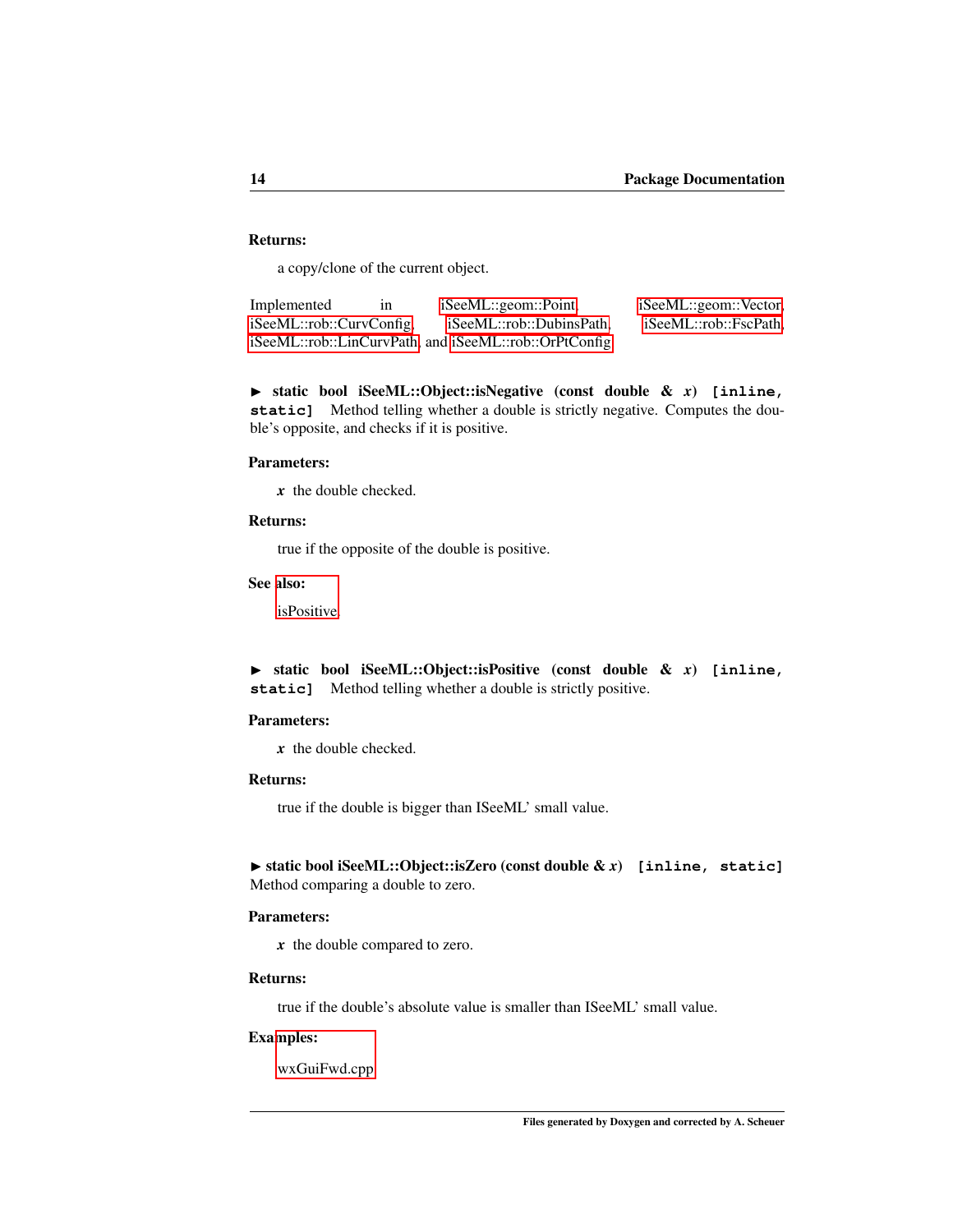**Returns:**

a copy/clone of the current object.

Implemented in iSeeML::geom::Point, iSeeML::geom::Vector, iSeeML::rob::CurvConfig, iSeeML::rob::DubinsPath, iSeeML::rob::FscPath, iSeeML::rob::LinCurvPath, and iSeeML::rob::OrPtConfig.

▶ **static bool iSeeML::Object::isNegative (const double & *x*)** `[inline, static]` Method telling whether a double is strictly negative. Computes the double's opposite, and checks if it is positive.

**Parameters:**

*x* the double checked.

**Returns:**

true if the opposite of the double is positive.

**See also:**

isPositive

▶ **static bool iSeeML::Object::isPositive (const double & *x*)** `[inline, static]` Method telling whether a double is strictly positive.

**Parameters:**

*x* the double checked.

**Returns:**

true if the double is bigger than ISeeML' small value.

▶ **static bool iSeeML::Object::isZero (const double & *x*)** `[inline, static]` Method comparing a double to zero.

**Parameters:**

*x* the double compared to zero.

**Returns:**

true if the double's absolute value is smaller than ISeeML' small value.

**Examples:**

wxGuiFwd.cpp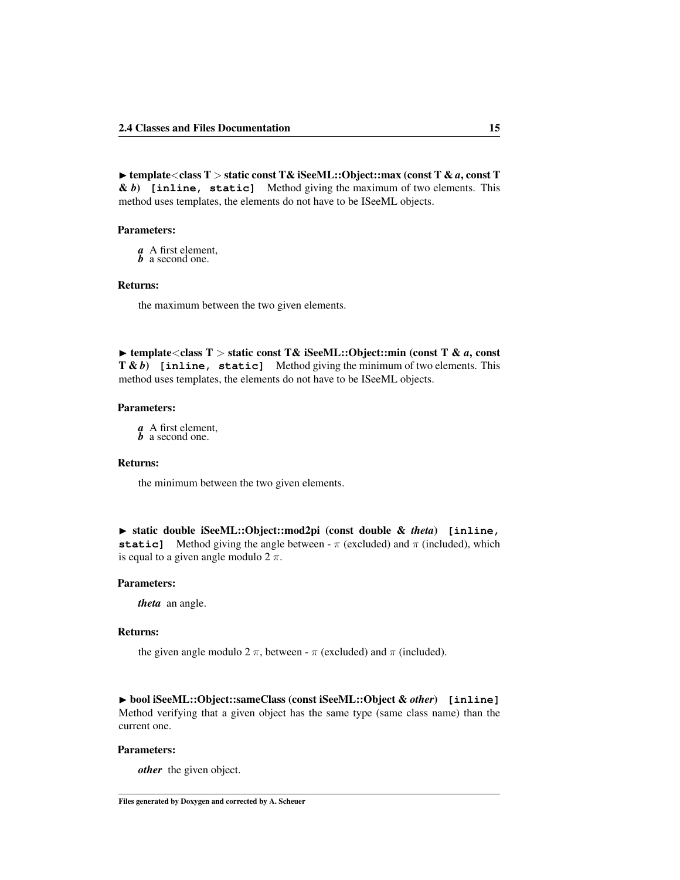► **template<class T > static const T& iSeeML::Object::max (const T & *a*, const T & *b*) `[inline, static]`** Method giving the maximum of two elements. This method uses templates, the elements do not have to be ISeeML objects.

**Parameters:**

- ***a*** A first element,
- ***b*** a second one.

**Returns:**

the maximum between the two given elements.

► **template<class T > static const T& iSeeML::Object::min (const T & *a*, const T & *b*) `[inline, static]`** Method giving the minimum of two elements. This method uses templates, the elements do not have to be ISeeML objects.

**Parameters:**

- ***a*** A first element,
- ***b*** a second one.

**Returns:**

the minimum between the two given elements.

► **static double iSeeML::Object::mod2pi (const double & *theta*) `[inline, static]`** Method giving the angle between - $\pi$ (excluded) and $\pi$ (included), which is equal to a given angle modulo 2 $\pi$.

**Parameters:**

***theta*** an angle.

**Returns:**

the given angle modulo 2 $\pi$, between - $\pi$ (excluded) and $\pi$ (included).

► **bool iSeeML::Object::sameClass (const iSeeML::Object & *other*) `[inline]`** Method verifying that a given object has the same type (same class name) than the current one.

**Parameters:**

***other*** the given object.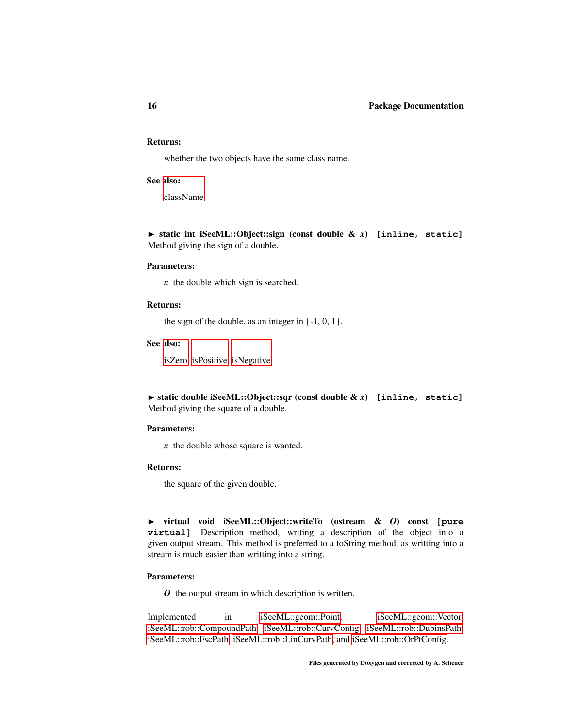**Returns:**

whether the two objects have the same class name.

**See also:**

className.

▶ **static int iSeeML::Object::sign (const double & *x*)** `[inline, static]`
Method giving the sign of a double.

**Parameters:**

***x*** the double which sign is searched.

**Returns:**

the sign of the double, as an integer in {-1, 0, 1}.

**See also:**

isZero, isPositive, isNegative.

▶ **static double iSeeML::Object::sqr (const double & *x*)** `[inline, static]`
Method giving the square of a double.

**Parameters:**

***x*** the double whose square is wanted.

**Returns:**

the square of the given double.

▶ **virtual void iSeeML::Object::writeTo (ostream & *O*) const** `[pure virtual]` Description method, writing a description of the object into a given output stream. This method is preferred to a toString method, as writting into a stream is much easier than writting into a string.

**Parameters:**

***O*** the output stream in which description is written.

Implemented in iSeeML::geom::Point, iSeeML::geom::Vector, iSeeML::rob::CompoundPath, iSeeML::rob::CurvConfig, iSeeML::rob::DubinsPath, iSeeML::rob::FscPath, iSeeML::rob::LinCurvPath, and iSeeML::rob::OrPtConfig.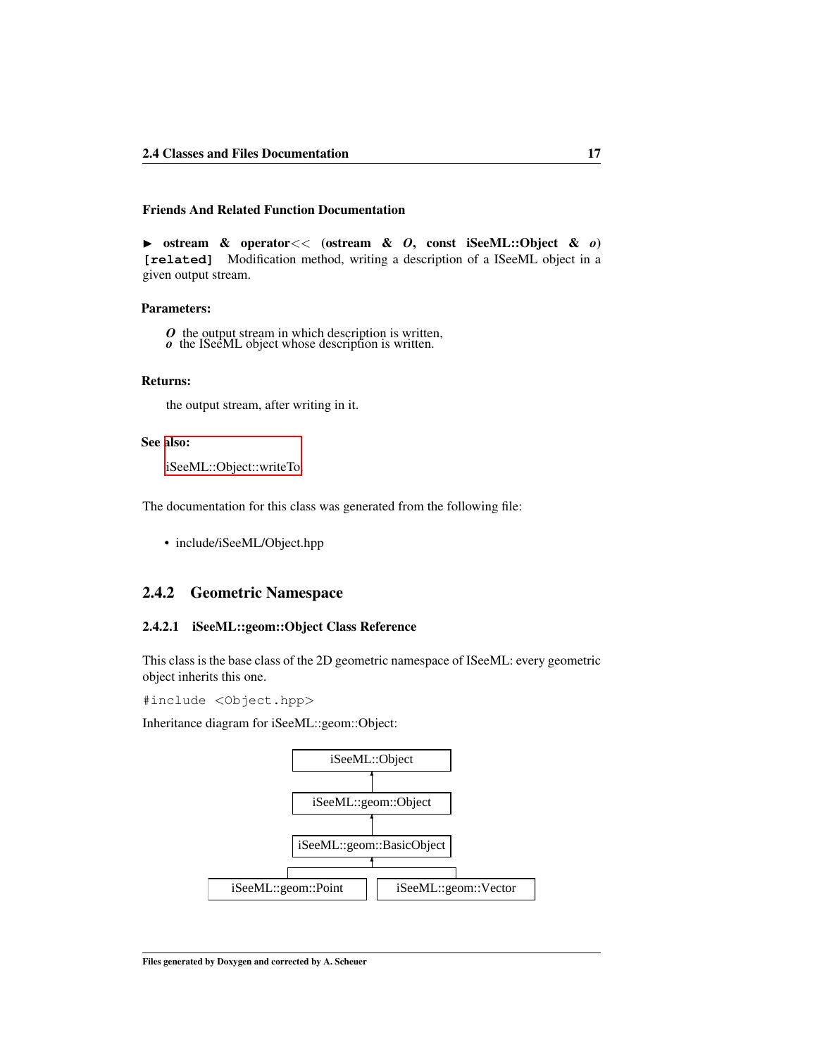#### Friends And Related Function Documentation

▶ **ostream & operator<< (ostream & *O*, const iSeeML::Object & *o*)** `[related]` Modification method, writing a description of a ISeeML object in a given output stream.

**Parameters:**

*O* the output stream in which description is written,
*o* the ISeeML object whose description is written.

**Returns:**

the output stream, after writing in it.

**See also:**

iSeeML::Object::writeTo

The documentation for this class was generated from the following file:

- include/iSeeML/Object.hpp

### 2.4.2 Geometric Namespace

#### 2.4.2.1 iSeeML::geom::Object Class Reference

This class is the base class of the 2D geometric namespace of ISeeML: every geometric object inherits this one.

```
#include <Object.hpp>
```

Inheritance diagram for iSeeML::geom::Object:

iSeeML::Object
iSeeML::geom::Object
iSeeML::geom::BasicObject
iSeeML::geom::Point | iSeeML::geom::Vector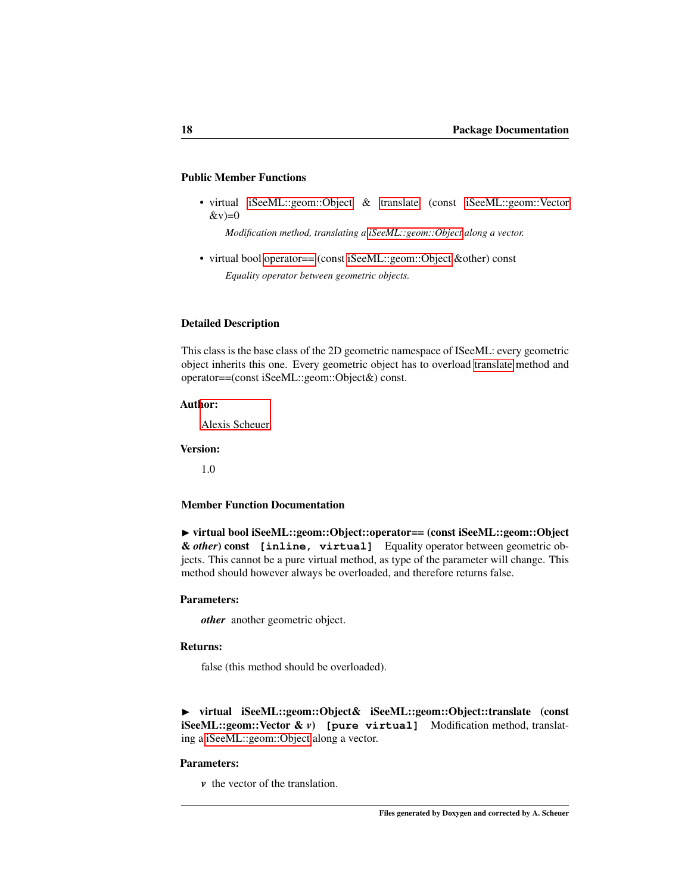### Public Member Functions

- virtual iSeeML::geom::Object & translate (const iSeeML::geom::Vector &v)=0

  *Modification method, translating a iSeeML::geom::Object along a vector.*

- virtual bool operator== (const iSeeML::geom::Object &other) const

  *Equality operator between geometric objects.*

### Detailed Description

This class is the base class of the 2D geometric namespace of ISeeML: every geometric object inherits this one. Every geometric object has to overload translate method and operator==(const iSeeML::geom::Object&) const.

**Author:**

Alexis Scheuer

**Version:**

1.0

### Member Function Documentation

► **virtual bool iSeeML::geom::Object::operator== (const iSeeML::geom::Object & *other*) const** `[inline, virtual]` Equality operator between geometric objects. This cannot be a pure virtual method, as type of the parameter will change. This method should however always be overloaded, and therefore returns false.

**Parameters:**

***other*** another geometric object.

**Returns:**

false (this method should be overloaded).

► **virtual iSeeML::geom::Object& iSeeML::geom::Object::translate (const iSeeML::geom::Vector & *v*)** `[pure virtual]` Modification method, translating a iSeeML::geom::Object along a vector.

**Parameters:**

***v*** the vector of the translation.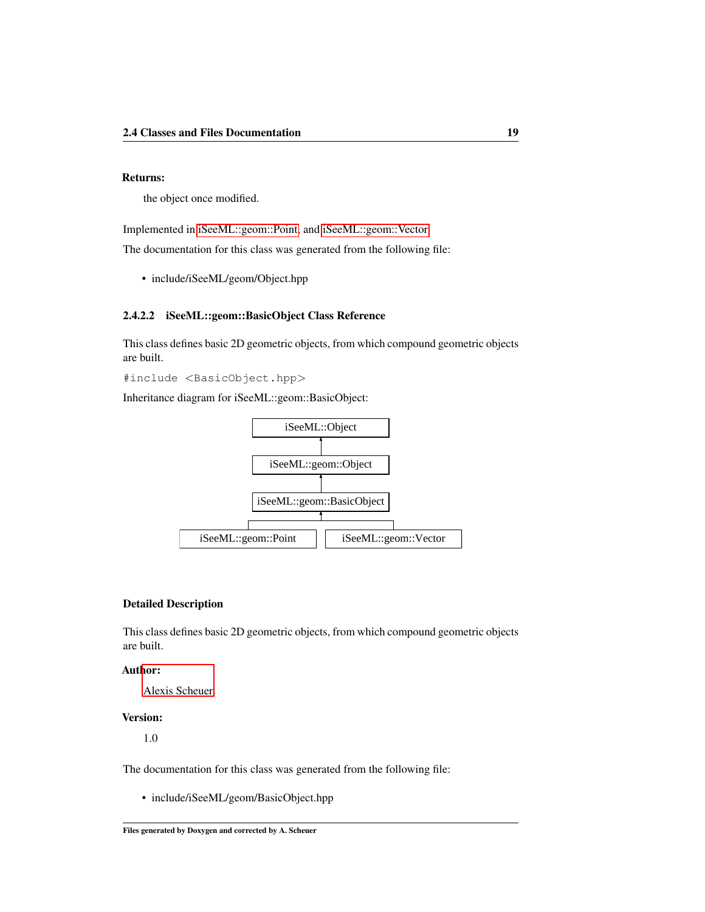**Returns:**

the object once modified.

Implemented in iSeeML::geom::Point, and iSeeML::geom::Vector.

The documentation for this class was generated from the following file:

- include/iSeeML/geom/Object.hpp

#### 2.4.2.2 iSeeML::geom::BasicObject Class Reference

This class defines basic 2D geometric objects, from which compound geometric objects are built.

```
#include <BasicObject.hpp>
```

Inheritance diagram for iSeeML::geom::BasicObject:

iSeeML::Object
↑
iSeeML::geom::Object
↑
iSeeML::geom::BasicObject
↑
iSeeML::geom::Point | iSeeML::geom::Vector

**Detailed Description**

This class defines basic 2D geometric objects, from which compound geometric objects are built.

**Author:**

Alexis Scheuer.

**Version:**

1.0

The documentation for this class was generated from the following file:

- include/iSeeML/geom/BasicObject.hpp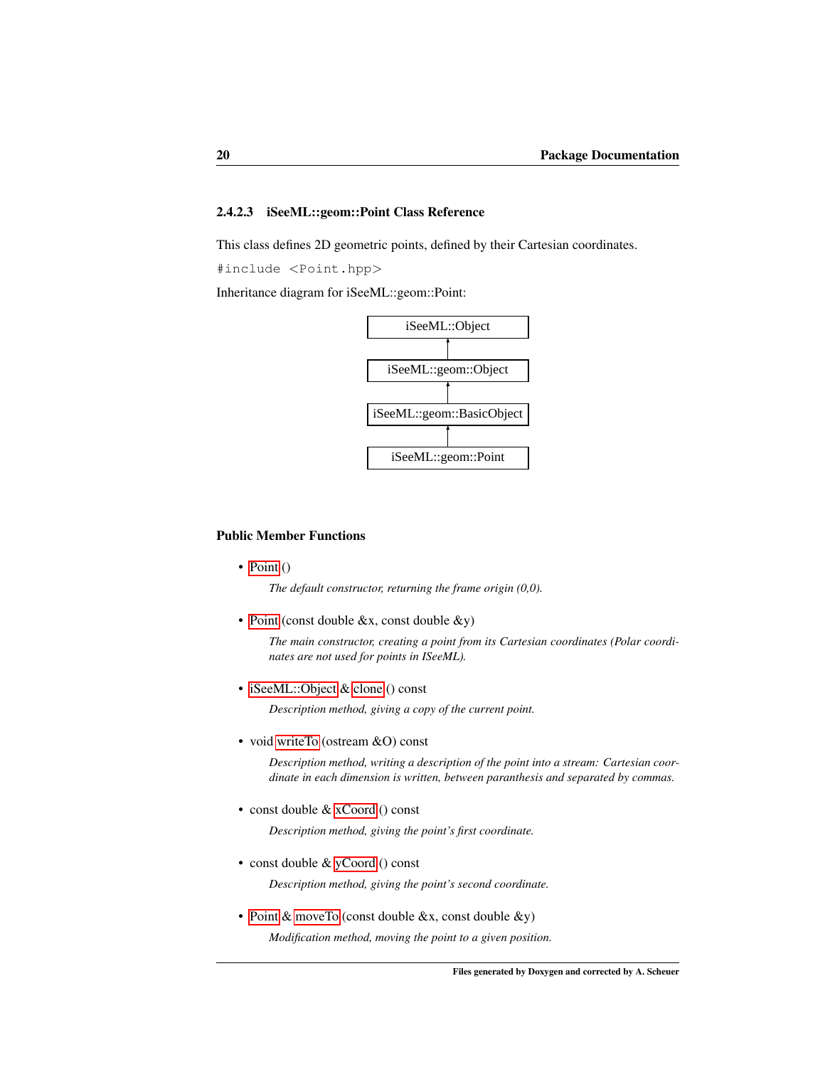### 2.4.2.3 iSeeML::geom::Point Class Reference

This class defines 2D geometric points, defined by their Cartesian coordinates.

```
#include <Point.hpp>
```

Inheritance diagram for iSeeML::geom::Point:

iSeeML::Object
↑
iSeeML::geom::Object
↑
iSeeML::geom::BasicObject
↑
iSeeML::geom::Point

#### Public Member Functions

- Point ()

  *The default constructor, returning the frame origin (0,0).*

- Point (const double &x, const double &y)

  *The main constructor, creating a point from its Cartesian coordinates (Polar coordinates are not used for points in ISeeML).*

- iSeeML::Object & clone () const

  *Description method, giving a copy of the current point.*

- void writeTo (ostream &O) const

  *Description method, writing a description of the point into a stream: Cartesian coordinate in each dimension is written, between paranthesis and separated by commas.*

- const double & xCoord () const

  *Description method, giving the point's first coordinate.*

- const double & yCoord () const

  *Description method, giving the point's second coordinate.*

- Point & moveTo (const double &x, const double &y)

  *Modification method, moving the point to a given position.*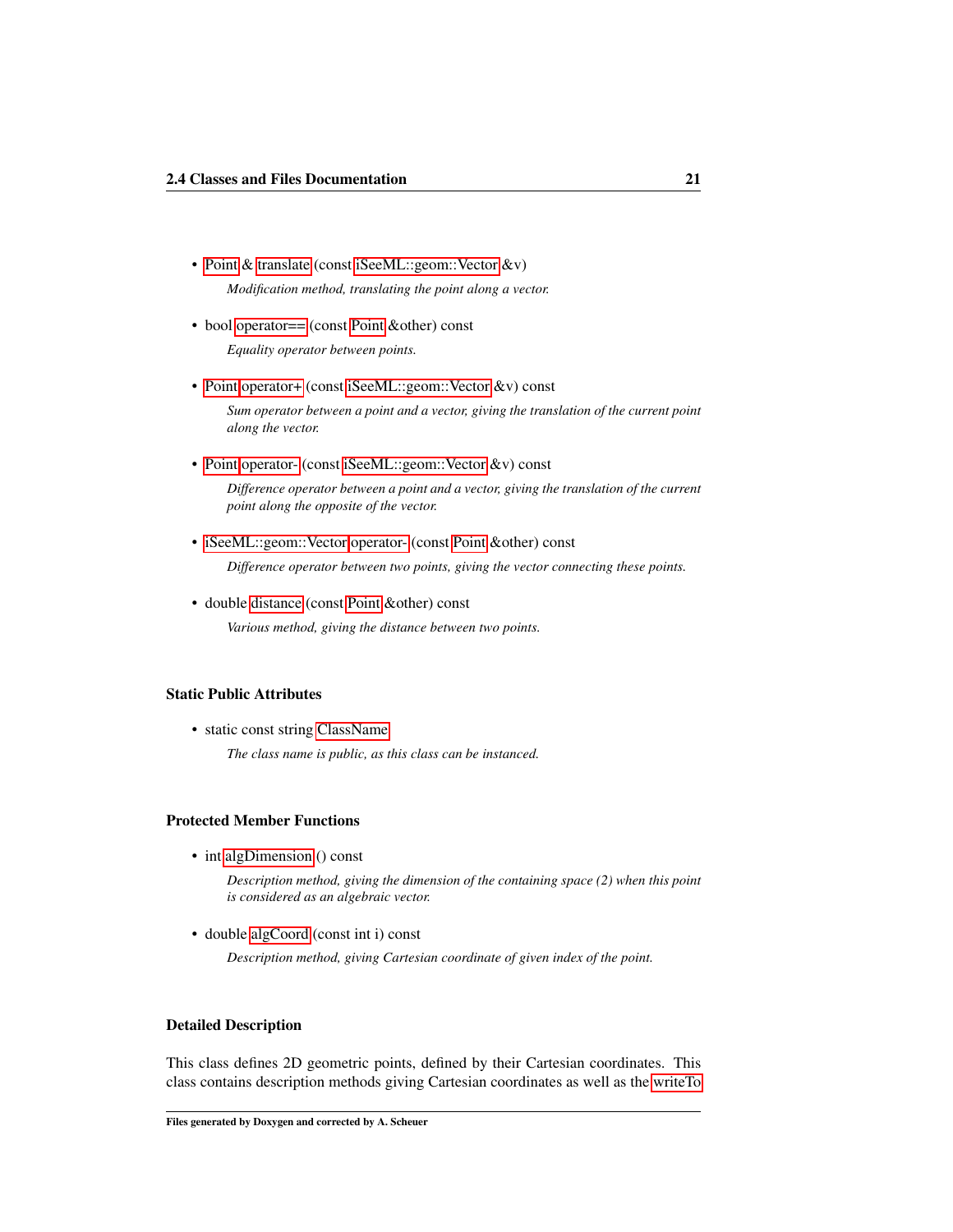- Point & translate (const iSeeML::geom::Vector &v)

  *Modification method, translating the point along a vector.*

- bool operator== (const Point &other) const

  *Equality operator between points.*

- Point operator+ (const iSeeML::geom::Vector &v) const

  *Sum operator between a point and a vector, giving the translation of the current point along the vector.*

- Point operator- (const iSeeML::geom::Vector &v) const

  *Difference operator between a point and a vector, giving the translation of the current point along the opposite of the vector.*

- iSeeML::geom::Vector operator- (const Point &other) const

  *Difference operator between two points, giving the vector connecting these points.*

- double distance (const Point &other) const

  *Various method, giving the distance between two points.*

### Static Public Attributes

- static const string ClassName

  *The class name is public, as this class can be instanced.*

### Protected Member Functions

- int algDimension () const

  *Description method, giving the dimension of the containing space (2) when this point is considered as an algebraic vector.*

- double algCoord (const int i) const

  *Description method, giving Cartesian coordinate of given index of the point.*

### Detailed Description

This class defines 2D geometric points, defined by their Cartesian coordinates. This class contains description methods giving Cartesian coordinates as well as the writeTo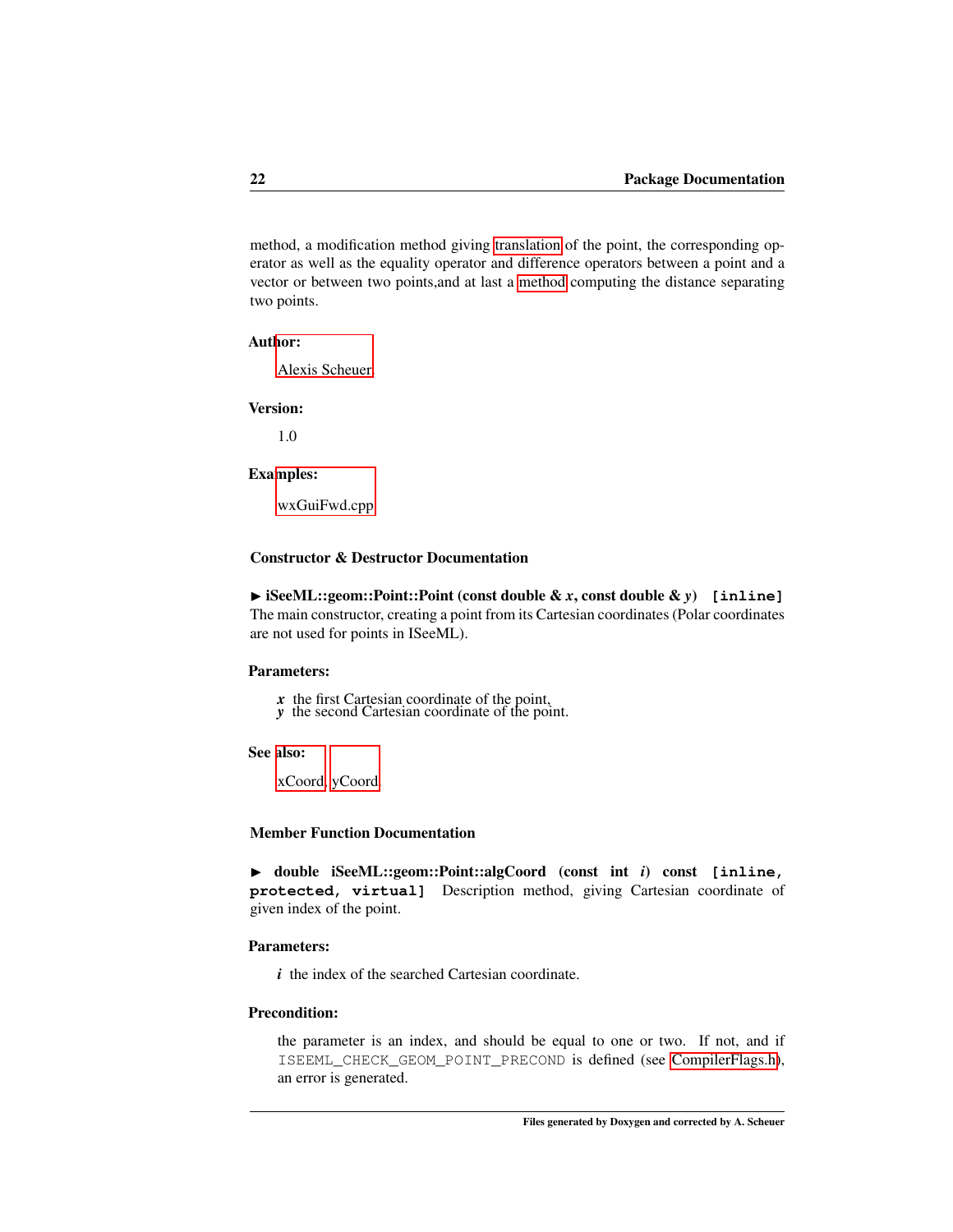method, a modification method giving translation of the point, the corresponding operator as well as the equality operator and difference operators between a point and a vector or between two points,and at last a method computing the distance separating two points.

**Author:**

Alexis Scheuer.

**Version:**

1.0

**Examples:**

wxGuiFwd.cpp.

#### Constructor & Destructor Documentation

► **iSeeML::geom::Point::Point (const double & *x*, const double & *y*)** `[inline]`
The main constructor, creating a point from its Cartesian coordinates (Polar coordinates are not used for points in ISeeML).

**Parameters:**

***x*** the first Cartesian coordinate of the point,
***y*** the second Cartesian coordinate of the point.

**See also:**

xCoord, yCoord.

#### Member Function Documentation

► **double iSeeML::geom::Point::algCoord (const int *i*) const** `[inline, protected, virtual]` Description method, giving Cartesian coordinate of given index of the point.

**Parameters:**

***i*** the index of the searched Cartesian coordinate.

**Precondition:**

the parameter is an index, and should be equal to one or two. If not, and if `ISEEML_CHECK_GEOM_POINT_PRECOND` is defined (see CompilerFlags.h), an error is generated.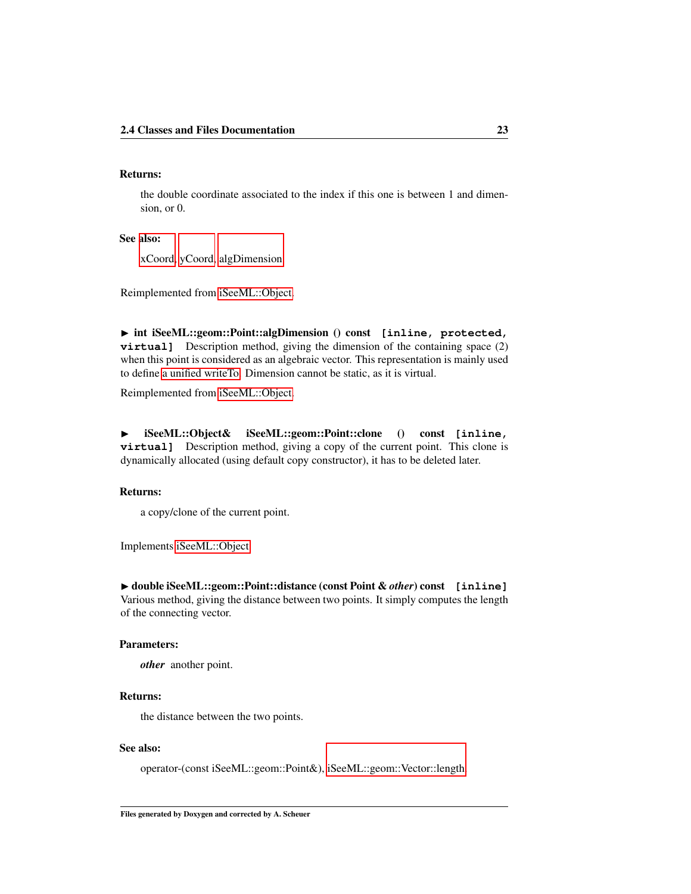**Returns:**

the double coordinate associated to the index if this one is between 1 and dimension, or 0.

**See also:**

xCoord, yCoord, algDimension

Reimplemented from iSeeML::Object.

► **int iSeeML::geom::Point::algDimension () const** **[inline, protected, virtual]** Description method, giving the dimension of the containing space (2) when this point is considered as an algebraic vector. This representation is mainly used to define a unified writeTo. Dimension cannot be static, as it is virtual.

Reimplemented from iSeeML::Object.

► **iSeeML::Object& iSeeML::geom::Point::clone () const** **[inline, virtual]** Description method, giving a copy of the current point. This clone is dynamically allocated (using default copy constructor), it has to be deleted later.

**Returns:**

a copy/clone of the current point.

Implements iSeeML::Object.

► **double iSeeML::geom::Point::distance (const Point & *other*) const** **[inline]** Various method, giving the distance between two points. It simply computes the length of the connecting vector.

**Parameters:**

***other*** another point.

**Returns:**

the distance between the two points.

**See also:**

operator-(const iSeeML::geom::Point&), iSeeML::geom::Vector::length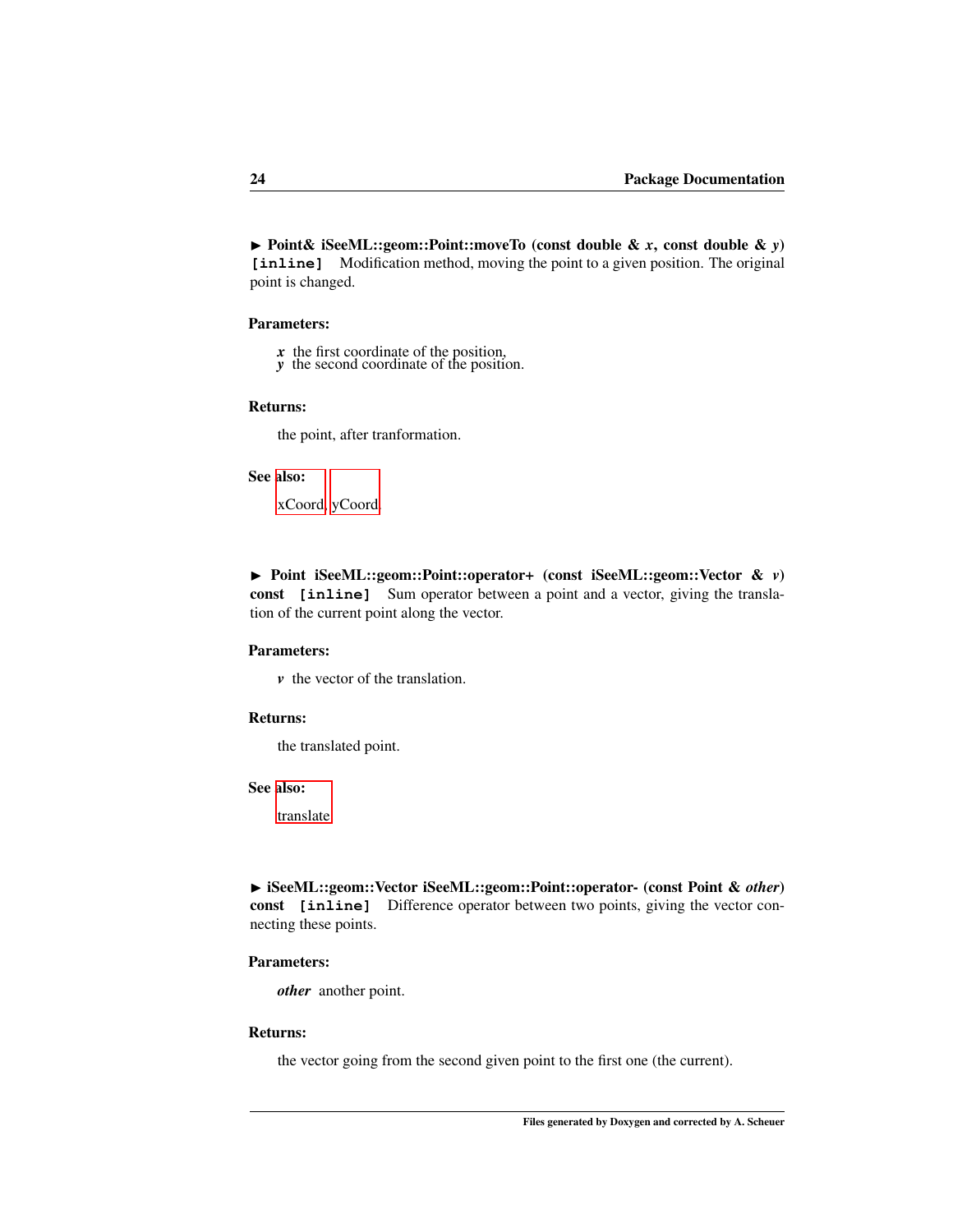► **Point& iSeeML::geom::Point::moveTo (const double & *x*, const double & *y*)** **`[inline]`** Modification method, moving the point to a given position. The original point is changed.

**Parameters:**

*x* the first coordinate of the position,
*y* the second coordinate of the position.

**Returns:**

the point, after tranformation.

**See also:**

xCoord, yCoord.

► **Point iSeeML::geom::Point::operator+ (const iSeeML::geom::Vector & *v*) const** **`[inline]`** Sum operator between a point and a vector, giving the translation of the current point along the vector.

**Parameters:**

*v* the vector of the translation.

**Returns:**

the translated point.

**See also:**

translate

► **iSeeML::geom::Vector iSeeML::geom::Point::operator- (const Point & *other*) const** **`[inline]`** Difference operator between two points, giving the vector connecting these points.

**Parameters:**

*other* another point.

**Returns:**

the vector going from the second given point to the first one (the current).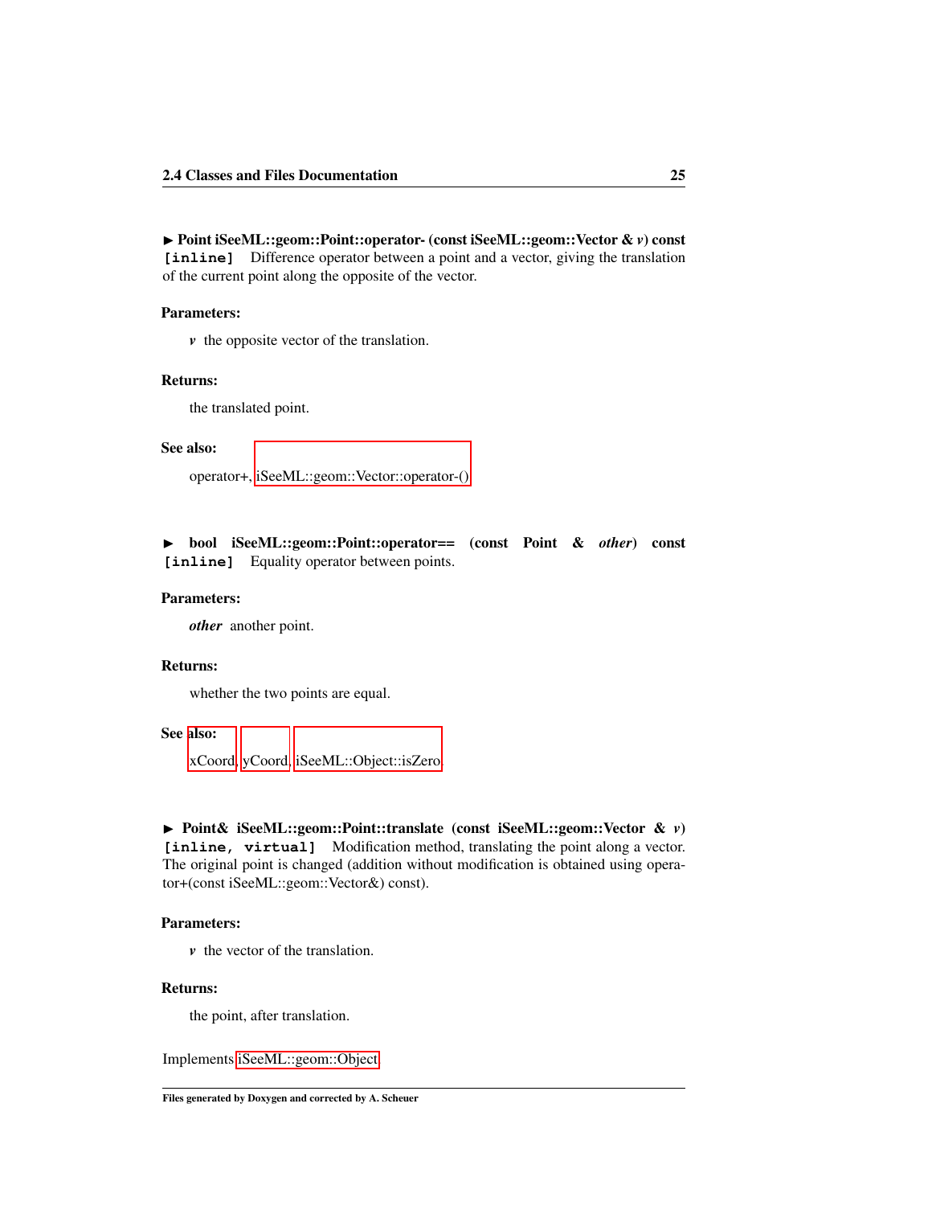► **Point iSeeML::geom::Point::operator- (const iSeeML::geom::Vector & *v*) const** `[inline]` Difference operator between a point and a vector, giving the translation of the current point along the opposite of the vector.

**Parameters:**

*v* the opposite vector of the translation.

**Returns:**

the translated point.

**See also:**

operator+, iSeeML::geom::Vector::operator-()

► **bool iSeeML::geom::Point::operator== (const Point & *other*) const** `[inline]` Equality operator between points.

**Parameters:**

*other* another point.

**Returns:**

whether the two points are equal.

**See also:**

xCoord, yCoord, iSeeML::Object::isZero

► **Point& iSeeML::geom::Point::translate (const iSeeML::geom::Vector & *v*)** `[inline, virtual]` Modification method, translating the point along a vector. The original point is changed (addition without modification is obtained using operator+(const iSeeML::geom::Vector&) const).

**Parameters:**

*v* the vector of the translation.

**Returns:**

the point, after translation.

Implements iSeeML::geom::Object.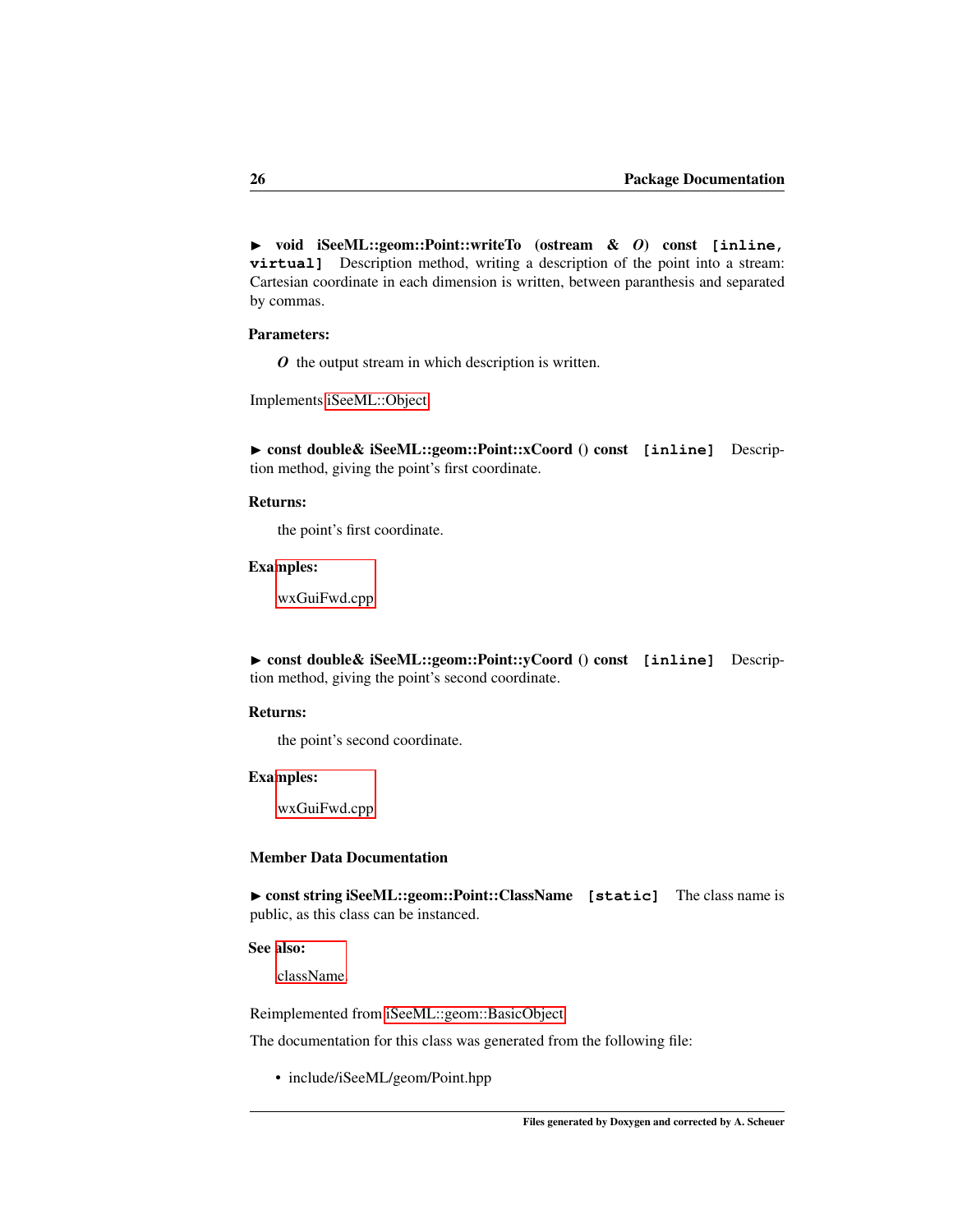► **void iSeeML::geom::Point::writeTo (ostream & *O*) const** `[inline, virtual]` Description method, writing a description of the point into a stream: Cartesian coordinate in each dimension is written, between paranthesis and separated by commas.

**Parameters:**

*O* the output stream in which description is written.

Implements iSeeML::Object.

► **const double& iSeeML::geom::Point::xCoord () const** `[inline]` Description method, giving the point's first coordinate.

**Returns:**

the point's first coordinate.

**Examples:**

wxGuiFwd.cpp.

► **const double& iSeeML::geom::Point::yCoord () const** `[inline]` Description method, giving the point's second coordinate.

**Returns:**

the point's second coordinate.

**Examples:**

wxGuiFwd.cpp.

### Member Data Documentation

► **const string iSeeML::geom::Point::ClassName** `[static]` The class name is public, as this class can be instanced.

**See also:**

className.

Reimplemented from iSeeML::geom::BasicObject.

The documentation for this class was generated from the following file:

- include/iSeeML/geom/Point.hpp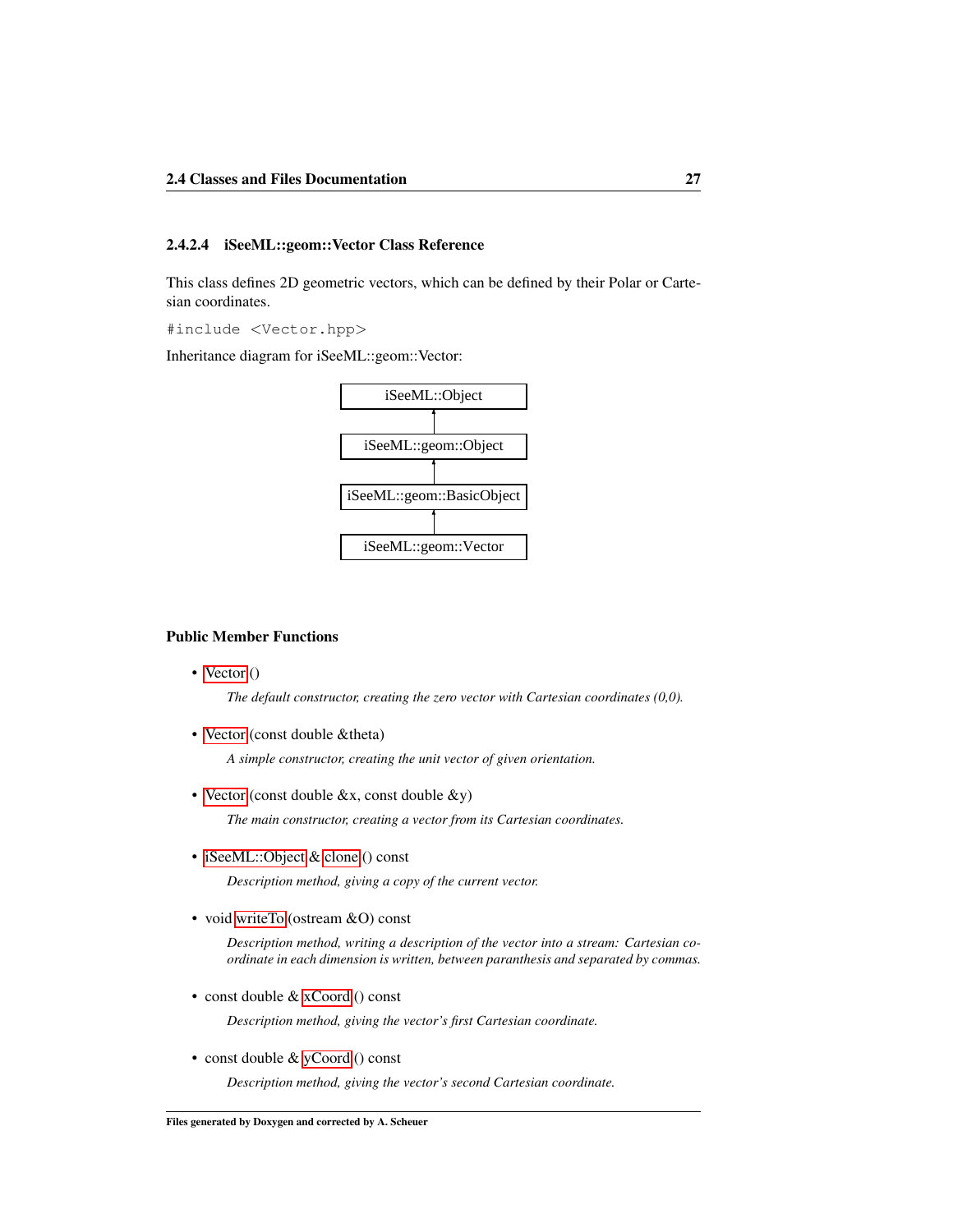### 2.4.2.4 iSeeML::geom::Vector Class Reference

This class defines 2D geometric vectors, which can be defined by their Polar or Cartesian coordinates.

```
#include <Vector.hpp>
```

Inheritance diagram for iSeeML::geom::Vector:

iSeeML::Object
↑
iSeeML::geom::Object
↑
iSeeML::geom::BasicObject
↑
iSeeML::geom::Vector

#### Public Member Functions

- Vector ()

  *The default constructor, creating the zero vector with Cartesian coordinates (0,0).*

- Vector (const double &theta)

  *A simple constructor, creating the unit vector of given orientation.*

- Vector (const double &x, const double &y)

  *The main constructor, creating a vector from its Cartesian coordinates.*

- iSeeML::Object & clone () const

  *Description method, giving a copy of the current vector.*

- void writeTo (ostream &O) const

  *Description method, writing a description of the vector into a stream: Cartesian coordinate in each dimension is written, between paranthesis and separated by commas.*

- const double & xCoord () const

  *Description method, giving the vector's first Cartesian coordinate.*

- const double & yCoord () const

  *Description method, giving the vector's second Cartesian coordinate.*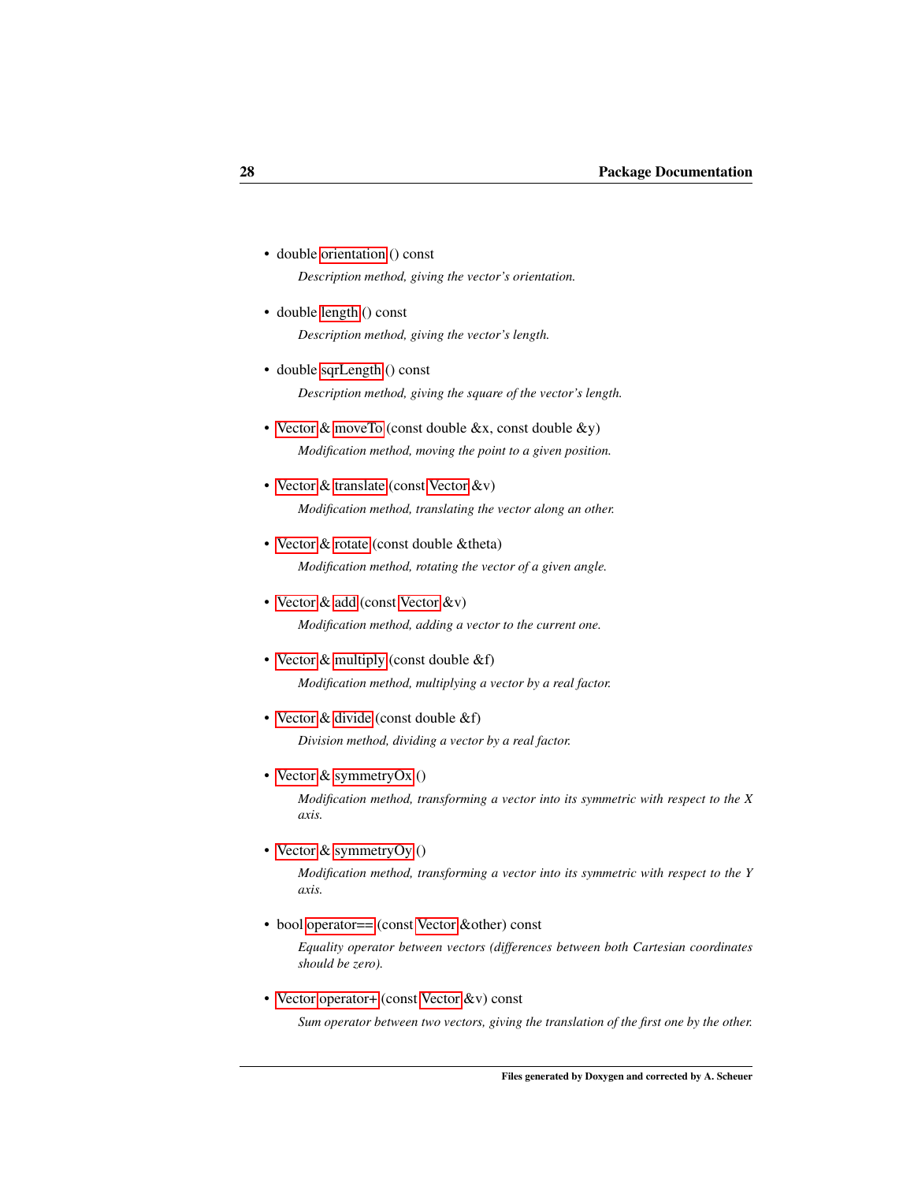- double orientation () const

  *Description method, giving the vector's orientation.*

- double length () const

  *Description method, giving the vector's length.*

- double sqrLength () const

  *Description method, giving the square of the vector's length.*

- Vector & moveTo (const double &x, const double &y)

  *Modification method, moving the point to a given position.*

- Vector & translate (const Vector &v)

  *Modification method, translating the vector along an other.*

- Vector & rotate (const double &theta)

  *Modification method, rotating the vector of a given angle.*

- Vector & add (const Vector &v)

  *Modification method, adding a vector to the current one.*

- Vector & multiply (const double &f)

  *Modification method, multiplying a vector by a real factor.*

- Vector & divide (const double &f)

  *Division method, dividing a vector by a real factor.*

- Vector & symmetryOx ()

  *Modification method, transforming a vector into its symmetric with respect to the X axis.*

- Vector & symmetryOy ()

  *Modification method, transforming a vector into its symmetric with respect to the Y axis.*

- bool operator== (const Vector &other) const

  *Equality operator between vectors (differences between both Cartesian coordinates should be zero).*

- Vector operator+ (const Vector &v) const

  *Sum operator between two vectors, giving the translation of the first one by the other.*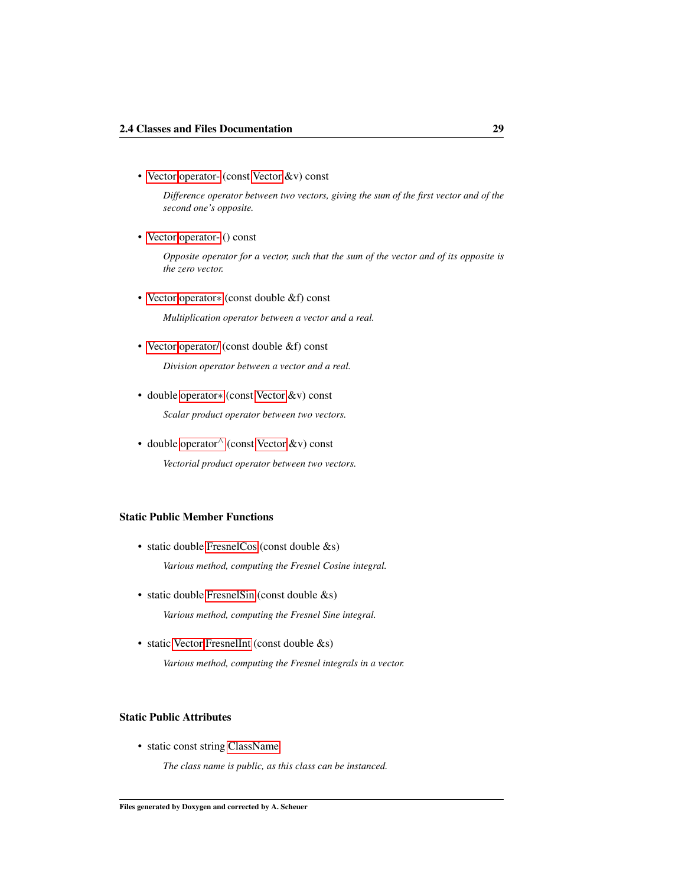- Vector operator- (const Vector &v) const

  *Difference operator between two vectors, giving the sum of the first vector and of the second one's opposite.*

- Vector operator- () const

  *Opposite operator for a vector, such that the sum of the vector and of its opposite is the zero vector.*

- Vector operator* (const double &f) const

  *Multiplication operator between a vector and a real.*

- Vector operator/ (const double &f) const

  *Division operator between a vector and a real.*

- double operator* (const Vector &v) const

  *Scalar product operator between two vectors.*

- double operator^ (const Vector &v) const

  *Vectorial product operator between two vectors.*

### Static Public Member Functions

- static double FresnelCos (const double &s)

  *Various method, computing the Fresnel Cosine integral.*

- static double FresnelSin (const double &s)

  *Various method, computing the Fresnel Sine integral.*

- static Vector FresnelInt (const double &s)

  *Various method, computing the Fresnel integrals in a vector.*

### Static Public Attributes

- static const string ClassName

  *The class name is public, as this class can be instanced.*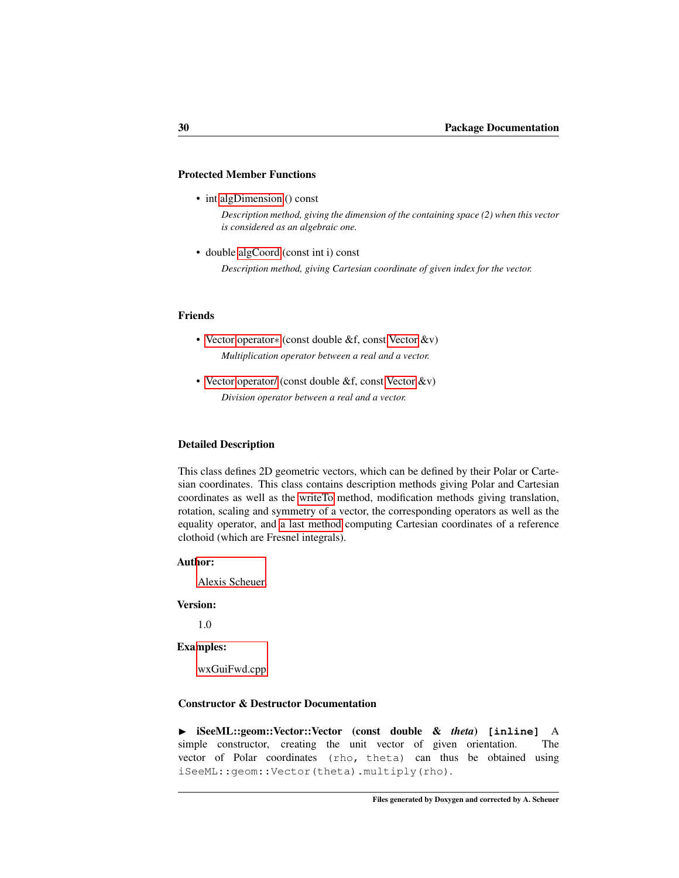### Protected Member Functions

- int algDimension () const

  *Description method, giving the dimension of the containing space (2) when this vector is considered as an algebraic one.*

- double algCoord (const int i) const

  *Description method, giving Cartesian coordinate of given index for the vector.*

### Friends

- Vector operator* (const double &f, const Vector &v)

  *Multiplication operator between a real and a vector.*

- Vector operator/ (const double &f, const Vector &v)

  *Division operator between a real and a vector.*

### Detailed Description

This class defines 2D geometric vectors, which can be defined by their Polar or Cartesian coordinates. This class contains description methods giving Polar and Cartesian coordinates as well as the writeTo method, modification methods giving translation, rotation, scaling and symmetry of a vector, the corresponding operators as well as the equality operator, and a last method computing Cartesian coordinates of a reference clothoid (which are Fresnel integrals).

**Author:**

Alexis Scheuer

**Version:**

1.0

**Examples:**

wxGuiFwd.cpp

### Constructor & Destructor Documentation

▶ **iSeeML::geom::Vector::Vector (const double & *theta*) [inline]** A simple constructor, creating the unit vector of given orientation. The vector of Polar coordinates `(rho, theta)` can thus be obtained using `iSeeML::geom::Vector(theta).multiply(rho)`.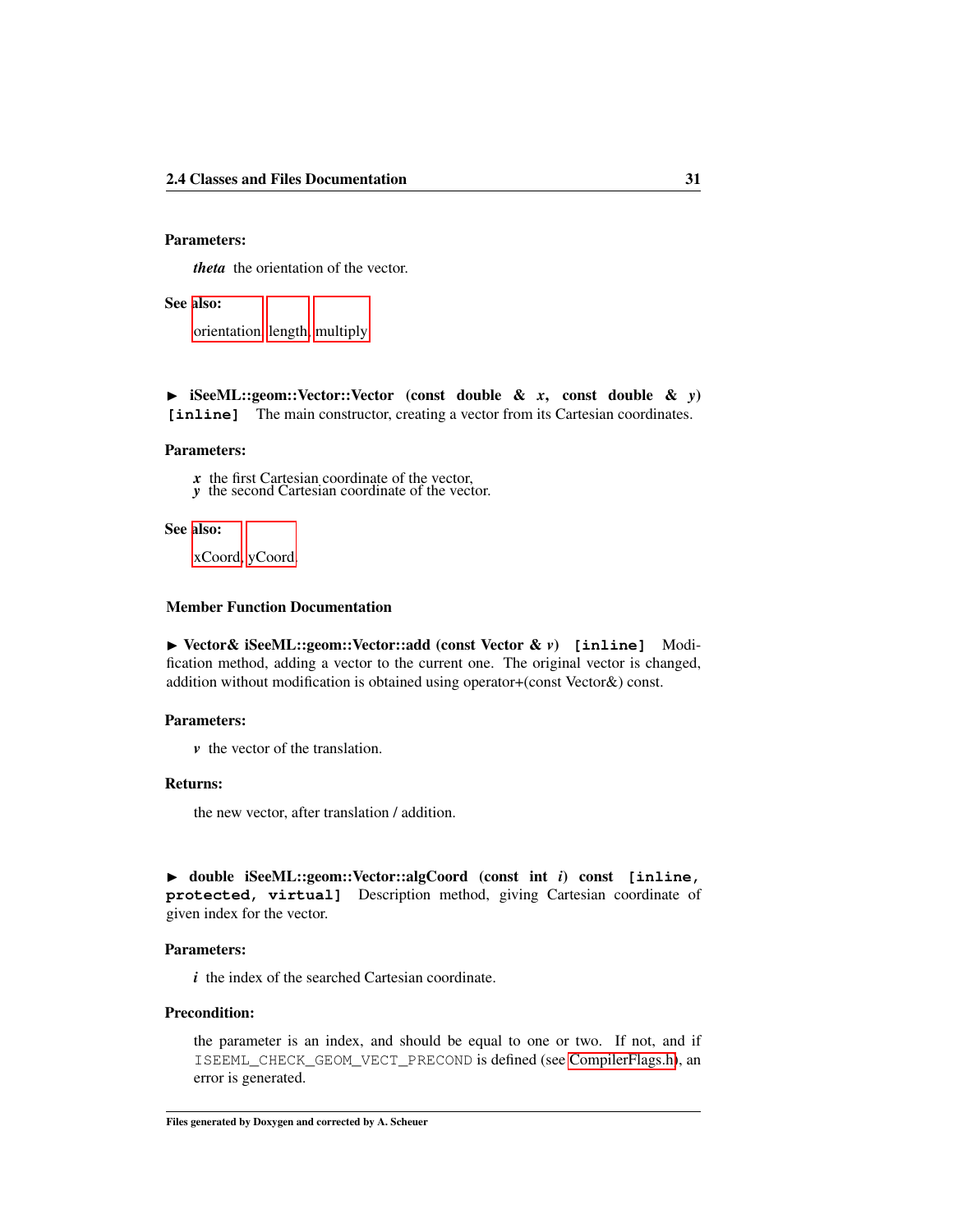**Parameters:**

> ***theta*** the orientation of the vector.

**See also:**

> orientation, length, multiply

► **iSeeML::geom::Vector::Vector (const double & *x*, const double & *y*)** `[inline]` The main constructor, creating a vector from its Cartesian coordinates.

**Parameters:**

> ***x*** the first Cartesian coordinate of the vector,
> ***y*** the second Cartesian coordinate of the vector.

**See also:**

> xCoord, yCoord

### Member Function Documentation

► **Vector& iSeeML::geom::Vector::add (const Vector & *v*)** `[inline]` Modification method, adding a vector to the current one. The original vector is changed, addition without modification is obtained using operator+(const Vector&) const.

**Parameters:**

> ***v*** the vector of the translation.

**Returns:**

> the new vector, after translation / addition.

► **double iSeeML::geom::Vector::algCoord (const int *i*) const** `[inline, protected, virtual]` Description method, giving Cartesian coordinate of given index for the vector.

**Parameters:**

> ***i*** the index of the searched Cartesian coordinate.

**Precondition:**

> the parameter is an index, and should be equal to one or two. If not, and if `ISEEML_CHECK_GEOM_VECT_PRECOND` is defined (see CompilerFlags.h), an error is generated.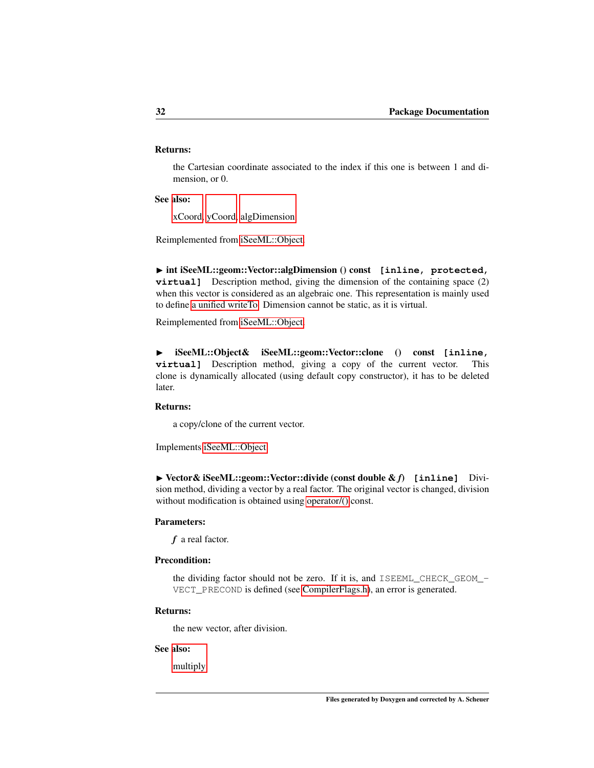**Returns:**

the Cartesian coordinate associated to the index if this one is between 1 and dimension, or 0.

**See also:**

xCoord, yCoord, algDimension

Reimplemented from iSeeML::Object.

▶ **int iSeeML::geom::Vector::algDimension () const** `[inline, protected, virtual]` Description method, giving the dimension of the containing space (2) when this vector is considered as an algebraic one. This representation is mainly used to define a unified writeTo. Dimension cannot be static, as it is virtual.

Reimplemented from iSeeML::Object.

▶ **iSeeML::Object& iSeeML::geom::Vector::clone () const** `[inline, virtual]` Description method, giving a copy of the current vector. This clone is dynamically allocated (using default copy constructor), it has to be deleted later.

**Returns:**

a copy/clone of the current vector.

Implements iSeeML::Object.

▶ **Vector& iSeeML::geom::Vector::divide (const double & *f*)** `[inline]` Division method, dividing a vector by a real factor. The original vector is changed, division without modification is obtained using operator/() const.

**Parameters:**

*f* a real factor.

**Precondition:**

the dividing factor should not be zero. If it is, and `ISEEML_CHECK_GEOM_VECT_PRECOND` is defined (see CompilerFlags.h), an error is generated.

**Returns:**

the new vector, after division.

**See also:**

multiply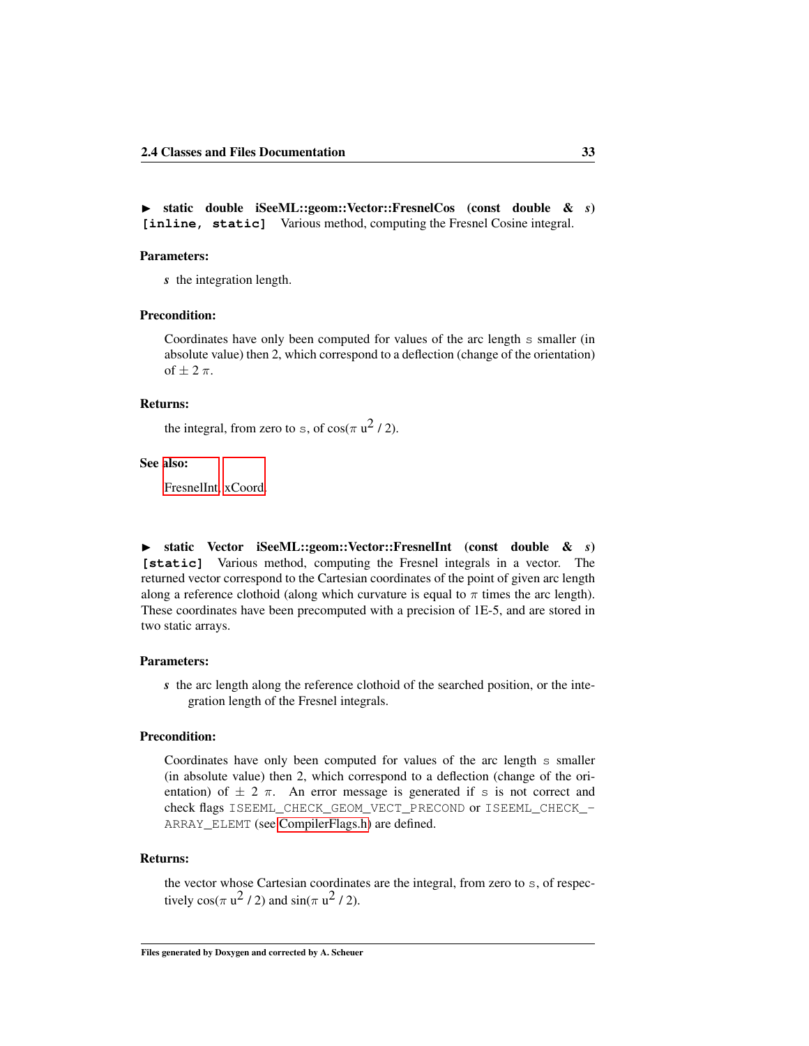► **static double iSeeML::geom::Vector::FresnelCos (const double & *s*) `[inline, static]`** Various method, computing the Fresnel Cosine integral.

**Parameters:**

*s* the integration length.

**Precondition:**

Coordinates have only been computed for values of the arc length `s` smaller (in absolute value) then 2, which correspond to a deflection (change of the orientation) of $\pm\ 2\ \pi$.

**Returns:**

the integral, from zero to `s`, of $\cos(\pi\ u^2\ /\ 2)$.

**See also:**

FresnelInt, xCoord.

► **static Vector iSeeML::geom::Vector::FresnelInt (const double & *s*) `[static]`** Various method, computing the Fresnel integrals in a vector. The returned vector correspond to the Cartesian coordinates of the point of given arc length along a reference clothoid (along which curvature is equal to $\pi$ times the arc length). These coordinates have been precomputed with a precision of 1E-5, and are stored in two static arrays.

**Parameters:**

*s* the arc length along the reference clothoid of the searched position, or the integration length of the Fresnel integrals.

**Precondition:**

Coordinates have only been computed for values of the arc length `s` smaller (in absolute value) then 2, which correspond to a deflection (change of the orientation) of $\pm\ 2\ \pi$. An error message is generated if `s` is not correct and check flags `ISEEML_CHECK_GEOM_VECT_PRECOND` or `ISEEML_CHECK_ARRAY_ELEMT` (see CompilerFlags.h) are defined.

**Returns:**

the vector whose Cartesian coordinates are the integral, from zero to `s`, of respectively $\cos(\pi\ u^2\ /\ 2)$ and $\sin(\pi\ u^2\ /\ 2)$.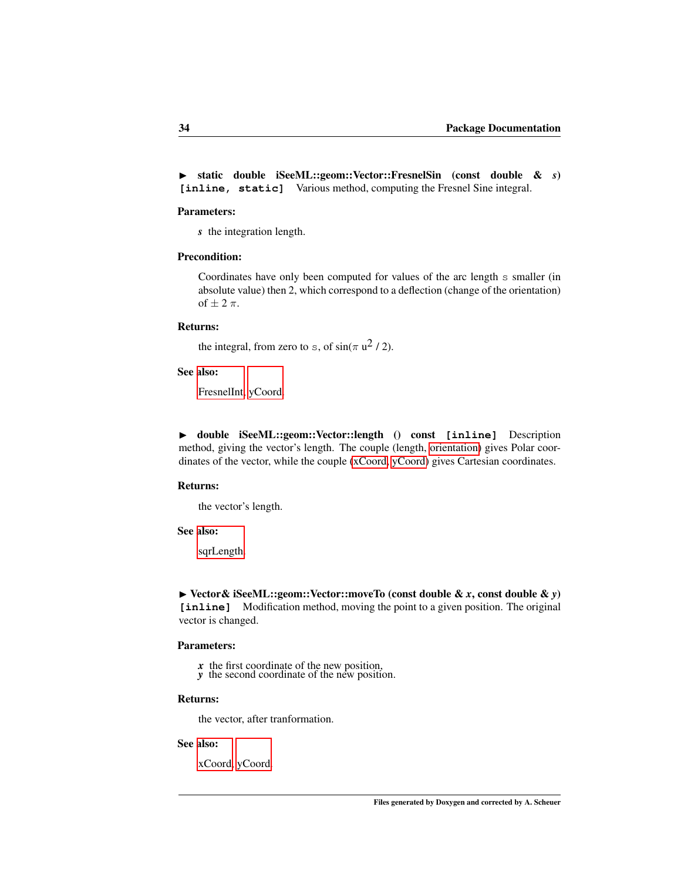► **static double iSeeML::geom::Vector::FresnelSin (const double & *s*) `[inline, static]`** Various method, computing the Fresnel Sine integral.

**Parameters:**

*s* the integration length.

**Precondition:**

Coordinates have only been computed for values of the arc length s smaller (in absolute value) then 2, which correspond to a deflection (change of the orientation) of $\pm 2\ \pi$.

**Returns:**

the integral, from zero to s, of $\sin(\pi\ u^2 / 2)$.

**See also:**

FresnelInt, yCoord

► **double iSeeML::geom::Vector::length () const `[inline]`** Description method, giving the vector's length. The couple (length, orientation) gives Polar coordinates of the vector, while the couple (xCoord, yCoord) gives Cartesian coordinates.

**Returns:**

the vector's length.

**See also:**

sqrLength

► **Vector& iSeeML::geom::Vector::moveTo (const double & *x*, const double & *y*) `[inline]`** Modification method, moving the point to a given position. The original vector is changed.

**Parameters:**

*x* the first coordinate of the new position,
*y* the second coordinate of the new position.

**Returns:**

the vector, after tranformation.

**See also:**

xCoord, yCoord.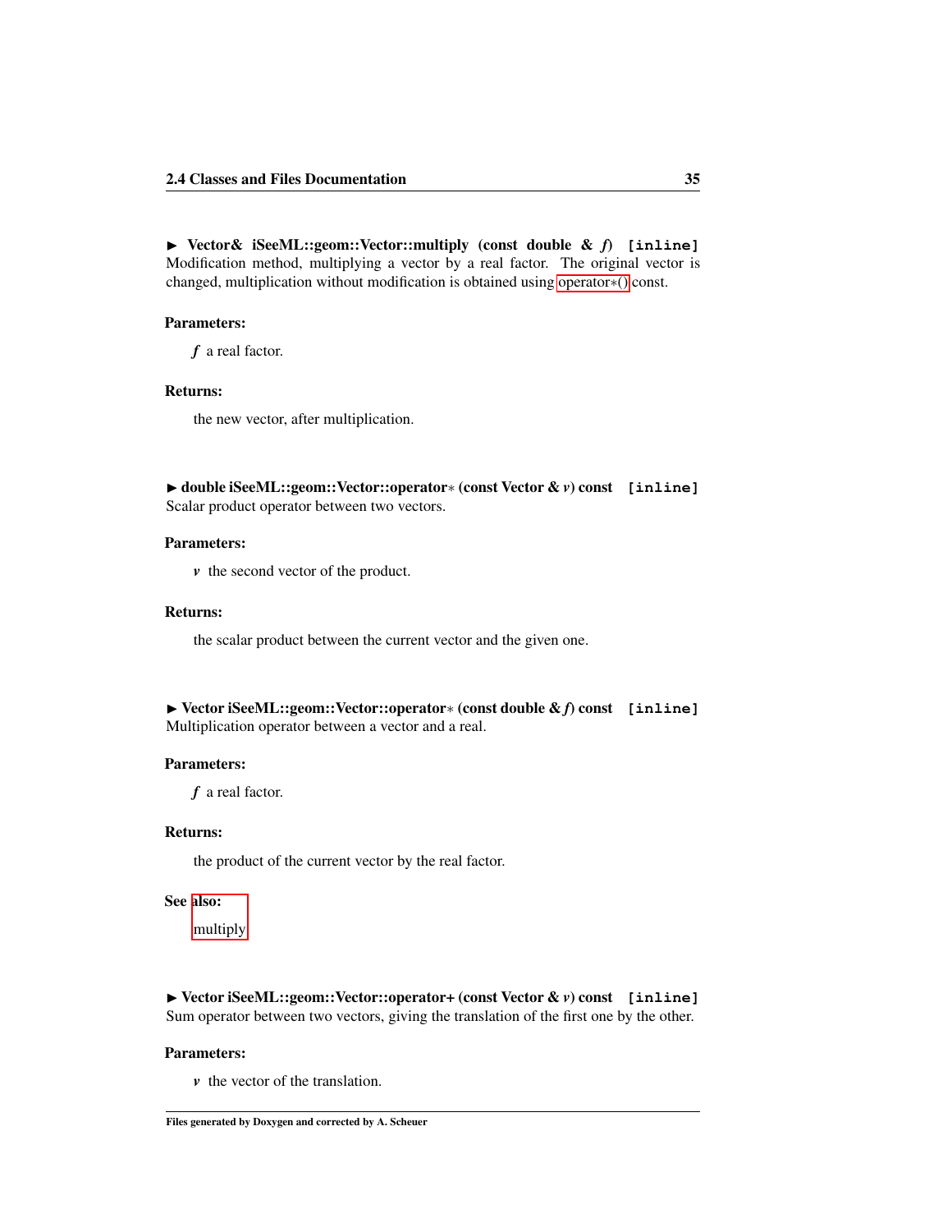► **Vector& iSeeML::geom::Vector::multiply (const double & *f*)** `[inline]`
Modification method, multiplying a vector by a real factor. The original vector is changed, multiplication without modification is obtained using operator*() const.

**Parameters:**

*f* a real factor.

**Returns:**

the new vector, after multiplication.

► **double iSeeML::geom::Vector::operator* (const Vector & *v*) const** `[inline]`
Scalar product operator between two vectors.

**Parameters:**

*v* the second vector of the product.

**Returns:**

the scalar product between the current vector and the given one.

► **Vector iSeeML::geom::Vector::operator* (const double & *f*) const** `[inline]`
Multiplication operator between a vector and a real.

**Parameters:**

*f* a real factor.

**Returns:**

the product of the current vector by the real factor.

**See also:**

multiply

► **Vector iSeeML::geom::Vector::operator+ (const Vector & *v*) const** `[inline]`
Sum operator between two vectors, giving the translation of the first one by the other.

**Parameters:**

*v* the vector of the translation.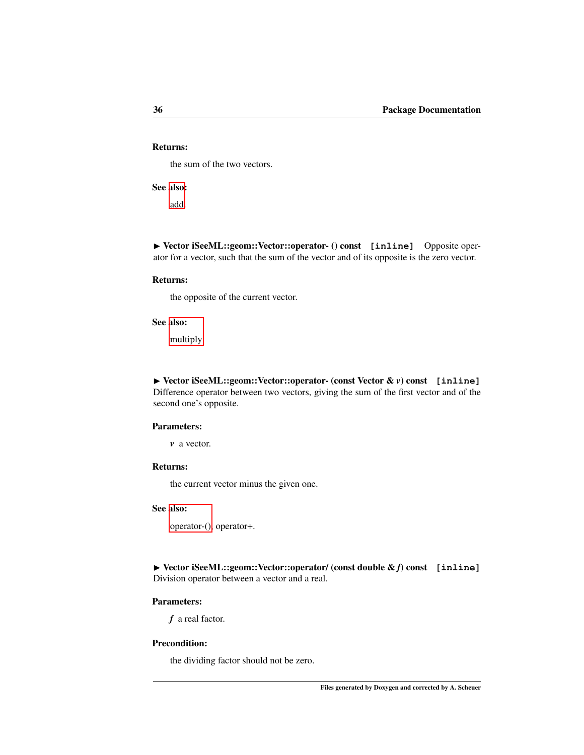**Returns:**

the sum of the two vectors.

**See also:**

add

► **Vector iSeeML::geom::Vector::operator- () const** `[inline]` Opposite operator for a vector, such that the sum of the vector and of its opposite is the zero vector.

**Returns:**

the opposite of the current vector.

**See also:**

multiply

► **Vector iSeeML::geom::Vector::operator- (const Vector &** ***v*****) const** `[inline]` Difference operator between two vectors, giving the sum of the first vector and of the second one's opposite.

**Parameters:**

***v*** a vector.

**Returns:**

the current vector minus the given one.

**See also:**

operator-(), operator+.

► **Vector iSeeML::geom::Vector::operator/ (const double &** ***f*****) const** `[inline]` Division operator between a vector and a real.

**Parameters:**

***f*** a real factor.

**Precondition:**

the dividing factor should not be zero.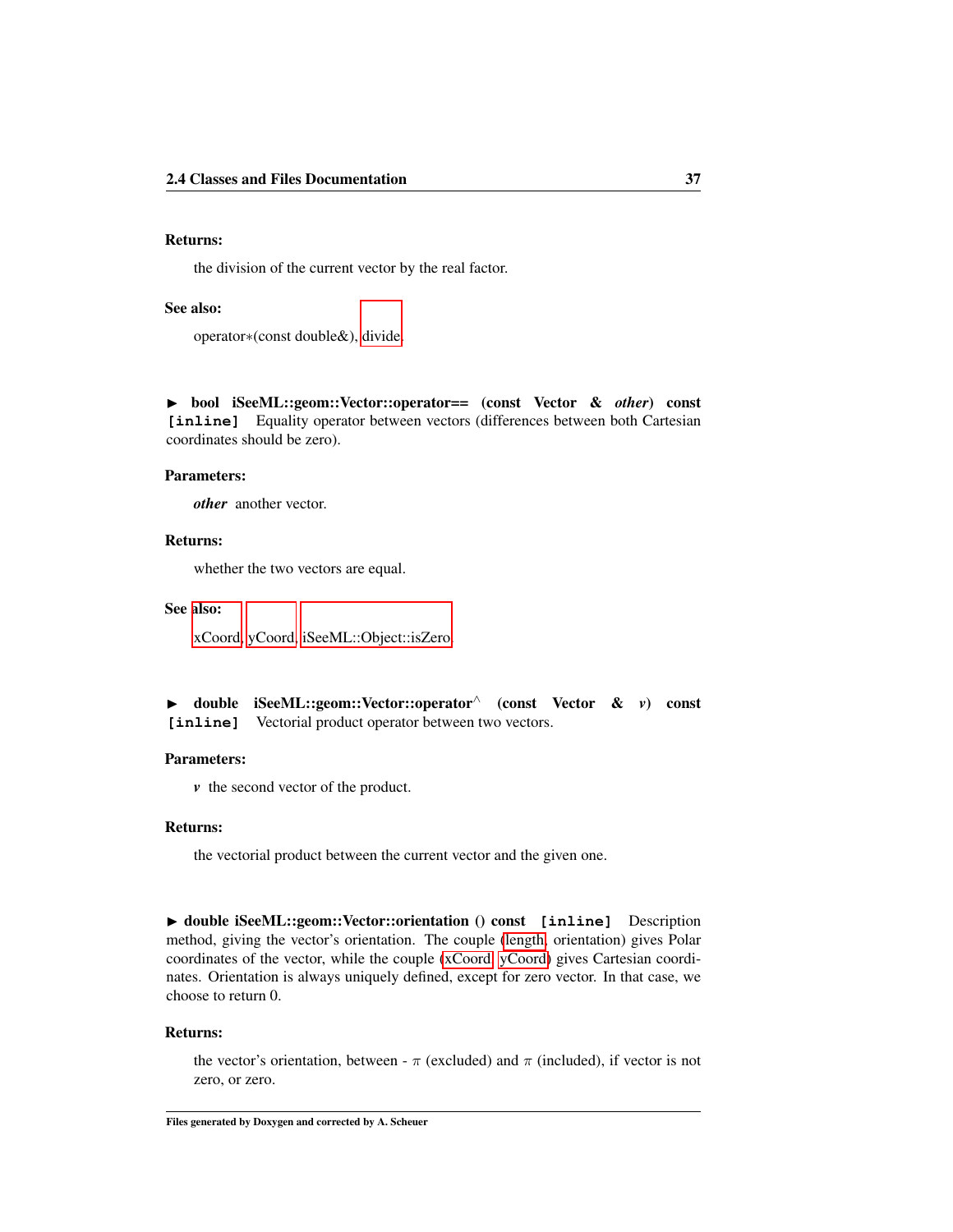**Returns:**

the division of the current vector by the real factor.

**See also:**

operator∗(const double&), divide.

► **bool iSeeML::geom::Vector::operator== (const Vector & *other*) const** `[inline]` Equality operator between vectors (differences between both Cartesian coordinates should be zero).

**Parameters:**

***other*** another vector.

**Returns:**

whether the two vectors are equal.

**See also:**

xCoord, yCoord, iSeeML::Object::isZero.

► **double iSeeML::geom::Vector::operator^ (const Vector & *v*) const** `[inline]` Vectorial product operator between two vectors.

**Parameters:**

***v*** the second vector of the product.

**Returns:**

the vectorial product between the current vector and the given one.

► **double iSeeML::geom::Vector::orientation () const** `[inline]` Description method, giving the vector's orientation. The couple (length, orientation) gives Polar coordinates of the vector, while the couple (xCoord, yCoord) gives Cartesian coordinates. Orientation is always uniquely defined, except for zero vector. In that case, we choose to return 0.

**Returns:**

the vector's orientation, between - $\pi$ (excluded) and $\pi$ (included), if vector is not zero, or zero.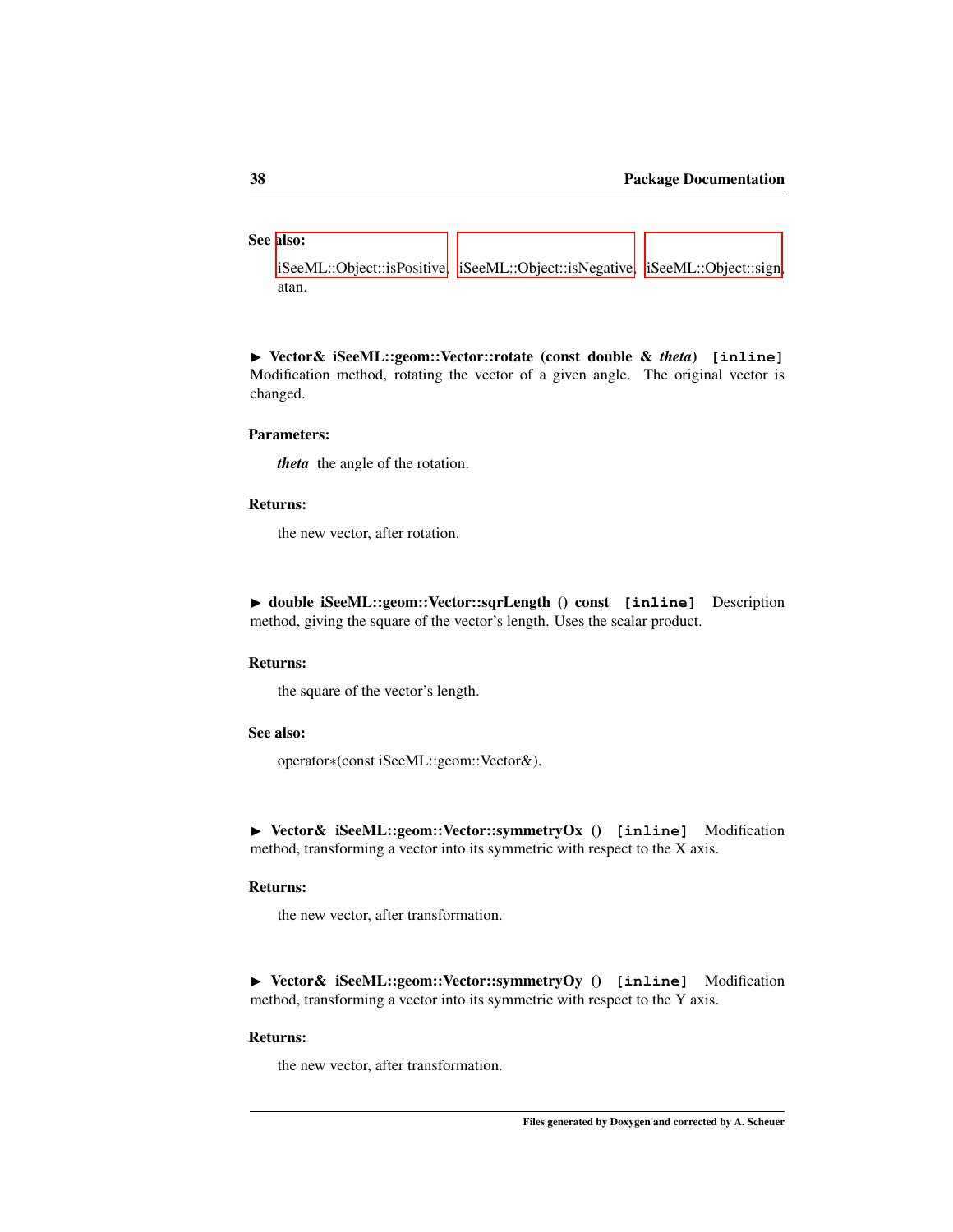**See also:**

iSeeML::Object::isPositive, iSeeML::Object::isNegative, iSeeML::Object::sign, atan.

► **Vector& iSeeML::geom::Vector::rotate (const double & *theta*)** `[inline]` Modification method, rotating the vector of a given angle. The original vector is changed.

**Parameters:**

***theta*** the angle of the rotation.

**Returns:**

the new vector, after rotation.

► **double iSeeML::geom::Vector::sqrLength () const** `[inline]` Description method, giving the square of the vector's length. Uses the scalar product.

**Returns:**

the square of the vector's length.

**See also:**

operator∗(const iSeeML::geom::Vector&).

► **Vector& iSeeML::geom::Vector::symmetryOx ()** `[inline]` Modification method, transforming a vector into its symmetric with respect to the X axis.

**Returns:**

the new vector, after transformation.

► **Vector& iSeeML::geom::Vector::symmetryOy ()** `[inline]` Modification method, transforming a vector into its symmetric with respect to the Y axis.

**Returns:**

the new vector, after transformation.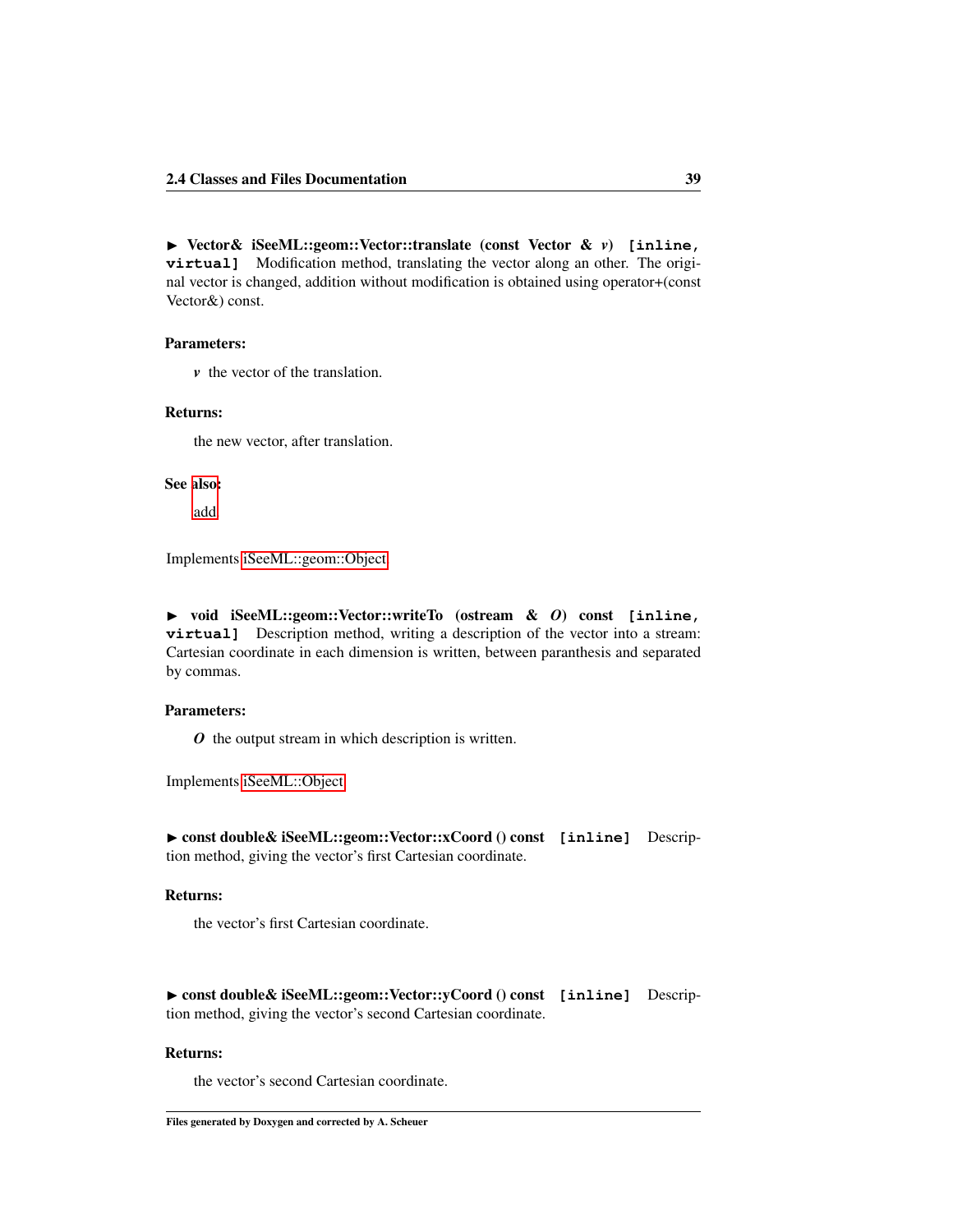► **Vector& iSeeML::geom::Vector::translate (const Vector & *v*)** `[inline, virtual]` Modification method, translating the vector along an other. The original vector is changed, addition without modification is obtained using operator+(const Vector&) const.

**Parameters:**

*v* the vector of the translation.

**Returns:**

the new vector, after translation.

**See also:**

add

Implements iSeeML::geom::Object.

► **void iSeeML::geom::Vector::writeTo (ostream & *O*) const** `[inline, virtual]` Description method, writing a description of the vector into a stream: Cartesian coordinate in each dimension is written, between paranthesis and separated by commas.

**Parameters:**

***O*** the output stream in which description is written.

Implements iSeeML::Object.

► **const double& iSeeML::geom::Vector::xCoord () const** `[inline]` Description method, giving the vector's first Cartesian coordinate.

**Returns:**

the vector's first Cartesian coordinate.

► **const double& iSeeML::geom::Vector::yCoord () const** `[inline]` Description method, giving the vector's second Cartesian coordinate.

**Returns:**

the vector's second Cartesian coordinate.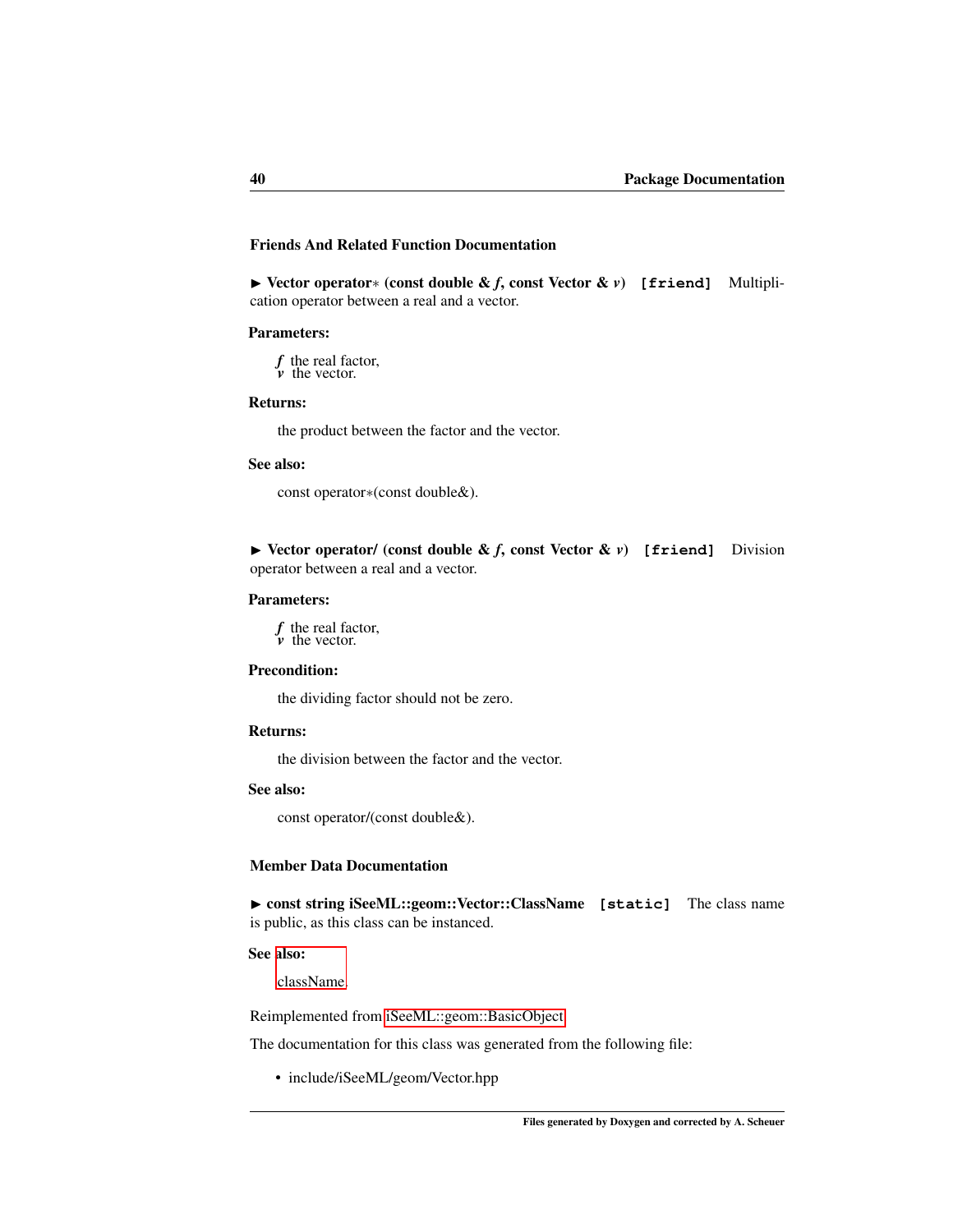### Friends And Related Function Documentation

► **Vector operator∗ (const double & *f*, const Vector & *v*)** `[friend]` Multiplication operator between a real and a vector.

**Parameters:**

*f* the real factor,
*v* the vector.

**Returns:**

the product between the factor and the vector.

**See also:**

const operator∗(const double&).

► **Vector operator/ (const double & *f*, const Vector & *v*)** `[friend]` Division operator between a real and a vector.

**Parameters:**

*f* the real factor,
*v* the vector.

**Precondition:**

the dividing factor should not be zero.

**Returns:**

the division between the factor and the vector.

**See also:**

const operator/(const double&).

### Member Data Documentation

► **const string iSeeML::geom::Vector::ClassName** `[static]` The class name is public, as this class can be instanced.

**See also:**

className.

Reimplemented from iSeeML::geom::BasicObject.

The documentation for this class was generated from the following file:

- include/iSeeML/geom/Vector.hpp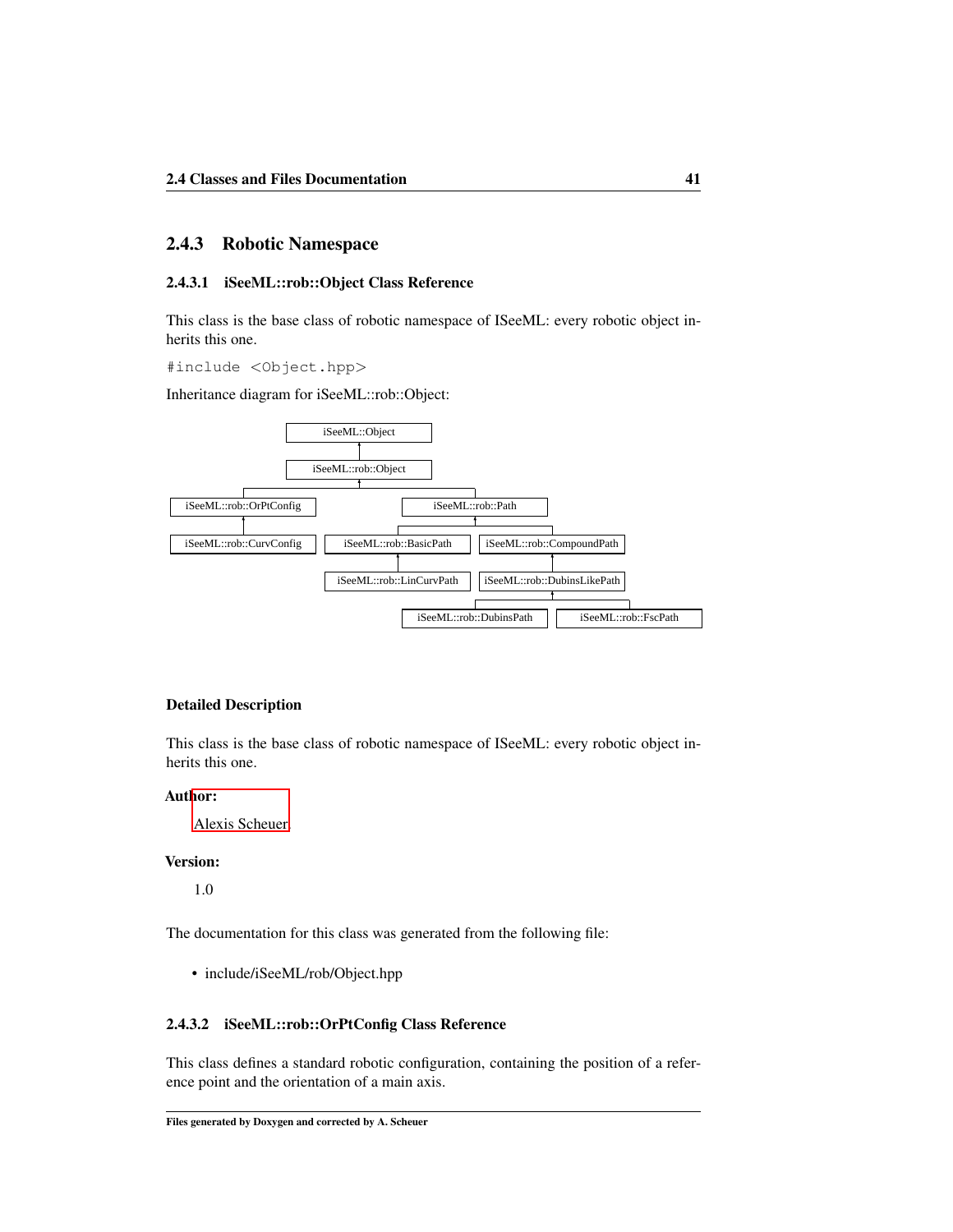## 2.4.3 Robotic Namespace

### 2.4.3.1 iSeeML::rob::Object Class Reference

This class is the base class of robotic namespace of ISeeML: every robotic object inherits this one.

```
#include <Object.hpp>
```

Inheritance diagram for iSeeML::rob::Object:

- iSeeML::Object
  - iSeeML::rob::Object
    - iSeeML::rob::OrPtConfig
      - iSeeML::rob::CurvConfig
    - iSeeML::rob::Path
      - iSeeML::rob::BasicPath
        - iSeeML::rob::LinCurvPath
      - iSeeML::rob::CompoundPath
        - iSeeML::rob::DubinsLikePath
          - iSeeML::rob::DubinsPath
          - iSeeML::rob::FscPath

#### Detailed Description

This class is the base class of robotic namespace of ISeeML: every robotic object inherits this one.

**Author:**

Alexis Scheuer

**Version:**

1.0

The documentation for this class was generated from the following file:

- include/iSeeML/rob/Object.hpp

### 2.4.3.2 iSeeML::rob::OrPtConfig Class Reference

This class defines a standard robotic configuration, containing the position of a reference point and the orientation of a main axis.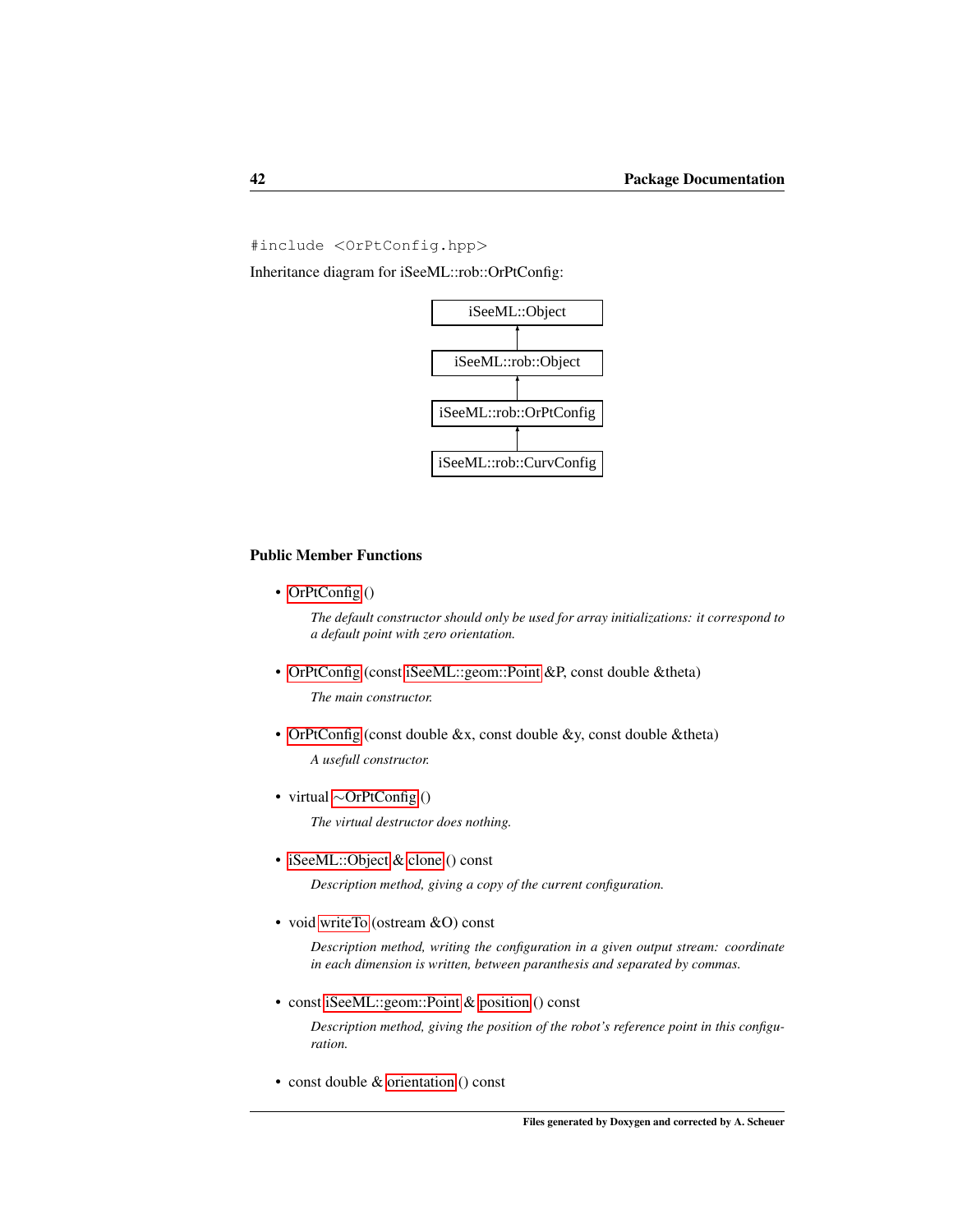```
#include <OrPtConfig.hpp>
```

Inheritance diagram for iSeeML::rob::OrPtConfig:

iSeeML::Object
↑
iSeeML::rob::Object
↑
iSeeML::rob::OrPtConfig
↑
iSeeML::rob::CurvConfig

### Public Member Functions

- OrPtConfig ()

  *The default constructor should only be used for array initializations: it correspond to a default point with zero orientation.*

- OrPtConfig (const iSeeML::geom::Point &P, const double &theta)

  *The main constructor.*

- OrPtConfig (const double &x, const double &y, const double &theta)

  *A usefull constructor.*

- virtual ~OrPtConfig ()

  *The virtual destructor does nothing.*

- iSeeML::Object & clone () const

  *Description method, giving a copy of the current configuration.*

- void writeTo (ostream &O) const

  *Description method, writing the configuration in a given output stream: coordinate in each dimension is written, between paranthesis and separated by commas.*

- const iSeeML::geom::Point & position () const

  *Description method, giving the position of the robot's reference point in this configuration.*

- const double & orientation () const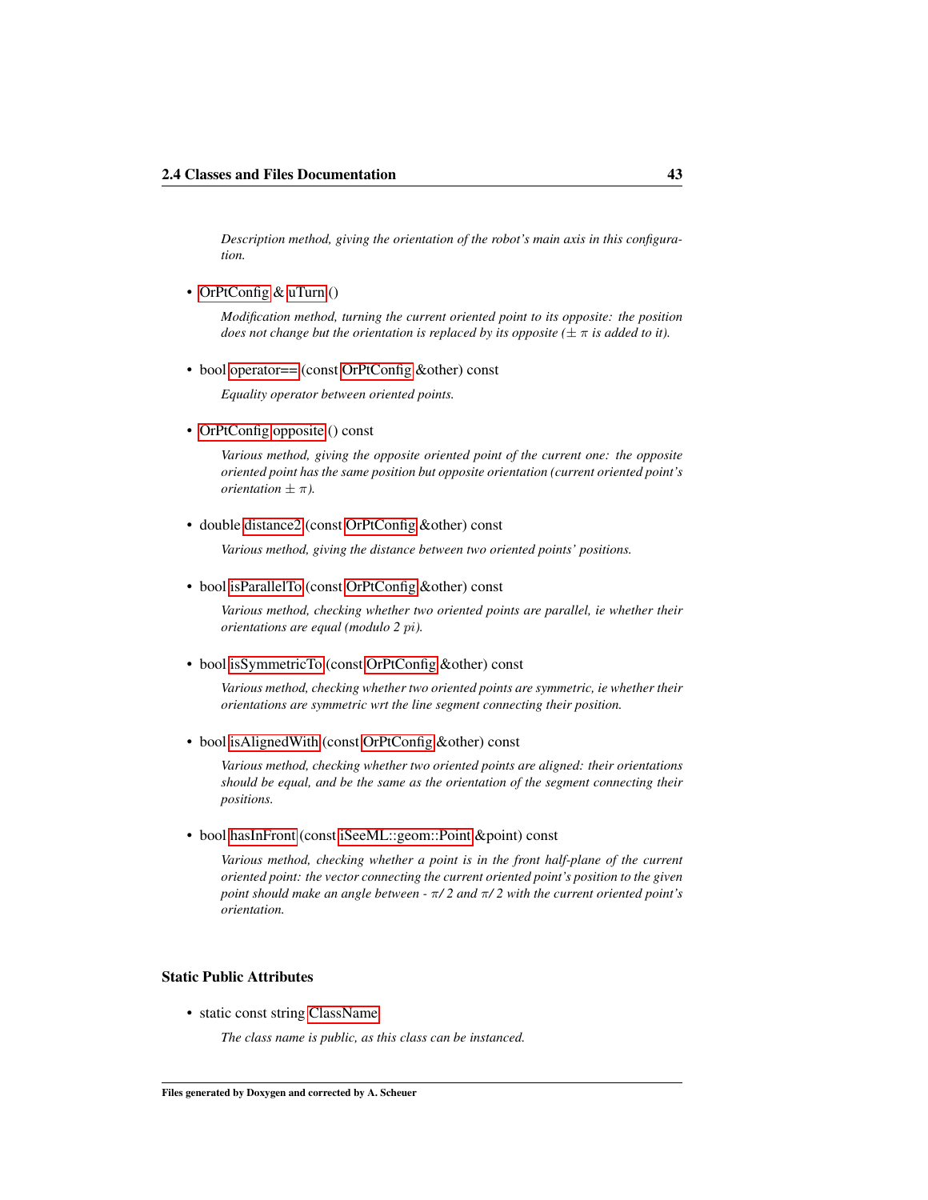*Description method, giving the orientation of the robot's main axis in this configuration.*

- OrPtConfig & uTurn ()

  *Modification method, turning the current oriented point to its opposite: the position does not change but the orientation is replaced by its opposite ($\pm$ $\pi$ is added to it).*

- bool operator== (const OrPtConfig &other) const

  *Equality operator between oriented points.*

- OrPtConfig opposite () const

  *Various method, giving the opposite oriented point of the current one: the opposite oriented point has the same position but opposite orientation (current oriented point's orientation $\pm$ $\pi$).*

- double distance2 (const OrPtConfig &other) const

  *Various method, giving the distance between two oriented points' positions.*

- bool isParallelTo (const OrPtConfig &other) const

  *Various method, checking whether two oriented points are parallel, ie whether their orientations are equal (modulo 2 $pi$).*

- bool isSymmetricTo (const OrPtConfig &other) const

  *Various method, checking whether two oriented points are symmetric, ie whether their orientations are symmetric wrt the line segment connecting their position.*

- bool isAlignedWith (const OrPtConfig &other) const

  *Various method, checking whether two oriented points are aligned: their orientations should be equal, and be the same as the orientation of the segment connecting their positions.*

- bool hasInFront (const iSeeML::geom::Point &point) const

  *Various method, checking whether a point is in the front half-plane of the current oriented point: the vector connecting the current oriented point's position to the given point should make an angle between - $\pi$/ 2 and $\pi$/ 2 with the current oriented point's orientation.*

### Static Public Attributes

- static const string ClassName

  *The class name is public, as this class can be instanced.*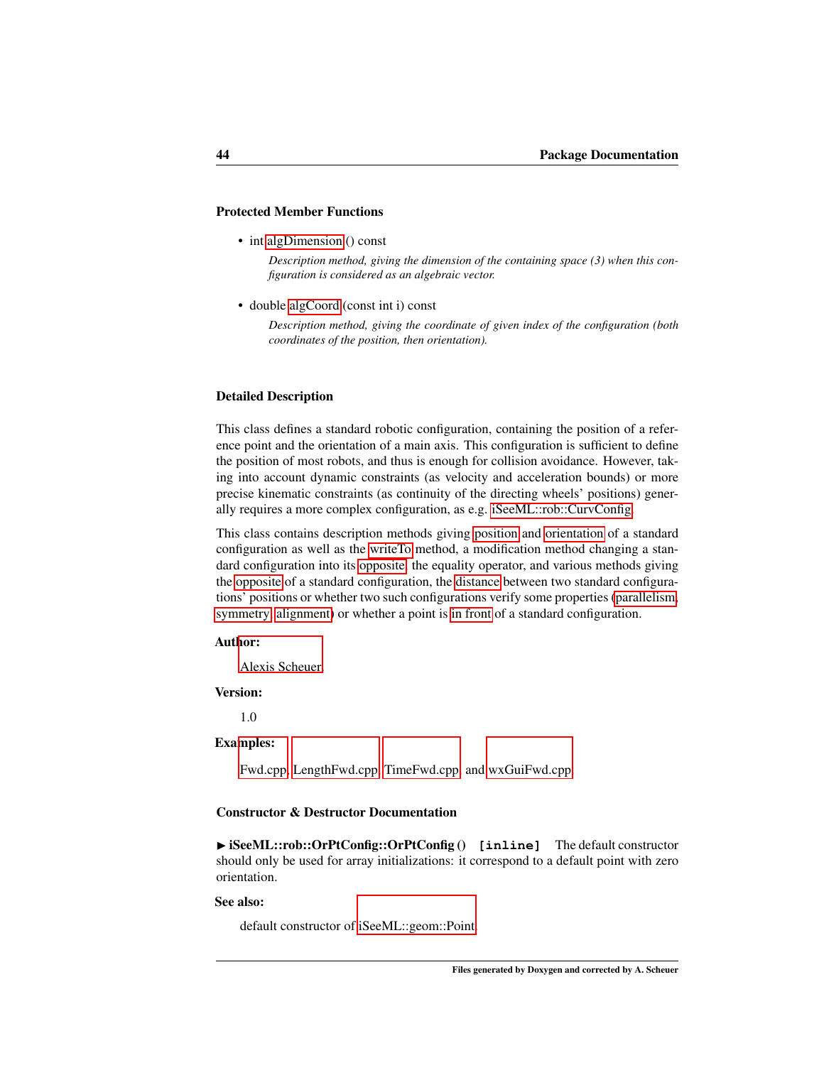### Protected Member Functions

- int algDimension () const

  *Description method, giving the dimension of the containing space (3) when this configuration is considered as an algebraic vector.*

- double algCoord (const int i) const

  *Description method, giving the coordinate of given index of the configuration (both coordinates of the position, then orientation).*

### Detailed Description

This class defines a standard robotic configuration, containing the position of a reference point and the orientation of a main axis. This configuration is sufficient to define the position of most robots, and thus is enough for collision avoidance. However, taking into account dynamic constraints (as velocity and acceleration bounds) or more precise kinematic constraints (as continuity of the directing wheels' positions) generally requires a more complex configuration, as e.g. iSeeML::rob::CurvConfig.

This class contains description methods giving position and orientation of a standard configuration as well as the writeTo method, a modification method changing a standard configuration into its opposite, the equality operator, and various methods giving the opposite of a standard configuration, the distance between two standard configurations' positions or whether two such configurations verify some properties (parallelism, symmetry, alignment) or whether a point is in front of a standard configuration.

**Author:**

Alexis Scheuer

**Version:**

1.0

**Examples:**

Fwd.cpp, LengthFwd.cpp, TimeFwd.cpp, and wxGuiFwd.cpp.

### Constructor & Destructor Documentation

► **iSeeML::rob::OrPtConfig::OrPtConfig ()** `[inline]` The default constructor should only be used for array initializations: it correspond to a default point with zero orientation.

**See also:**

default constructor of iSeeML::geom::Point.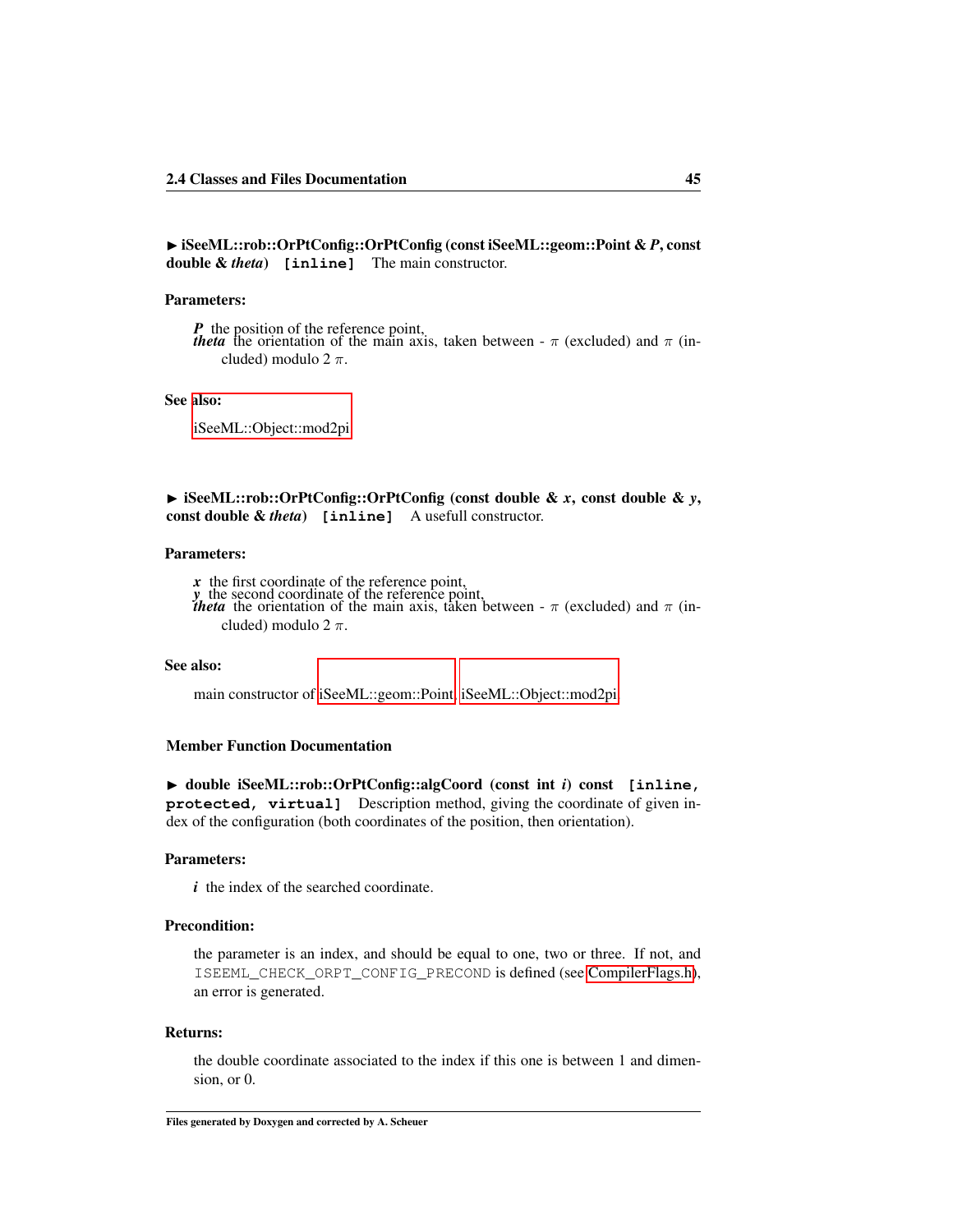► **iSeeML::rob::OrPtConfig::OrPtConfig (const iSeeML::geom::Point & *P*, const double & *theta*)** `[inline]` The main constructor.

**Parameters:**

***P*** the position of the reference point,
***theta*** the orientation of the main axis, taken between - $\pi$ (excluded) and $\pi$ (included) modulo 2 $\pi$.

**See also:**

iSeeML::Object::mod2pi

► **iSeeML::rob::OrPtConfig::OrPtConfig (const double & *x*, const double & *y*, const double & *theta*)** `[inline]` A usefull constructor.

**Parameters:**

***x*** the first coordinate of the reference point,
***y*** the second coordinate of the reference point,
***theta*** the orientation of the main axis, taken between - $\pi$ (excluded) and $\pi$ (included) modulo 2 $\pi$.

**See also:**

main constructor of iSeeML::geom::Point, iSeeML::Object::mod2pi

### Member Function Documentation

► **double iSeeML::rob::OrPtConfig::algCoord (const int *i*) const** `[inline, protected, virtual]` Description method, giving the coordinate of given index of the configuration (both coordinates of the position, then orientation).

**Parameters:**

***i*** the index of the searched coordinate.

**Precondition:**

the parameter is an index, and should be equal to one, two or three. If not, and `ISEEML_CHECK_ORPT_CONFIG_PRECOND` is defined (see CompilerFlags.h), an error is generated.

**Returns:**

the double coordinate associated to the index if this one is between 1 and dimension, or 0.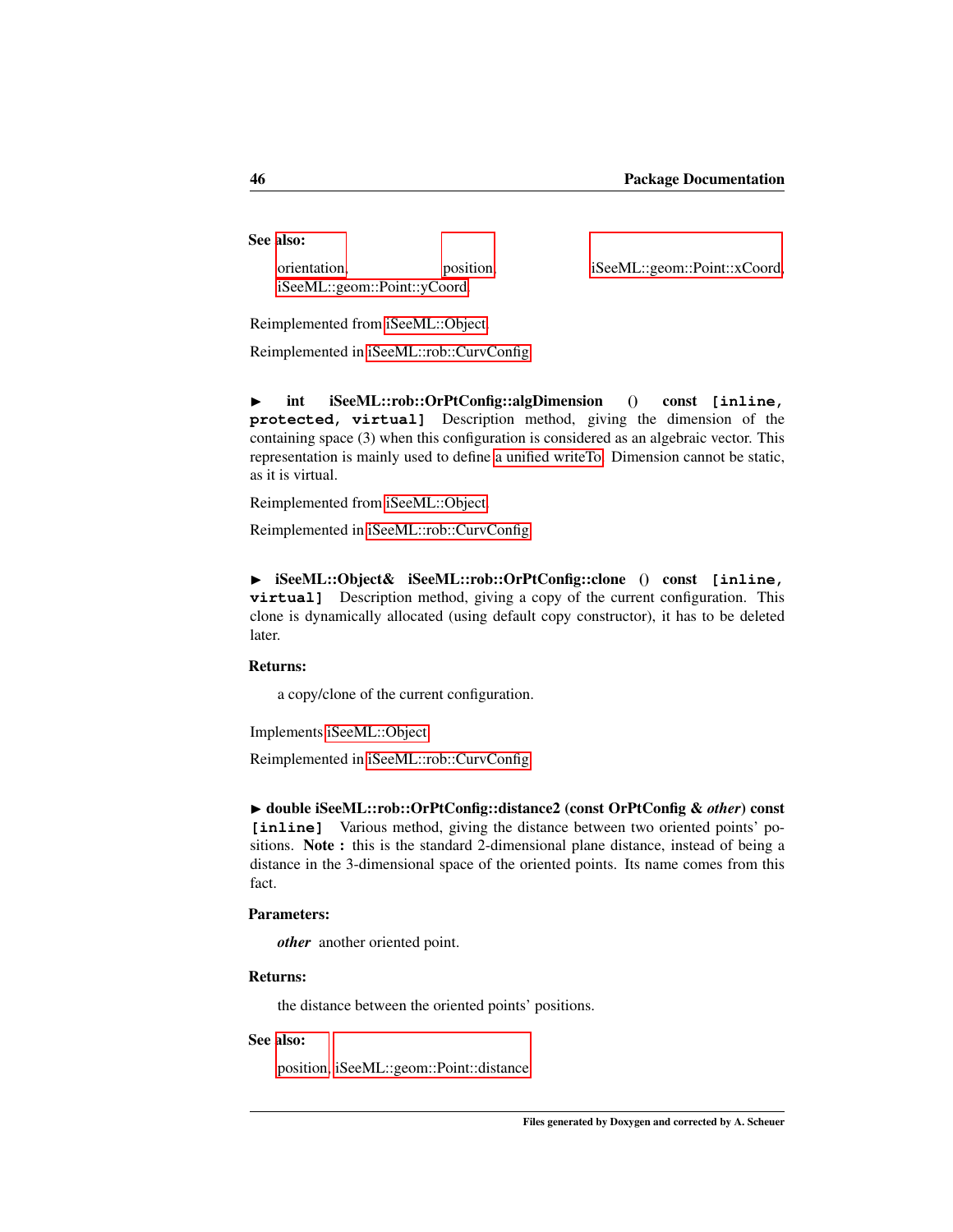**See also:**

orientation, position, iSeeML::geom::Point::xCoord, iSeeML::geom::Point::yCoord

Reimplemented from iSeeML::Object.

Reimplemented in iSeeML::rob::CurvConfig.

► **int iSeeML::rob::OrPtConfig::algDimension () const** `[inline, protected, virtual]` Description method, giving the dimension of the containing space (3) when this configuration is considered as an algebraic vector. This representation is mainly used to define a unified writeTo. Dimension cannot be static, as it is virtual.

Reimplemented from iSeeML::Object.

Reimplemented in iSeeML::rob::CurvConfig.

► **iSeeML::Object& iSeeML::rob::OrPtConfig::clone () const** `[inline, virtual]` Description method, giving a copy of the current configuration. This clone is dynamically allocated (using default copy constructor), it has to be deleted later.

**Returns:**

a copy/clone of the current configuration.

Implements iSeeML::Object.

Reimplemented in iSeeML::rob::CurvConfig.

► **double iSeeML::rob::OrPtConfig::distance2 (const OrPtConfig & *other*) const** `[inline]` Various method, giving the distance between two oriented points' positions. **Note :** this is the standard 2-dimensional plane distance, instead of being a distance in the 3-dimensional space of the oriented points. Its name comes from this fact.

**Parameters:**

***other*** another oriented point.

**Returns:**

the distance between the oriented points' positions.

**See also:**

position, iSeeML::geom::Point::distance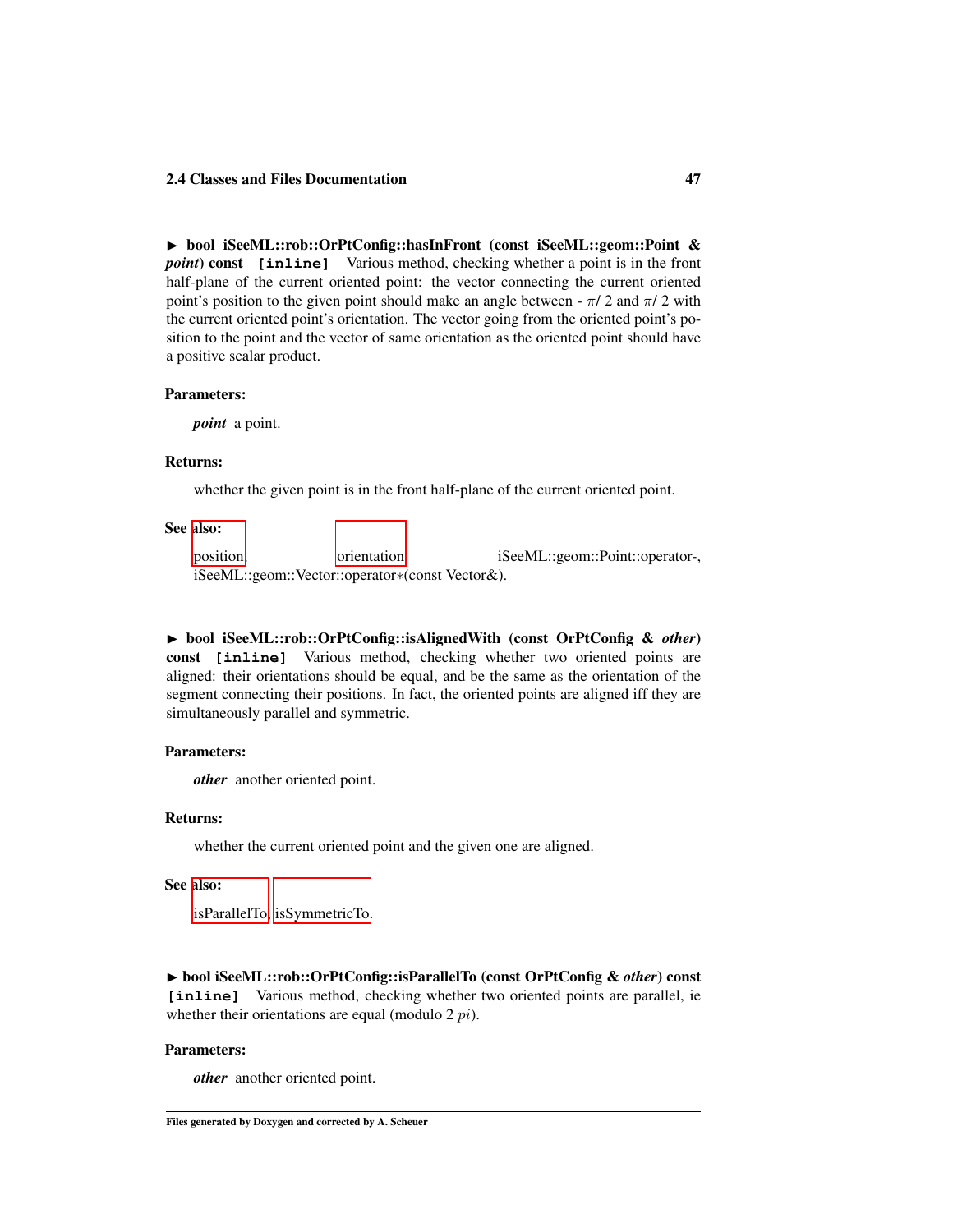► **bool iSeeML::rob::OrPtConfig::hasInFront (const iSeeML::geom::Point & *point*) const** `[inline]` Various method, checking whether a point is in the front half-plane of the current oriented point: the vector connecting the current oriented point's position to the given point should make an angle between - $\pi$/ 2 and $\pi$/ 2 with the current oriented point's orientation. The vector going from the oriented point's position to the point and the vector of same orientation as the oriented point should have a positive scalar product.

**Parameters:**

*point* a point.

**Returns:**

whether the given point is in the front half-plane of the current oriented point.

**See also:**

position, orientation, iSeeML::geom::Point::operator-, iSeeML::geom::Vector::operator*(const Vector&).

► **bool iSeeML::rob::OrPtConfig::isAlignedWith (const OrPtConfig & *other*) const** `[inline]` Various method, checking whether two oriented points are aligned: their orientations should be equal, and be the same as the orientation of the segment connecting their positions. In fact, the oriented points are aligned iff they are simultaneously parallel and symmetric.

**Parameters:**

*other* another oriented point.

**Returns:**

whether the current oriented point and the given one are aligned.

**See also:**

isParallelTo, isSymmetricTo.

► **bool iSeeML::rob::OrPtConfig::isParallelTo (const OrPtConfig & *other*) const** `[inline]` Various method, checking whether two oriented points are parallel, ie whether their orientations are equal (modulo 2 $pi$).

**Parameters:**

*other* another oriented point.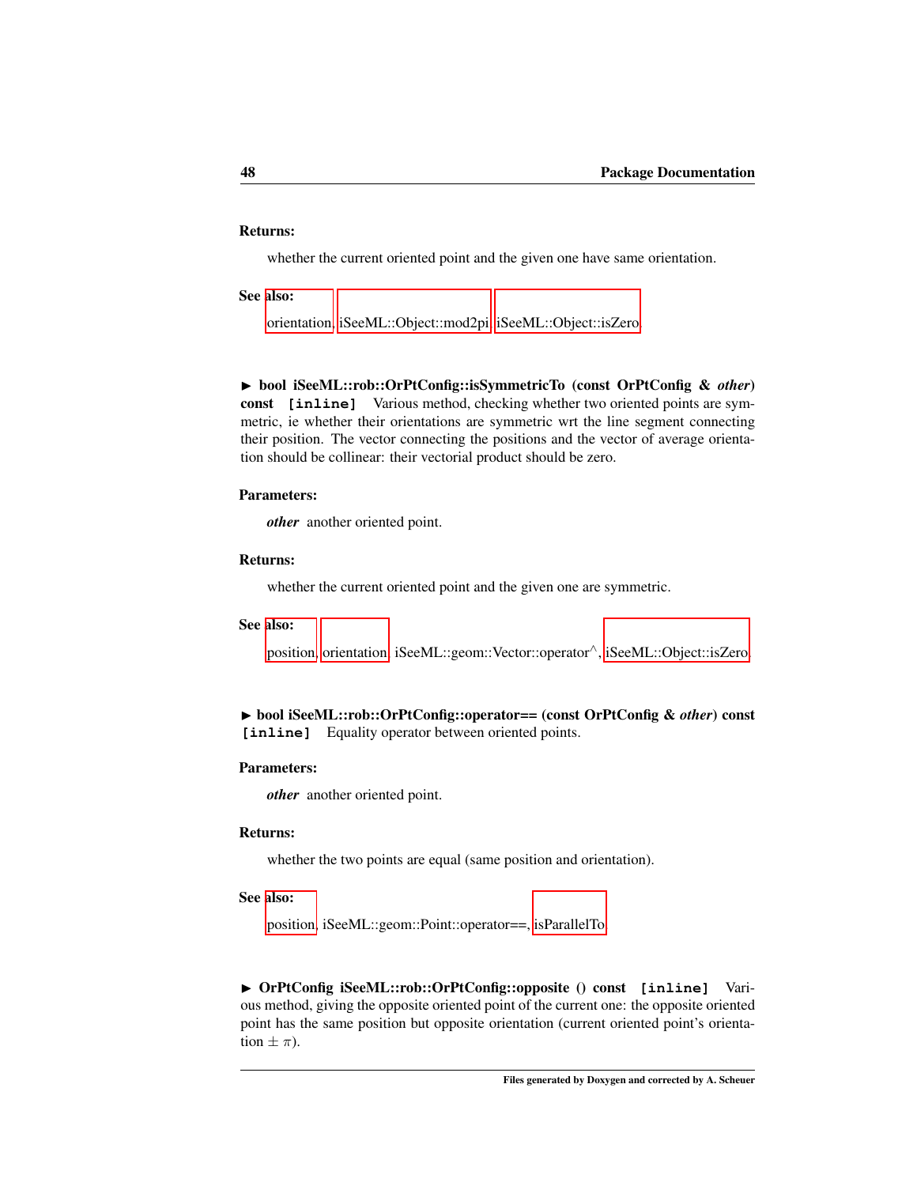**Returns:**

whether the current oriented point and the given one have same orientation.

**See also:**

orientation, iSeeML::Object::mod2pi, iSeeML::Object::isZero.

► **bool iSeeML::rob::OrPtConfig::isSymmetricTo (const OrPtConfig & *other*) const [inline]** Various method, checking whether two oriented points are symmetric, ie whether their orientations are symmetric wrt the line segment connecting their position. The vector connecting the positions and the vector of average orientation should be collinear: their vectorial product should be zero.

**Parameters:**

***other*** another oriented point.

**Returns:**

whether the current oriented point and the given one are symmetric.

**See also:**

position, orientation, iSeeML::geom::Vector::operator^, iSeeML::Object::isZero.

► **bool iSeeML::rob::OrPtConfig::operator== (const OrPtConfig & *other*) const [inline]** Equality operator between oriented points.

**Parameters:**

***other*** another oriented point.

**Returns:**

whether the two points are equal (same position and orientation).

**See also:**

position, iSeeML::geom::Point::operator==, isParallelTo.

► **OrPtConfig iSeeML::rob::OrPtConfig::opposite () const [inline]** Various method, giving the opposite oriented point of the current one: the opposite oriented point has the same position but opposite orientation (current oriented point's orientation $\pm \pi$).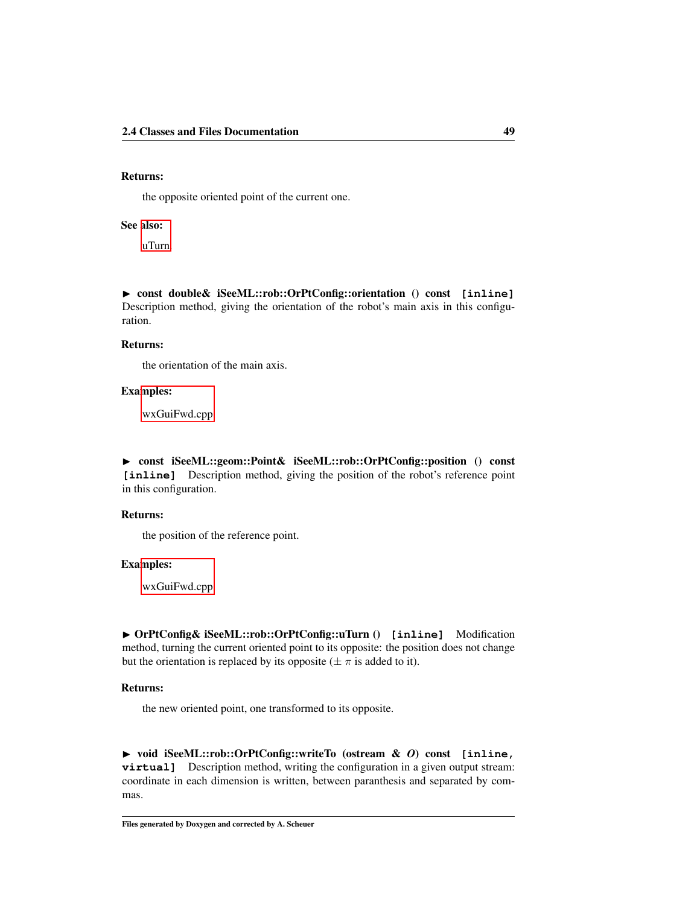**Returns:**

the opposite oriented point of the current one.

**See also:**

uTurn

► **const double& iSeeML::rob::OrPtConfig::orientation () const** `[inline]` Description method, giving the orientation of the robot's main axis in this configuration.

**Returns:**

the orientation of the main axis.

**Examples:**

wxGuiFwd.cpp

► **const iSeeML::geom::Point& iSeeML::rob::OrPtConfig::position () const** `[inline]` Description method, giving the position of the robot's reference point in this configuration.

**Returns:**

the position of the reference point.

**Examples:**

wxGuiFwd.cpp

► **OrPtConfig& iSeeML::rob::OrPtConfig::uTurn ()** `[inline]` Modification method, turning the current oriented point to its opposite: the position does not change but the orientation is replaced by its opposite ($\pm\ \pi$ is added to it).

**Returns:**

the new oriented point, one transformed to its opposite.

► **void iSeeML::rob::OrPtConfig::writeTo (ostream & *O*) const** `[inline, virtual]` Description method, writing the configuration in a given output stream: coordinate in each dimension is written, between paranthesis and separated by commas.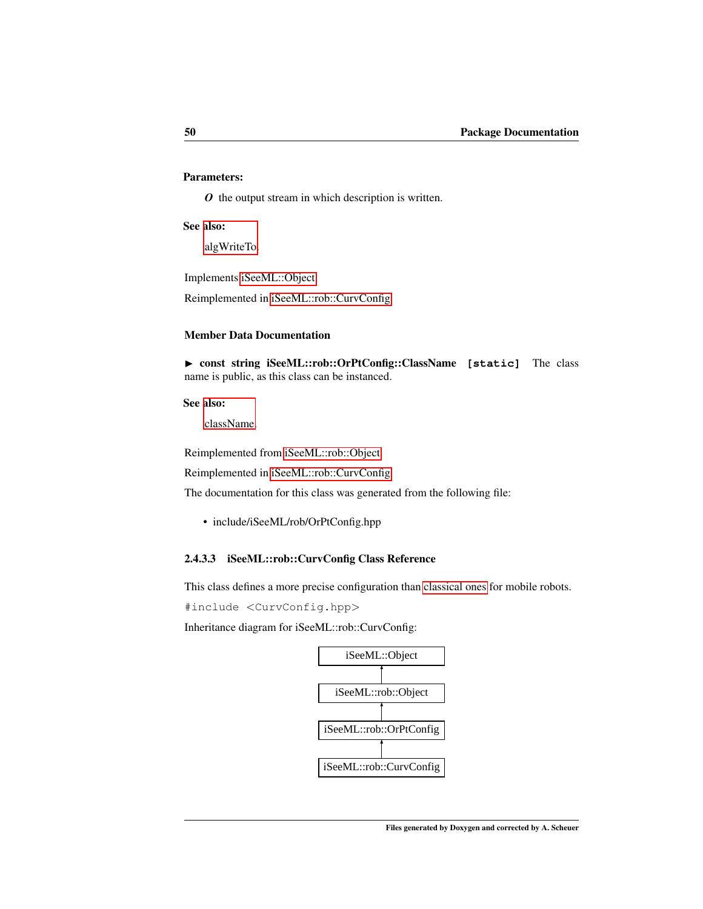**Parameters:**

***O*** the output stream in which description is written.

**See also:**

algWriteTo

Implements iSeeML::Object.

Reimplemented in iSeeML::rob::CurvConfig.

#### Member Data Documentation

► **const string iSeeML::rob::OrPtConfig::ClassName** `[static]` The class name is public, as this class can be instanced.

**See also:**

className

Reimplemented from iSeeML::rob::Object.

Reimplemented in iSeeML::rob::CurvConfig.

The documentation for this class was generated from the following file:

- include/iSeeML/rob/OrPtConfig.hpp

### 2.4.3.3 iSeeML::rob::CurvConfig Class Reference

This class defines a more precise configuration than classical ones for mobile robots.

```
#include <CurvConfig.hpp>
```

Inheritance diagram for iSeeML::rob::CurvConfig:

```
iSeeML::Object
      ↑
iSeeML::rob::Object
      ↑
iSeeML::rob::OrPtConfig
      ↑
iSeeML::rob::CurvConfig
```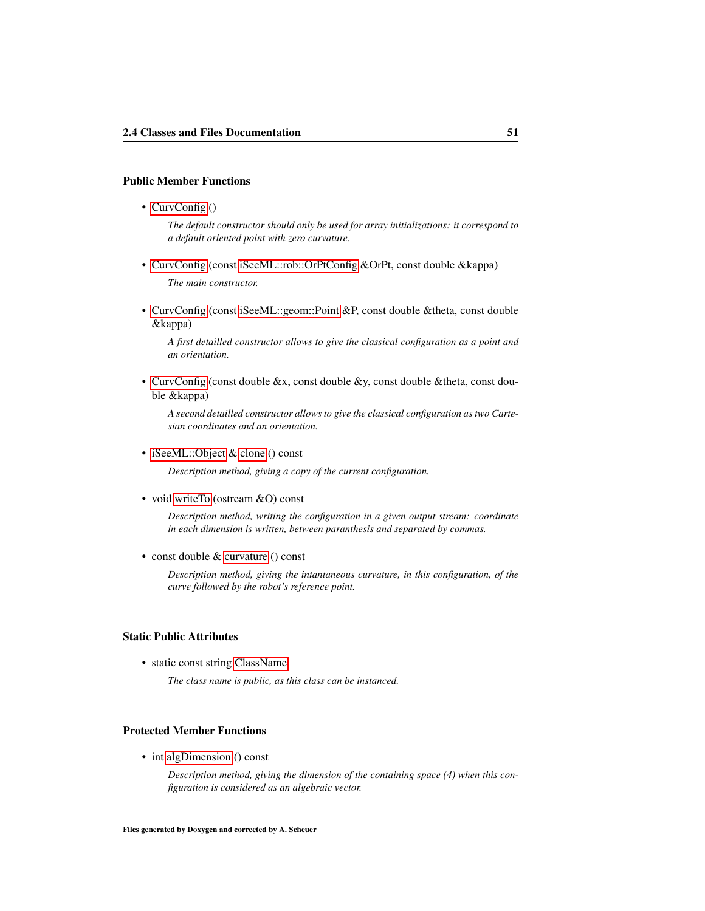#### Public Member Functions

- CurvConfig ()

  *The default constructor should only be used for array initializations: it correspond to a default oriented point with zero curvature.*

- CurvConfig (const iSeeML::rob::OrPtConfig &OrPt, const double &kappa)

  *The main constructor.*

- CurvConfig (const iSeeML::geom::Point &P, const double &theta, const double &kappa)

  *A first detailled constructor allows to give the classical configuration as a point and an orientation.*

- CurvConfig (const double &x, const double &y, const double &theta, const double &kappa)

  *A second detailled constructor allows to give the classical configuration as two Cartesian coordinates and an orientation.*

- iSeeML::Object & clone () const

  *Description method, giving a copy of the current configuration.*

- void writeTo (ostream &O) const

  *Description method, writing the configuration in a given output stream: coordinate in each dimension is written, between paranthesis and separated by commas.*

- const double & curvature () const

  *Description method, giving the intantaneous curvature, in this configuration, of the curve followed by the robot's reference point.*

#### Static Public Attributes

- static const string ClassName

  *The class name is public, as this class can be instanced.*

#### Protected Member Functions

- int algDimension () const

  *Description method, giving the dimension of the containing space (4) when this configuration is considered as an algebraic vector.*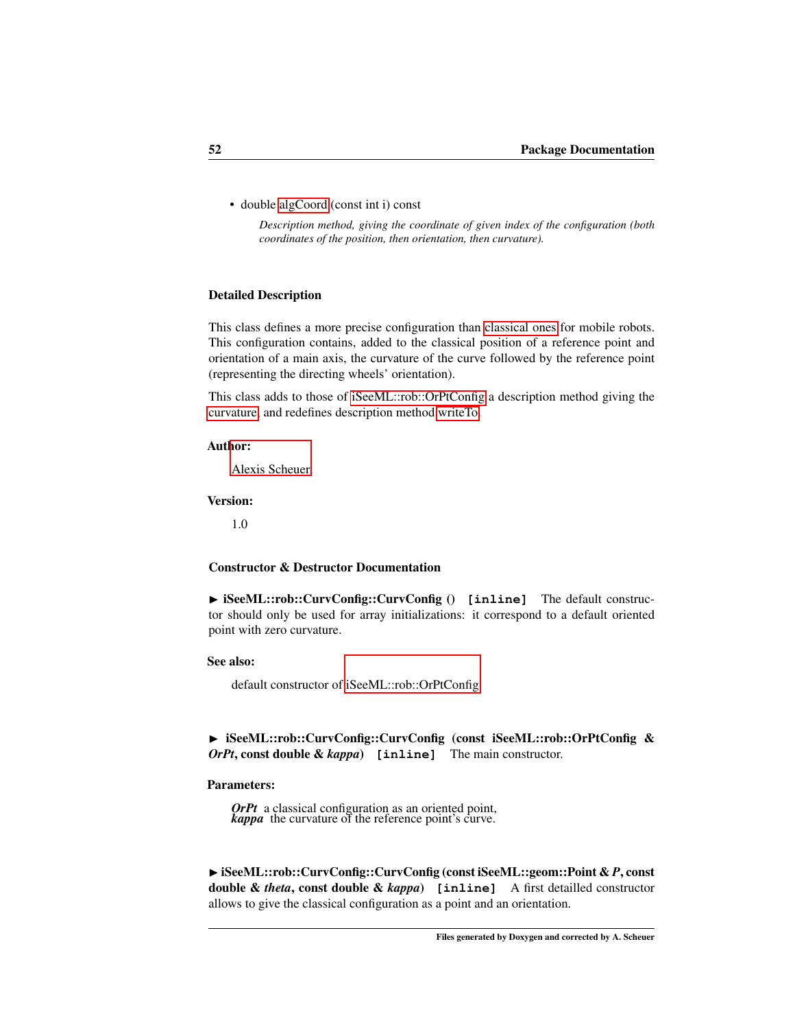- double algCoord (const int i) const

  *Description method, giving the coordinate of given index of the configuration (both coordinates of the position, then orientation, then curvature).*

### Detailed Description

This class defines a more precise configuration than classical ones for mobile robots. This configuration contains, added to the classical position of a reference point and orientation of a main axis, the curvature of the curve followed by the reference point (representing the directing wheels' orientation).

This class adds to those of iSeeML::rob::OrPtConfig a description method giving the curvature, and redefines description method writeTo.

**Author:**

Alexis Scheuer

**Version:**

1.0

### Constructor & Destructor Documentation

► **iSeeML::rob::CurvConfig::CurvConfig ()** `[inline]` The default constructor should only be used for array initializations: it correspond to a default oriented point with zero curvature.

**See also:**

default constructor of iSeeML::rob::OrPtConfig

► **iSeeML::rob::CurvConfig::CurvConfig (const iSeeML::rob::OrPtConfig & *OrPt*, const double & *kappa*)** `[inline]` The main constructor.

**Parameters:**

***OrPt*** a classical configuration as an oriented point,
***kappa*** the curvature of the reference point's curve.

► **iSeeML::rob::CurvConfig::CurvConfig (const iSeeML::geom::Point & *P*, const double & *theta*, const double & *kappa*)** `[inline]` A first detailled constructor allows to give the classical configuration as a point and an orientation.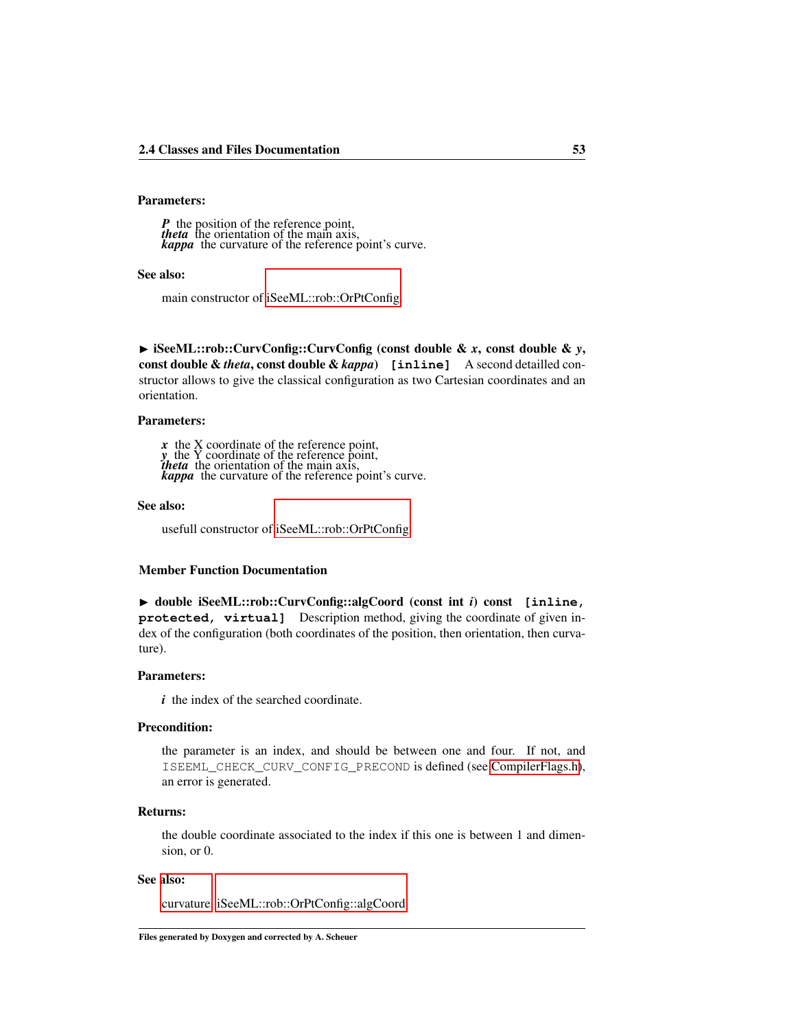**Parameters:**

***P*** the position of the reference point,
***theta*** the orientation of the main axis,
***kappa*** the curvature of the reference point's curve.

**See also:**

main constructor of iSeeML::rob::OrPtConfig

► **iSeeML::rob::CurvConfig::CurvConfig (const double & *x*, const double & *y*, const double & *theta*, const double & *kappa*)** `[inline]` A second detailled constructor allows to give the classical configuration as two Cartesian coordinates and an orientation.

**Parameters:**

***x*** the X coordinate of the reference point,
***y*** the Y coordinate of the reference point,
***theta*** the orientation of the main axis,
***kappa*** the curvature of the reference point's curve.

**See also:**

usefull constructor of iSeeML::rob::OrPtConfig

### Member Function Documentation

► **double iSeeML::rob::CurvConfig::algCoord (const int *i*) const** `[inline, protected, virtual]` Description method, giving the coordinate of given index of the configuration (both coordinates of the position, then orientation, then curvature).

**Parameters:**

***i*** the index of the searched coordinate.

**Precondition:**

the parameter is an index, and should be between one and four. If not, and `ISEEML_CHECK_CURV_CONFIG_PRECOND` is defined (see CompilerFlags.h), an error is generated.

**Returns:**

the double coordinate associated to the index if this one is between 1 and dimension, or 0.

**See also:**

curvature, iSeeML::rob::OrPtConfig::algCoord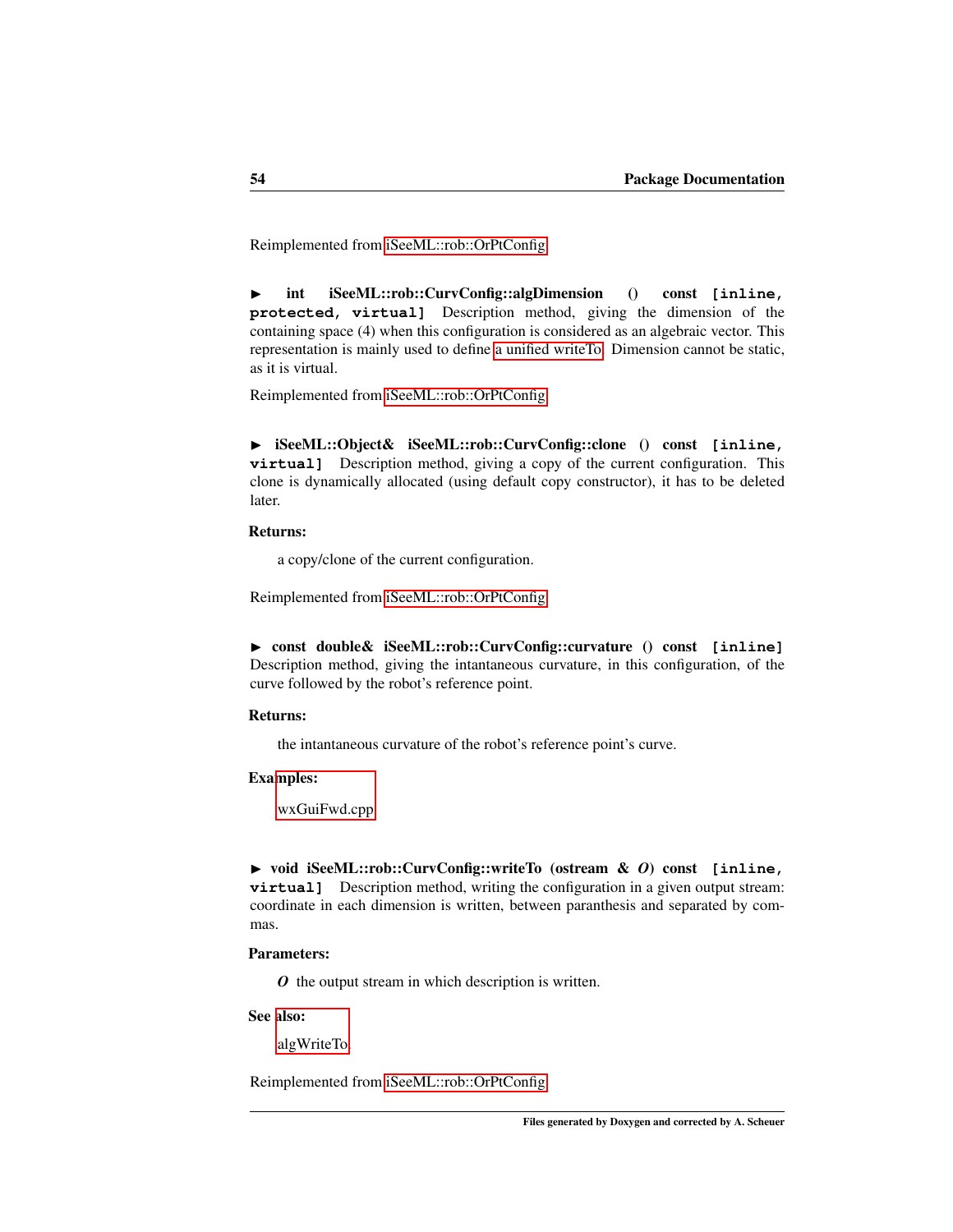Reimplemented from iSeeML::rob::OrPtConfig.

► **int iSeeML::rob::CurvConfig::algDimension () const** `[inline, protected, virtual]` Description method, giving the dimension of the containing space (4) when this configuration is considered as an algebraic vector. This representation is mainly used to define a unified writeTo. Dimension cannot be static, as it is virtual.

Reimplemented from iSeeML::rob::OrPtConfig.

► **iSeeML::Object& iSeeML::rob::CurvConfig::clone () const** `[inline, virtual]` Description method, giving a copy of the current configuration. This clone is dynamically allocated (using default copy constructor), it has to be deleted later.

**Returns:**

a copy/clone of the current configuration.

Reimplemented from iSeeML::rob::OrPtConfig.

► **const double& iSeeML::rob::CurvConfig::curvature () const** `[inline]` Description method, giving the intantaneous curvature, in this configuration, of the curve followed by the robot's reference point.

**Returns:**

the intantaneous curvature of the robot's reference point's curve.

**Examples:**

wxGuiFwd.cpp.

► **void iSeeML::rob::CurvConfig::writeTo (ostream & *O*) const** `[inline, virtual]` Description method, writing the configuration in a given output stream: coordinate in each dimension is written, between paranthesis and separated by commas.

**Parameters:**

***O*** the output stream in which description is written.

**See also:**

algWriteTo

Reimplemented from iSeeML::rob::OrPtConfig.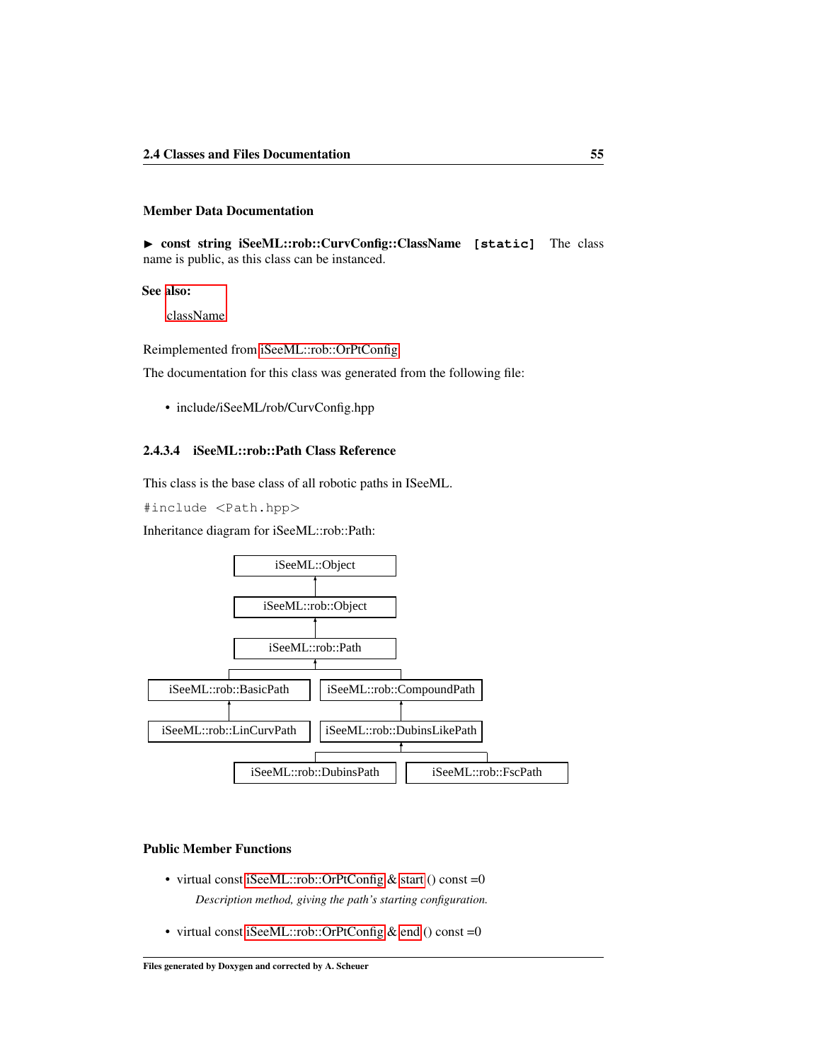#### Member Data Documentation

► **const string iSeeML::rob::CurvConfig::ClassName** `[static]` The class name is public, as this class can be instanced.

**See also:**

className

Reimplemented from iSeeML::rob::OrPtConfig.

The documentation for this class was generated from the following file:

- include/iSeeML/rob/CurvConfig.hpp

### 2.4.3.4 iSeeML::rob::Path Class Reference

This class is the base class of all robotic paths in ISeeML.

```
#include <Path.hpp>
```

Inheritance diagram for iSeeML::rob::Path:

```
                    iSeeML::Object
                          ^
                  iSeeML::rob::Object
                          ^
                   iSeeML::rob::Path
                          ^
         +----------------+-----------------+
iSeeML::rob::BasicPath       iSeeML::rob::CompoundPath
         ^                              ^
iSeeML::rob::LinCurvPath     iSeeML::rob::DubinsLikePath
                                        ^
                         +--------------+-------------+
              iSeeML::rob::DubinsPath        iSeeML::rob::FscPath
```

#### Public Member Functions

- virtual const iSeeML::rob::OrPtConfig & start () const =0

  *Description method, giving the path's starting configuration.*

- virtual const iSeeML::rob::OrPtConfig & end () const =0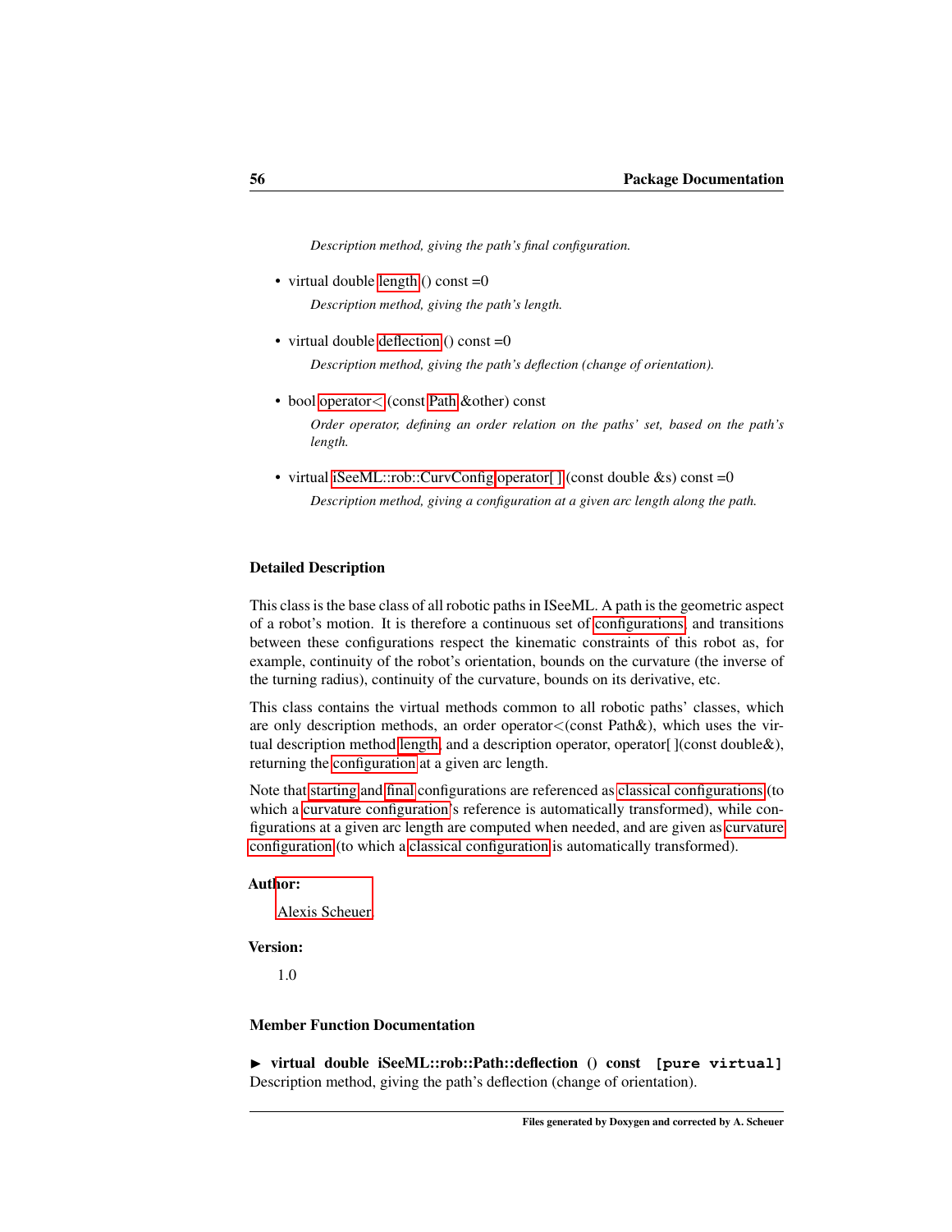*Description method, giving the path's final configuration.*

- virtual double length () const =0

  *Description method, giving the path's length.*

- virtual double deflection () const =0

  *Description method, giving the path's deflection (change of orientation).*

- bool operator< (const Path &other) const

  *Order operator, defining an order relation on the paths' set, based on the path's length.*

- virtual iSeeML::rob::CurvConfig operator[ ] (const double &s) const =0

  *Description method, giving a configuration at a given arc length along the path.*

### Detailed Description

This class is the base class of all robotic paths in ISeeML. A path is the geometric aspect of a robot's motion. It is therefore a continuous set of configurations, and transitions between these configurations respect the kinematic constraints of this robot as, for example, continuity of the robot's orientation, bounds on the curvature (the inverse of the turning radius), continuity of the curvature, bounds on its derivative, etc.

This class contains the virtual methods common to all robotic paths' classes, which are only description methods, an order operator<(const Path&), which uses the virtual description method length, and a description operator, operator[ ](const double&), returning the configuration at a given arc length.

Note that starting and final configurations are referenced as classical configurations (to which a curvature configuration's reference is automatically transformed), while configurations at a given arc length are computed when needed, and are given as curvature configuration (to which a classical configuration is automatically transformed).

**Author:**

Alexis Scheuer

**Version:**

1.0

### Member Function Documentation

► **virtual double iSeeML::rob::Path::deflection () const** `[pure virtual]`
Description method, giving the path's deflection (change of orientation).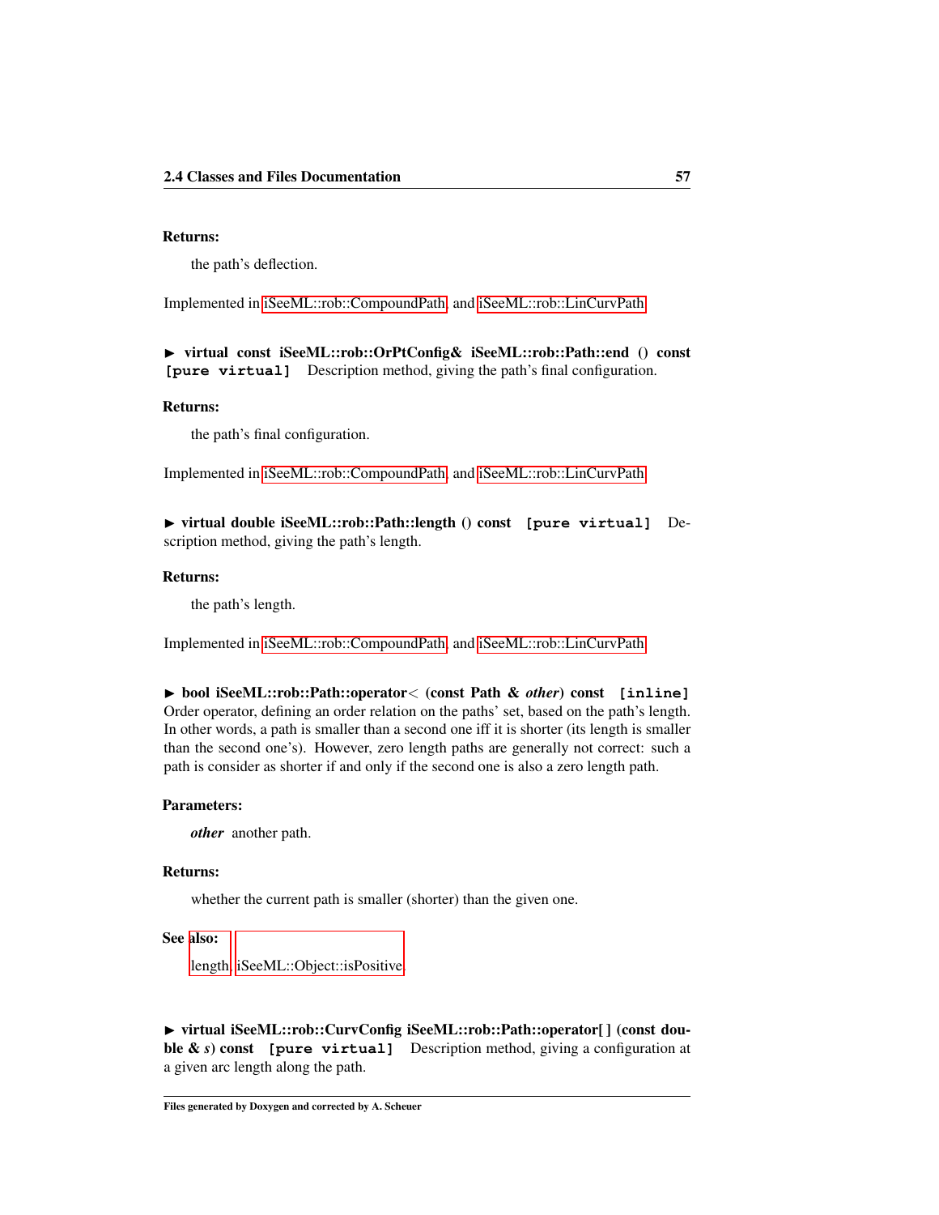**Returns:**

the path's deflection.

Implemented in iSeeML::rob::CompoundPath and iSeeML::rob::LinCurvPath.

► **virtual const iSeeML::rob::OrPtConfig& iSeeML::rob::Path::end () const** `[pure virtual]` Description method, giving the path's final configuration.

**Returns:**

the path's final configuration.

Implemented in iSeeML::rob::CompoundPath and iSeeML::rob::LinCurvPath.

► **virtual double iSeeML::rob::Path::length () const** `[pure virtual]` Description method, giving the path's length.

**Returns:**

the path's length.

Implemented in iSeeML::rob::CompoundPath and iSeeML::rob::LinCurvPath.

► **bool iSeeML::rob::Path::operator< (const Path & *other*) const** `[inline]` Order operator, defining an order relation on the paths' set, based on the path's length. In other words, a path is smaller than a second one iff it is shorter (its length is smaller than the second one's). However, zero length paths are generally not correct: such a path is consider as shorter if and only if the second one is also a zero length path.

**Parameters:**

***other*** another path.

**Returns:**

whether the current path is smaller (shorter) than the given one.

**See also:**

length, iSeeML::Object::isPositive

► **virtual iSeeML::rob::CurvConfig iSeeML::rob::Path::operator[ ] (const double & *s*) const** `[pure virtual]` Description method, giving a configuration at a given arc length along the path.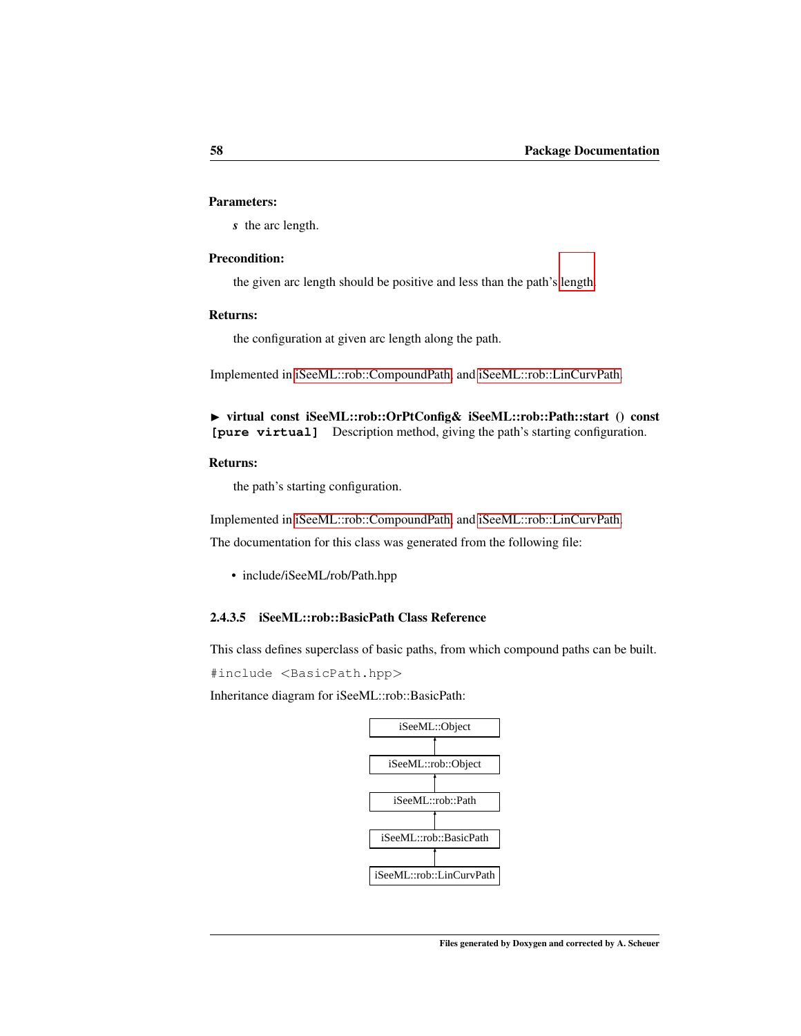**Parameters:**

*s* the arc length.

**Precondition:**

the given arc length should be positive and less than the path's length.

**Returns:**

the configuration at given arc length along the path.

Implemented in iSeeML::rob::CompoundPath, and iSeeML::rob::LinCurvPath.

► **virtual const iSeeML::rob::OrPtConfig& iSeeML::rob::Path::start () const** `[pure virtual]` Description method, giving the path's starting configuration.

**Returns:**

the path's starting configuration.

Implemented in iSeeML::rob::CompoundPath, and iSeeML::rob::LinCurvPath.

The documentation for this class was generated from the following file:

- include/iSeeML/rob/Path.hpp

#### 2.4.3.5 iSeeML::rob::BasicPath Class Reference

This class defines superclass of basic paths, from which compound paths can be built.

```
#include <BasicPath.hpp>
```

Inheritance diagram for iSeeML::rob::BasicPath:

iSeeML::Object
↑
iSeeML::rob::Object
↑
iSeeML::rob::Path
↑
iSeeML::rob::BasicPath
↑
iSeeML::rob::LinCurvPath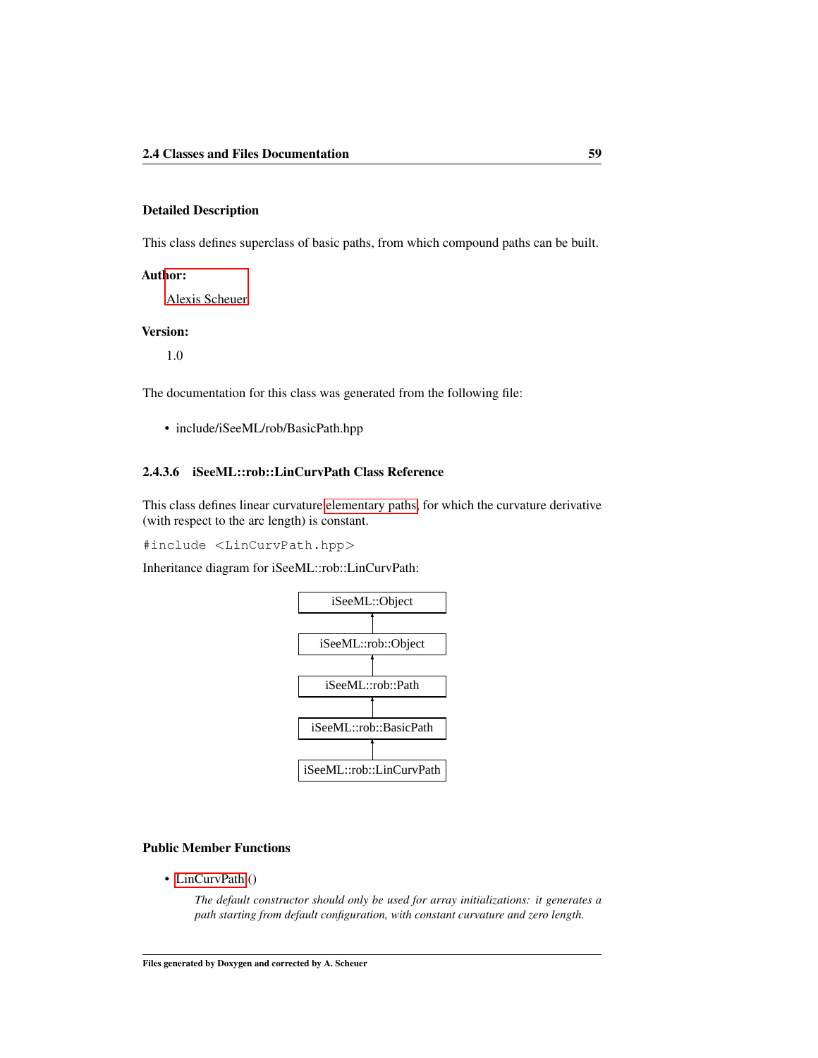### Detailed Description

This class defines superclass of basic paths, from which compound paths can be built.

**Author:**

Alexis Scheuer.

**Version:**

1.0

The documentation for this class was generated from the following file:

- include/iSeeML/rob/BasicPath.hpp

### 2.4.3.6 iSeeML::rob::LinCurvPath Class Reference

This class defines linear curvature elementary paths, for which the curvature derivative (with respect to the arc length) is constant.

```
#include <LinCurvPath.hpp>
```

Inheritance diagram for iSeeML::rob::LinCurvPath:

```
iSeeML::Object
      ^
iSeeML::rob::Object
      ^
iSeeML::rob::Path
      ^
iSeeML::rob::BasicPath
      ^
iSeeML::rob::LinCurvPath
```

### Public Member Functions

- LinCurvPath ()

  *The default constructor should only be used for array initializations: it generates a path starting from default configuration, with constant curvature and zero length.*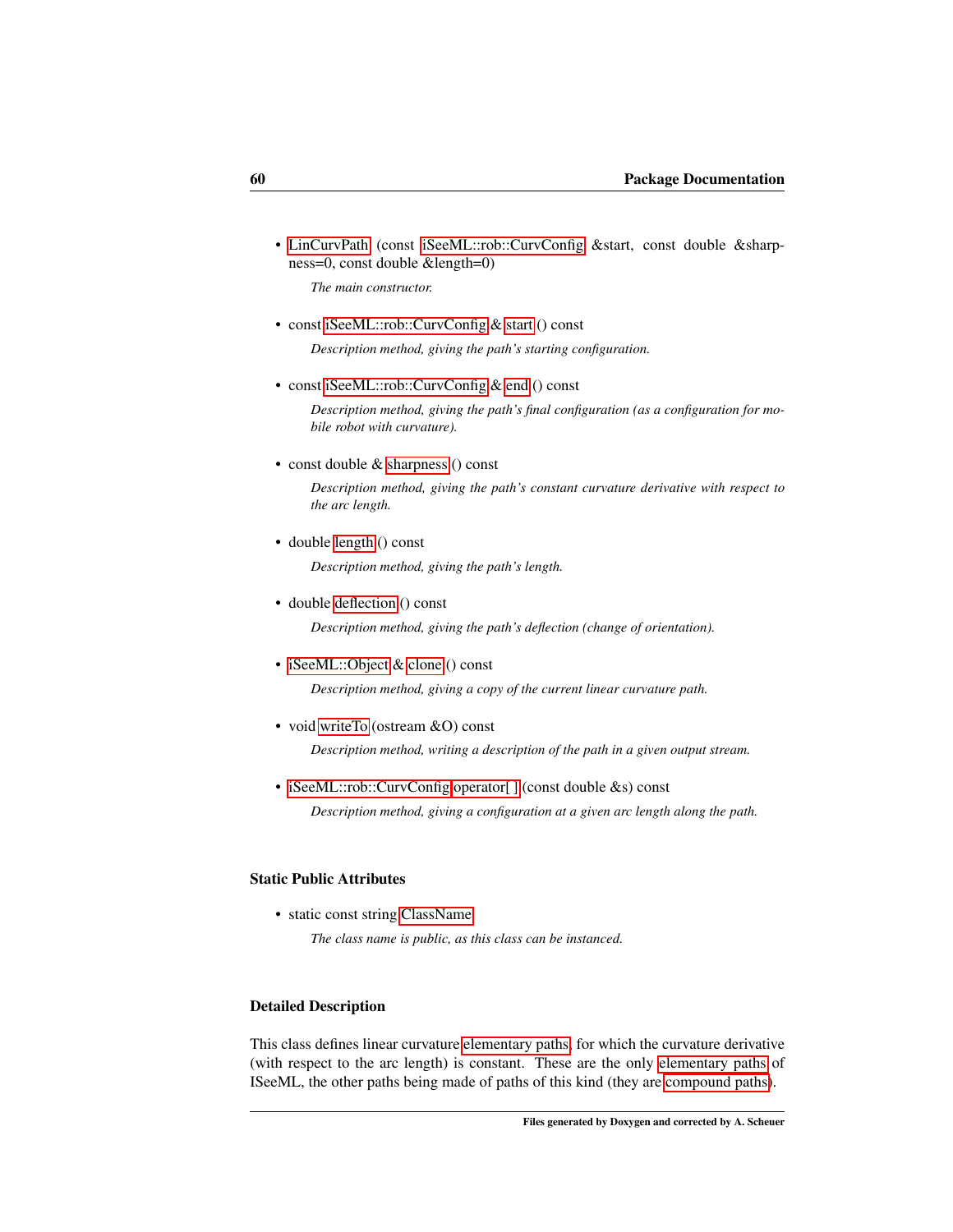- LinCurvPath (const iSeeML::rob::CurvConfig &start, const double &sharpness=0, const double &length=0)

  *The main constructor.*

- const iSeeML::rob::CurvConfig & start () const

  *Description method, giving the path's starting configuration.*

- const iSeeML::rob::CurvConfig & end () const

  *Description method, giving the path's final configuration (as a configuration for mobile robot with curvature).*

- const double & sharpness () const

  *Description method, giving the path's constant curvature derivative with respect to the arc length.*

- double length () const

  *Description method, giving the path's length.*

- double deflection () const

  *Description method, giving the path's deflection (change of orientation).*

- iSeeML::Object & clone () const

  *Description method, giving a copy of the current linear curvature path.*

- void writeTo (ostream &O) const

  *Description method, writing a description of the path in a given output stream.*

- iSeeML::rob::CurvConfig operator[ ] (const double &s) const

  *Description method, giving a configuration at a given arc length along the path.*

### Static Public Attributes

- static const string ClassName

  *The class name is public, as this class can be instanced.*

### Detailed Description

This class defines linear curvature elementary paths, for which the curvature derivative (with respect to the arc length) is constant. These are the only elementary paths of ISeeML, the other paths being made of paths of this kind (they are compound paths).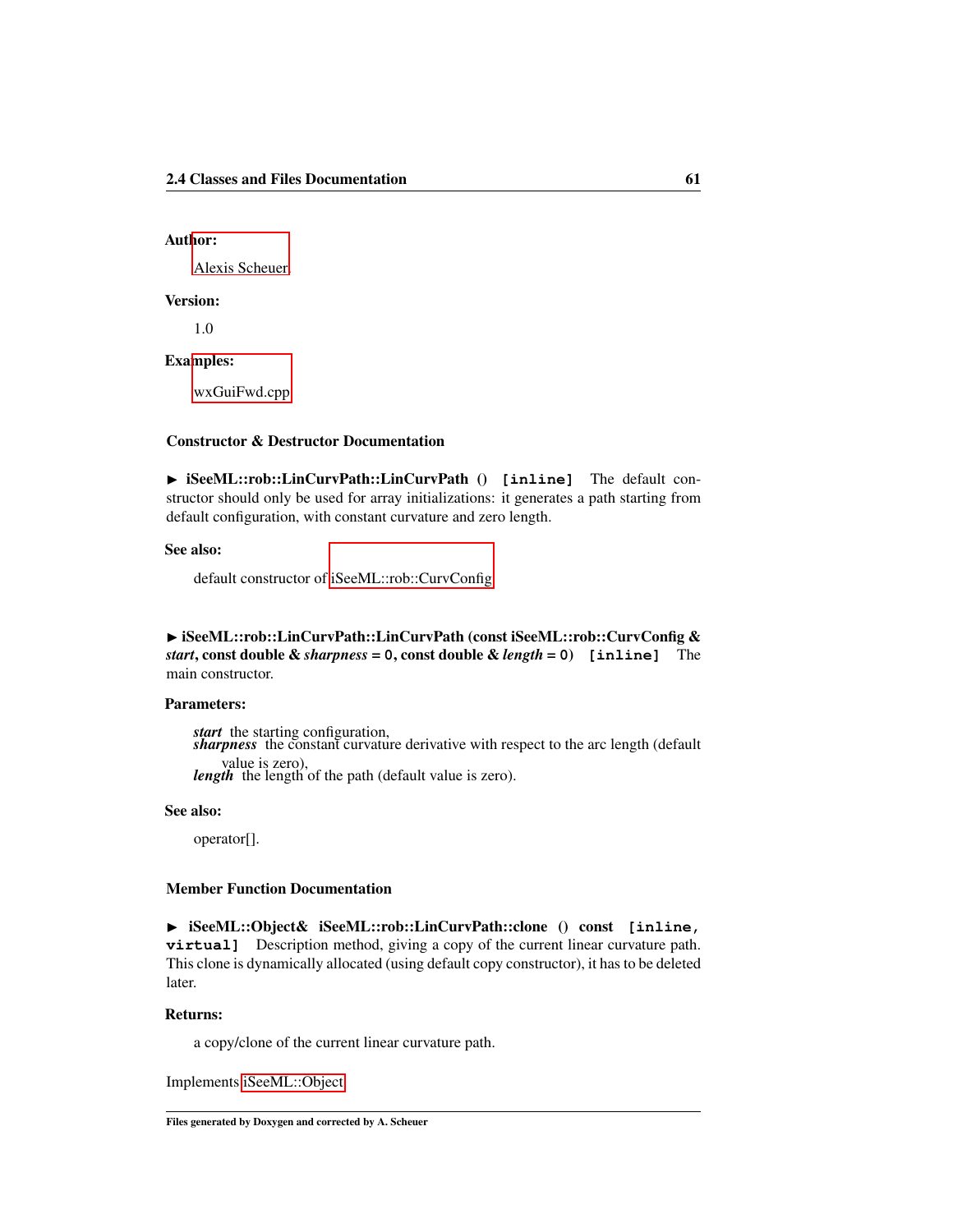**Author:**

Alexis Scheuer

**Version:**

1.0

**Examples:**

wxGuiFwd.cpp

### Constructor & Destructor Documentation

▶ **iSeeML::rob::LinCurvPath::LinCurvPath () `[inline]`** The default constructor should only be used for array initializations: it generates a path starting from default configuration, with constant curvature and zero length.

**See also:**

default constructor of iSeeML::rob::CurvConfig

▶ **iSeeML::rob::LinCurvPath::LinCurvPath (const iSeeML::rob::CurvConfig & *start*, const double & *sharpness* = `0`, const double & *length* = `0`) `[inline]`** The main constructor.

**Parameters:**

***start*** the starting configuration,
***sharpness*** the constant curvature derivative with respect to the arc length (default value is zero),
***length*** the length of the path (default value is zero).

**See also:**

operator[].

### Member Function Documentation

▶ **iSeeML::Object& iSeeML::rob::LinCurvPath::clone () const `[inline, virtual]`** Description method, giving a copy of the current linear curvature path. This clone is dynamically allocated (using default copy constructor), it has to be deleted later.

**Returns:**

a copy/clone of the current linear curvature path.

Implements iSeeML::Object.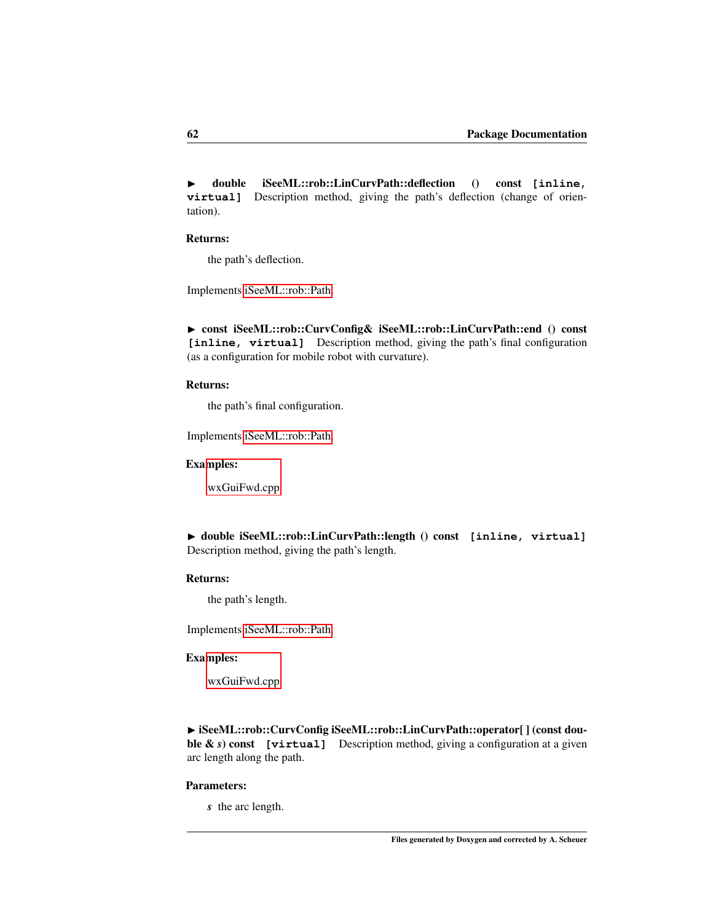▶ **double iSeeML::rob::LinCurvPath::deflection () const** `[inline, virtual]` Description method, giving the path's deflection (change of orientation).

**Returns:**

the path's deflection.

Implements iSeeML::rob::Path.

▶ **const iSeeML::rob::CurvConfig& iSeeML::rob::LinCurvPath::end () const** `[inline, virtual]` Description method, giving the path's final configuration (as a configuration for mobile robot with curvature).

**Returns:**

the path's final configuration.

Implements iSeeML::rob::Path.

**Examples:**

wxGuiFwd.cpp

▶ **double iSeeML::rob::LinCurvPath::length () const** `[inline, virtual]` Description method, giving the path's length.

**Returns:**

the path's length.

Implements iSeeML::rob::Path.

**Examples:**

wxGuiFwd.cpp

▶ **iSeeML::rob::CurvConfig iSeeML::rob::LinCurvPath::operator[ ] (const double & *s*) const** `[virtual]` Description method, giving a configuration at a given arc length along the path.

**Parameters:**

***s*** the arc length.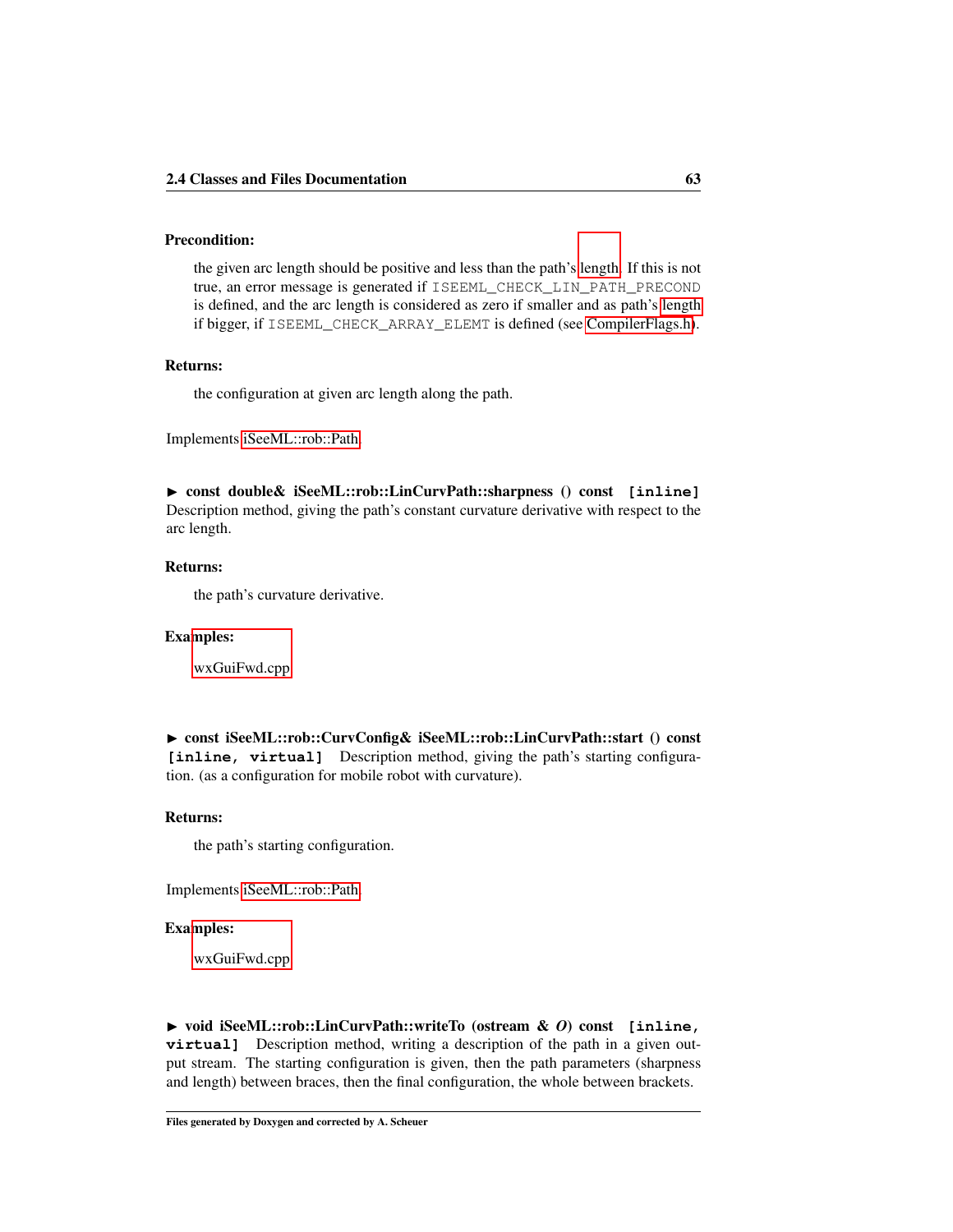**Precondition:**

the given arc length should be positive and less than the path's length. If this is not true, an error message is generated if `ISEEML_CHECK_LIN_PATH_PRECOND` is defined, and the arc length is considered as zero if smaller and as path's length if bigger, if `ISEEML_CHECK_ARRAY_ELEMT` is defined (see CompilerFlags.h).

**Returns:**

the configuration at given arc length along the path.

Implements iSeeML::rob::Path.

► **const double& iSeeML::rob::LinCurvPath::sharpness () const** `[inline]`
Description method, giving the path's constant curvature derivative with respect to the arc length.

**Returns:**

the path's curvature derivative.

**Examples:**

wxGuiFwd.cpp

► **const iSeeML::rob::CurvConfig& iSeeML::rob::LinCurvPath::start () const** `[inline, virtual]` Description method, giving the path's starting configuration. (as a configuration for mobile robot with curvature).

**Returns:**

the path's starting configuration.

Implements iSeeML::rob::Path.

**Examples:**

wxGuiFwd.cpp

► **void iSeeML::rob::LinCurvPath::writeTo (ostream & *O*) const** `[inline, virtual]` Description method, writing a description of the path in a given output stream. The starting configuration is given, then the path parameters (sharpness and length) between braces, then the final configuration, the whole between brackets.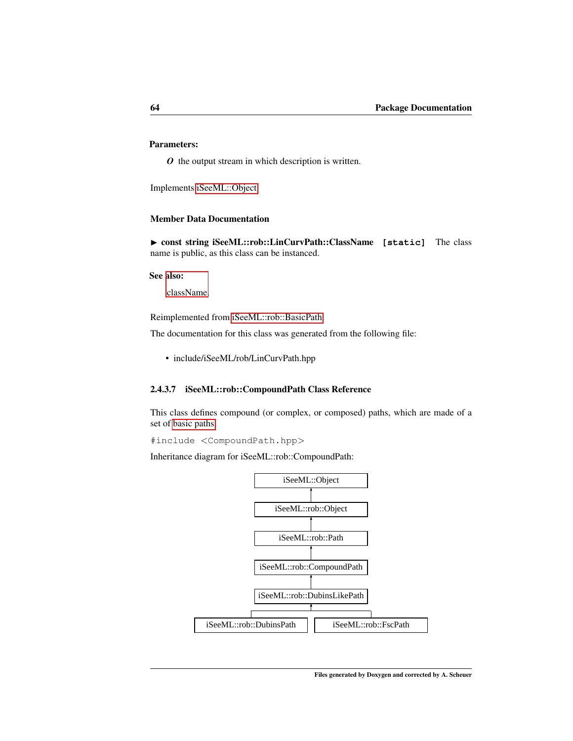**Parameters:**

*O* the output stream in which description is written.

Implements iSeeML::Object.

**Member Data Documentation**

▶ **const string iSeeML::rob::LinCurvPath::ClassName** `[static]` The class name is public, as this class can be instanced.

**See also:**

className.

Reimplemented from iSeeML::rob::BasicPath.

The documentation for this class was generated from the following file:

- include/iSeeML/rob/LinCurvPath.hpp

#### 2.4.3.7 iSeeML::rob::CompoundPath Class Reference

This class defines compound (or complex, or composed) paths, which are made of a set of basic paths.

```
#include <CompoundPath.hpp>
```

Inheritance diagram for iSeeML::rob::CompoundPath:

iSeeML::Object
iSeeML::rob::Object
iSeeML::rob::Path
iSeeML::rob::CompoundPath
iSeeML::rob::DubinsLikePath
iSeeML::rob::DubinsPath    iSeeML::rob::FscPath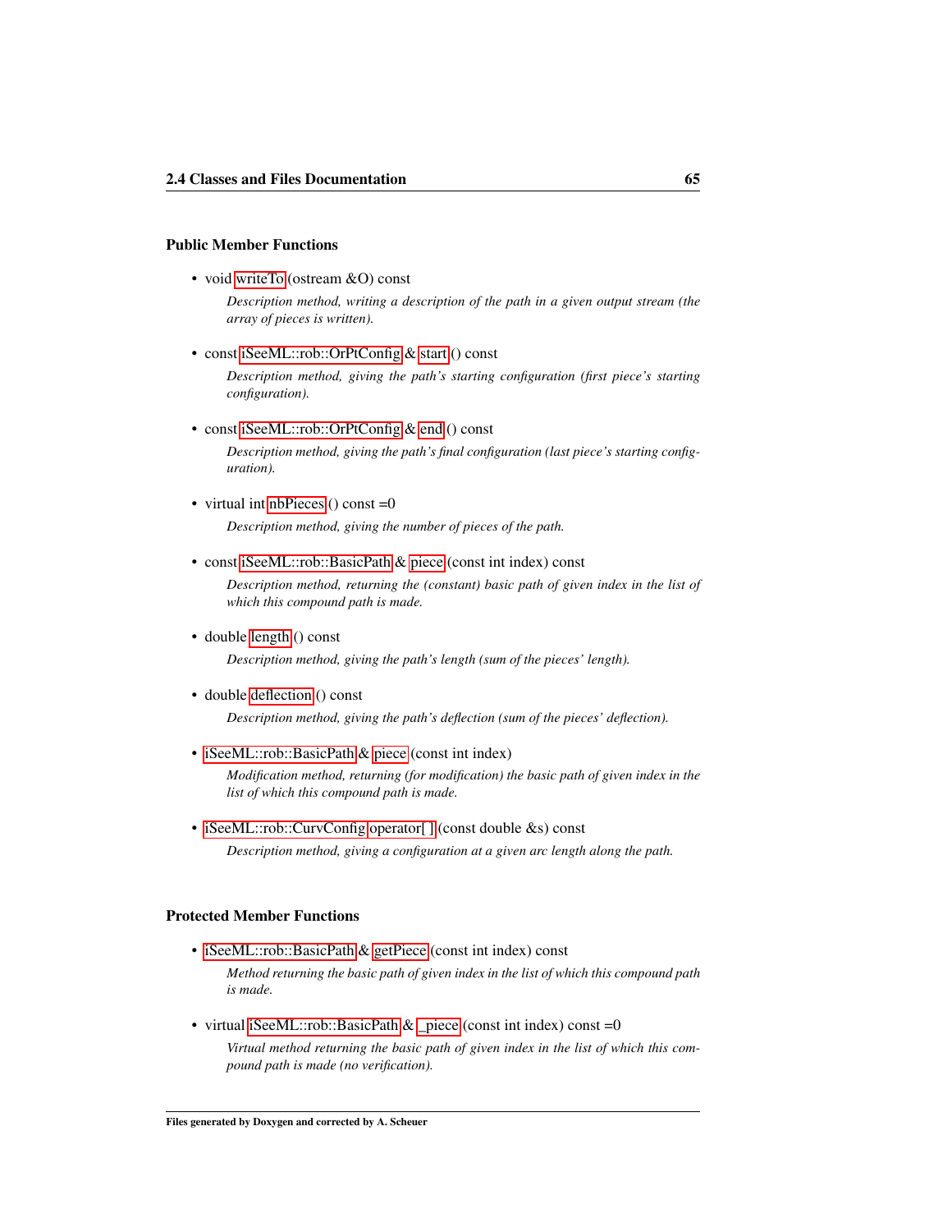#### Public Member Functions

- void writeTo (ostream &O) const

  *Description method, writing a description of the path in a given output stream (the array of pieces is written).*

- const iSeeML::rob::OrPtConfig & start () const

  *Description method, giving the path's starting configuration (first piece's starting configuration).*

- const iSeeML::rob::OrPtConfig & end () const

  *Description method, giving the path's final configuration (last piece's starting configuration).*

- virtual int nbPieces () const =0

  *Description method, giving the number of pieces of the path.*

- const iSeeML::rob::BasicPath & piece (const int index) const

  *Description method, returning the (constant) basic path of given index in the list of which this compound path is made.*

- double length () const

  *Description method, giving the path's length (sum of the pieces' length).*

- double deflection () const

  *Description method, giving the path's deflection (sum of the pieces' deflection).*

- iSeeML::rob::BasicPath & piece (const int index)

  *Modification method, returning (for modification) the basic path of given index in the list of which this compound path is made.*

- iSeeML::rob::CurvConfig operator[ ] (const double &s) const

  *Description method, giving a configuration at a given arc length along the path.*

#### Protected Member Functions

- iSeeML::rob::BasicPath & getPiece (const int index) const

  *Method returning the basic path of given index in the list of which this compound path is made.*

- virtual iSeeML::rob::BasicPath & _piece (const int index) const =0

  *Virtual method returning the basic path of given index in the list of which this compound path is made (no verification).*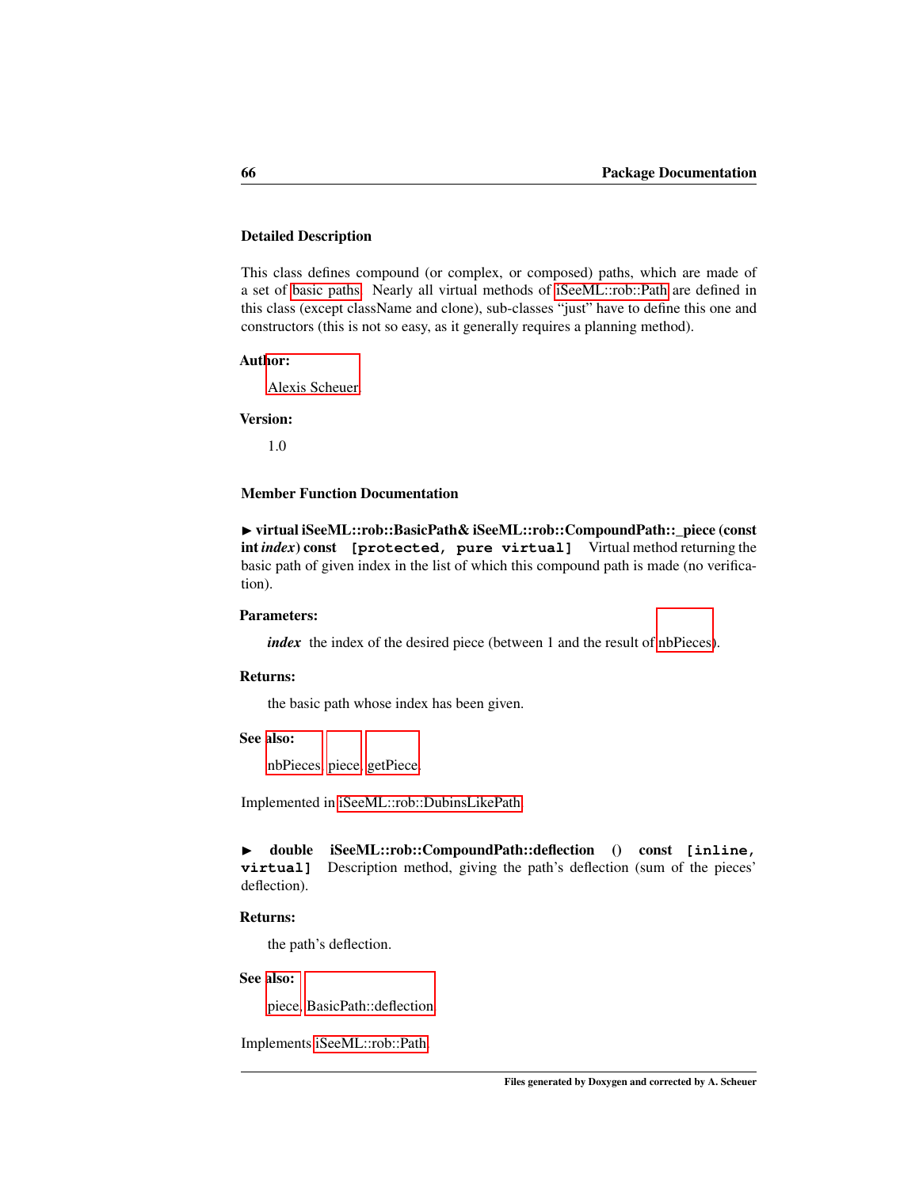#### Detailed Description

This class defines compound (or complex, or composed) paths, which are made of a set of basic paths. Nearly all virtual methods of iSeeML::rob::Path are defined in this class (except className and clone), sub-classes "just" have to define this one and constructors (this is not so easy, as it generally requires a planning method).

**Author:**

Alexis Scheuer

**Version:**

1.0

#### Member Function Documentation

► **virtual iSeeML::rob::BasicPath& iSeeML::rob::CompoundPath::_piece (const int *index*) const** `[protected, pure virtual]` Virtual method returning the basic path of given index in the list of which this compound path is made (no verification).

**Parameters:**

***index*** the index of the desired piece (between 1 and the result of nbPieces).

**Returns:**

the basic path whose index has been given.

**See also:**

nbPieces, piece, getPiece.

Implemented in iSeeML::rob::DubinsLikePath.

► **double iSeeML::rob::CompoundPath::deflection () const** `[inline, virtual]` Description method, giving the path's deflection (sum of the pieces' deflection).

**Returns:**

the path's deflection.

**See also:**

piece, BasicPath::deflection.

Implements iSeeML::rob::Path.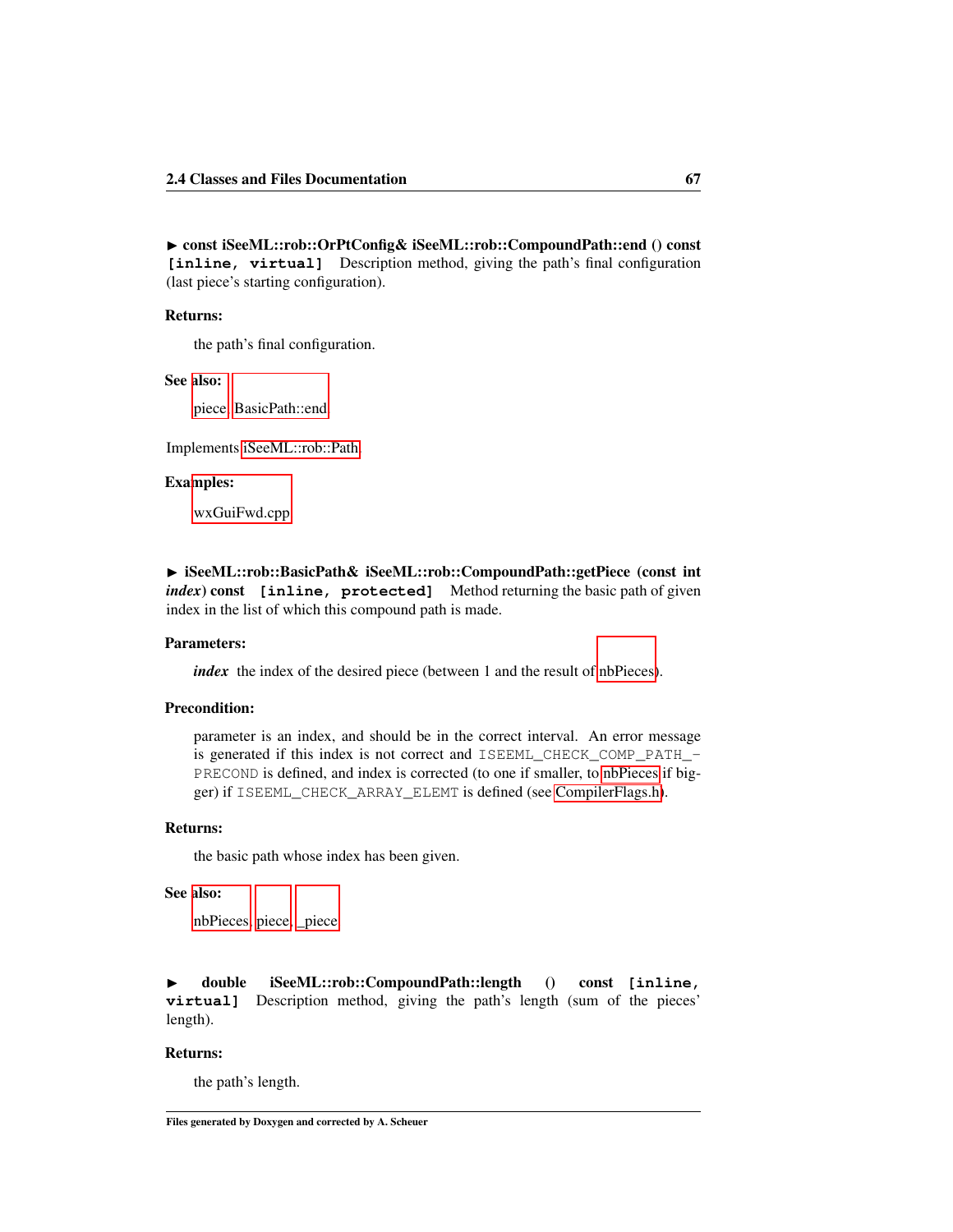► **const iSeeML::rob::OrPtConfig& iSeeML::rob::CompoundPath::end () const** `[inline, virtual]` Description method, giving the path's final configuration (last piece's starting configuration).

**Returns:**

the path's final configuration.

**See also:**

piece, BasicPath::end

Implements iSeeML::rob::Path.

**Examples:**

wxGuiFwd.cpp

► **iSeeML::rob::BasicPath& iSeeML::rob::CompoundPath::getPiece (const int** ***index*****) const** `[inline, protected]` Method returning the basic path of given index in the list of which this compound path is made.

**Parameters:**

***index*** the index of the desired piece (between 1 and the result of nbPieces).

**Precondition:**

parameter is an index, and should be in the correct interval. An error message is generated if this index is not correct and `ISEEML_CHECK_COMP_PATH_PRECOND` is defined, and index is corrected (to one if smaller, to nbPieces if bigger) if `ISEEML_CHECK_ARRAY_ELEMT` is defined (see CompilerFlags.h).

**Returns:**

the basic path whose index has been given.

**See also:**

nbPieces, piece, _piece

► **double iSeeML::rob::CompoundPath::length () const** `[inline, virtual]` Description method, giving the path's length (sum of the pieces' length).

**Returns:**

the path's length.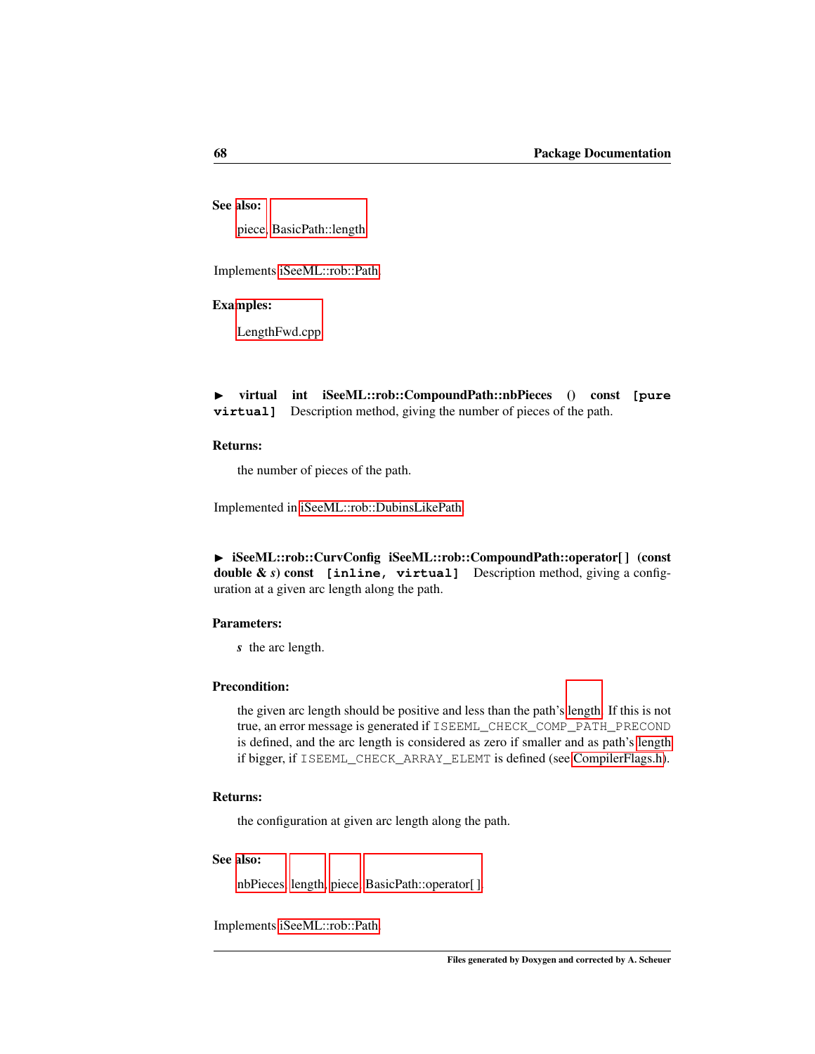**See also:**

piece, BasicPath::length

Implements iSeeML::rob::Path.

**Examples:**

LengthFwd.cpp.

► **virtual int iSeeML::rob::CompoundPath::nbPieces () const** `[pure virtual]` Description method, giving the number of pieces of the path.

**Returns:**

the number of pieces of the path.

Implemented in iSeeML::rob::DubinsLikePath.

► **iSeeML::rob::CurvConfig iSeeML::rob::CompoundPath::operator[ ] (const double & *s*) const** `[inline, virtual]` Description method, giving a configuration at a given arc length along the path.

**Parameters:**

*s* the arc length.

**Precondition:**

the given arc length should be positive and less than the path's length. If this is not true, an error message is generated if `ISEEML_CHECK_COMP_PATH_PRECOND` is defined, and the arc length is considered as zero if smaller and as path's length if bigger, if `ISEEML_CHECK_ARRAY_ELEMT` is defined (see CompilerFlags.h).

**Returns:**

the configuration at given arc length along the path.

**See also:**

nbPieces, length, piece, BasicPath::operator[ ].

Implements iSeeML::rob::Path.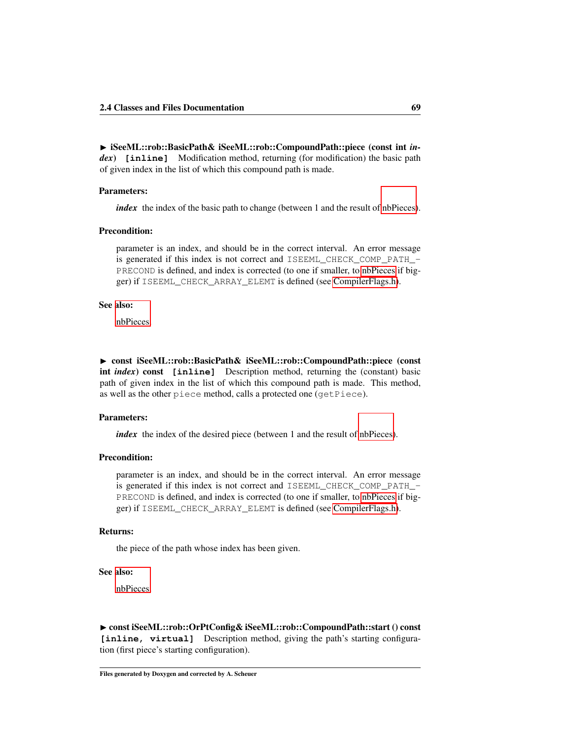► **iSeeML::rob::BasicPath& iSeeML::rob::CompoundPath::piece (const int *index*)** `[inline]` Modification method, returning (for modification) the basic path of given index in the list of which this compound path is made.

**Parameters:**

> ***index*** the index of the basic path to change (between 1 and the result of nbPieces).

**Precondition:**

> parameter is an index, and should be in the correct interval. An error message is generated if this index is not correct and `ISEEML_CHECK_COMP_PATH_PRECOND` is defined, and index is corrected (to one if smaller, to nbPieces if bigger) if `ISEEML_CHECK_ARRAY_ELEMT` is defined (see CompilerFlags.h).

**See also:**

> nbPieces

► **const iSeeML::rob::BasicPath& iSeeML::rob::CompoundPath::piece (const int *index*) const** `[inline]` Description method, returning the (constant) basic path of given index in the list of which this compound path is made. This method, as well as the other `piece` method, calls a protected one (`getPiece`).

**Parameters:**

> ***index*** the index of the desired piece (between 1 and the result of nbPieces).

**Precondition:**

> parameter is an index, and should be in the correct interval. An error message is generated if this index is not correct and `ISEEML_CHECK_COMP_PATH_PRECOND` is defined, and index is corrected (to one if smaller, to nbPieces if bigger) if `ISEEML_CHECK_ARRAY_ELEMT` is defined (see CompilerFlags.h).

**Returns:**

> the piece of the path whose index has been given.

**See also:**

> nbPieces

► **const iSeeML::rob::OrPtConfig& iSeeML::rob::CompoundPath::start () const** `[inline, virtual]` Description method, giving the path's starting configuration (first piece's starting configuration).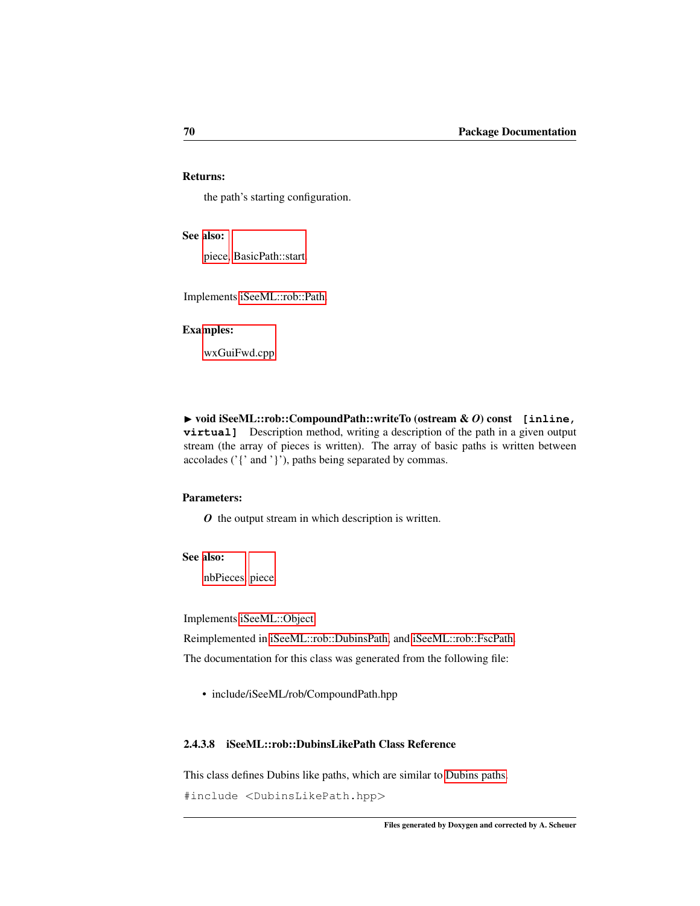**Returns:**

the path's starting configuration.

**See also:**

piece, BasicPath::start.

Implements iSeeML::rob::Path.

**Examples:**

wxGuiFwd.cpp.

▶ **void iSeeML::rob::CompoundPath::writeTo (ostream & *O*) const** `[inline, virtual]` Description method, writing a description of the path in a given output stream (the array of pieces is written). The array of basic paths is written between accolades ('{' and '}'), paths being separated by commas.

**Parameters:**

***O*** the output stream in which description is written.

**See also:**

nbPieces, piece.

Implements iSeeML::Object.

Reimplemented in iSeeML::rob::DubinsPath, and iSeeML::rob::FscPath.

The documentation for this class was generated from the following file:

- include/iSeeML/rob/CompoundPath.hpp

### 2.4.3.8 iSeeML::rob::DubinsLikePath Class Reference

This class defines Dubins like paths, which are similar to Dubins paths.

```
#include <DubinsLikePath.hpp>
```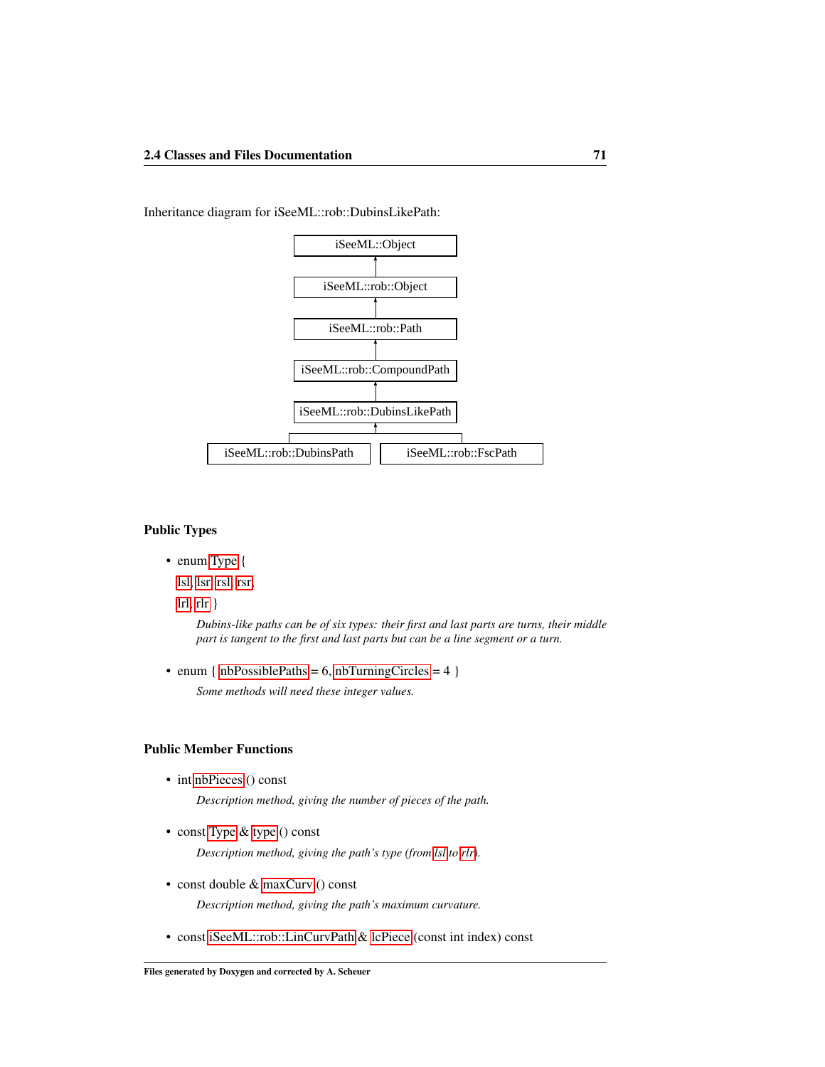Inheritance diagram for iSeeML::rob::DubinsLikePath:

```
                    iSeeML::Object
                          ^
                  iSeeML::rob::Object
                          ^
                   iSeeML::rob::Path
                          ^
               iSeeML::rob::CompoundPath
                          ^
              iSeeML::rob::DubinsLikePath
                          ^
              +-----------+-----------+
  iSeeML::rob::DubinsPath     iSeeML::rob::FscPath
```

### Public Types

- enum Type {
  lsl, lsr, rsl, rsr,
  lrl, rlr }

  *Dubins-like paths can be of six types: their first and last parts are turns, their middle part is tangent to the first and last parts but can be a line segment or a turn.*

- enum { nbPossiblePaths = 6, nbTurningCircles = 4 }

  *Some methods will need these integer values.*

### Public Member Functions

- int nbPieces () const

  *Description method, giving the number of pieces of the path.*

- const Type & type () const

  *Description method, giving the path's type (from lsl to rlr).*

- const double & maxCurv () const

  *Description method, giving the path's maximum curvature.*

- const iSeeML::rob::LinCurvPath & lcPiece (const int index) const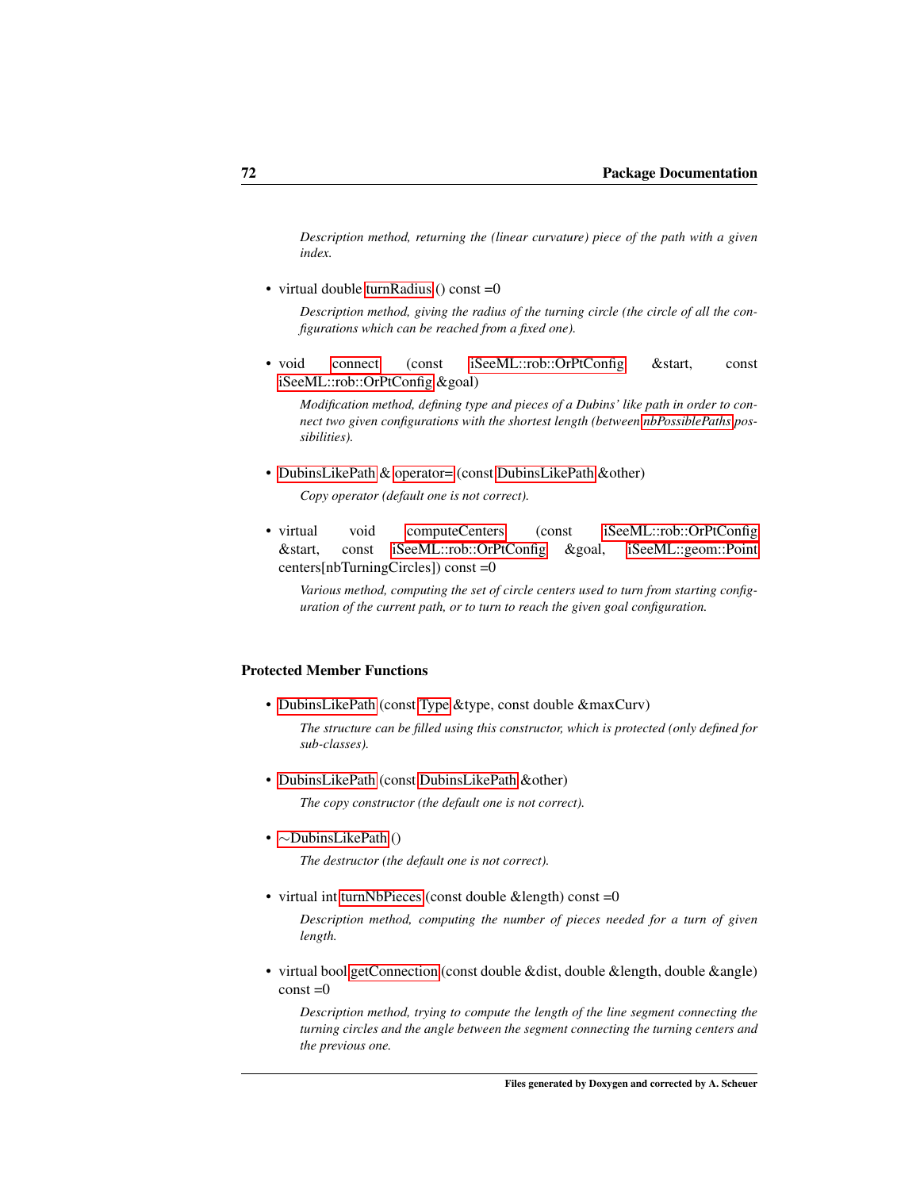*Description method, returning the (linear curvature) piece of the path with a given index.*

- virtual double turnRadius () const =0

  *Description method, giving the radius of the turning circle (the circle of all the configurations which can be reached from a fixed one).*

- void connect (const iSeeML::rob::OrPtConfig &start, const iSeeML::rob::OrPtConfig &goal)

  *Modification method, defining type and pieces of a Dubins' like path in order to connect two given configurations with the shortest length (between nbPossiblePaths possibilities).*

- DubinsLikePath & operator= (const DubinsLikePath &other)

  *Copy operator (default one is not correct).*

- virtual void computeCenters (const iSeeML::rob::OrPtConfig &start, const iSeeML::rob::OrPtConfig &goal, iSeeML::geom::Point centers[nbTurningCircles]) const =0

  *Various method, computing the set of circle centers used to turn from starting configuration of the current path, or to turn to reach the given goal configuration.*

### Protected Member Functions

- DubinsLikePath (const Type &type, const double &maxCurv)

  *The structure can be filled using this constructor, which is protected (only defined for sub-classes).*

- DubinsLikePath (const DubinsLikePath &other)

  *The copy constructor (the default one is not correct).*

- ∼DubinsLikePath ()

  *The destructor (the default one is not correct).*

- virtual int turnNbPieces (const double &length) const =0

  *Description method, computing the number of pieces needed for a turn of given length.*

- virtual bool getConnection (const double &dist, double &length, double &angle) const =0

  *Description method, trying to compute the length of the line segment connecting the turning circles and the angle between the segment connecting the turning centers and the previous one.*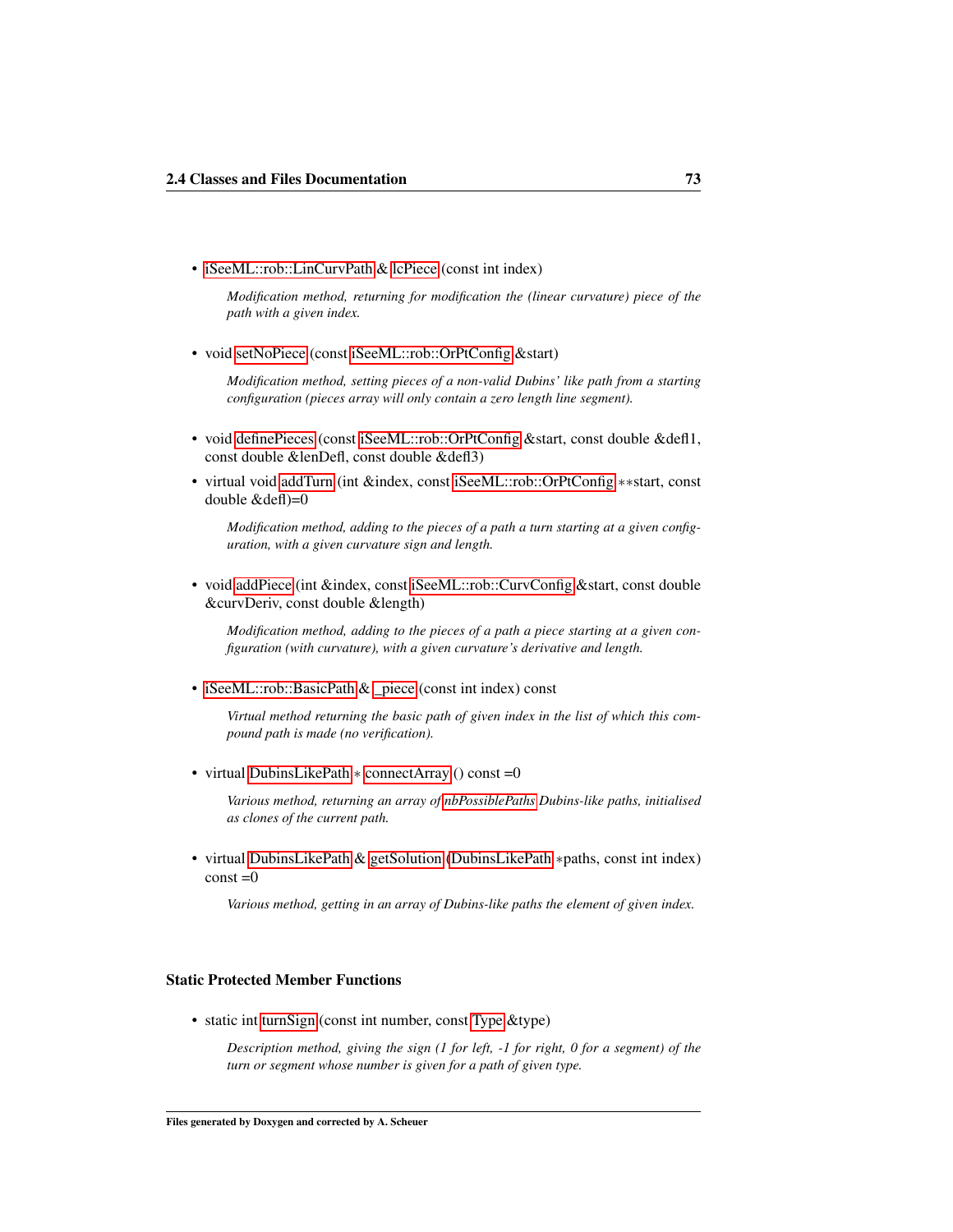- iSeeML::rob::LinCurvPath & lcPiece (const int index)

  *Modification method, returning for modification the (linear curvature) piece of the path with a given index.*

- void setNoPiece (const iSeeML::rob::OrPtConfig &start)

  *Modification method, setting pieces of a non-valid Dubins' like path from a starting configuration (pieces array will only contain a zero length line segment).*

- void definePieces (const iSeeML::rob::OrPtConfig &start, const double &defl1, const double &lenDefl, const double &defl3)
- virtual void addTurn (int &index, const iSeeML::rob::OrPtConfig **start, const double &defl)=0

  *Modification method, adding to the pieces of a path a turn starting at a given configuration, with a given curvature sign and length.*

- void addPiece (int &index, const iSeeML::rob::CurvConfig &start, const double &curvDeriv, const double &length)

  *Modification method, adding to the pieces of a path a piece starting at a given configuration (with curvature), with a given curvature's derivative and length.*

- iSeeML::rob::BasicPath & _piece (const int index) const

  *Virtual method returning the basic path of given index in the list of which this compound path is made (no verification).*

- virtual DubinsLikePath * connectArray () const =0

  *Various method, returning an array of nbPossiblePaths Dubins-like paths, initialised as clones of the current path.*

- virtual DubinsLikePath & getSolution (DubinsLikePath *paths, const int index) const =0

  *Various method, getting in an array of Dubins-like paths the element of given index.*

### Static Protected Member Functions

- static int turnSign (const int number, const Type &type)

  *Description method, giving the sign (1 for left, -1 for right, 0 for a segment) of the turn or segment whose number is given for a path of given type.*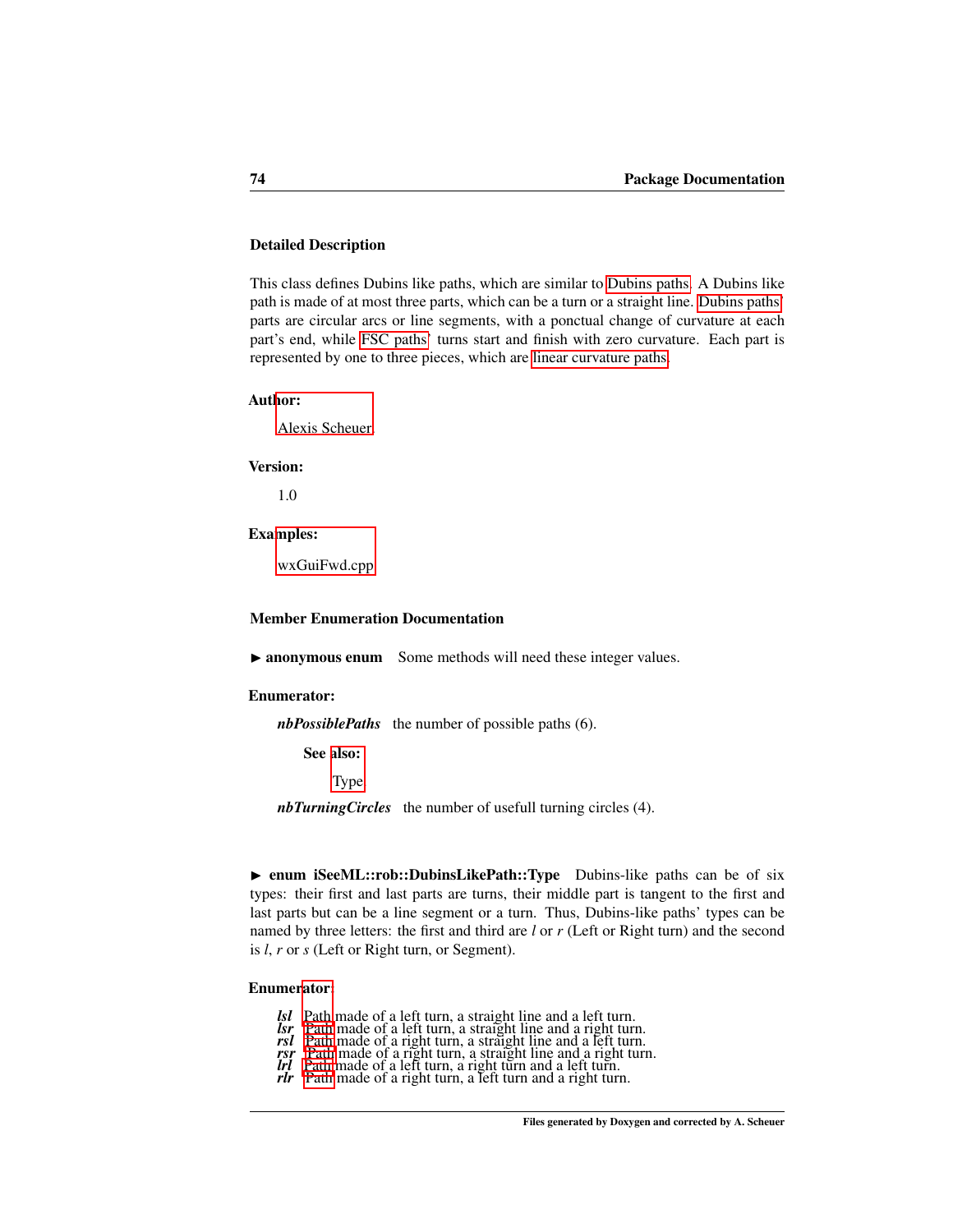### Detailed Description

This class defines Dubins like paths, which are similar to Dubins paths. A Dubins like path is made of at most three parts, which can be a turn or a straight line. Dubins paths' parts are circular arcs or line segments, with a ponctual change of curvature at each part's end, while FSC paths' turns start and finish with zero curvature. Each part is represented by one to three pieces, which are linear curvature paths.

**Author:**

Alexis Scheuer

**Version:**

1.0

**Examples:**

wxGuiFwd.cpp

### Member Enumeration Documentation

▶ **anonymous enum** Some methods will need these integer values.

**Enumerator:**

***nbPossiblePaths*** the number of possible paths (6).

**See also:**

Type

***nbTurningCircles*** the number of usefull turning circles (4).

▶ **enum iSeeML::rob::DubinsLikePath::Type** Dubins-like paths can be of six types: their first and last parts are turns, their middle part is tangent to the first and last parts but can be a line segment or a turn. Thus, Dubins-like paths' types can be named by three letters: the first and third are *l* or *r* (Left or Right turn) and the second is *l*, *r* or *s* (Left or Right turn, or Segment).

**Enumerator:**

- ***lsl*** Path made of a left turn, a straight line and a left turn.
- ***lsr*** Path made of a left turn, a straight line and a right turn.
- ***rsl*** Path made of a right turn, a straight line and a left turn.
- ***rsr*** Path made of a right turn, a straight line and a right turn.
- ***lrl*** Path made of a left turn, a right turn and a left turn.
- ***rlr*** Path made of a right turn, a left turn and a right turn.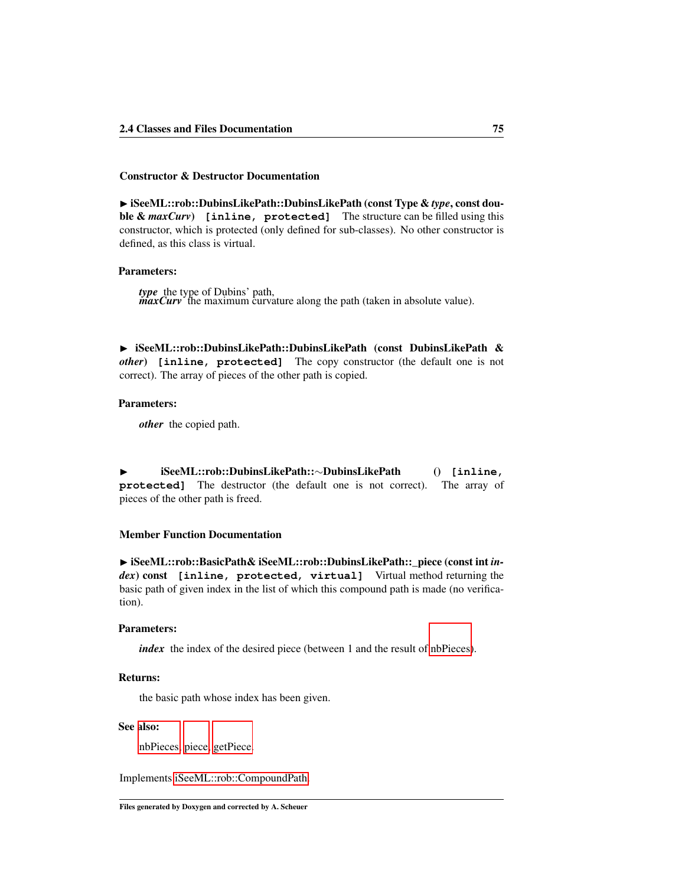#### Constructor & Destructor Documentation

▶ **iSeeML::rob::DubinsLikePath::DubinsLikePath (const Type & *type*, const double & *maxCurv*)** `[inline, protected]` The structure can be filled using this constructor, which is protected (only defined for sub-classes). No other constructor is defined, as this class is virtual.

**Parameters:**

***type*** the type of Dubins' path,
***maxCurv*** the maximum curvature along the path (taken in absolute value).

▶ **iSeeML::rob::DubinsLikePath::DubinsLikePath (const DubinsLikePath & *other*)** `[inline, protected]` The copy constructor (the default one is not correct). The array of pieces of the other path is copied.

**Parameters:**

***other*** the copied path.

▶ **iSeeML::rob::DubinsLikePath::∼DubinsLikePath ()** `[inline, protected]` The destructor (the default one is not correct). The array of pieces of the other path is freed.

#### Member Function Documentation

▶ **iSeeML::rob::BasicPath& iSeeML::rob::DubinsLikePath::_piece (const int *index*) const** `[inline, protected, virtual]` Virtual method returning the basic path of given index in the list of which this compound path is made (no verification).

**Parameters:**

***index*** the index of the desired piece (between 1 and the result of nbPieces).

**Returns:**

the basic path whose index has been given.

**See also:**

nbPieces, piece, getPiece.

Implements iSeeML::rob::CompoundPath.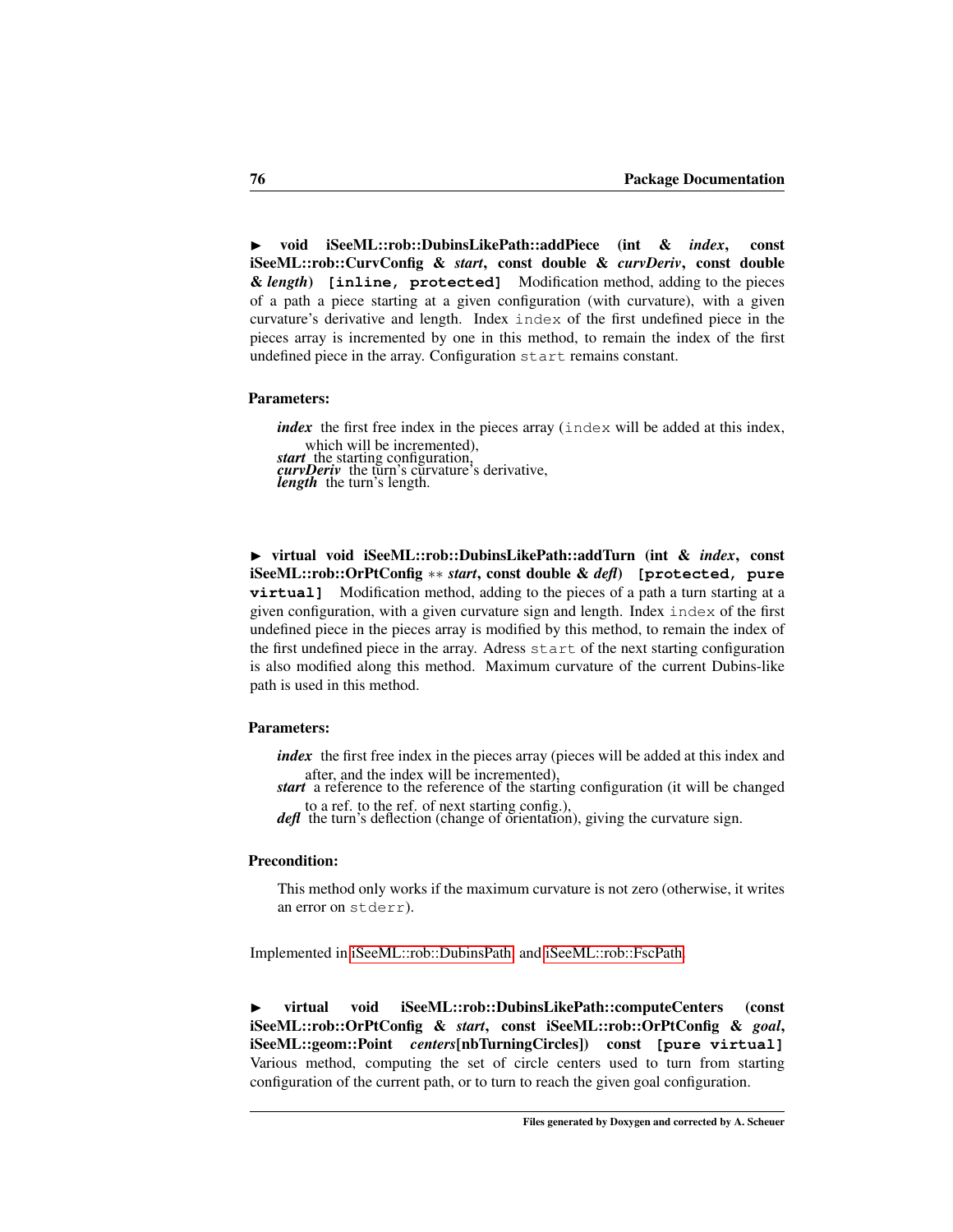► **void iSeeML::rob::DubinsLikePath::addPiece (int & *index*, const iSeeML::rob::CurvConfig & *start*, const double & *curvDeriv*, const double & *length*) `[inline, protected]`** Modification method, adding to the pieces of a path a piece starting at a given configuration (with curvature), with a given curvature's derivative and length. Index `index` of the first undefined piece in the pieces array is incremented by one in this method, to remain the index of the first undefined piece in the array. Configuration `start` remains constant.

**Parameters:**

- ***index*** the first free index in the pieces array (`index` will be added at this index, which will be incremented),
- ***start*** the starting configuration,
- ***curvDeriv*** the turn's curvature's derivative,
- ***length*** the turn's length.

► **virtual void iSeeML::rob::DubinsLikePath::addTurn (int & *index*, const iSeeML::rob::OrPtConfig \*\* *start*, const double & *defl*) `[protected, pure virtual]`** Modification method, adding to the pieces of a path a turn starting at a given configuration, with a given curvature sign and length. Index `index` of the first undefined piece in the pieces array is modified by this method, to remain the index of the first undefined piece in the array. Adress `start` of the next starting configuration is also modified along this method. Maximum curvature of the current Dubins-like path is used in this method.

**Parameters:**

- ***index*** the first free index in the pieces array (pieces will be added at this index and after, and the index will be incremented),
- ***start*** a reference to the reference of the starting configuration (it will be changed to a ref. to the ref. of next starting config.),
- ***defl*** the turn's deflection (change of orientation), giving the curvature sign.

**Precondition:**

This method only works if the maximum curvature is not zero (otherwise, it writes an error on `stderr`).

Implemented in iSeeML::rob::DubinsPath, and iSeeML::rob::FscPath.

► **virtual void iSeeML::rob::DubinsLikePath::computeCenters (const iSeeML::rob::OrPtConfig & *start*, const iSeeML::rob::OrPtConfig & *goal*, iSeeML::geom::Point *centers*[nbTurningCircles]) const `[pure virtual]`** Various method, computing the set of circle centers used to turn from starting configuration of the current path, or to turn to reach the given goal configuration.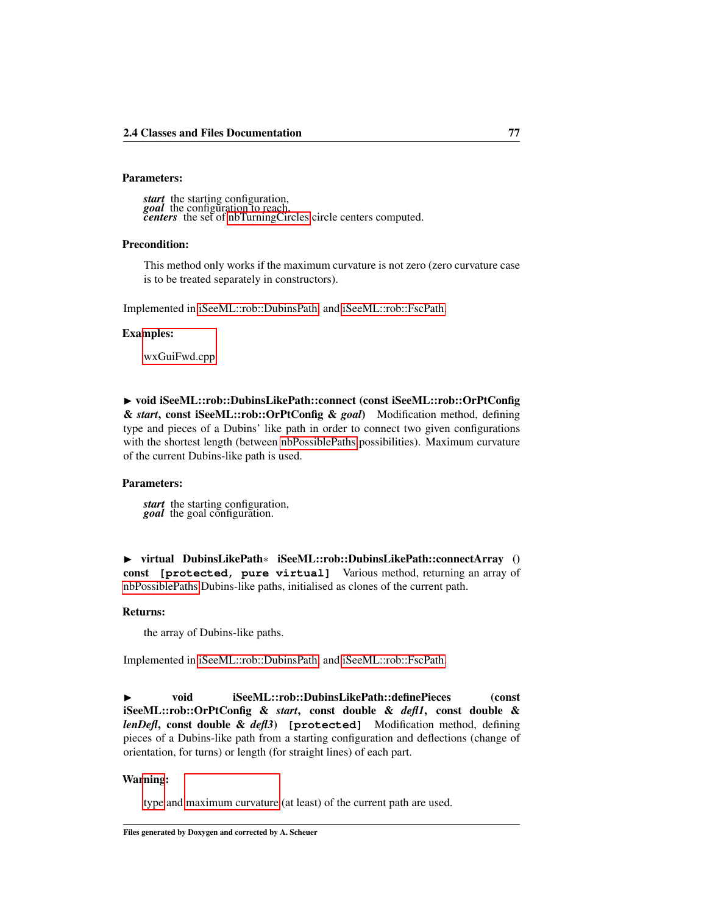**Parameters:**

> ***start*** the starting configuration,
> ***goal*** the configuration to reach,
> ***centers*** the set of nbTurningCircles circle centers computed.

**Precondition:**

> This method only works if the maximum curvature is not zero (zero curvature case is to be treated separately in constructors).

Implemented in iSeeML::rob::DubinsPath, and iSeeML::rob::FscPath.

**Examples:**

> wxGuiFwd.cpp

► **void iSeeML::rob::DubinsLikePath::connect (const iSeeML::rob::OrPtConfig & *start*, const iSeeML::rob::OrPtConfig & *goal*)** Modification method, defining type and pieces of a Dubins' like path in order to connect two given configurations with the shortest length (between nbPossiblePaths possibilities). Maximum curvature of the current Dubins-like path is used.

**Parameters:**

> ***start*** the starting configuration,
> ***goal*** the goal configuration.

► **virtual DubinsLikePath∗ iSeeML::rob::DubinsLikePath::connectArray () const `[protected, pure virtual]`** Various method, returning an array of nbPossiblePaths Dubins-like paths, initialised as clones of the current path.

**Returns:**

> the array of Dubins-like paths.

Implemented in iSeeML::rob::DubinsPath, and iSeeML::rob::FscPath.

► **void iSeeML::rob::DubinsLikePath::definePieces (const iSeeML::rob::OrPtConfig & *start*, const double & *defl1*, const double & *lenDefl*, const double & *defl3*) `[protected]`** Modification method, defining pieces of a Dubins-like path from a starting configuration and deflections (change of orientation, for turns) or length (for straight lines) of each part.

**Warning:**

> type and maximum curvature (at least) of the current path are used.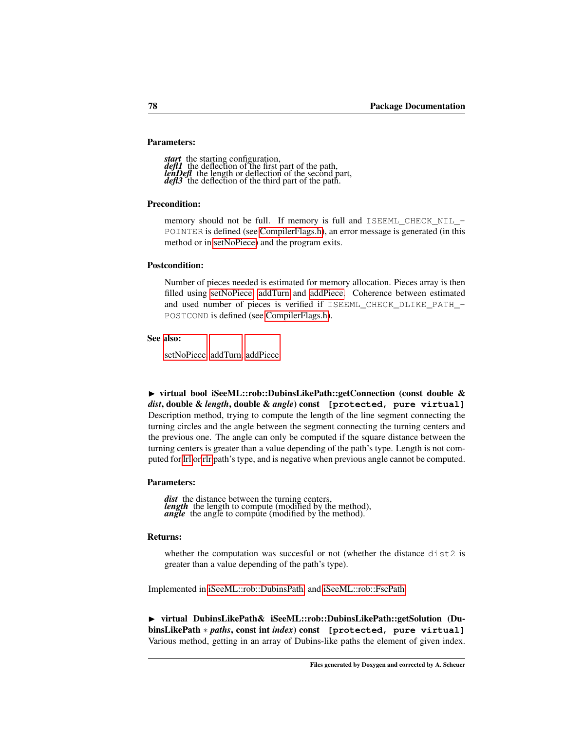**Parameters:**

***start*** the starting configuration,
***defl1*** the deflection of the first part of the path,
***lenDefl*** the length or deflection of the second part,
***defl3*** the deflection of the third part of the path.

**Precondition:**

memory should not be full. If memory is full and `ISEEML_CHECK_NIL_POINTER` is defined (see CompilerFlags.h), an error message is generated (in this method or in setNoPiece) and the program exits.

**Postcondition:**

Number of pieces needed is estimated for memory allocation. Pieces array is then filled using setNoPiece, addTurn and addPiece. Coherence between estimated and used number of pieces is verified if `ISEEML_CHECK_DLIKE_PATH_POSTCOND` is defined (see CompilerFlags.h).

**See also:**

setNoPiece, addTurn, addPiece

► **virtual bool iSeeML::rob::DubinsLikePath::getConnection (const double & *dist*, double & *length*, double & *angle*) const** `[protected, pure virtual]`
Description method, trying to compute the length of the line segment connecting the turning circles and the angle between the segment connecting the turning centers and the previous one. The angle can only be computed if the square distance between the turning centers is greater than a value depending of the path's type. Length is not computed for lrl or rlr path's type, and is negative when previous angle cannot be computed.

**Parameters:**

***dist*** the distance between the turning centers,
***length*** the length to compute (modified by the method),
***angle*** the angle to compute (modified by the method).

**Returns:**

whether the computation was succesful or not (whether the distance `dist2` is greater than a value depending of the path's type).

Implemented in iSeeML::rob::DubinsPath, and iSeeML::rob::FscPath.

► **virtual DubinsLikePath& iSeeML::rob::DubinsLikePath::getSolution (DubinsLikePath * *paths*, const int *index*) const** `[protected, pure virtual]`
Various method, getting in an array of Dubins-like paths the element of given index.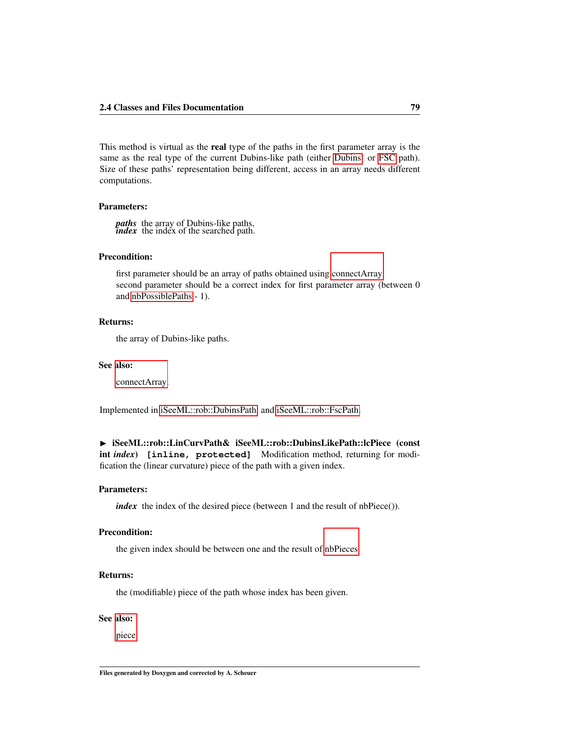This method is virtual as the **real** type of the paths in the first parameter array is the same as the real type of the current Dubins-like path (either Dubins or FSC path). Size of these paths' representation being different, access in an array needs different computations.

**Parameters:**

***paths*** the array of Dubins-like paths,
***index*** the index of the searched path.

**Precondition:**

first parameter should be an array of paths obtained using connectArray
second parameter should be a correct index for first parameter array (between 0 and nbPossiblePaths - 1).

**Returns:**

the array of Dubins-like paths.

**See also:**

connectArray.

Implemented in iSeeML::rob::DubinsPath, and iSeeML::rob::FscPath.

▶ **iSeeML::rob::LinCurvPath& iSeeML::rob::DubinsLikePath::lcPiece (const int *index*)** `[inline, protected]` Modification method, returning for modification the (linear curvature) piece of the path with a given index.

**Parameters:**

***index*** the index of the desired piece (between 1 and the result of nbPiece()).

**Precondition:**

the given index should be between one and the result of nbPieces

**Returns:**

the (modifiable) piece of the path whose index has been given.

**See also:**

piece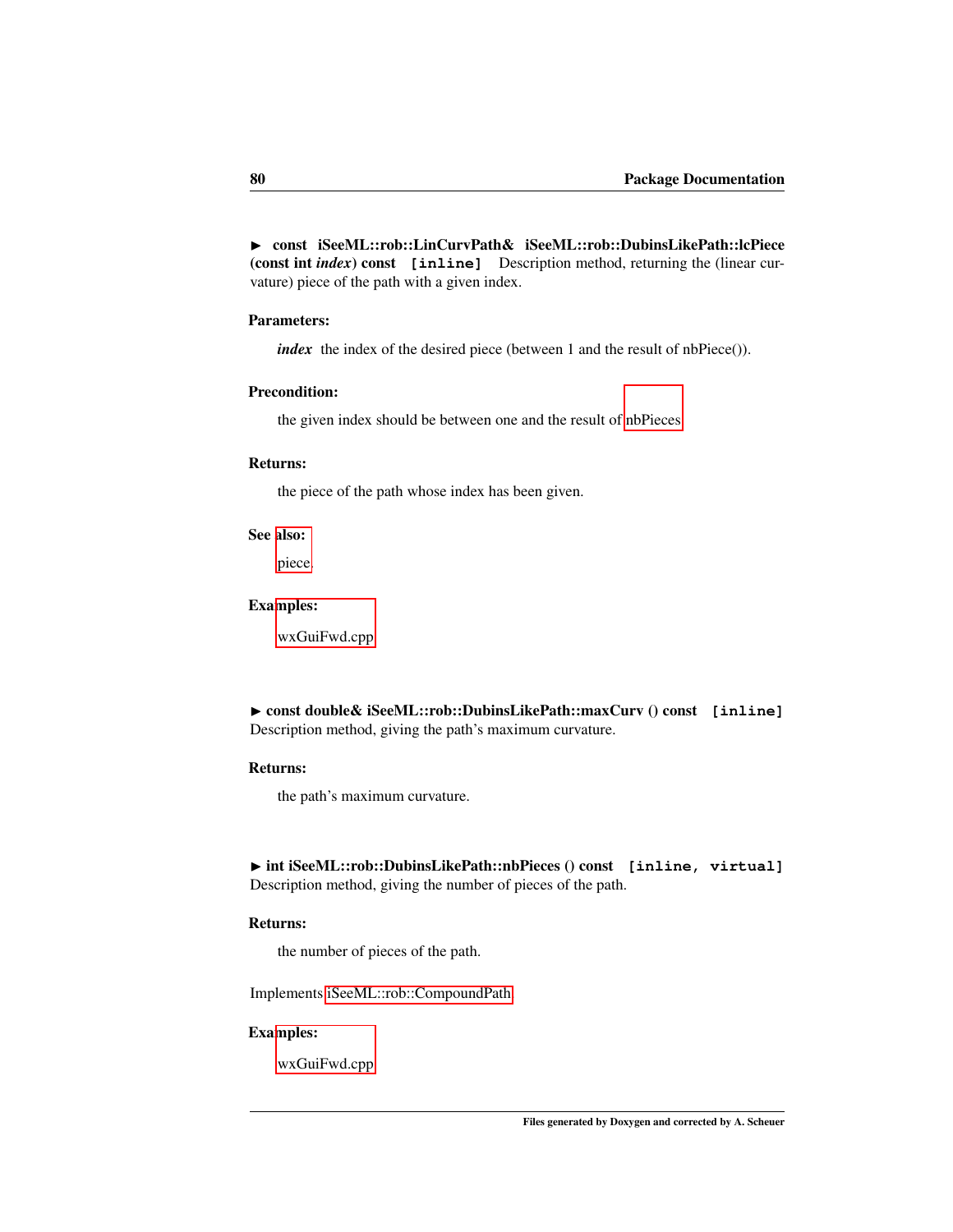► **const iSeeML::rob::LinCurvPath& iSeeML::rob::DubinsLikePath::lcPiece (const int *index*) const** `[inline]` Description method, returning the (linear curvature) piece of the path with a given index.

**Parameters:**

*index* the index of the desired piece (between 1 and the result of nbPiece()).

**Precondition:**

the given index should be between one and the result of nbPieces

**Returns:**

the piece of the path whose index has been given.

**See also:**

piece.

**Examples:**

wxGuiFwd.cpp

► **const double& iSeeML::rob::DubinsLikePath::maxCurv () const** `[inline]`
Description method, giving the path's maximum curvature.

**Returns:**

the path's maximum curvature.

► **int iSeeML::rob::DubinsLikePath::nbPieces () const** `[inline, virtual]`
Description method, giving the number of pieces of the path.

**Returns:**

the number of pieces of the path.

Implements iSeeML::rob::CompoundPath.

**Examples:**

wxGuiFwd.cpp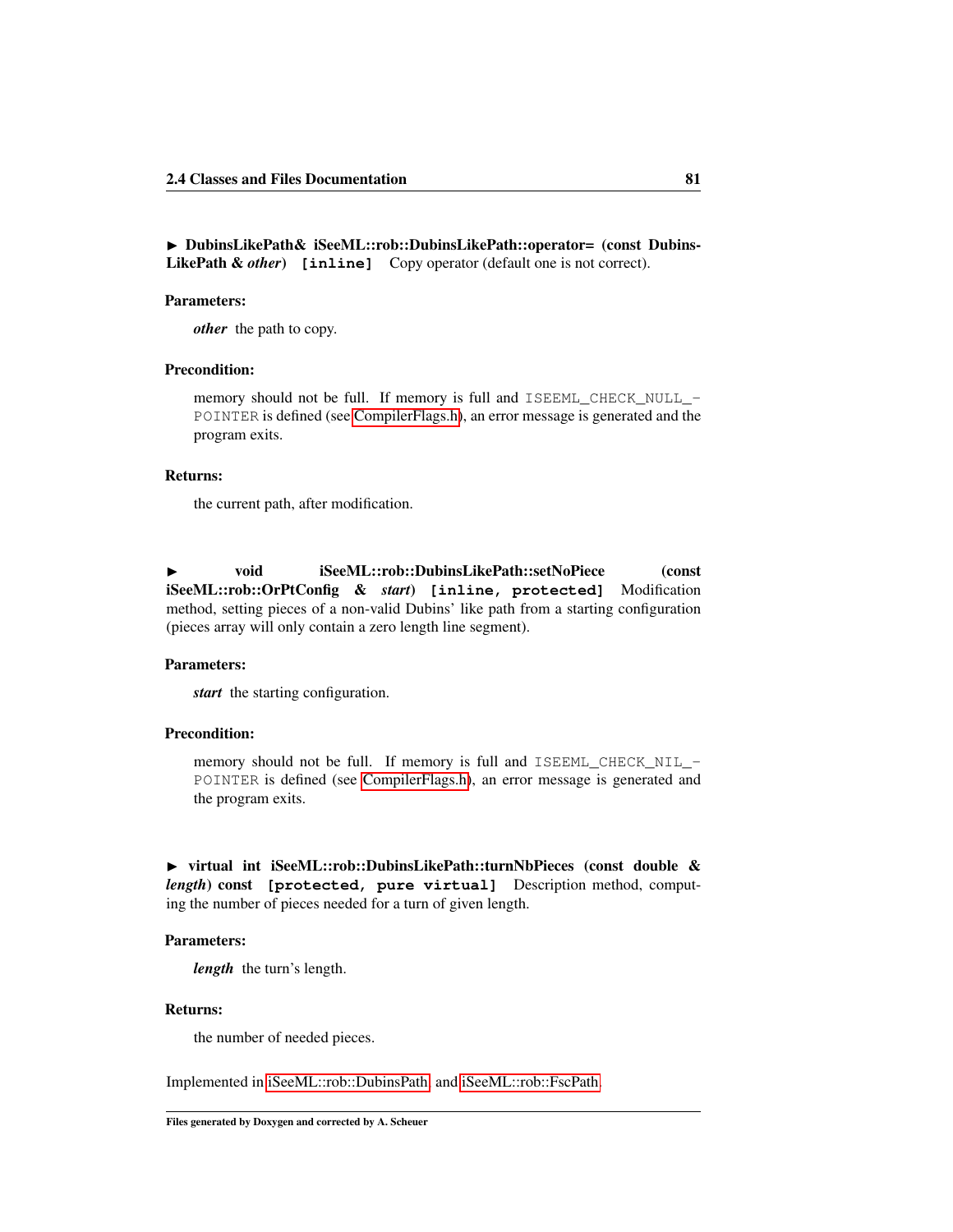► **DubinsLikePath& iSeeML::rob::DubinsLikePath::operator= (const DubinsLikePath & *other*)** `[inline]` Copy operator (default one is not correct).

**Parameters:**

> ***other*** the path to copy.

**Precondition:**

> memory should not be full. If memory is full and `ISEEML_CHECK_NULL_POINTER` is defined (see CompilerFlags.h), an error message is generated and the program exits.

**Returns:**

> the current path, after modification.

► **void iSeeML::rob::DubinsLikePath::setNoPiece (const iSeeML::rob::OrPtConfig & *start*)** `[inline, protected]` Modification method, setting pieces of a non-valid Dubins' like path from a starting configuration (pieces array will only contain a zero length line segment).

**Parameters:**

> ***start*** the starting configuration.

**Precondition:**

> memory should not be full. If memory is full and `ISEEML_CHECK_NIL_POINTER` is defined (see CompilerFlags.h), an error message is generated and the program exits.

► **virtual int iSeeML::rob::DubinsLikePath::turnNbPieces (const double & *length*) const** `[protected, pure virtual]` Description method, computing the number of pieces needed for a turn of given length.

**Parameters:**

> ***length*** the turn's length.

**Returns:**

> the number of needed pieces.

Implemented in iSeeML::rob::DubinsPath, and iSeeML::rob::FscPath.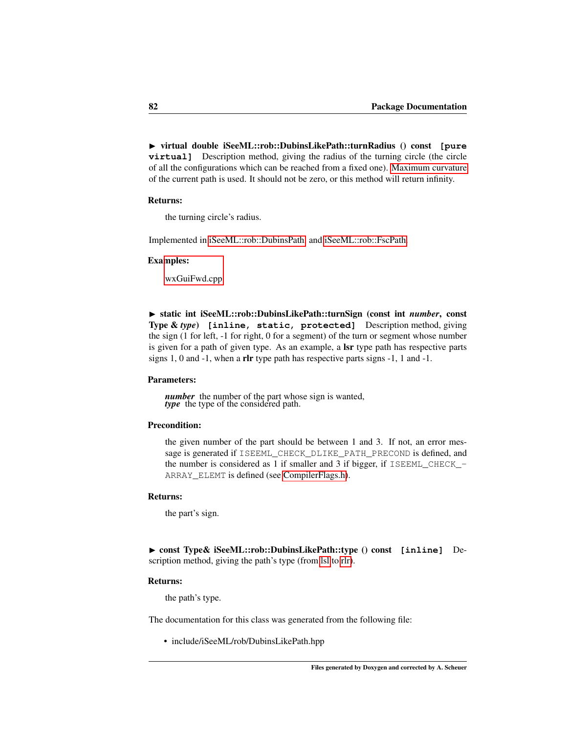▶ **virtual double iSeeML::rob::DubinsLikePath::turnRadius () const** `[pure virtual]` Description method, giving the radius of the turning circle (the circle of all the configurations which can be reached from a fixed one). Maximum curvature of the current path is used. It should not be zero, or this method will return infinity.

**Returns:**

the turning circle's radius.

Implemented in iSeeML::rob::DubinsPath, and iSeeML::rob::FscPath.

**Examples:**

wxGuiFwd.cpp.

▶ **static int iSeeML::rob::DubinsLikePath::turnSign (const int** ***number*****, const Type &** ***type*****)** `[inline, static, protected]` Description method, giving the sign (1 for left, -1 for right, 0 for a segment) of the turn or segment whose number is given for a path of given type. As an example, a **lsr** type path has respective parts signs 1, 0 and -1, when a **rlr** type path has respective parts signs -1, 1 and -1.

**Parameters:**

***number*** the number of the part whose sign is wanted,
***type*** the type of the considered path.

**Precondition:**

the given number of the part should be between 1 and 3. If not, an error message is generated if `ISEEML_CHECK_DLIKE_PATH_PRECOND` is defined, and the number is considered as 1 if smaller and 3 if bigger, if `ISEEML_CHECK_ARRAY_ELEMT` is defined (see CompilerFlags.h).

**Returns:**

the part's sign.

▶ **const Type& iSeeML::rob::DubinsLikePath::type () const** `[inline]` Description method, giving the path's type (from lsl to rlr).

**Returns:**

the path's type.

The documentation for this class was generated from the following file:

- include/iSeeML/rob/DubinsLikePath.hpp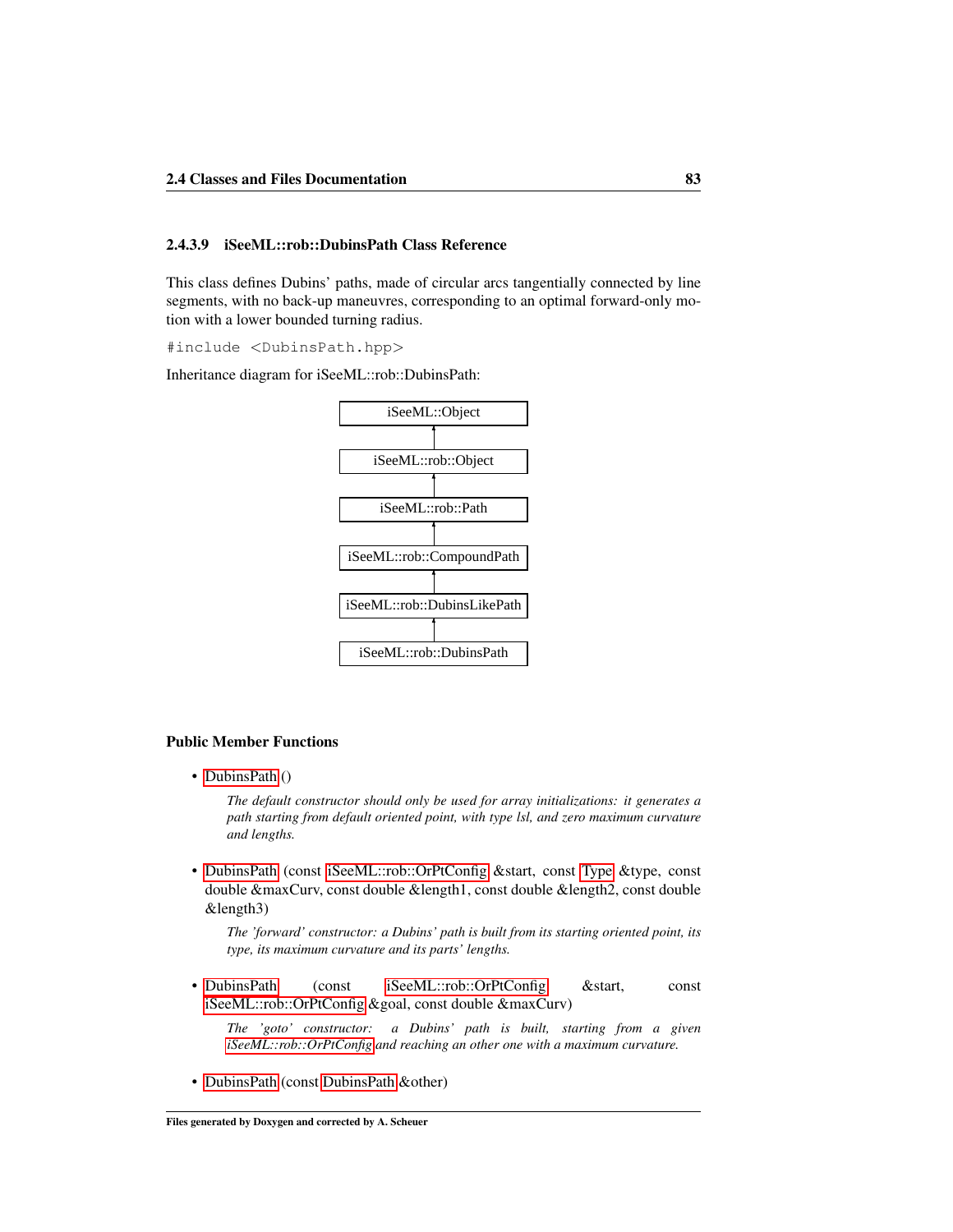#### 2.4.3.9 iSeeML::rob::DubinsPath Class Reference

This class defines Dubins' paths, made of circular arcs tangentially connected by line segments, with no back-up maneuvres, corresponding to an optimal forward-only motion with a lower bounded turning radius.

```
#include <DubinsPath.hpp>
```

Inheritance diagram for iSeeML::rob::DubinsPath:

iSeeML::Object
↑
iSeeML::rob::Object
↑
iSeeML::rob::Path
↑
iSeeML::rob::CompoundPath
↑
iSeeML::rob::DubinsLikePath
↑
iSeeML::rob::DubinsPath

**Public Member Functions**

- DubinsPath ()

  *The default constructor should only be used for array initializations: it generates a path starting from default oriented point, with type lsl, and zero maximum curvature and lengths.*

- DubinsPath (const iSeeML::rob::OrPtConfig &start, const Type &type, const double &maxCurv, const double &length1, const double &length2, const double &length3)

  *The 'forward' constructor: a Dubins' path is built from its starting oriented point, its type, its maximum curvature and its parts' lengths.*

- DubinsPath (const iSeeML::rob::OrPtConfig &start, const iSeeML::rob::OrPtConfig &goal, const double &maxCurv)

  *The 'goto' constructor: a Dubins' path is built, starting from a given iSeeML::rob::OrPtConfig and reaching an other one with a maximum curvature.*

- DubinsPath (const DubinsPath &other)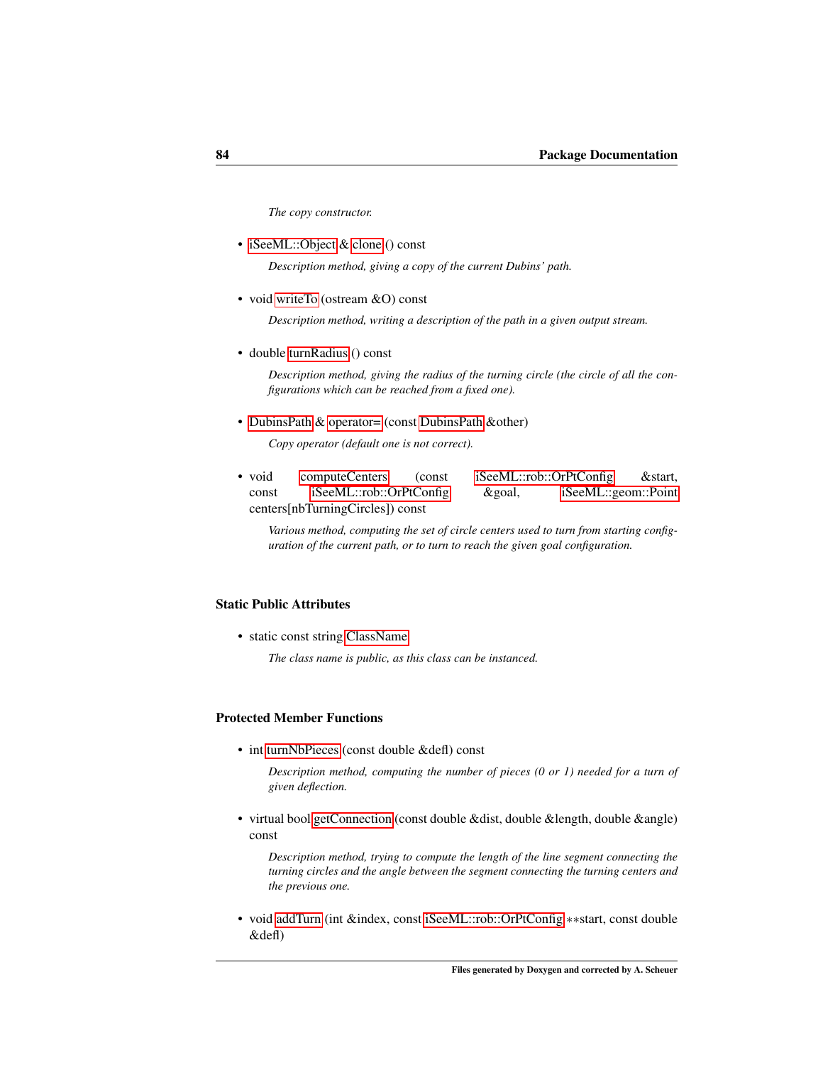*The copy constructor.*

- iSeeML::Object & clone () const

  *Description method, giving a copy of the current Dubins' path.*

- void writeTo (ostream &O) const

  *Description method, writing a description of the path in a given output stream.*

- double turnRadius () const

  *Description method, giving the radius of the turning circle (the circle of all the configurations which can be reached from a fixed one).*

- DubinsPath & operator= (const DubinsPath &other)

  *Copy operator (default one is not correct).*

- void computeCenters (const iSeeML::rob::OrPtConfig &start, const iSeeML::rob::OrPtConfig &goal, iSeeML::geom::Point centers[nbTurningCircles]) const

  *Various method, computing the set of circle centers used to turn from starting configuration of the current path, or to turn to reach the given goal configuration.*

### Static Public Attributes

- static const string ClassName

  *The class name is public, as this class can be instanced.*

### Protected Member Functions

- int turnNbPieces (const double &defl) const

  *Description method, computing the number of pieces (0 or 1) needed for a turn of given deflection.*

- virtual bool getConnection (const double &dist, double &length, double &angle) const

  *Description method, trying to compute the length of the line segment connecting the turning circles and the angle between the segment connecting the turning centers and the previous one.*

- void addTurn (int &index, const iSeeML::rob::OrPtConfig **start, const double &defl)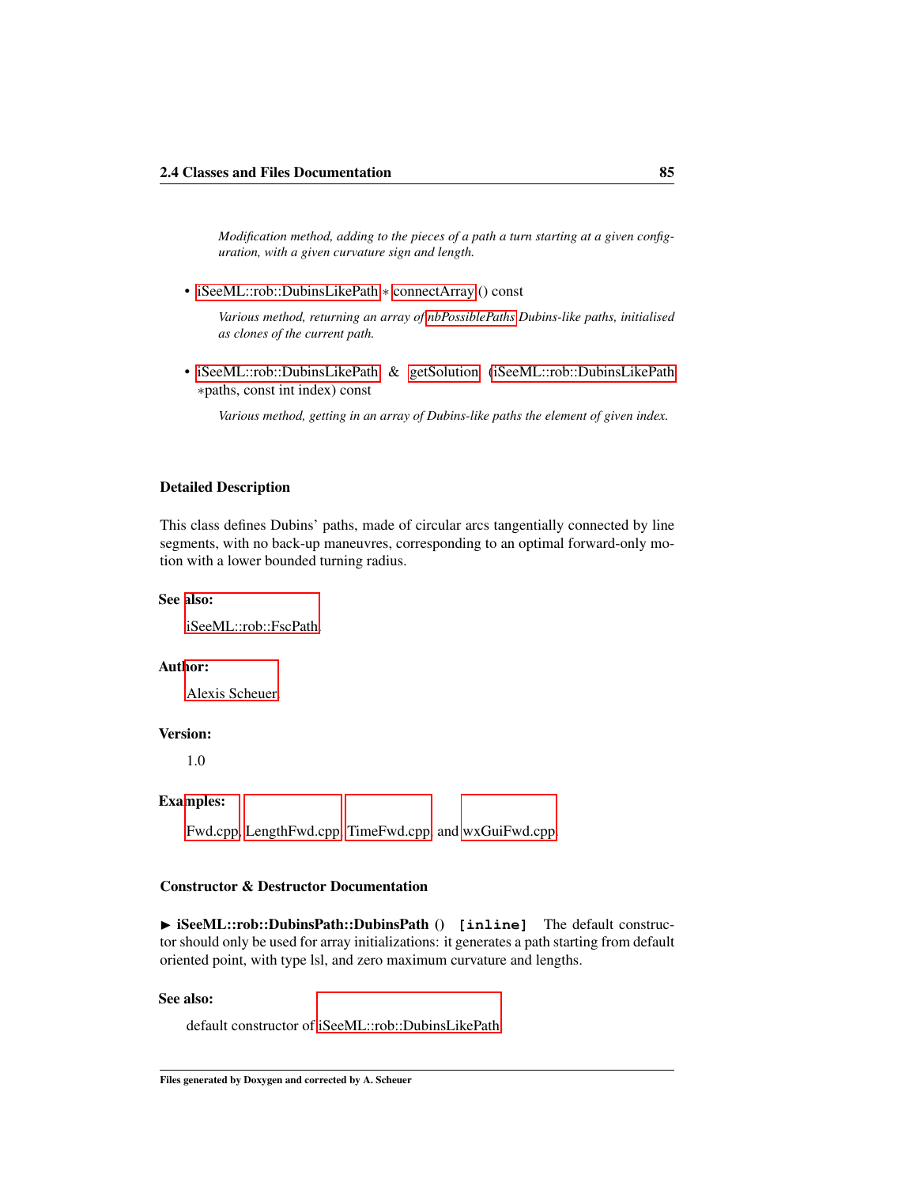*Modification method, adding to the pieces of a path a turn starting at a given configuration, with a given curvature sign and length.*

- iSeeML::rob::DubinsLikePath * connectArray () const

  *Various method, returning an array of nbPossiblePaths Dubins-like paths, initialised as clones of the current path.*

- iSeeML::rob::DubinsLikePath & getSolution (iSeeML::rob::DubinsLikePath *paths, const int index) const

  *Various method, getting in an array of Dubins-like paths the element of given index.*

### Detailed Description

This class defines Dubins' paths, made of circular arcs tangentially connected by line segments, with no back-up maneuvres, corresponding to an optimal forward-only motion with a lower bounded turning radius.

**See also:**

iSeeML::rob::FscPath

**Author:**

Alexis Scheuer

**Version:**

1.0

**Examples:**

Fwd.cpp, LengthFwd.cpp, TimeFwd.cpp, and wxGuiFwd.cpp.

### Constructor & Destructor Documentation

► **iSeeML::rob::DubinsPath::DubinsPath ()** `[inline]` The default constructor should only be used for array initializations: it generates a path starting from default oriented point, with type lsl, and zero maximum curvature and lengths.

**See also:**

default constructor of iSeeML::rob::DubinsLikePath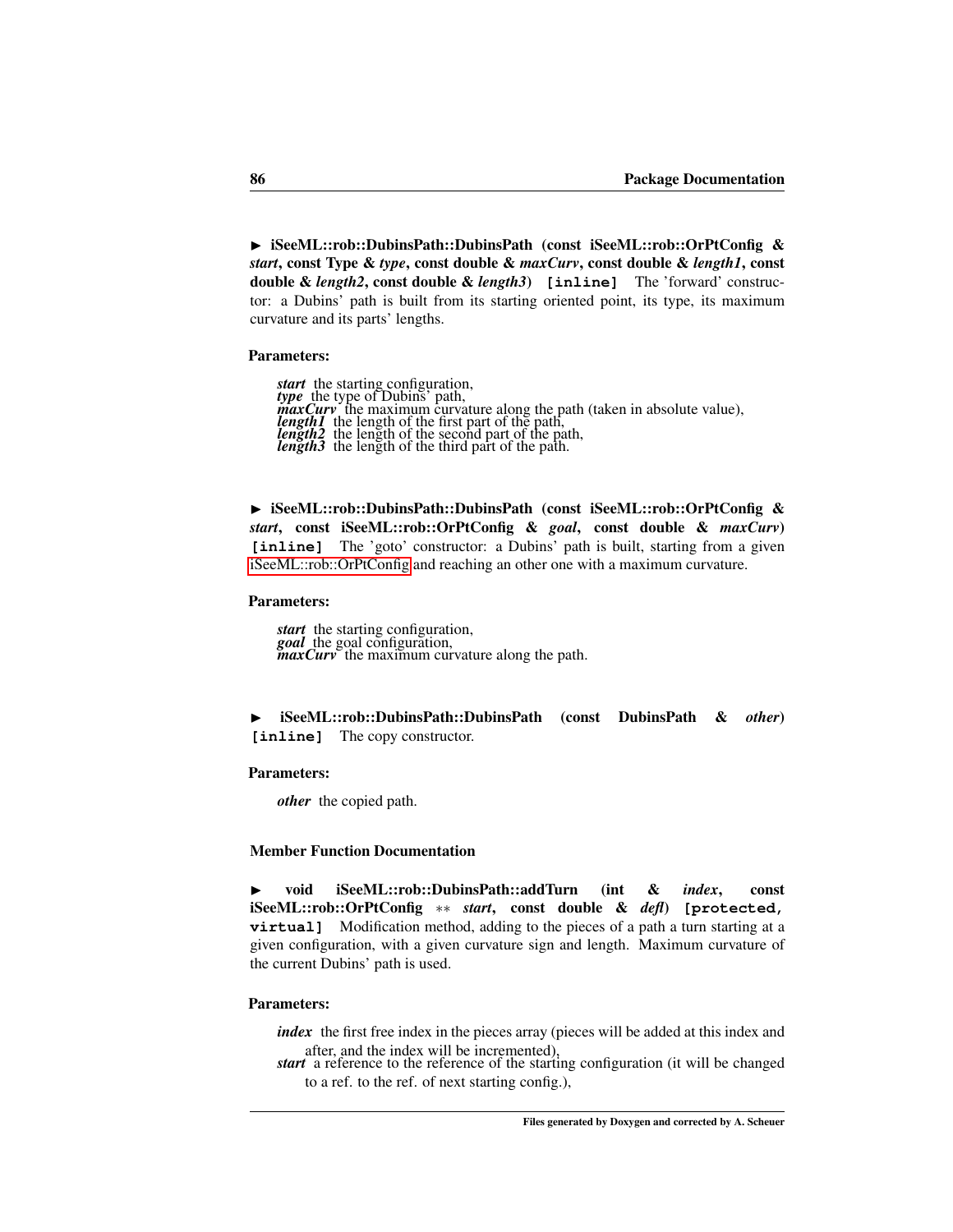► **iSeeML::rob::DubinsPath::DubinsPath (const iSeeML::rob::OrPtConfig & *start*, const Type & *type*, const double & *maxCurv*, const double & *length1*, const double & *length2*, const double & *length3*)** `[inline]` The 'forward' constructor: a Dubins' path is built from its starting oriented point, its type, its maximum curvature and its parts' lengths.

**Parameters:**

- ***start*** the starting configuration,
- ***type*** the type of Dubins' path,
- ***maxCurv*** the maximum curvature along the path (taken in absolute value),
- ***length1*** the length of the first part of the path,
- ***length2*** the length of the second part of the path,
- ***length3*** the length of the third part of the path.

► **iSeeML::rob::DubinsPath::DubinsPath (const iSeeML::rob::OrPtConfig & *start*, const iSeeML::rob::OrPtConfig & *goal*, const double & *maxCurv*)** `[inline]` The 'goto' constructor: a Dubins' path is built, starting from a given iSeeML::rob::OrPtConfig and reaching an other one with a maximum curvature.

**Parameters:**

- ***start*** the starting configuration,
- ***goal*** the goal configuration,
- ***maxCurv*** the maximum curvature along the path.

► **iSeeML::rob::DubinsPath::DubinsPath (const DubinsPath & *other*)** `[inline]` The copy constructor.

**Parameters:**

- ***other*** the copied path.

### Member Function Documentation

► **void iSeeML::rob::DubinsPath::addTurn (int & *index*, const iSeeML::rob::OrPtConfig ** *start*, const double & *defl*)** `[protected, virtual]` Modification method, adding to the pieces of a path a turn starting at a given configuration, with a given curvature sign and length. Maximum curvature of the current Dubins' path is used.

**Parameters:**

- ***index*** the first free index in the pieces array (pieces will be added at this index and after, and the index will be incremented),
- ***start*** a reference to the reference of the starting configuration (it will be changed to a ref. to the ref. of next starting config.),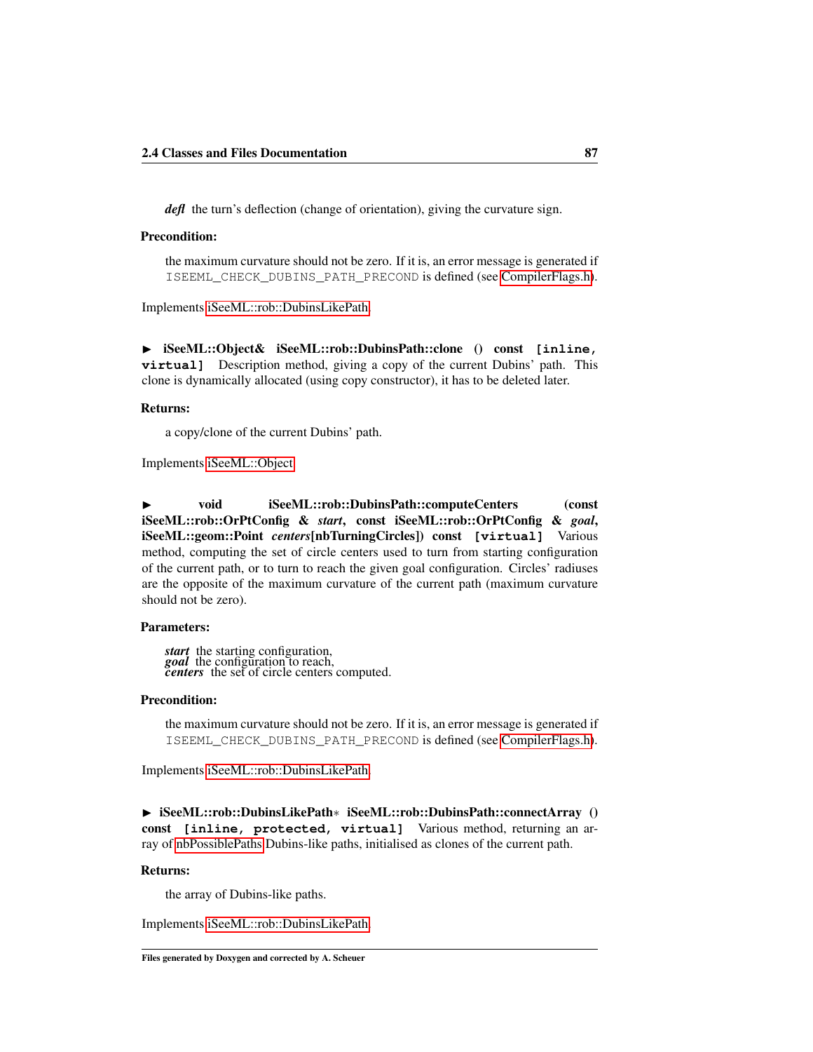*defl* the turn's deflection (change of orientation), giving the curvature sign.

**Precondition:**

the maximum curvature should not be zero. If it is, an error message is generated if `ISEEML_CHECK_DUBINS_PATH_PRECOND` is defined (see CompilerFlags.h).

Implements iSeeML::rob::DubinsLikePath.

► **iSeeML::Object& iSeeML::rob::DubinsPath::clone () const** `[inline, virtual]` Description method, giving a copy of the current Dubins' path. This clone is dynamically allocated (using copy constructor), it has to be deleted later.

**Returns:**

a copy/clone of the current Dubins' path.

Implements iSeeML::Object.

► **void iSeeML::rob::DubinsPath::computeCenters (const iSeeML::rob::OrPtConfig & *start*, const iSeeML::rob::OrPtConfig & *goal*, iSeeML::geom::Point *centers*[nbTurningCircles]) const** `[virtual]` Various method, computing the set of circle centers used to turn from starting configuration of the current path, or to turn to reach the given goal configuration. Circles' radiuses are the opposite of the maximum curvature of the current path (maximum curvature should not be zero).

**Parameters:**

*start* the starting configuration,
*goal* the configuration to reach,
*centers* the set of circle centers computed.

**Precondition:**

the maximum curvature should not be zero. If it is, an error message is generated if `ISEEML_CHECK_DUBINS_PATH_PRECOND` is defined (see CompilerFlags.h).

Implements iSeeML::rob::DubinsLikePath.

► **iSeeML::rob::DubinsLikePath* iSeeML::rob::DubinsPath::connectArray () const** `[inline, protected, virtual]` Various method, returning an array of nbPossiblePaths Dubins-like paths, initialised as clones of the current path.

**Returns:**

the array of Dubins-like paths.

Implements iSeeML::rob::DubinsLikePath.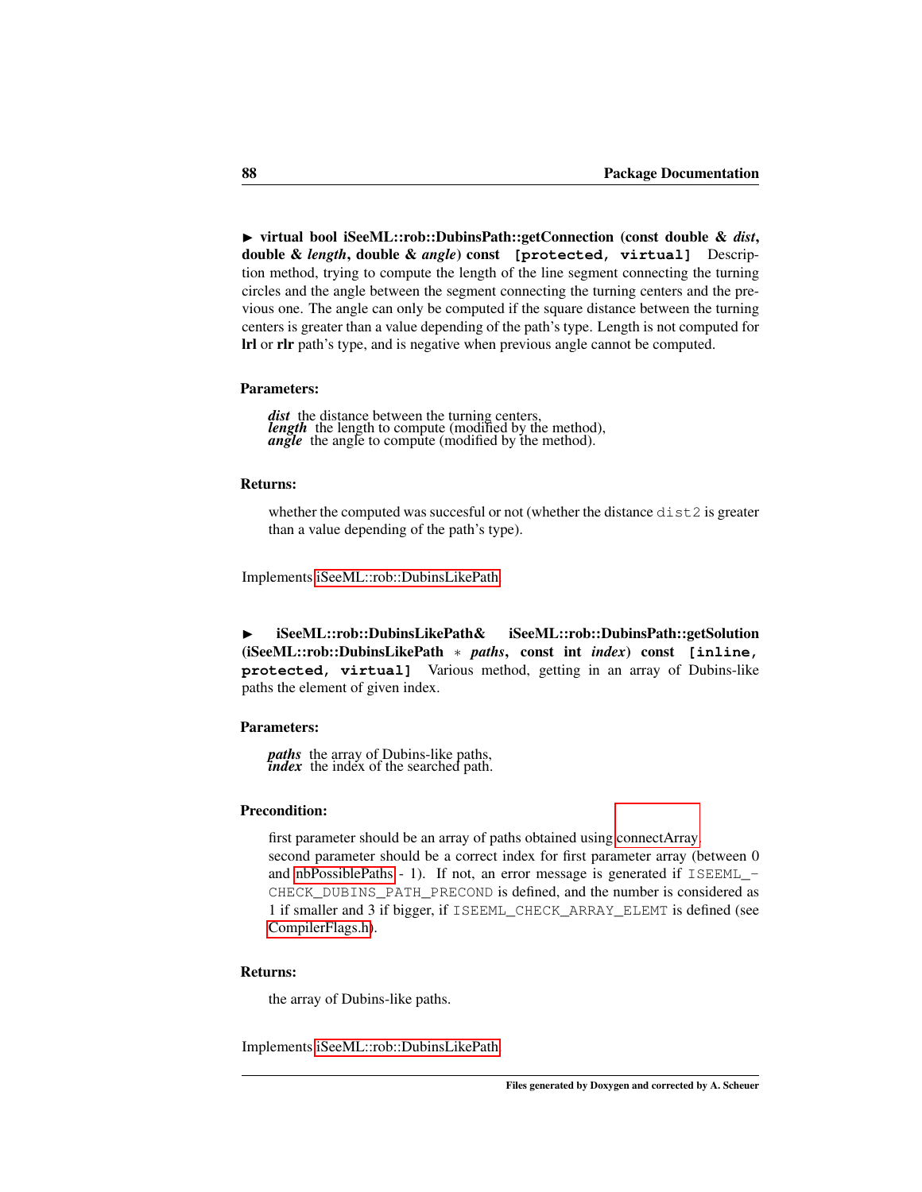► **virtual bool iSeeML::rob::DubinsPath::getConnection (const double & *dist*, double & *length*, double & *angle*) const** `[protected, virtual]` Description method, trying to compute the length of the line segment connecting the turning circles and the angle between the segment connecting the turning centers and the previous one. The angle can only be computed if the square distance between the turning centers is greater than a value depending of the path's type. Length is not computed for **lrl** or **rlr** path's type, and is negative when previous angle cannot be computed.

**Parameters:**

- ***dist*** the distance between the turning centers,
- ***length*** the length to compute (modified by the method),
- ***angle*** the angle to compute (modified by the method).

**Returns:**

whether the computed was succesful or not (whether the distance `dist2` is greater than a value depending of the path's type).

Implements iSeeML::rob::DubinsLikePath.

► **iSeeML::rob::DubinsLikePath& iSeeML::rob::DubinsPath::getSolution (iSeeML::rob::DubinsLikePath * *paths*, const int *index*) const** `[inline, protected, virtual]` Various method, getting in an array of Dubins-like paths the element of given index.

**Parameters:**

- ***paths*** the array of Dubins-like paths,
- ***index*** the index of the searched path.

**Precondition:**

first parameter should be an array of paths obtained using connectArray, second parameter should be a correct index for first parameter array (between 0 and nbPossiblePaths - 1). If not, an error message is generated if `ISEEML_CHECK_DUBINS_PATH_PRECOND` is defined, and the number is considered as 1 if smaller and 3 if bigger, if `ISEEML_CHECK_ARRAY_ELEMT` is defined (see CompilerFlags.h).

**Returns:**

the array of Dubins-like paths.

Implements iSeeML::rob::DubinsLikePath.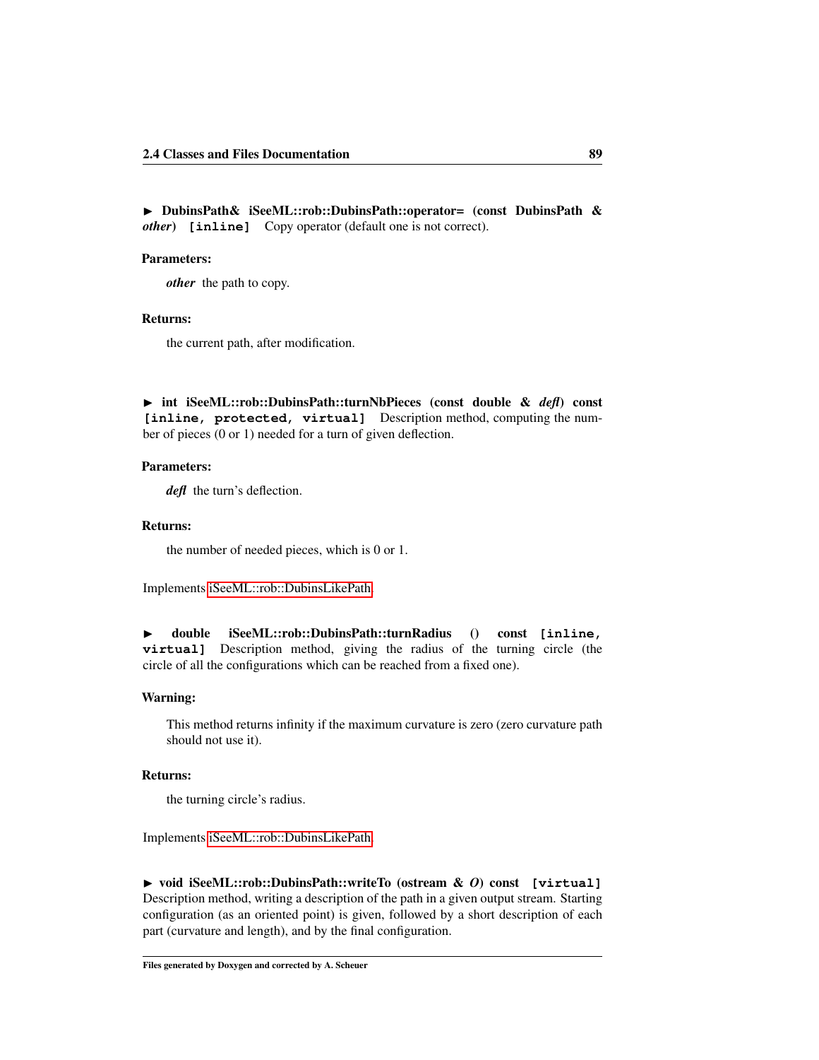► **DubinsPath& iSeeML::rob::DubinsPath::operator= (const DubinsPath & *other*) `[inline]`** Copy operator (default one is not correct).

**Parameters:**

***other*** the path to copy.

**Returns:**

the current path, after modification.

► **int iSeeML::rob::DubinsPath::turnNbPieces (const double & *defl*) const `[inline, protected, virtual]`** Description method, computing the number of pieces (0 or 1) needed for a turn of given deflection.

**Parameters:**

***defl*** the turn's deflection.

**Returns:**

the number of needed pieces, which is 0 or 1.

Implements iSeeML::rob::DubinsLikePath.

► **double iSeeML::rob::DubinsPath::turnRadius () const `[inline, virtual]`** Description method, giving the radius of the turning circle (the circle of all the configurations which can be reached from a fixed one).

**Warning:**

This method returns infinity if the maximum curvature is zero (zero curvature path should not use it).

**Returns:**

the turning circle's radius.

Implements iSeeML::rob::DubinsLikePath.

► **void iSeeML::rob::DubinsPath::writeTo (ostream & *O*) const `[virtual]`** Description method, writing a description of the path in a given output stream. Starting configuration (as an oriented point) is given, followed by a short description of each part (curvature and length), and by the final configuration.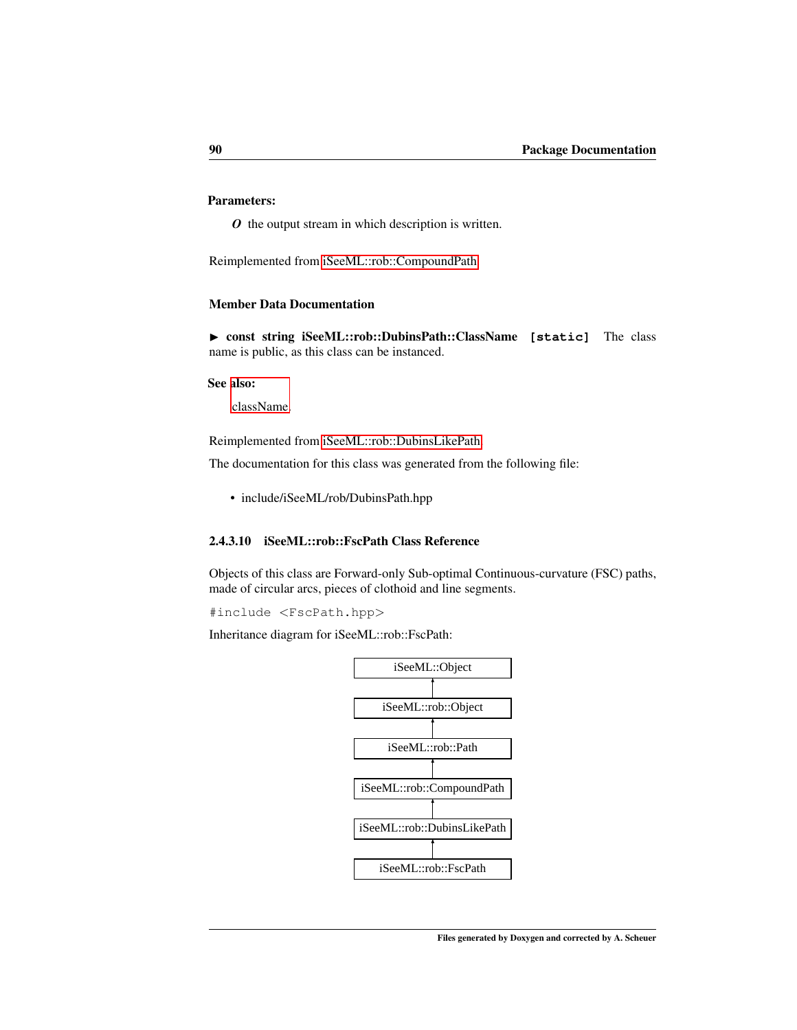**Parameters:**

*O* the output stream in which description is written.

Reimplemented from iSeeML::rob::CompoundPath.

#### Member Data Documentation

► **const string iSeeML::rob::DubinsPath::ClassName** `[static]` The class name is public, as this class can be instanced.

**See also:**

className.

Reimplemented from iSeeML::rob::DubinsLikePath.

The documentation for this class was generated from the following file:

- include/iSeeML/rob/DubinsPath.hpp

### 2.4.3.10 iSeeML::rob::FscPath Class Reference

Objects of this class are Forward-only Sub-optimal Continuous-curvature (FSC) paths, made of circular arcs, pieces of clothoid and line segments.

```
#include <FscPath.hpp>
```

Inheritance diagram for iSeeML::rob::FscPath:

iSeeML::Object
↑
iSeeML::rob::Object
↑
iSeeML::rob::Path
↑
iSeeML::rob::CompoundPath
↑
iSeeML::rob::DubinsLikePath
↑
iSeeML::rob::FscPath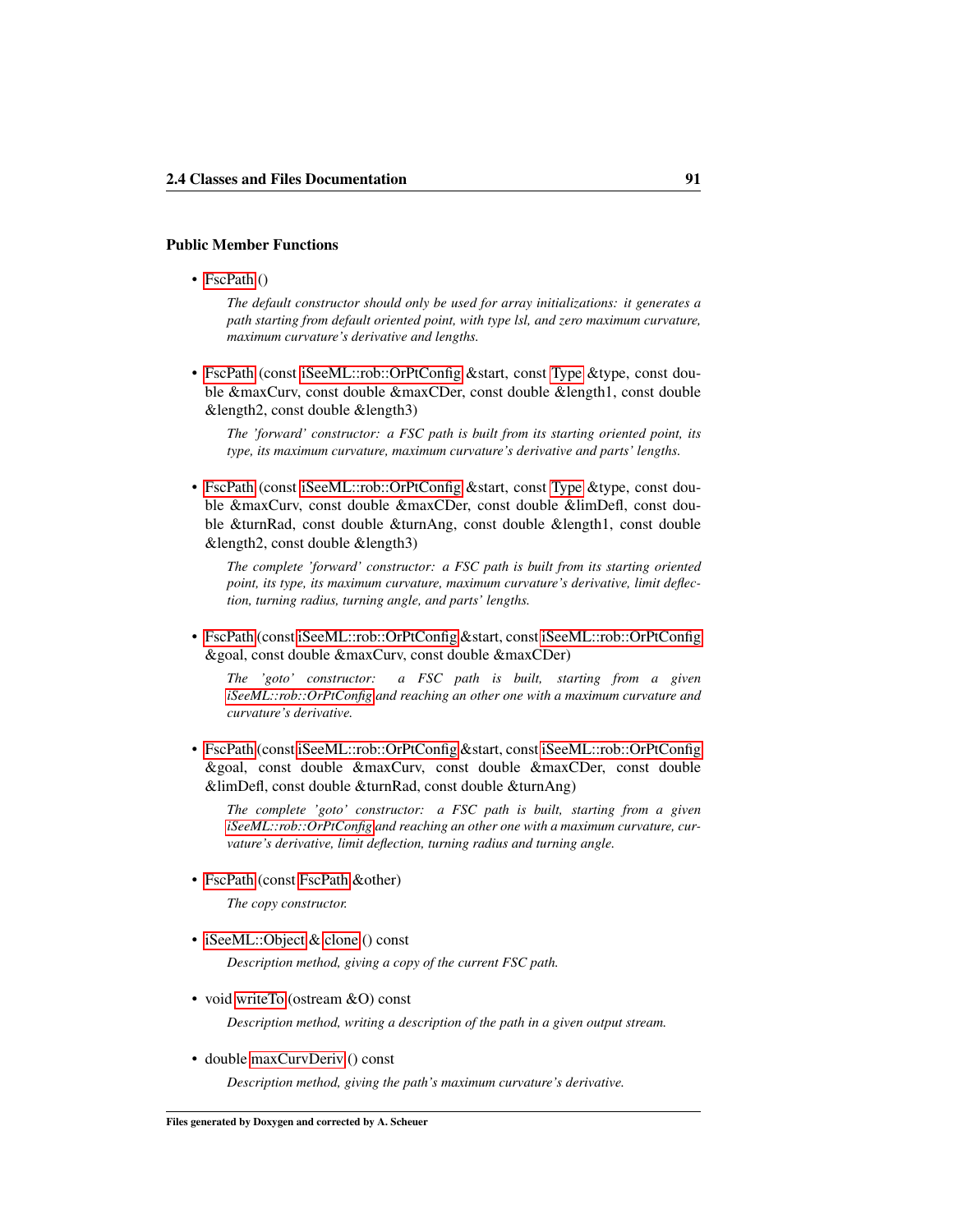#### Public Member Functions

- FscPath ()

  *The default constructor should only be used for array initializations: it generates a path starting from default oriented point, with type lsl, and zero maximum curvature, maximum curvature's derivative and lengths.*

- FscPath (const iSeeML::rob::OrPtConfig &start, const Type &type, const double &maxCurv, const double &maxCDer, const double &length1, const double &length2, const double &length3)

  *The 'forward' constructor: a FSC path is built from its starting oriented point, its type, its maximum curvature, maximum curvature's derivative and parts' lengths.*

- FscPath (const iSeeML::rob::OrPtConfig &start, const Type &type, const double &maxCurv, const double &maxCDer, const double &limDefl, const double &turnRad, const double &turnAng, const double &length1, const double &length2, const double &length3)

  *The complete 'forward' constructor: a FSC path is built from its starting oriented point, its type, its maximum curvature, maximum curvature's derivative, limit deflection, turning radius, turning angle, and parts' lengths.*

- FscPath (const iSeeML::rob::OrPtConfig &start, const iSeeML::rob::OrPtConfig &goal, const double &maxCurv, const double &maxCDer)

  *The 'goto' constructor: a FSC path is built, starting from a given iSeeML::rob::OrPtConfig and reaching an other one with a maximum curvature and curvature's derivative.*

- FscPath (const iSeeML::rob::OrPtConfig &start, const iSeeML::rob::OrPtConfig &goal, const double &maxCurv, const double &maxCDer, const double &limDefl, const double &turnRad, const double &turnAng)

  *The complete 'goto' constructor: a FSC path is built, starting from a given iSeeML::rob::OrPtConfig and reaching an other one with a maximum curvature, curvature's derivative, limit deflection, turning radius and turning angle.*

- FscPath (const FscPath &other)

  *The copy constructor.*

- iSeeML::Object & clone () const

  *Description method, giving a copy of the current FSC path.*

- void writeTo (ostream &O) const

  *Description method, writing a description of the path in a given output stream.*

- double maxCurvDeriv () const

  *Description method, giving the path's maximum curvature's derivative.*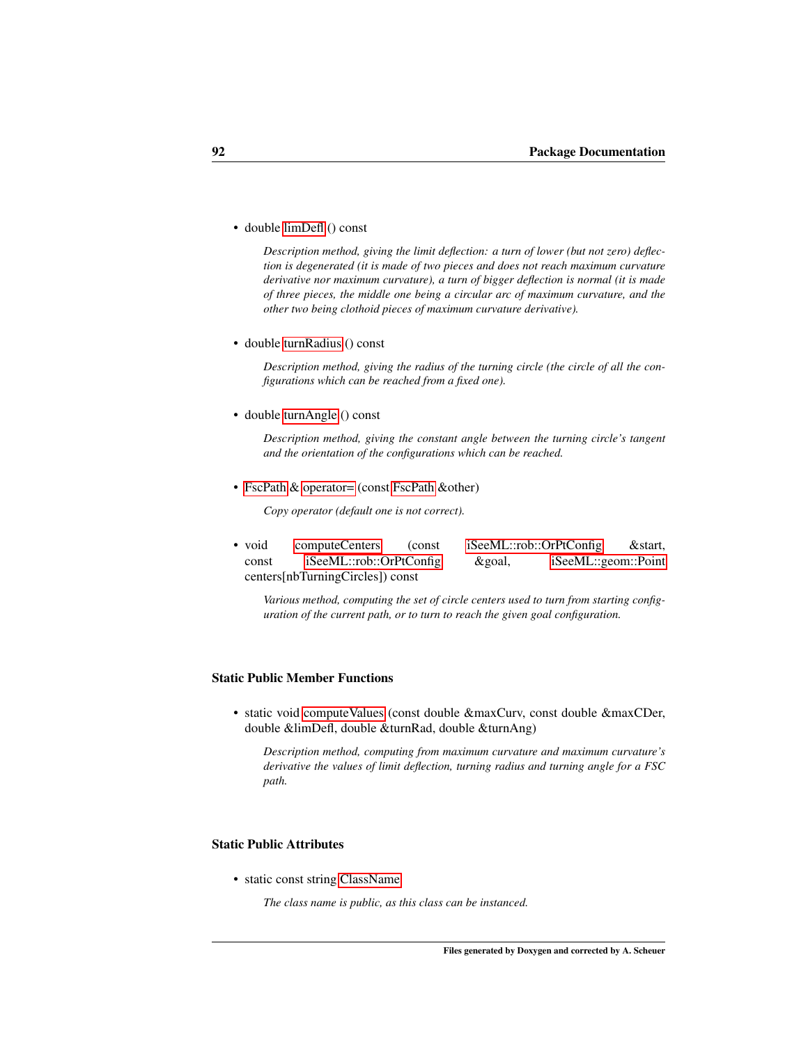- double limDefl () const

  *Description method, giving the limit deflection: a turn of lower (but not zero) deflection is degenerated (it is made of two pieces and does not reach maximum curvature derivative nor maximum curvature), a turn of bigger deflection is normal (it is made of three pieces, the middle one being a circular arc of maximum curvature, and the other two being clothoid pieces of maximum curvature derivative).*

- double turnRadius () const

  *Description method, giving the radius of the turning circle (the circle of all the configurations which can be reached from a fixed one).*

- double turnAngle () const

  *Description method, giving the constant angle between the turning circle's tangent and the orientation of the configurations which can be reached.*

- FscPath & operator= (const FscPath &other)

  *Copy operator (default one is not correct).*

- void computeCenters (const iSeeML::rob::OrPtConfig &start, const iSeeML::rob::OrPtConfig &goal, iSeeML::geom::Point centers[nbTurningCircles]) const

  *Various method, computing the set of circle centers used to turn from starting configuration of the current path, or to turn to reach the given goal configuration.*

### Static Public Member Functions

- static void computeValues (const double &maxCurv, const double &maxCDer, double &limDefl, double &turnRad, double &turnAng)

  *Description method, computing from maximum curvature and maximum curvature's derivative the values of limit deflection, turning radius and turning angle for a FSC path.*

### Static Public Attributes

- static const string ClassName

  *The class name is public, as this class can be instanced.*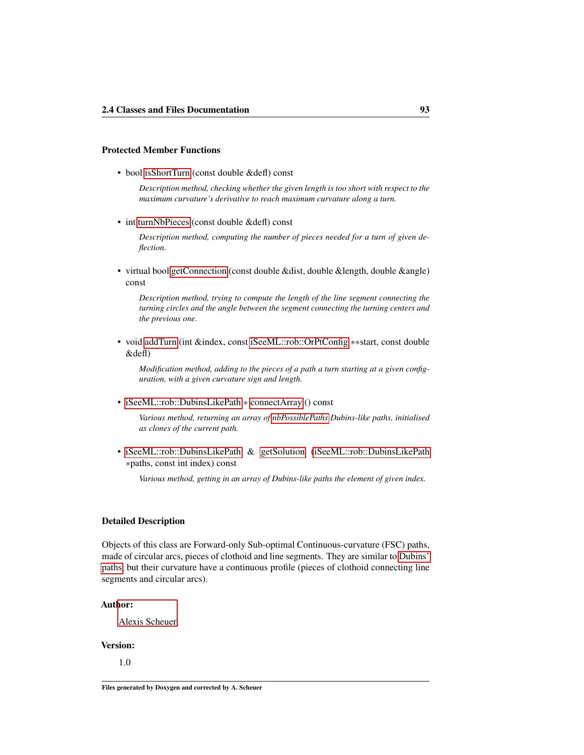#### Protected Member Functions

- bool isShortTurn (const double &defl) const

  *Description method, checking whether the given length is too short with respect to the maximum curvature's derivative to reach maximum curvature along a turn.*

- int turnNbPieces (const double &defl) const

  *Description method, computing the number of pieces needed for a turn of given deflection.*

- virtual bool getConnection (const double &dist, double &length, double &angle) const

  *Description method, trying to compute the length of the line segment connecting the turning circles and the angle between the segment connecting the turning centers and the previous one.*

- void addTurn (int &index, const iSeeML::rob::OrPtConfig **start, const double &defl)

  *Modification method, adding to the pieces of a path a turn starting at a given configuration, with a given curvature sign and length.*

- iSeeML::rob::DubinsLikePath * connectArray () const

  *Various method, returning an array of nbPossiblePaths Dubins-like paths, initialised as clones of the current path.*

- iSeeML::rob::DubinsLikePath & getSolution (iSeeML::rob::DubinsLikePath *paths, const int index) const

  *Various method, getting in an array of Dubins-like paths the element of given index.*

#### Detailed Description

Objects of this class are Forward-only Sub-optimal Continuous-curvature (FSC) paths, made of circular arcs, pieces of clothoid and line segments. They are similar to Dubins' paths, but their curvature have a continuous profile (pieces of clothoid connecting line segments and circular arcs).

**Author:**

Alexis Scheuer.

**Version:**

1.0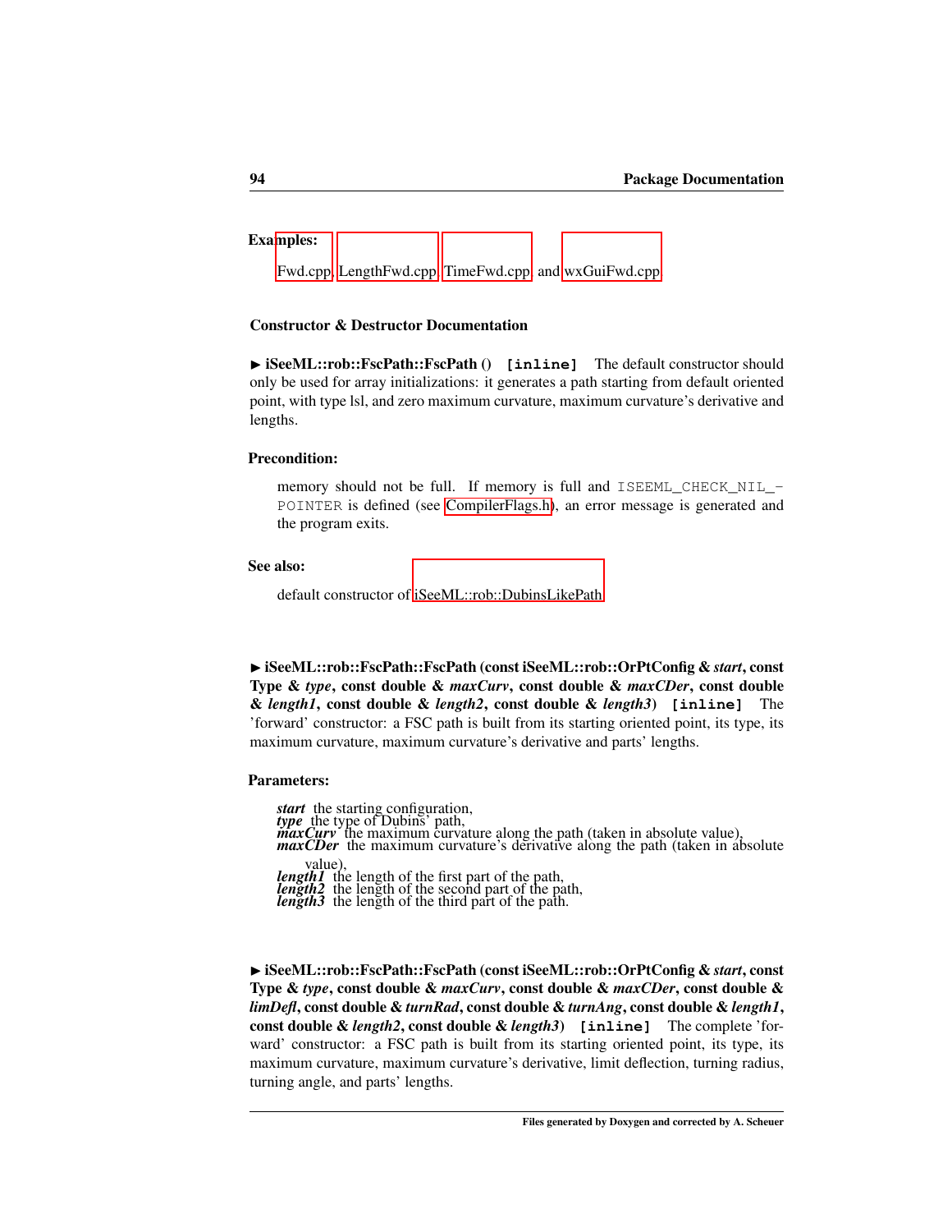**Examples:**

Fwd.cpp, LengthFwd.cpp, TimeFwd.cpp, and wxGuiFwd.cpp.

### Constructor & Destructor Documentation

► **iSeeML::rob::FscPath::FscPath ()** `[inline]` The default constructor should only be used for array initializations: it generates a path starting from default oriented point, with type lsl, and zero maximum curvature, maximum curvature's derivative and lengths.

**Precondition:**

memory should not be full. If memory is full and `ISEEML_CHECK_NIL_POINTER` is defined (see CompilerFlags.h), an error message is generated and the program exits.

**See also:**

default constructor of iSeeML::rob::DubinsLikePath

► **iSeeML::rob::FscPath::FscPath (const iSeeML::rob::OrPtConfig &** ***start*****, const Type &** ***type*****, const double &** ***maxCurv*****, const double &** ***maxCDer*****, const double &** ***length1*****, const double &** ***length2*****, const double &** ***length3*****)** `[inline]` The 'forward' constructor: a FSC path is built from its starting oriented point, its type, its maximum curvature, maximum curvature's derivative and parts' lengths.

**Parameters:**

- ***start*** the starting configuration,
- ***type*** the type of Dubins' path,
- ***maxCurv*** the maximum curvature along the path (taken in absolute value),
- ***maxCDer*** the maximum curvature's derivative along the path (taken in absolute value),
- ***length1*** the length of the first part of the path,
- ***length2*** the length of the second part of the path,
- ***length3*** the length of the third part of the path.

► **iSeeML::rob::FscPath::FscPath (const iSeeML::rob::OrPtConfig &** ***start*****, const Type &** ***type*****, const double &** ***maxCurv*****, const double &** ***maxCDer*****, const double &** ***limDefl*****, const double &** ***turnRad*****, const double &** ***turnAng*****, const double &** ***length1*****, const double &** ***length2*****, const double &** ***length3*****)** `[inline]` The complete 'forward' constructor: a FSC path is built from its starting oriented point, its type, its maximum curvature, maximum curvature's derivative, limit deflection, turning radius, turning angle, and parts' lengths.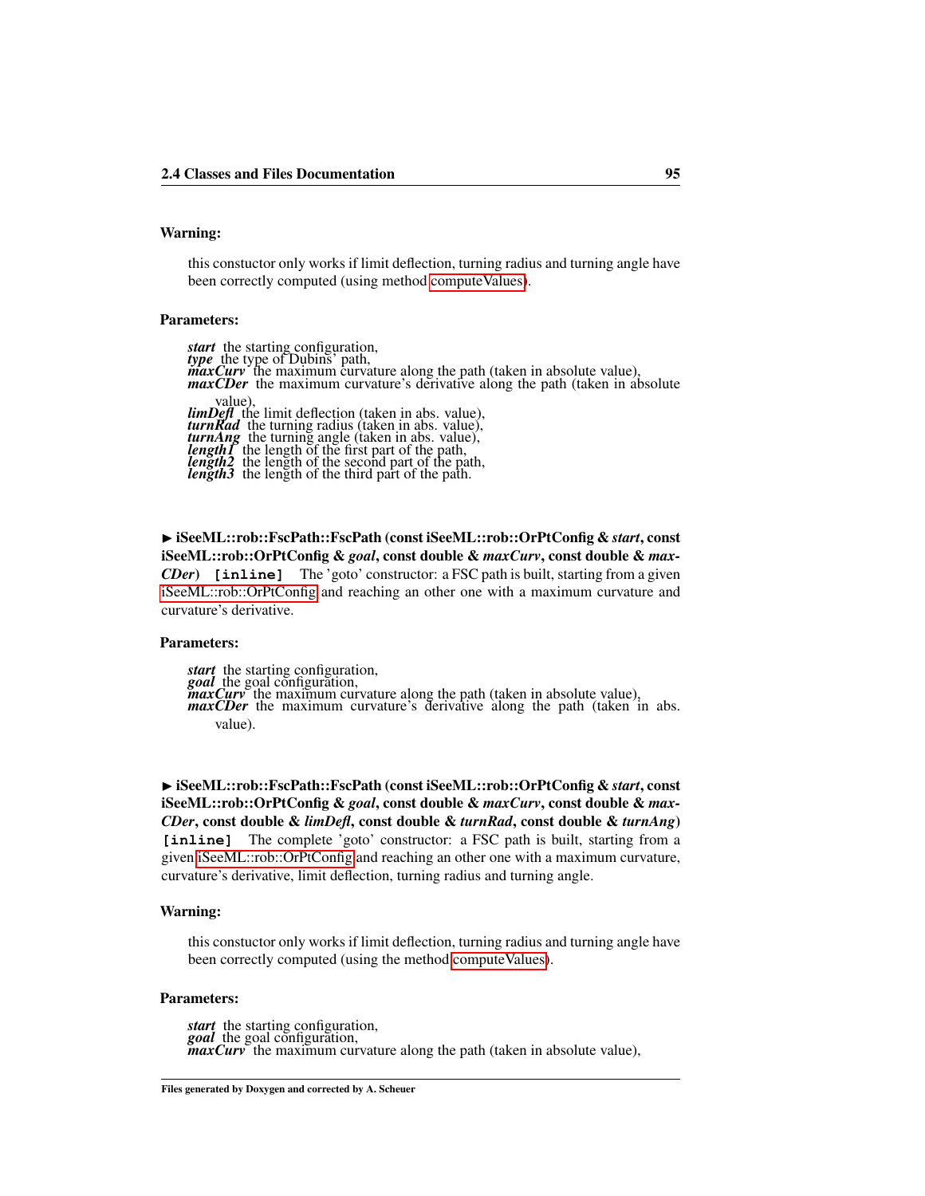**Warning:**

this constuctor only works if limit deflection, turning radius and turning angle have been correctly computed (using method computeValues).

**Parameters:**

***start*** the starting configuration,
***type*** the type of Dubins' path,
***maxCurv*** the maximum curvature along the path (taken in absolute value),
***maxCDer*** the maximum curvature's derivative along the path (taken in absolute value),
***limDefl*** the limit deflection (taken in abs. value),
***turnRad*** the turning radius (taken in abs. value),
***turnAng*** the turning angle (taken in abs. value),
***length1*** the length of the first part of the path,
***length2*** the length of the second part of the path,
***length3*** the length of the third part of the path.

► **iSeeML::rob::FscPath::FscPath (const iSeeML::rob::OrPtConfig &** ***start*****, const iSeeML::rob::OrPtConfig &** ***goal*****, const double &** ***maxCurv*****, const double &** ***maxCDer*****)** `[inline]` The 'goto' constructor: a FSC path is built, starting from a given iSeeML::rob::OrPtConfig and reaching an other one with a maximum curvature and curvature's derivative.

**Parameters:**

***start*** the starting configuration,
***goal*** the goal configuration,
***maxCurv*** the maximum curvature along the path (taken in absolute value),
***maxCDer*** the maximum curvature's derivative along the path (taken in abs. value).

► **iSeeML::rob::FscPath::FscPath (const iSeeML::rob::OrPtConfig &** ***start*****, const iSeeML::rob::OrPtConfig &** ***goal*****, const double &** ***maxCurv*****, const double &** ***maxCDer*****, const double &** ***limDefl*****, const double &** ***turnRad*****, const double &** ***turnAng*****)** `[inline]` The complete 'goto' constructor: a FSC path is built, starting from a given iSeeML::rob::OrPtConfig and reaching an other one with a maximum curvature, curvature's derivative, limit deflection, turning radius and turning angle.

**Warning:**

this constuctor only works if limit deflection, turning radius and turning angle have been correctly computed (using the method computeValues).

**Parameters:**

***start*** the starting configuration,
***goal*** the goal configuration,
***maxCurv*** the maximum curvature along the path (taken in absolute value),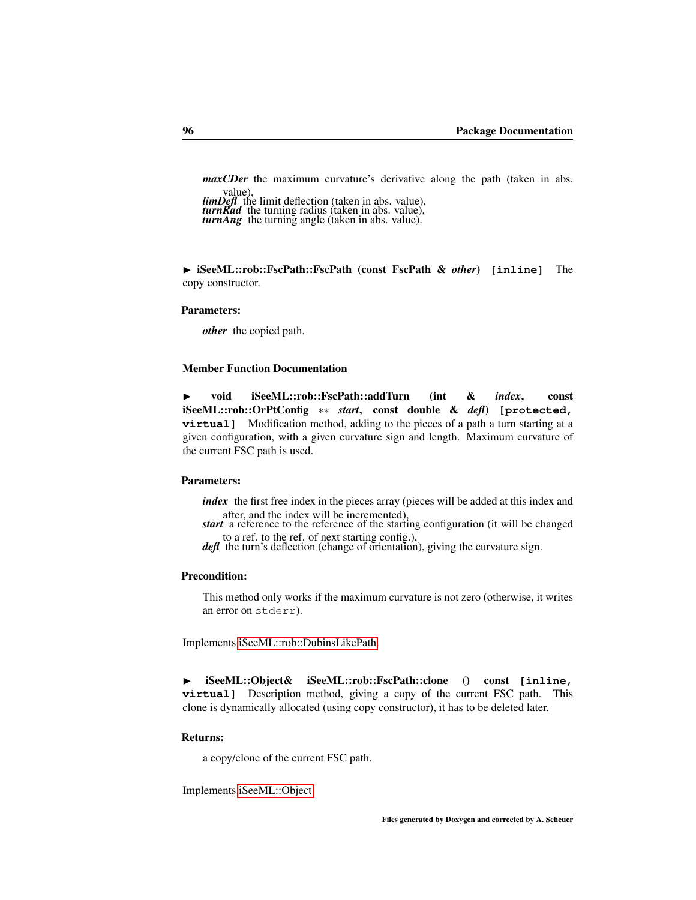***maxCDer*** the maximum curvature's derivative along the path (taken in abs. value),
***limDefl*** the limit deflection (taken in abs. value),
***turnRad*** the turning radius (taken in abs. value),
***turnAng*** the turning angle (taken in abs. value).

► **iSeeML::rob::FscPath::FscPath (const FscPath & *other*)** `[inline]` The copy constructor.

**Parameters:**

***other*** the copied path.

### Member Function Documentation

► **void iSeeML::rob::FscPath::addTurn (int & *index*, const iSeeML::rob::OrPtConfig ** *start*, const double & *defl*)** `[protected, virtual]` Modification method, adding to the pieces of a path a turn starting at a given configuration, with a given curvature sign and length. Maximum curvature of the current FSC path is used.

**Parameters:**

***index*** the first free index in the pieces array (pieces will be added at this index and after, and the index will be incremented),
***start*** a reference to the reference of the starting configuration (it will be changed to a ref. to the ref. of next starting config.),
***defl*** the turn's deflection (change of orientation), giving the curvature sign.

**Precondition:**

This method only works if the maximum curvature is not zero (otherwise, it writes an error on `stderr`).

Implements iSeeML::rob::DubinsLikePath.

► **iSeeML::Object& iSeeML::rob::FscPath::clone () const** `[inline, virtual]` Description method, giving a copy of the current FSC path. This clone is dynamically allocated (using copy constructor), it has to be deleted later.

**Returns:**

a copy/clone of the current FSC path.

Implements iSeeML::Object.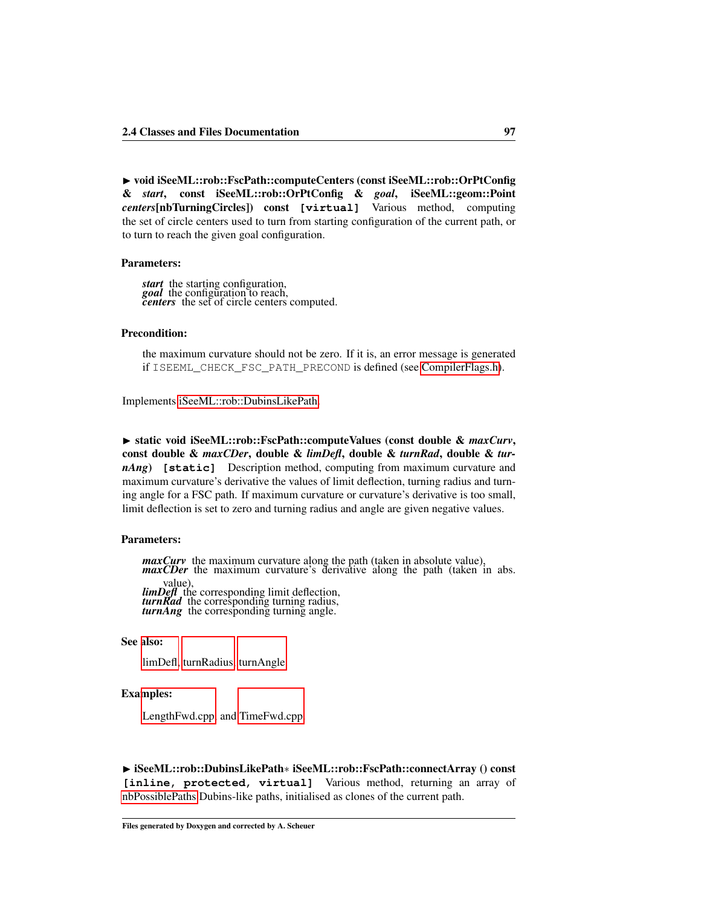► **void iSeeML::rob::FscPath::computeCenters (const iSeeML::rob::OrPtConfig & *start*, const iSeeML::rob::OrPtConfig & *goal*, iSeeML::geom::Point *centers*[nbTurningCircles]) const** `[virtual]` Various method, computing the set of circle centers used to turn from starting configuration of the current path, or to turn to reach the given goal configuration.

**Parameters:**

***start*** the starting configuration,
***goal*** the configuration to reach,
***centers*** the set of circle centers computed.

**Precondition:**

the maximum curvature should not be zero. If it is, an error message is generated if `ISEEML_CHECK_FSC_PATH_PRECOND` is defined (see CompilerFlags.h).

Implements iSeeML::rob::DubinsLikePath.

► **static void iSeeML::rob::FscPath::computeValues (const double & *maxCurv*, const double & *maxCDer*, double & *limDefl*, double & *turnRad*, double & *turnAng*)** `[static]` Description method, computing from maximum curvature and maximum curvature's derivative the values of limit deflection, turning radius and turning angle for a FSC path. If maximum curvature or curvature's derivative is too small, limit deflection is set to zero and turning radius and angle are given negative values.

**Parameters:**

***maxCurv*** the maximum curvature along the path (taken in absolute value),
***maxCDer*** the maximum curvature's derivative along the path (taken in abs. value),
***limDefl*** the corresponding limit deflection,
***turnRad*** the corresponding turning radius,
***turnAng*** the corresponding turning angle.

**See also:**

limDefl, turnRadius, turnAngle

**Examples:**

LengthFwd.cpp, and TimeFwd.cpp.

► **iSeeML::rob::DubinsLikePath*∗* iSeeML::rob::FscPath::connectArray () const** `[inline, protected, virtual]` Various method, returning an array of nbPossiblePaths Dubins-like paths, initialised as clones of the current path.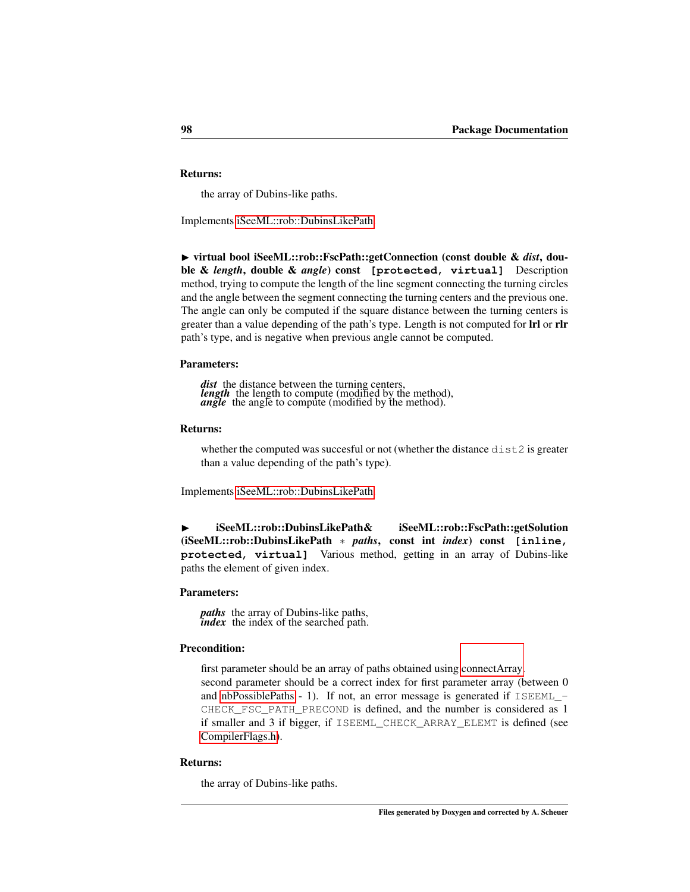**Returns:**

the array of Dubins-like paths.

Implements iSeeML::rob::DubinsLikePath.

► **virtual bool iSeeML::rob::FscPath::getConnection (const double &** ***dist*****, double &** ***length*****, double &** ***angle*****) const** **`[protected, virtual]`** Description method, trying to compute the length of the line segment connecting the turning circles and the angle between the segment connecting the turning centers and the previous one. The angle can only be computed if the square distance between the turning centers is greater than a value depending of the path's type. Length is not computed for **lrl** or **rlr** path's type, and is negative when previous angle cannot be computed.

**Parameters:**

***dist*** the distance between the turning centers,
***length*** the length to compute (modified by the method),
***angle*** the angle to compute (modified by the method).

**Returns:**

whether the computed was succesful or not (whether the distance `dist2` is greater than a value depending of the path's type).

Implements iSeeML::rob::DubinsLikePath.

► **iSeeML::rob::DubinsLikePath& iSeeML::rob::FscPath::getSolution (iSeeML::rob::DubinsLikePath * *paths*, const int *index*) const** **`[inline, protected, virtual]`** Various method, getting in an array of Dubins-like paths the element of given index.

**Parameters:**

***paths*** the array of Dubins-like paths,
***index*** the index of the searched path.

**Precondition:**

first parameter should be an array of paths obtained using connectArray.
second parameter should be a correct index for first parameter array (between 0 and nbPossiblePaths - 1). If not, an error message is generated if `ISEEML_CHECK_FSC_PATH_PRECOND` is defined, and the number is considered as 1 if smaller and 3 if bigger, if `ISEEML_CHECK_ARRAY_ELEMT` is defined (see CompilerFlags.h).

**Returns:**

the array of Dubins-like paths.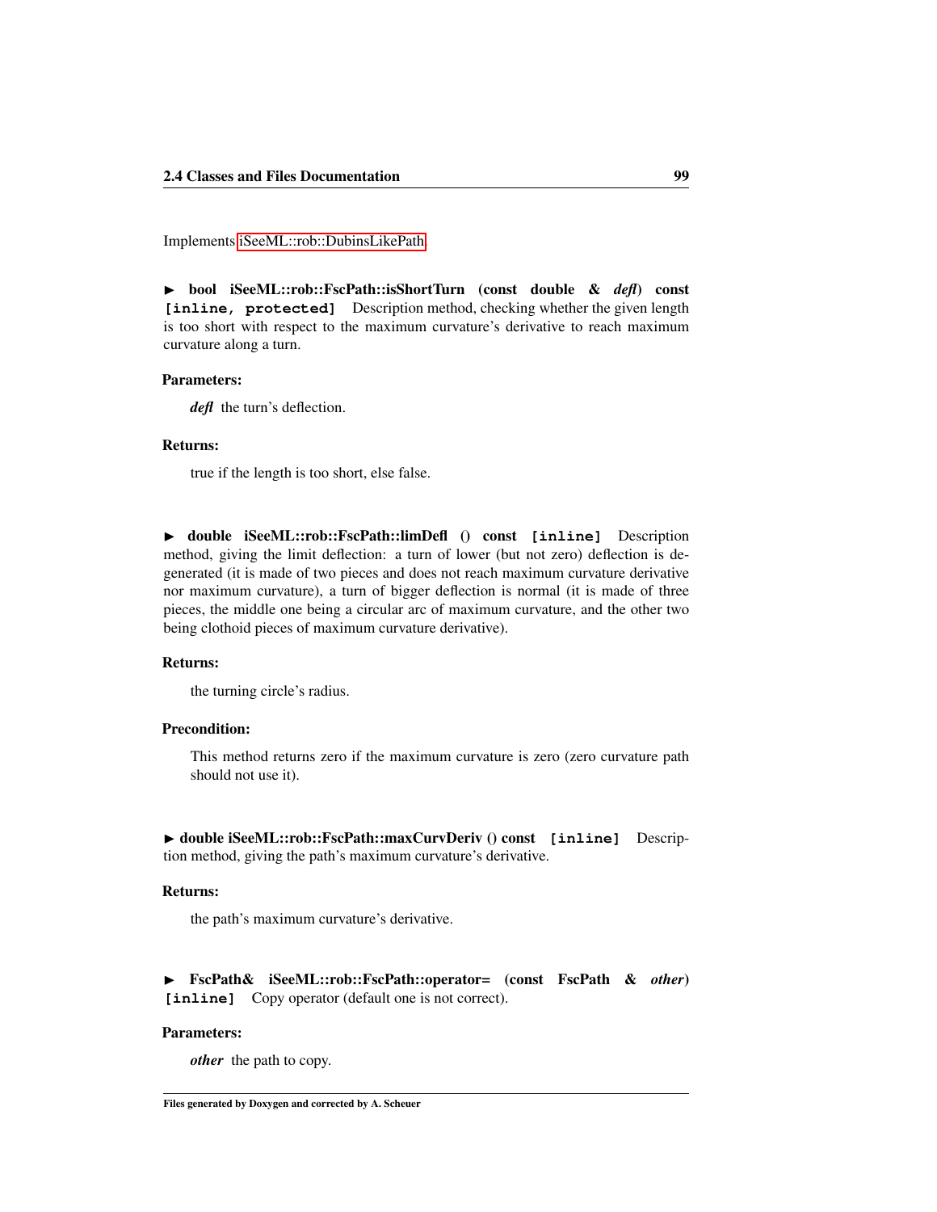Implements iSeeML::rob::DubinsLikePath.

► **bool iSeeML::rob::FscPath::isShortTurn (const double & *defl*) const** `[inline, protected]` Description method, checking whether the given length is too short with respect to the maximum curvature's derivative to reach maximum curvature along a turn.

**Parameters:**

*defl* the turn's deflection.

**Returns:**

true if the length is too short, else false.

► **double iSeeML::rob::FscPath::limDefl () const** `[inline]` Description method, giving the limit deflection: a turn of lower (but not zero) deflection is degenerated (it is made of two pieces and does not reach maximum curvature derivative nor maximum curvature), a turn of bigger deflection is normal (it is made of three pieces, the middle one being a circular arc of maximum curvature, and the other two being clothoid pieces of maximum curvature derivative).

**Returns:**

the turning circle's radius.

**Precondition:**

This method returns zero if the maximum curvature is zero (zero curvature path should not use it).

► **double iSeeML::rob::FscPath::maxCurvDeriv () const** `[inline]` Description method, giving the path's maximum curvature's derivative.

**Returns:**

the path's maximum curvature's derivative.

► **FscPath& iSeeML::rob::FscPath::operator= (const FscPath & *other*)** `[inline]` Copy operator (default one is not correct).

**Parameters:**

*other* the path to copy.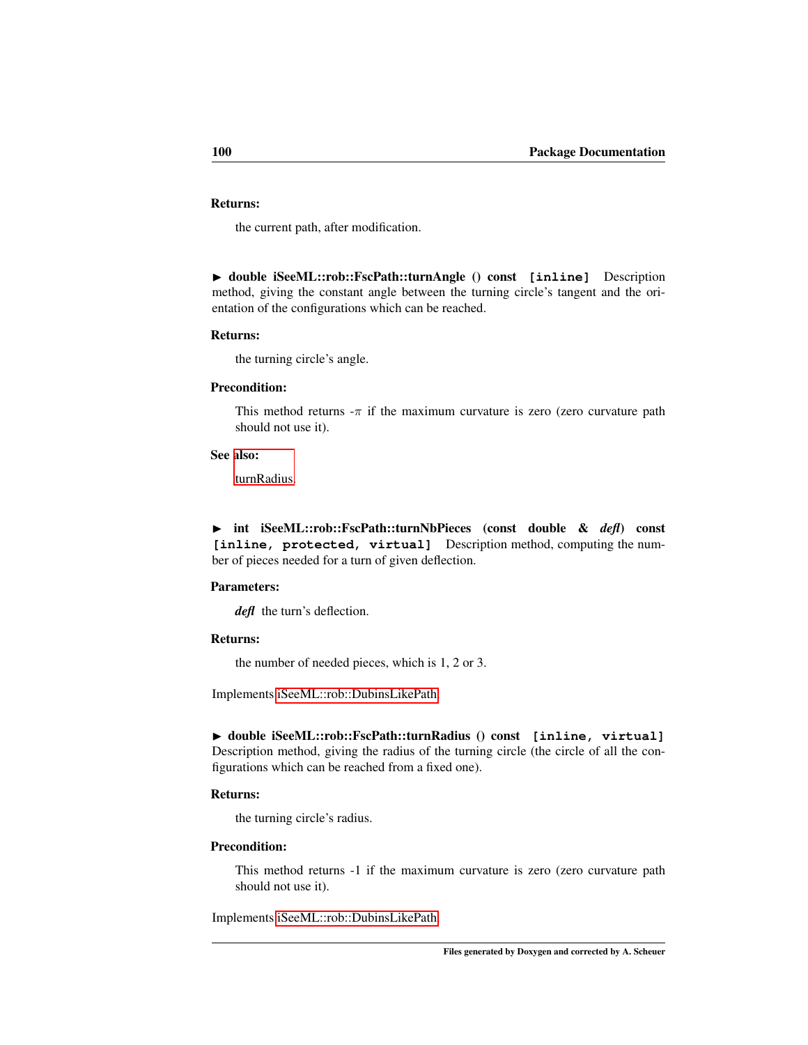**Returns:**

the current path, after modification.

► **double iSeeML::rob::FscPath::turnAngle () const** `[inline]` Description method, giving the constant angle between the turning circle's tangent and the orientation of the configurations which can be reached.

**Returns:**

the turning circle's angle.

**Precondition:**

This method returns -$\pi$ if the maximum curvature is zero (zero curvature path should not use it).

**See also:**

turnRadius.

► **int iSeeML::rob::FscPath::turnNbPieces (const double & *defl*) const** `[inline, protected, virtual]` Description method, computing the number of pieces needed for a turn of given deflection.

**Parameters:**

***defl*** the turn's deflection.

**Returns:**

the number of needed pieces, which is 1, 2 or 3.

Implements iSeeML::rob::DubinsLikePath.

► **double iSeeML::rob::FscPath::turnRadius () const** `[inline, virtual]` Description method, giving the radius of the turning circle (the circle of all the configurations which can be reached from a fixed one).

**Returns:**

the turning circle's radius.

**Precondition:**

This method returns -1 if the maximum curvature is zero (zero curvature path should not use it).

Implements iSeeML::rob::DubinsLikePath.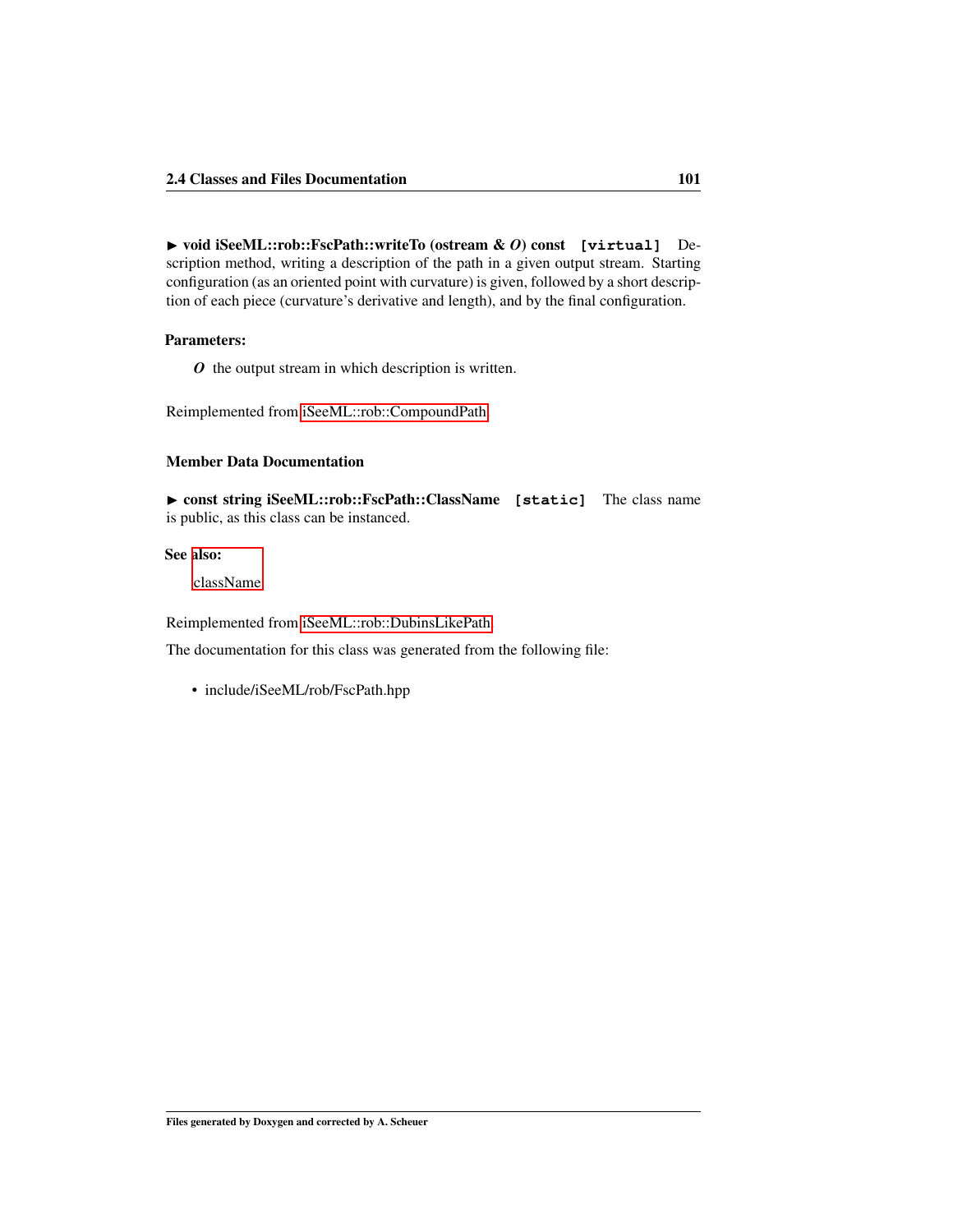► **void iSeeML::rob::FscPath::writeTo (ostream & *O*) const** `[virtual]` Description method, writing a description of the path in a given output stream. Starting configuration (as an oriented point with curvature) is given, followed by a short description of each piece (curvature's derivative and length), and by the final configuration.

**Parameters:**

*O* the output stream in which description is written.

Reimplemented from iSeeML::rob::CompoundPath.

### Member Data Documentation

► **const string iSeeML::rob::FscPath::ClassName** `[static]` The class name is public, as this class can be instanced.

**See also:**

className

Reimplemented from iSeeML::rob::DubinsLikePath.

The documentation for this class was generated from the following file:

- include/iSeeML/rob/FscPath.hpp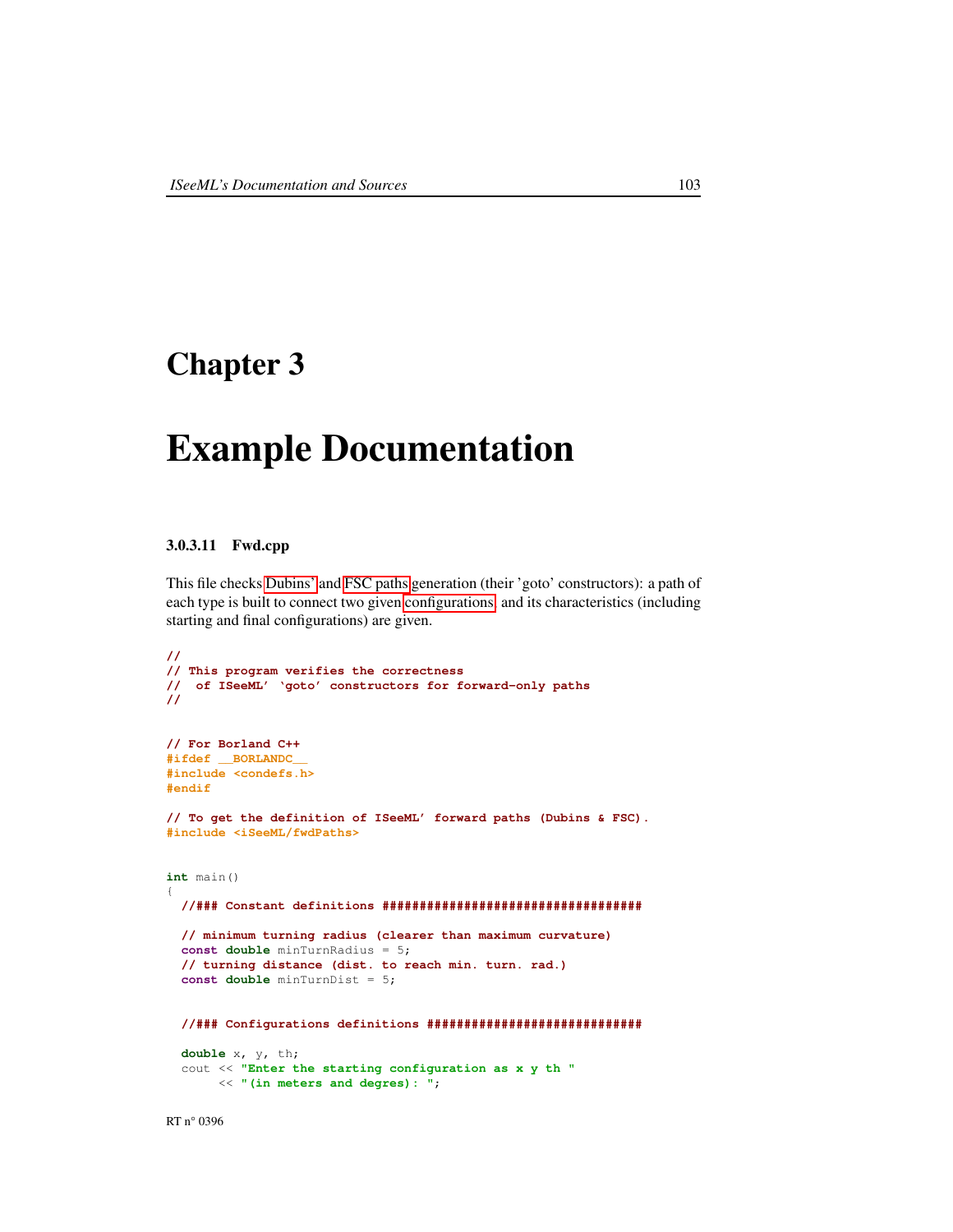# Chapter 3

# Example Documentation

#### 3.0.3.11 Fwd.cpp

This file checks Dubins' and FSC paths generation (their 'goto' constructors): a path of each type is built to connect two given configurations, and its characteristics (including starting and final configurations) are given.

```
//
// This program verifies the correctness
//  of ISeeML' `goto' constructors for forward-only paths
//


// For Borland C++
#ifdef __BORLANDC__
#include <condefs.h>
#endif

// To get the definition of ISeeML' forward paths (Dubins & FSC).
#include <iSeeML/fwdPaths>


int main()
{
  //### Constant definitions ##################################

  // minimum turning radius (clearer than maximum curvature)
  const double minTurnRadius = 5;
  // turning distance (dist. to reach min. turn. rad.)
  const double minTurnDist = 5;


  //### Configurations definitions ############################

  double x, y, th;
  cout << "Enter the starting configuration as x y th "
       << "(in meters and degres): ";
```

RT n° 0396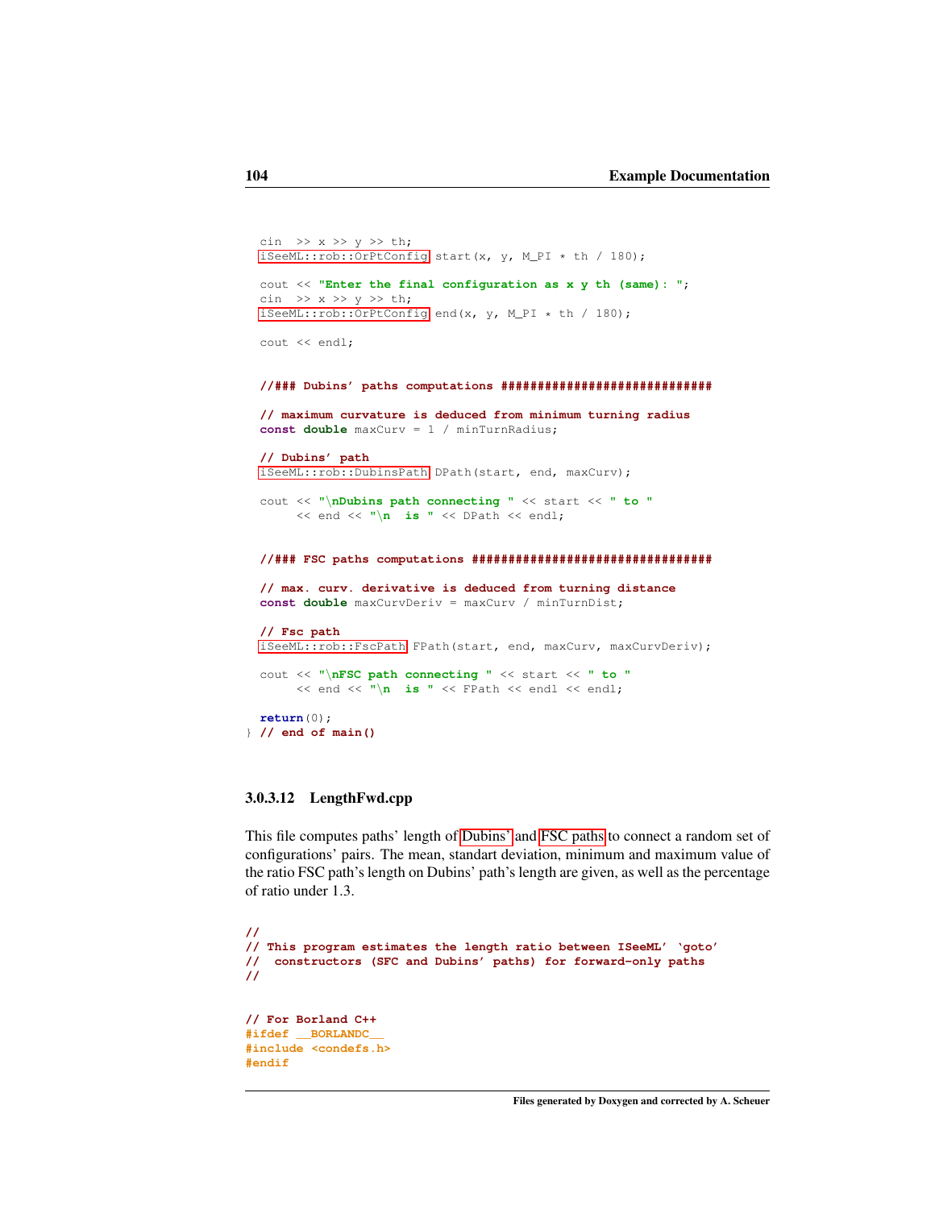```
  cin  >> x >> y >> th;
  iSeeML::rob::OrPtConfig start(x, y, M_PI * th / 180);

  cout << "Enter the final configuration as x y th (same): ";
  cin  >> x >> y >> th;
  iSeeML::rob::OrPtConfig end(x, y, M_PI * th / 180);

  cout << endl;


  //### Dubins' paths computations ############################

  // maximum curvature is deduced from minimum turning radius
  const double maxCurv = 1 / minTurnRadius;

  // Dubins' path
  iSeeML::rob::DubinsPath DPath(start, end, maxCurv);

  cout << "\nDubins path connecting " << start << " to "
       << end << "\n  is " << DPath << endl;


  //### FSC paths computations ###############################

  // max. curv. derivative is deduced from turning distance
  const double maxCurvDeriv = maxCurv / minTurnDist;

  // Fsc path
  iSeeML::rob::FscPath FPath(start, end, maxCurv, maxCurvDeriv);

  cout << "\nFSC path connecting " << start << " to "
       << end << "\n  is " << FPath << endl << endl;

  return(0);
} // end of main()
```

#### 3.0.3.12 LengthFwd.cpp

This file computes paths' length of Dubins' and FSC paths to connect a random set of configurations' pairs. The mean, standart deviation, minimum and maximum value of the ratio FSC path's length on Dubins' path's length are given, as well as the percentage of ratio under 1.3.

```
//
// This program estimates the length ratio between ISeeML' `goto'
//  constructors (SFC and Dubins' paths) for forward-only paths
//


// For Borland C++
#ifdef __BORLANDC__
#include <condefs.h>
#endif
```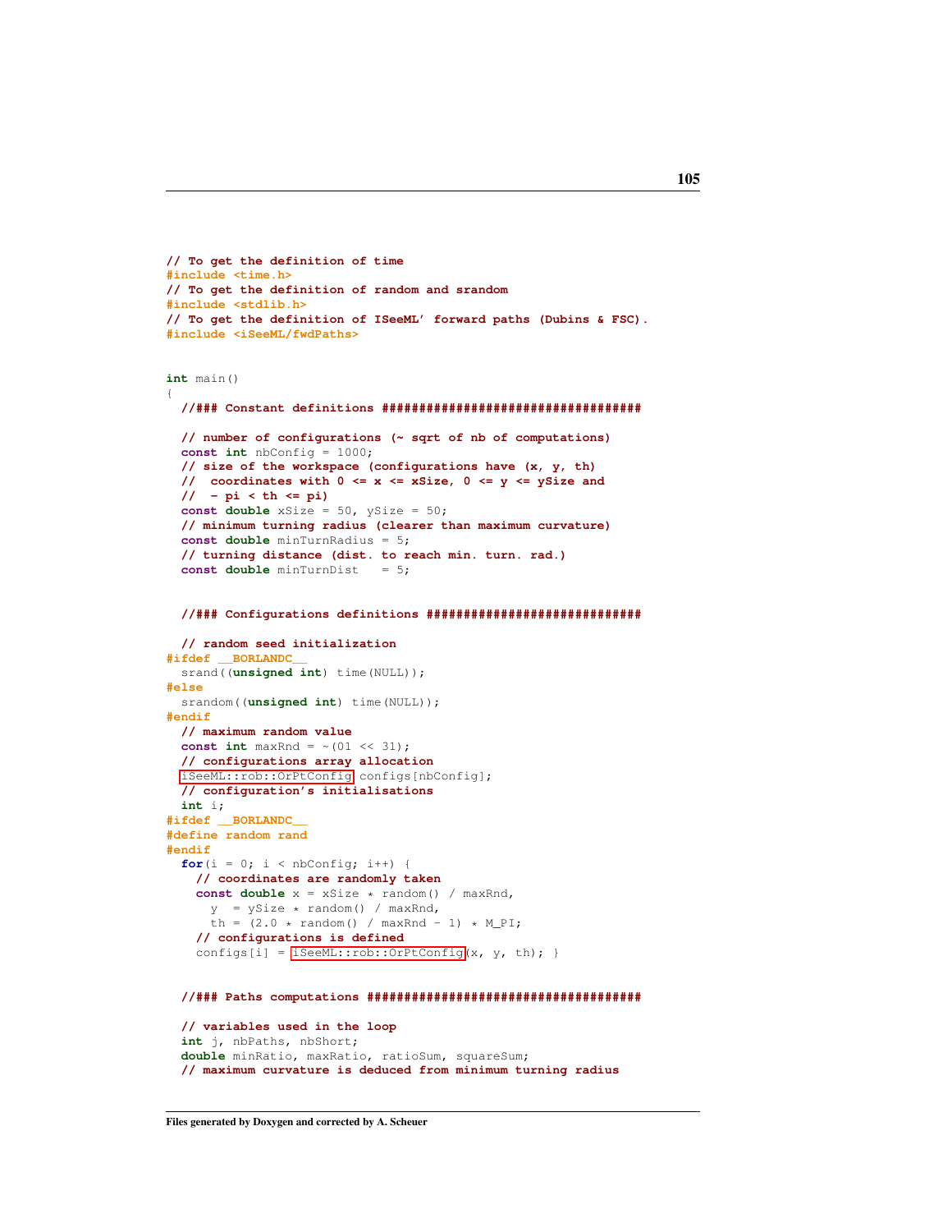```
// To get the definition of time
#include <time.h>
// To get the definition of random and srandom
#include <stdlib.h>
// To get the definition of ISeeML' forward paths (Dubins & FSC).
#include <iSeeML/fwdPaths>


int main()
{
  //### Constant definitions ##################################

  // number of configurations (~ sqrt of nb of computations)
  const int nbConfig = 1000;
  // size of the workspace (configurations have (x, y, th)
  //  coordinates with 0 <= x <= xSize, 0 <= y <= ySize and
  //  - pi < th <= pi)
  const double xSize = 50, ySize = 50;
  // minimum turning radius (clearer than maximum curvature)
  const double minTurnRadius = 5;
  // turning distance (dist. to reach min. turn. rad.)
  const double minTurnDist   = 5;


  //### Configurations definitions ############################

  // random seed initialization
#ifdef __BORLANDC__
  srand((unsigned int) time(NULL));
#else
  srandom((unsigned int) time(NULL));
#endif
  // maximum random value
  const int maxRnd = ~(01 << 31);
  // configurations array allocation
  iSeeML::rob::OrPtConfig configs[nbConfig];
  // configuration's initialisations
  int i;
#ifdef __BORLANDC__
#define random rand
#endif
  for(i = 0; i < nbConfig; i++) {
    // coordinates are randomly taken
    const double x = xSize * random() / maxRnd,
      y  = ySize * random() / maxRnd,
      th = (2.0 * random() / maxRnd - 1) * M_PI;
    // configurations is defined
    configs[i] = iSeeML::rob::OrPtConfig(x, y, th); }


  //### Paths computations ####################################

  // variables used in the loop
  int j, nbPaths, nbShort;
  double minRatio, maxRatio, ratioSum, squareSum;
  // maximum curvature is deduced from minimum turning radius
```

Files generated by Doxygen and corrected by A. Scheuer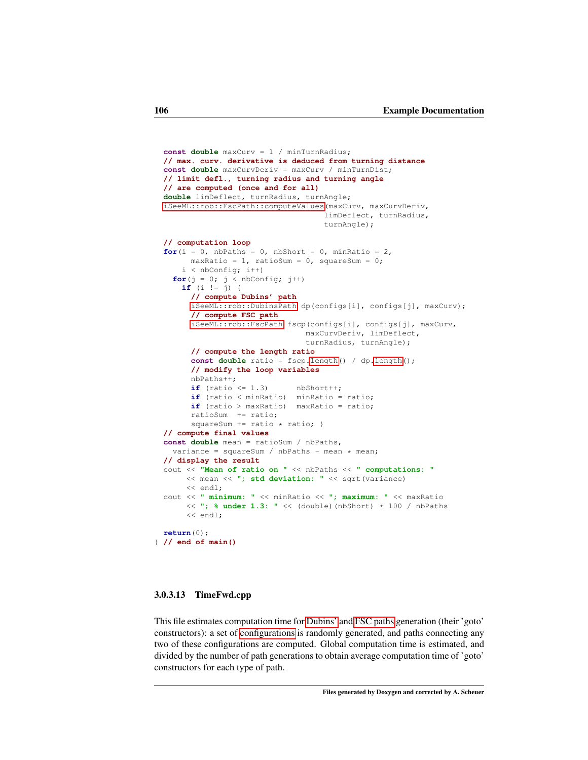```cpp
  const double maxCurv = 1 / minTurnRadius;
  // max. curv. derivative is deduced from turning distance
  const double maxCurvDeriv = maxCurv / minTurnDist;
  // limit defl., turning radius and turning angle
  // are computed (once and for all)
  double limDeflect, turnRadius, turnAngle;
  iSeeML::rob::FscPath::computeValues(maxCurv, maxCurvDeriv,
                                      limDeflect, turnRadius,
                                      turnAngle);

  // computation loop
  for(i = 0, nbPaths = 0, nbShort = 0, minRatio = 2,
        maxRatio = 1, ratioSum = 0, squareSum = 0;
      i < nbConfig; i++)
    for(j = 0; j < nbConfig; j++)
      if (i != j) {
        // compute Dubins' path
        iSeeML::rob::DubinsPath dp(configs[i], configs[j], maxCurv);
        // compute FSC path
        iSeeML::rob::FscPath fscp(configs[i], configs[j], maxCurv,
                                  maxCurvDeriv, limDeflect,
                                  turnRadius, turnAngle);
        // compute the length ratio
        const double ratio = fscp.length() / dp.length();
        // modify the loop variables
        nbPaths++;
        if (ratio <= 1.3)       nbShort++;
        if (ratio < minRatio)   minRatio = ratio;
        if (ratio > maxRatio)   maxRatio = ratio;
        ratioSum  += ratio;
        squareSum += ratio * ratio; }
  // compute final values
  const double mean = ratioSum / nbPaths,
    variance = squareSum / nbPaths - mean * mean;
  // display the result
  cout << "Mean of ratio on " << nbPaths << " computations: "
       << mean << "; std deviation: " << sqrt(variance)
       << endl;
  cout << " minimum: " << minRatio << "; maximum: " << maxRatio
       << "; % under 1.3: " << (double)(nbShort) * 100 / nbPaths
       << endl;

  return(0);
} // end of main()
```

#### 3.0.3.13 TimeFwd.cpp

This file estimates computation time for Dubins' and FSC paths generation (their 'goto' constructors): a set of configurations is randomly generated, and paths connecting any two of these configurations are computed. Global computation time is estimated, and divided by the number of path generations to obtain average computation time of 'goto' constructors for each type of path.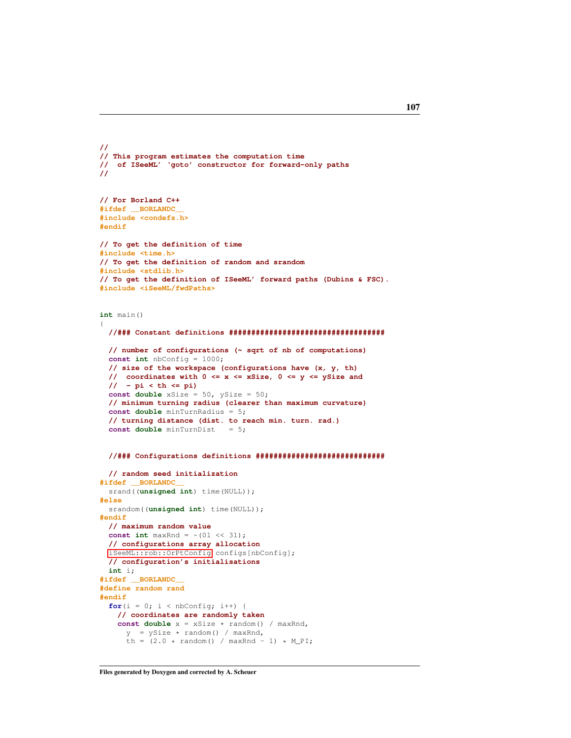```
//
// This program estimates the computation time
//  of ISeeML' `goto' constructor for forward-only paths
//


// For Borland C++
#ifdef __BORLANDC__
#include <condefs.h>
#endif

// To get the definition of time
#include <time.h>
// To get the definition of random and srandom
#include <stdlib.h>
// To get the definition of ISeeML' forward paths (Dubins & FSC).
#include <iSeeML/fwdPaths>


int main()
{
  //### Constant definitions ###################################

  // number of configurations (~ sqrt of nb of computations)
  const int nbConfig = 1000;
  // size of the workspace (configurations have (x, y, th)
  //  coordinates with 0 <= x <= xSize, 0 <= y <= ySize and
  //  - pi < th <= pi)
  const double xSize = 50, ySize = 50;
  // minimum turning radius (clearer than maximum curvature)
  const double minTurnRadius = 5;
  // turning distance (dist. to reach min. turn. rad.)
  const double minTurnDist   = 5;


  //### Configurations definitions ############################

  // random seed initialization
#ifdef __BORLANDC__
  srand((unsigned int) time(NULL));
#else
  srandom((unsigned int) time(NULL));
#endif
  // maximum random value
  const int maxRnd = ~(01 << 31);
  // configurations array allocation
  iSeeML::rob::OrPtConfig configs[nbConfig];
  // configuration's initialisations
  int i;
#ifdef __BORLANDC__
#define random rand
#endif
  for(i = 0; i < nbConfig; i++) {
    // coordinates are randomly taken
    const double x = xSize * random() / maxRnd,
      y  = ySize * random() / maxRnd,
      th = (2.0 * random() / maxRnd - 1) * M_PI;
```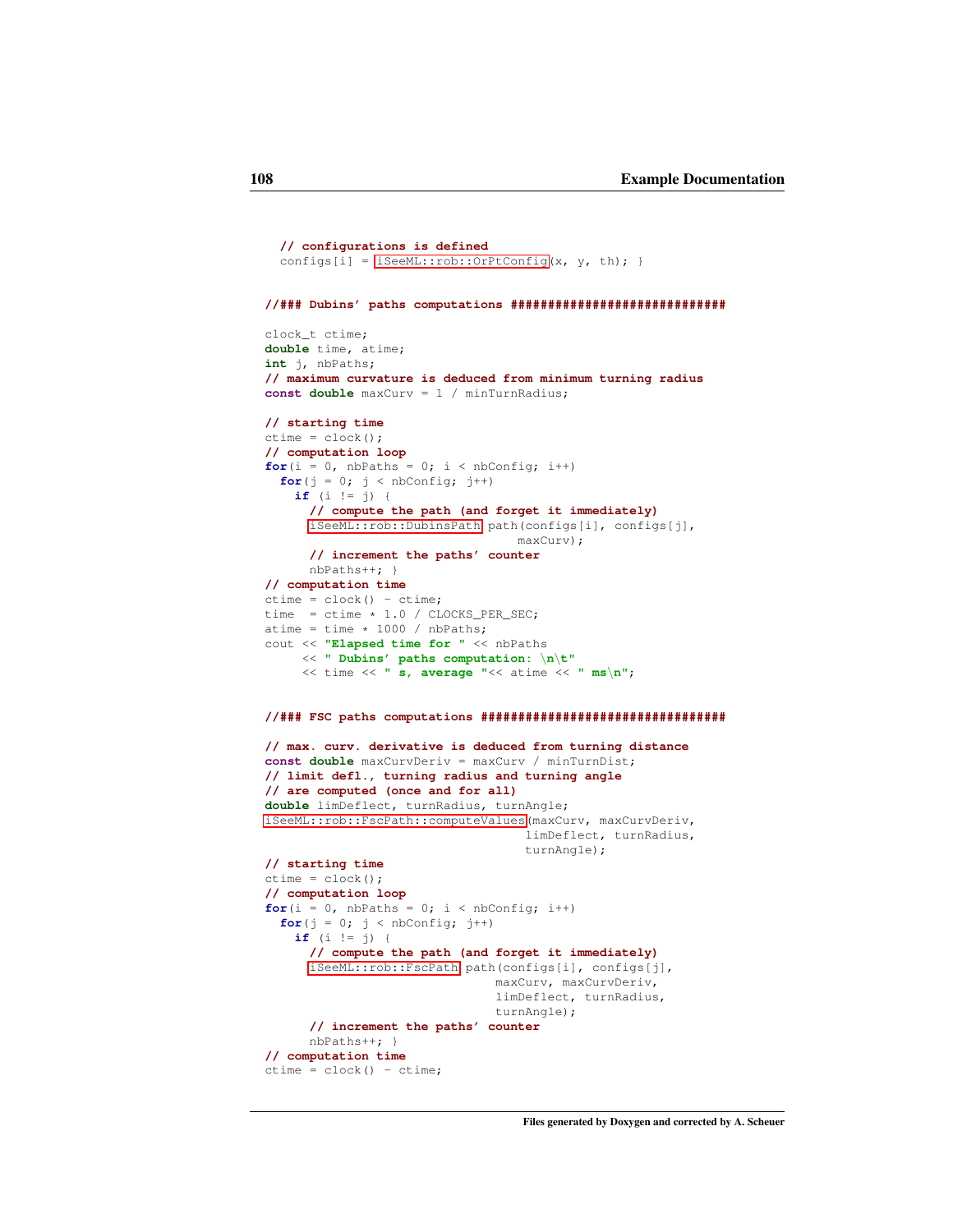```
    // configurations is defined
    configs[i] = iSeeML::rob::OrPtConfig(x, y, th); }


  //### Dubins' paths computations ############################

  clock_t ctime;
  double time, atime;
  int j, nbPaths;
  // maximum curvature is deduced from minimum turning radius
  const double maxCurv = 1 / minTurnRadius;

  // starting time
  ctime = clock();
  // computation loop
  for(i = 0, nbPaths = 0; i < nbConfig; i++)
    for(j = 0; j < nbConfig; j++)
      if (i != j) {
        // compute the path (and forget it immediately)
        iSeeML::rob::DubinsPath path(configs[i], configs[j],
                                    maxCurv);
        // increment the paths' counter
        nbPaths++; }
  // computation time
  ctime = clock() - ctime;
  time  = ctime * 1.0 / CLOCKS_PER_SEC;
  atime = time * 1000 / nbPaths;
  cout << "Elapsed time for " << nbPaths
       << " Dubins' paths computation: \n\t"
       << time << " s, average "<< atime << " ms\n";


  //### FSC paths computations ################################

  // max. curv. derivative is deduced from turning distance
  const double maxCurvDeriv = maxCurv / minTurnDist;
  // limit defl., turning radius and turning angle
  // are computed (once and for all)
  double limDeflect, turnRadius, turnAngle;
  iSeeML::rob::FscPath::computeValues(maxCurv, maxCurvDeriv,
                                      limDeflect, turnRadius,
                                      turnAngle);
  // starting time
  ctime = clock();
  // computation loop
  for(i = 0, nbPaths = 0; i < nbConfig; i++)
    for(j = 0; j < nbConfig; j++)
      if (i != j) {
        // compute the path (and forget it immediately)
        iSeeML::rob::FscPath path(configs[i], configs[j],
                                 maxCurv, maxCurvDeriv,
                                 limDeflect, turnRadius,
                                 turnAngle);
        // increment the paths' counter
        nbPaths++; }
  // computation time
  ctime = clock() - ctime;
```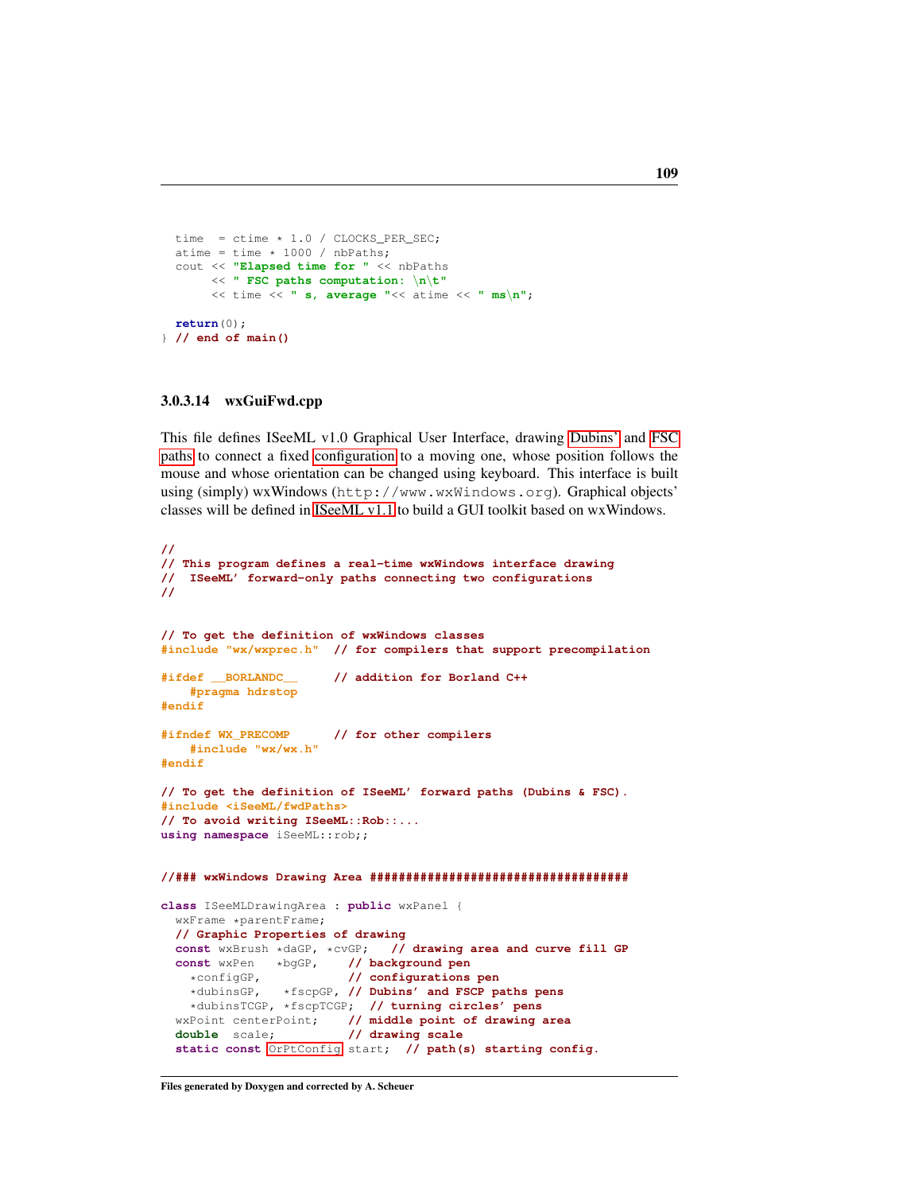```
  time  = ctime * 1.0 / CLOCKS_PER_SEC;
  atime = time * 1000 / nbPaths;
  cout << "Elapsed time for " << nbPaths
       << " FSC paths computation: \n\t"
       << time << " s, average "<< atime << " ms\n";

  return(0);
} // end of main()
```

#### 3.0.3.14 wxGuiFwd.cpp

This file defines ISeeML v1.0 Graphical User Interface, drawing Dubins' and FSC paths to connect a fixed configuration to a moving one, whose position follows the mouse and whose orientation can be changed using keyboard. This interface is built using (simply) wxWindows (http://www.wxWindows.org). Graphical objects' classes will be defined in ISeeML v1.1 to build a GUI toolkit based on wxWindows.

```
//
// This program defines a real-time wxWindows interface drawing
//  ISeeML' forward-only paths connecting two configurations
//


// To get the definition of wxWindows classes
#include "wx/wxprec.h"  // for compilers that support precompilation

#ifdef __BORLANDC__     // addition for Borland C++
    #pragma hdrstop
#endif

#ifndef WX_PRECOMP      // for other compilers
    #include "wx/wx.h"
#endif

// To get the definition of ISeeML' forward paths (Dubins & FSC).
#include <iSeeML/fwdPaths>
// To avoid writing ISeeML::Rob::...
using namespace iSeeML::rob;;


//### wxWindows Drawing Area ###################################

class ISeeMLDrawingArea : public wxPanel {
  wxFrame *parentFrame;
  // Graphic Properties of drawing
  const wxBrush *daGP, *cvGP;   // drawing area and curve fill GP
  const wxPen   *bgGP,     // background pen
    *configGP,             // configurations pen
    *dubinsGP,   *fscpGP, // Dubins' and FSCP paths pens
    *dubinsTCGP, *fscpTCGP;  // turning circles' pens
  wxPoint centerPoint;     // middle point of drawing area
  double  scale;           // drawing scale
  static const OrPtConfig start;  // path(s) starting config.
```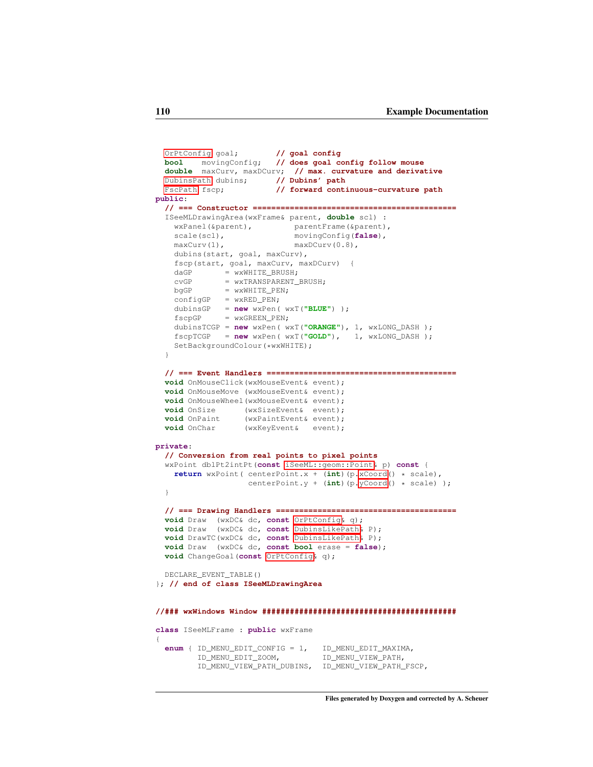```
  OrPtConfig goal;         // goal config
  bool    movingConfig;    // does goal config follow mouse
  double  maxCurv, maxDCurv;  // max. curvature and derivative
  DubinsPath dubins;       // Dubins' path
  FscPath fscp;            // forward continuous-curvature path
public:
  // === Constructor ============================================
  ISeeMLDrawingArea(wxFrame& parent, double scl) :
    wxPanel(&parent),         parentFrame(&parent),
    scale(scl),               movingConfig(false),
    maxCurv(1),               maxDCurv(0.8),
    dubins(start, goal, maxCurv),
    fscp(start, goal, maxCurv, maxDCurv)  {
    daGP       = wxWHITE_BRUSH;
    cvGP       = wxTRANSPARENT_BRUSH;
    bgGP       = wxWHITE_PEN;
    configGP   = wxRED_PEN;
    dubinsGP   = new wxPen( wxT("BLUE") );
    fscpGP     = wxGREEN_PEN;
    dubinsTCGP = new wxPen( wxT("ORANGE"), 1, wxLONG_DASH );
    fscpTCGP   = new wxPen( wxT("GOLD"),   1, wxLONG_DASH );
    SetBackgroundColour(*wxWHITE);
  }

  // === Event Handlers =========================================
  void OnMouseClick(wxMouseEvent& event);
  void OnMouseMove (wxMouseEvent& event);
  void OnMouseWheel(wxMouseEvent& event);
  void OnSize      (wxSizeEvent&  event);
  void OnPaint     (wxPaintEvent& event);
  void OnChar      (wxKeyEvent&   event);

private:
  // Conversion from real points to pixel points
  wxPoint dblPt2intPt(const iSeeML::geom::Point& p) const {
    return wxPoint( centerPoint.x + (int)(p.xCoord() * scale),
                    centerPoint.y + (int)(p.yCoord() * scale) );
  }

  // === Drawing Handlers =======================================
  void Draw  (wxDC& dc, const OrPtConfig& q);
  void Draw  (wxDC& dc, const DubinsLikePath& P);
  void DrawTC(wxDC& dc, const DubinsLikePath& P);
  void Draw  (wxDC& dc, const bool erase = false);
  void ChangeGoal(const OrPtConfig& q);

  DECLARE_EVENT_TABLE()
}; // end of class ISeeMLDrawingArea


//### wxWindows Window ##########################################

class ISeeMLFrame : public wxFrame
{
  enum { ID_MENU_EDIT_CONFIG = 1,   ID_MENU_EDIT_MAXIMA,
         ID_MENU_EDIT_ZOOM,         ID_MENU_VIEW_PATH,
         ID_MENU_VIEW_PATH_DUBINS,  ID_MENU_VIEW_PATH_FSCP,
```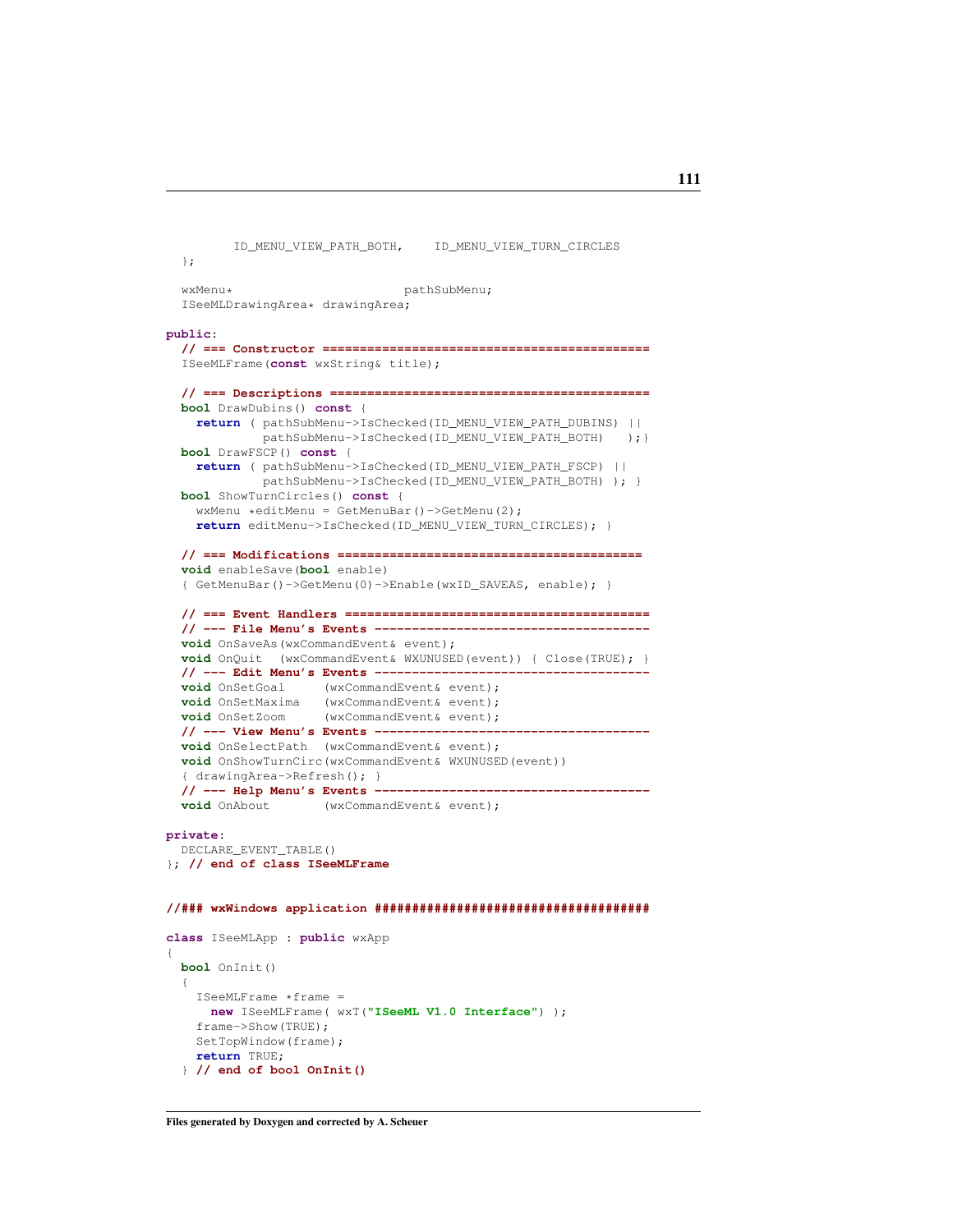```
        ID_MENU_VIEW_PATH_BOTH,    ID_MENU_VIEW_TURN_CIRCLES
  };

  wxMenu*                        pathSubMenu;
  ISeeMLDrawingArea* drawingArea;

public:
  // === Constructor ============================================
  ISeeMLFrame(const wxString& title);

  // === Descriptions ===========================================
  bool DrawDubins() const {
    return ( pathSubMenu->IsChecked(ID_MENU_VIEW_PATH_DUBINS) ||
             pathSubMenu->IsChecked(ID_MENU_VIEW_PATH_BOTH)   );}
  bool DrawFSCP() const {
    return ( pathSubMenu->IsChecked(ID_MENU_VIEW_PATH_FSCP) ||
             pathSubMenu->IsChecked(ID_MENU_VIEW_PATH_BOTH) ); }
  bool ShowTurnCircles() const {
    wxMenu *editMenu = GetMenuBar()->GetMenu(2);
    return editMenu->IsChecked(ID_MENU_VIEW_TURN_CIRCLES); }

  // === Modifications =========================================
  void enableSave(bool enable)
  { GetMenuBar()->GetMenu(0)->Enable(wxID_SAVEAS, enable); }

  // === Event Handlers =========================================
  // --- File Menu's Events -------------------------------------
  void OnSaveAs(wxCommandEvent& event);
  void OnQuit  (wxCommandEvent& WXUNUSED(event)) { Close(TRUE); }
  // --- Edit Menu's Events -------------------------------------
  void OnSetGoal     (wxCommandEvent& event);
  void OnSetMaxima   (wxCommandEvent& event);
  void OnSetZoom     (wxCommandEvent& event);
  // --- View Menu's Events -------------------------------------
  void OnSelectPath  (wxCommandEvent& event);
  void OnShowTurnCirc(wxCommandEvent& WXUNUSED(event))
  { drawingArea->Refresh(); }
  // --- Help Menu's Events -------------------------------------
  void OnAbout       (wxCommandEvent& event);

private:
  DECLARE_EVENT_TABLE()
}; // end of class ISeeMLFrame


//### wxWindows application ####################################

class ISeeMLApp : public wxApp
{
  bool OnInit()
  {
    ISeeMLFrame *frame =
      new ISeeMLFrame( wxT("ISeeML V1.0 Interface") );
    frame->Show(TRUE);
    SetTopWindow(frame);
    return TRUE;
  } // end of bool OnInit()
```

**Files generated by Doxygen and corrected by A. Scheuer**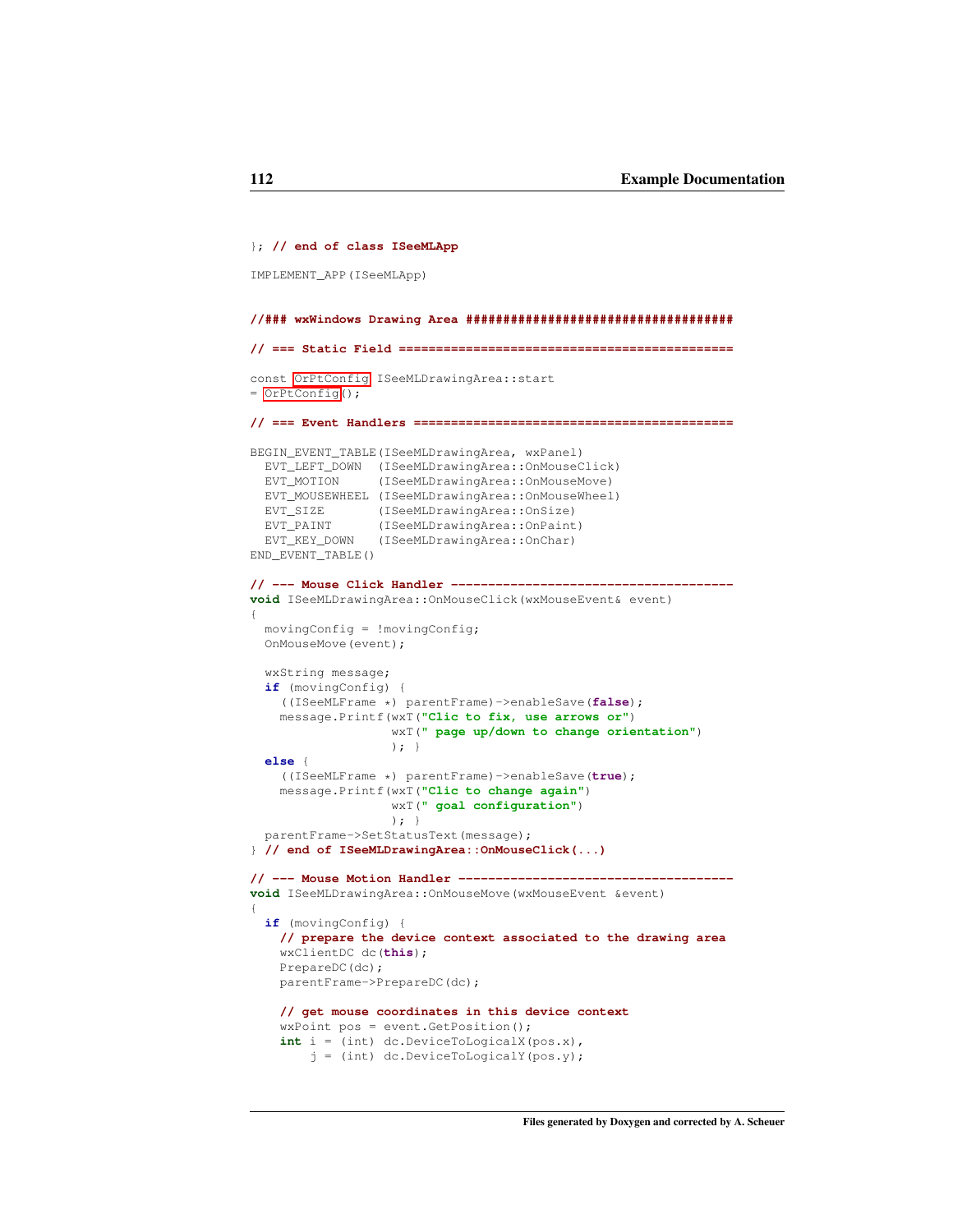```
}; // end of class ISeeMLApp

IMPLEMENT_APP(ISeeMLApp)


//### wxWindows Drawing Area ###################################

// === Static Field ============================================

const OrPtConfig ISeeMLDrawingArea::start
= OrPtConfig();

// === Event Handlers ==========================================

BEGIN_EVENT_TABLE(ISeeMLDrawingArea, wxPanel)
  EVT_LEFT_DOWN  (ISeeMLDrawingArea::OnMouseClick)
  EVT_MOTION     (ISeeMLDrawingArea::OnMouseMove)
  EVT_MOUSEWHEEL (ISeeMLDrawingArea::OnMouseWheel)
  EVT_SIZE       (ISeeMLDrawingArea::OnSize)
  EVT_PAINT      (ISeeMLDrawingArea::OnPaint)
  EVT_KEY_DOWN   (ISeeMLDrawingArea::OnChar)
END_EVENT_TABLE()

// --- Mouse Click Handler -------------------------------------
void ISeeMLDrawingArea::OnMouseClick(wxMouseEvent& event)
{
  movingConfig = !movingConfig;
  OnMouseMove(event);

  wxString message;
  if (movingConfig) {
    ((ISeeMLFrame *) parentFrame)->enableSave(false);
    message.Printf(wxT("Clic to fix, use arrows or")
                   wxT(" page up/down to change orientation")
                   ); }
  else {
    ((ISeeMLFrame *) parentFrame)->enableSave(true);
    message.Printf(wxT("Clic to change again")
                   wxT(" goal configuration")
                   ); }
  parentFrame->SetStatusText(message);
} // end of ISeeMLDrawingArea::OnMouseClick(...)

// --- Mouse Motion Handler ------------------------------------
void ISeeMLDrawingArea::OnMouseMove(wxMouseEvent &event)
{
  if (movingConfig) {
    // prepare the device context associated to the drawing area
    wxClientDC dc(this);
    PrepareDC(dc);
    parentFrame->PrepareDC(dc);

    // get mouse coordinates in this device context
    wxPoint pos = event.GetPosition();
    int i = (int) dc.DeviceToLogicalX(pos.x),
        j = (int) dc.DeviceToLogicalY(pos.y);
```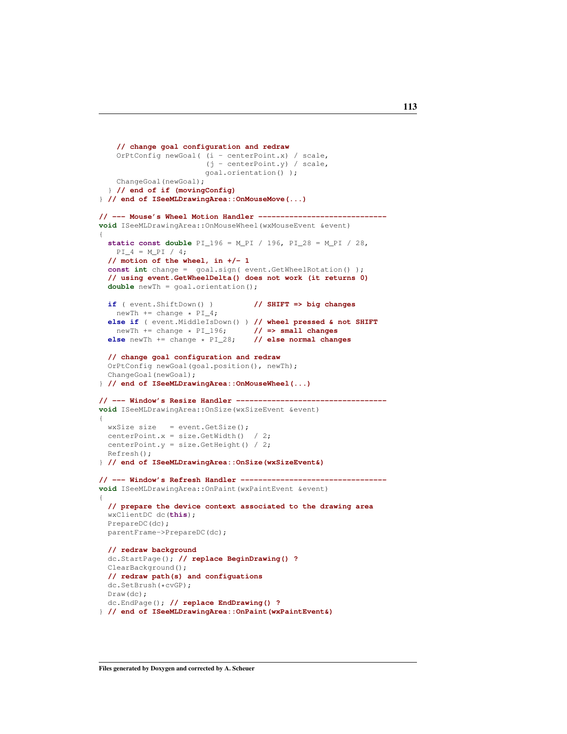```
    // change goal configuration and redraw
    OrPtConfig newGoal( (i - centerPoint.x) / scale,
                        (j - centerPoint.y) / scale,
                        goal.orientation() );
    ChangeGoal(newGoal);
  } // end of if (movingConfig)
} // end of ISeeMLDrawingArea::OnMouseMove(...)

// --- Mouse's Wheel Motion Handler -----------------------------
void ISeeMLDrawingArea::OnMouseWheel(wxMouseEvent &event)
{
  static const double PI_196 = M_PI / 196, PI_28 = M_PI / 28,
    PI_4 = M_PI / 4;
  // motion of the wheel, in +/- 1
  const int change =  goal.sign( event.GetWheelRotation() );
  // using event.GetWheelDelta() does not work (it returns 0)
  double newTh = goal.orientation();

  if ( event.ShiftDown() )         // SHIFT => big changes
    newTh += change * PI_4;
  else if ( event.MiddleIsDown() ) // wheel pressed & not SHIFT
    newTh += change * PI_196;      // => small changes
  else newTh += change * PI_28;    // else normal changes

  // change goal configuration and redraw
  OrPtConfig newGoal(goal.position(), newTh);
  ChangeGoal(newGoal);
} // end of ISeeMLDrawingArea::OnMouseWheel(...)

// --- Window's Resize Handler ----------------------------------
void ISeeMLDrawingArea::OnSize(wxSizeEvent &event)
{
  wxSize size   = event.GetSize();
  centerPoint.x = size.GetWidth()  / 2;
  centerPoint.y = size.GetHeight() / 2;
  Refresh();
} // end of ISeeMLDrawingArea::OnSize(wxSizeEvent&)

// --- Window's Refresh Handler ---------------------------------
void ISeeMLDrawingArea::OnPaint(wxPaintEvent &event)
{
  // prepare the device context associated to the drawing area
  wxClientDC dc(this);
  PrepareDC(dc);
  parentFrame->PrepareDC(dc);

  // redraw background
  dc.StartPage(); // replace BeginDrawing() ?
  ClearBackground();
  // redraw path(s) and configuations
  dc.SetBrush(*cvGP);
  Draw(dc);
  dc.EndPage(); // replace EndDrawing() ?
} // end of ISeeMLDrawingArea::OnPaint(wxPaintEvent&)
```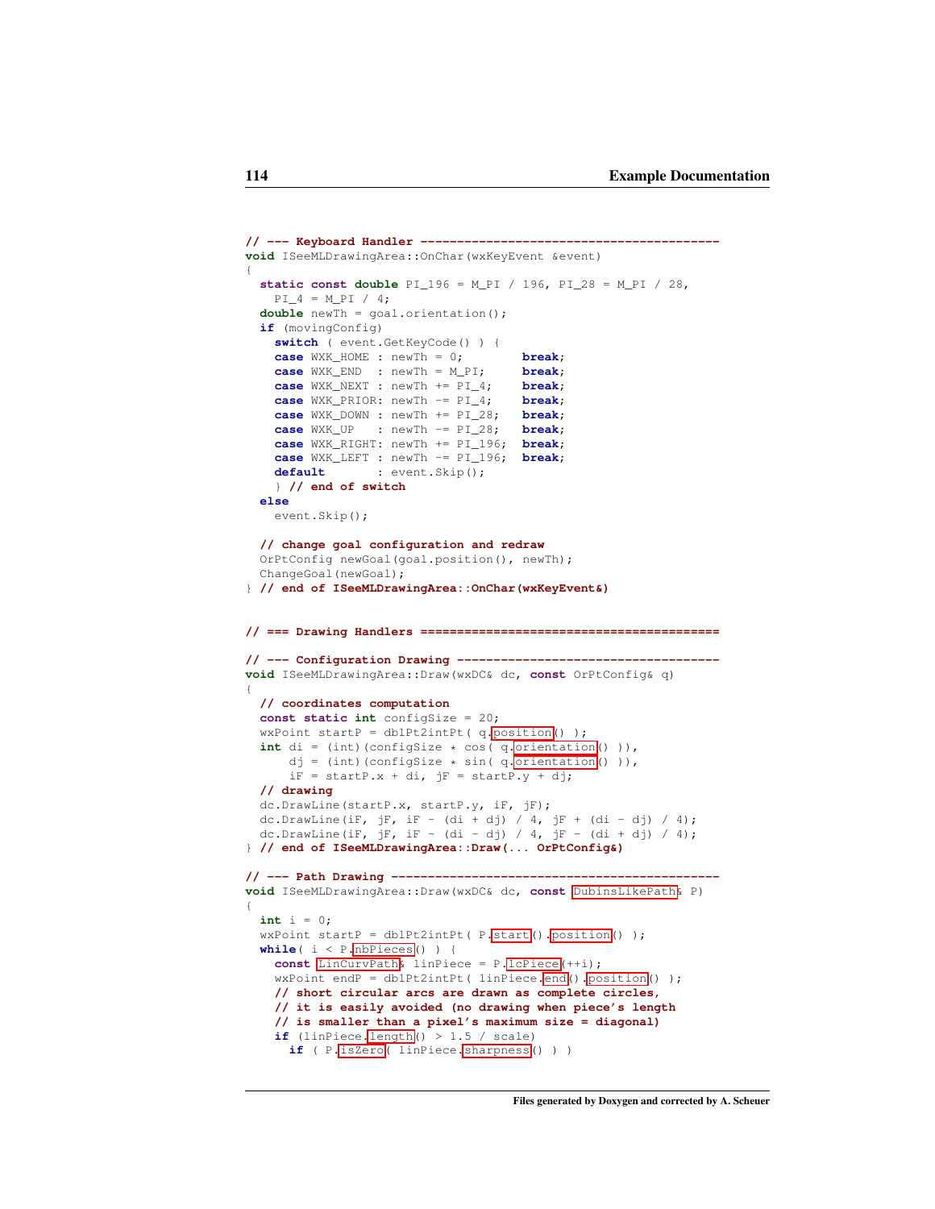```
// --- Keyboard Handler -----------------------------------------
void ISeeMLDrawingArea::OnChar(wxKeyEvent &event)
{
  static const double PI_196 = M_PI / 196, PI_28 = M_PI / 28,
    PI_4 = M_PI / 4;
  double newTh = goal.orientation();
  if (movingConfig)
    switch ( event.GetKeyCode() ) {
    case WXK_HOME : newTh = 0;        break;
    case WXK_END  : newTh = M_PI;     break;
    case WXK_NEXT : newTh += PI_4;    break;
    case WXK_PRIOR: newTh -= PI_4;    break;
    case WXK_DOWN : newTh += PI_28;   break;
    case WXK_UP   : newTh -= PI_28;   break;
    case WXK_RIGHT: newTh += PI_196;  break;
    case WXK_LEFT : newTh -= PI_196;  break;
    default       : event.Skip();
    } // end of switch
  else
    event.Skip();

  // change goal configuration and redraw
  OrPtConfig newGoal(goal.position(), newTh);
  ChangeGoal(newGoal);
} // end of ISeeMLDrawingArea::OnChar(wxKeyEvent&)


// === Drawing Handlers ========================================

// --- Configuration Drawing ------------------------------------
void ISeeMLDrawingArea::Draw(wxDC& dc, const OrPtConfig& q)
{
  // coordinates computation
  const static int configSize = 20;
  wxPoint startP = dblPt2intPt( q.position() );
  int di = (int)(configSize * cos( q.orientation() )),
      dj = (int)(configSize * sin( q.orientation() )),
      iF = startP.x + di, jF = startP.y + dj;
  // drawing
  dc.DrawLine(startP.x, startP.y, iF, jF);
  dc.DrawLine(iF, jF, iF - (di + dj) / 4, jF + (di - dj) / 4);
  dc.DrawLine(iF, jF, iF - (di - dj) / 4, jF - (di + dj) / 4);
} // end of ISeeMLDrawingArea::Draw(... OrPtConfig&)

// --- Path Drawing ---------------------------------------------
void ISeeMLDrawingArea::Draw(wxDC& dc, const DubinsLikePath& P)
{
  int i = 0;
  wxPoint startP = dblPt2intPt( P.start().position() );
  while( i < P.nbPieces() ) {
    const LinCurvPath& linPiece = P.lcPiece(++i);
    wxPoint endP = dblPt2intPt( linPiece.end().position() );
    // short circular arcs are drawn as complete circles,
    // it is easily avoided (no drawing when piece's length
    // is smaller than a pixel's maximum size = diagonal)
    if (linPiece.length() > 1.5 / scale)
      if ( P.isZero( linPiece.sharpness() ) )
```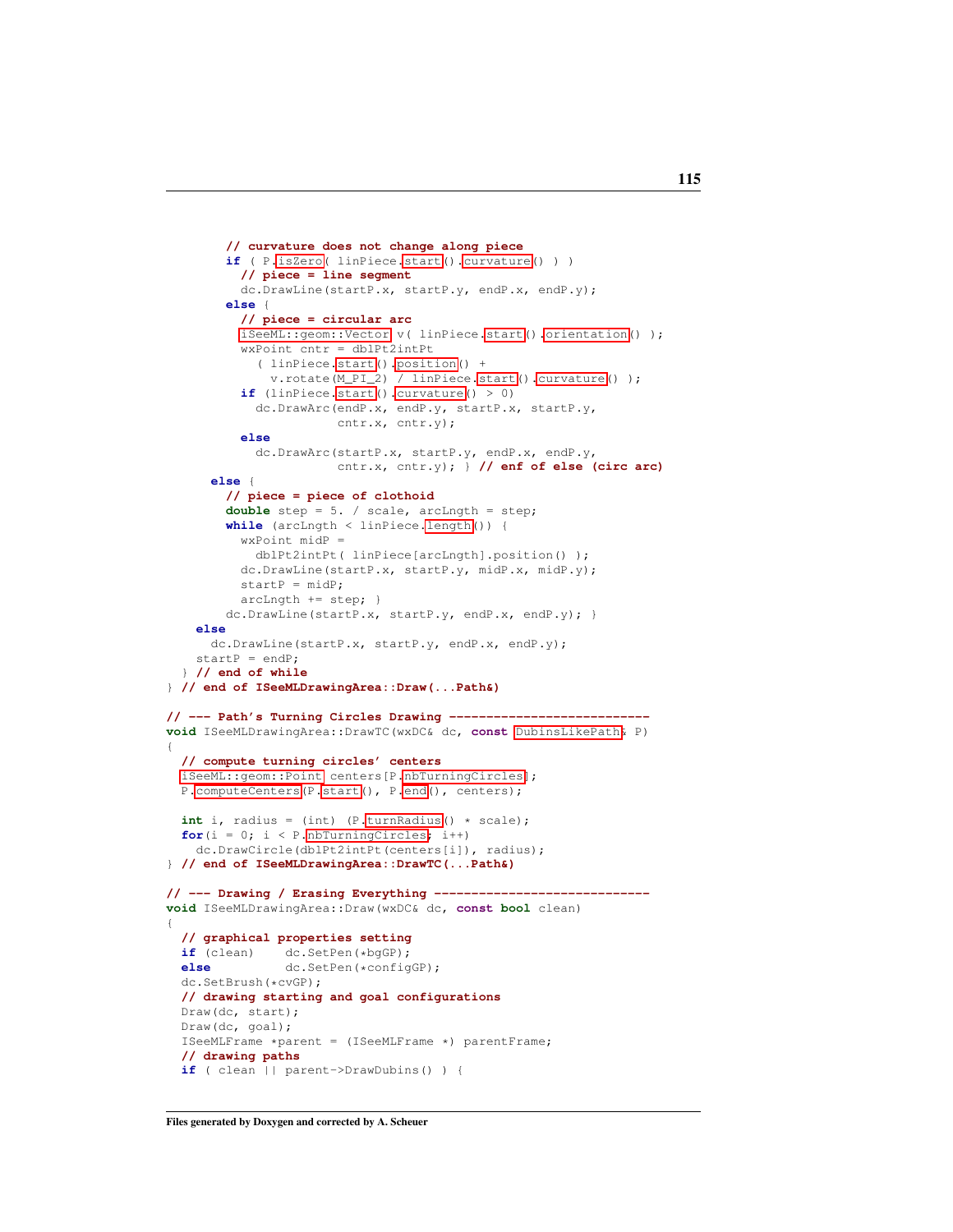```
        // curvature does not change along piece
        if ( P.isZero( linPiece.start().curvature() ) )
          // piece = line segment
          dc.DrawLine(startP.x, startP.y, endP.x, endP.y);
        else {
          // piece = circular arc
          iSeeML::geom::Vector v( linPiece.start().orientation() );
          wxPoint cntr = dblPt2intPt
            ( linPiece.start().position() +
              v.rotate(M_PI_2) / linPiece.start().curvature() );
          if (linPiece.start().curvature() > 0)
            dc.DrawArc(endP.x, endP.y, startP.x, startP.y,
                       cntr.x, cntr.y);
          else
            dc.DrawArc(startP.x, startP.y, endP.x, endP.y,
                       cntr.x, cntr.y); } // enf of else (circ arc)
      else {
        // piece = piece of clothoid
        double step = 5. / scale, arcLngth = step;
        while (arcLngth < linPiece.length()) {
          wxPoint midP =
            dblPt2intPt( linPiece[arcLngth].position() );
          dc.DrawLine(startP.x, startP.y, midP.x, midP.y);
          startP = midP;
          arcLngth += step; }
        dc.DrawLine(startP.x, startP.y, endP.x, endP.y); }
    else
      dc.DrawLine(startP.x, startP.y, endP.x, endP.y);
    startP = endP;
  } // end of while
} // end of ISeeMLDrawingArea::Draw(...Path&)

// --- Path's Turning Circles Drawing ---------------------------
void ISeeMLDrawingArea::DrawTC(wxDC& dc, const DubinsLikePath& P)
{
  // compute turning circles' centers
  iSeeML::geom::Point centers[P.nbTurningCircles];
  P.computeCenters(P.start(), P.end(), centers);

  int i, radius = (int) (P.turnRadius() * scale);
  for(i = 0; i < P.nbTurningCircles; i++)
    dc.DrawCircle(dblPt2intPt(centers[i]), radius);
} // end of ISeeMLDrawingArea::DrawTC(...Path&)

// --- Drawing / Erasing Everything -----------------------------
void ISeeMLDrawingArea::Draw(wxDC& dc, const bool clean)
{
  // graphical properties setting
  if (clean)     dc.SetPen(*bgGP);
  else           dc.SetPen(*configGP);
  dc.SetBrush(*cvGP);
  // drawing starting and goal configurations
  Draw(dc, start);
  Draw(dc, goal);
  ISeeMLFrame *parent = (ISeeMLFrame *) parentFrame;
  // drawing paths
  if ( clean || parent->DrawDubins() ) {
```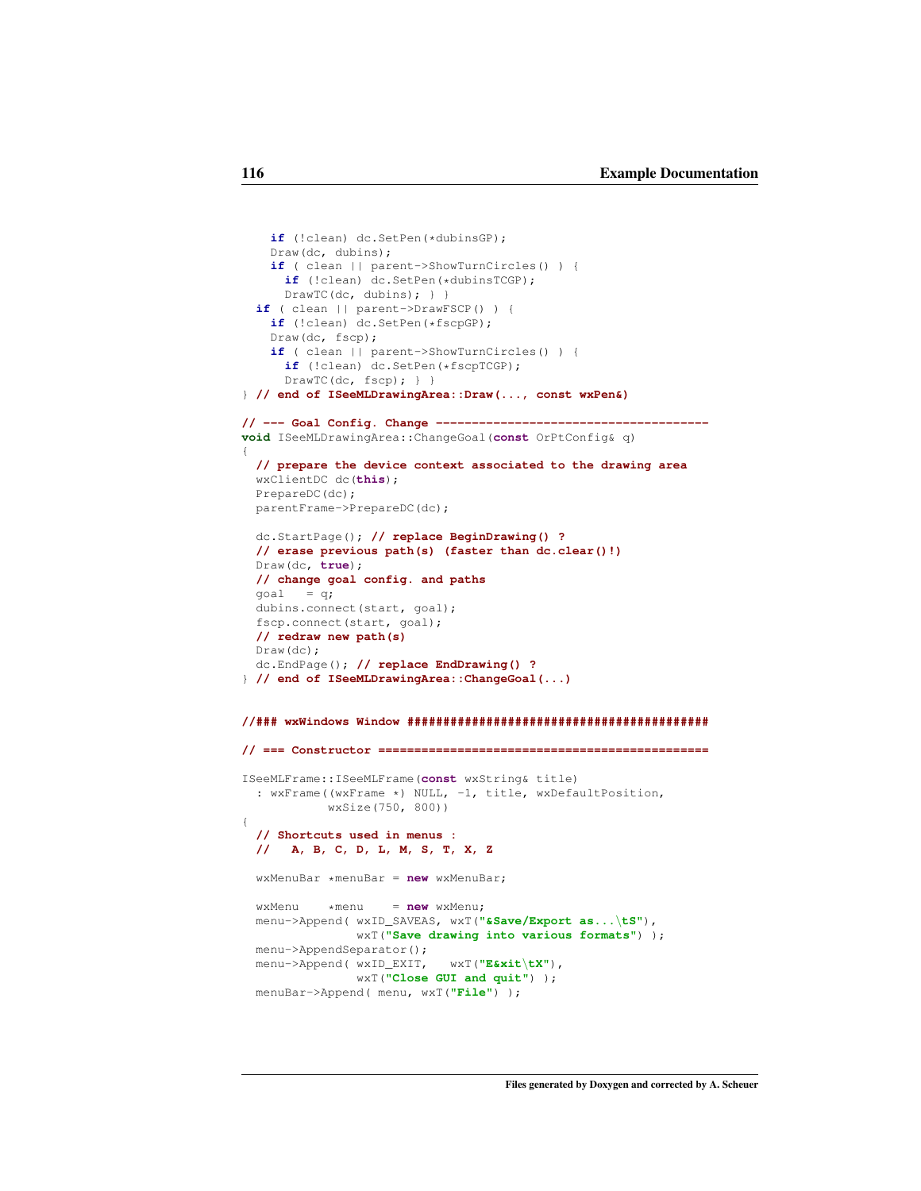```
    if (!clean) dc.SetPen(*dubinsGP);
    Draw(dc, dubins);
    if ( clean || parent->ShowTurnCircles() ) {
      if (!clean) dc.SetPen(*dubinsTCGP);
      DrawTC(dc, dubins); } }
  if ( clean || parent->DrawFSCP() ) {
    if (!clean) dc.SetPen(*fscpGP);
    Draw(dc, fscp);
    if ( clean || parent->ShowTurnCircles() ) {
      if (!clean) dc.SetPen(*fscpTCGP);
      DrawTC(dc, fscp); } }
} // end of ISeeMLDrawingArea::Draw(..., const wxPen&)

// --- Goal Config. Change --------------------------------------
void ISeeMLDrawingArea::ChangeGoal(const OrPtConfig& q)
{
  // prepare the device context associated to the drawing area
  wxClientDC dc(this);
  PrepareDC(dc);
  parentFrame->PrepareDC(dc);

  dc.StartPage(); // replace BeginDrawing() ?
  // erase previous path(s) (faster than dc.clear()!)
  Draw(dc, true);
  // change goal config. and paths
  goal   = q;
  dubins.connect(start, goal);
  fscp.connect(start, goal);
  // redraw new path(s)
  Draw(dc);
  dc.EndPage(); // replace EndDrawing() ?
} // end of ISeeMLDrawingArea::ChangeGoal(...)


//### wxWindows Window #########################################

// === Constructor ==============================================

ISeeMLFrame::ISeeMLFrame(const wxString& title)
  : wxFrame((wxFrame *) NULL, -1, title, wxDefaultPosition,
            wxSize(750, 800))
{
  // Shortcuts used in menus :
  //   A, B, C, D, L, M, S, T, X, Z

  wxMenuBar *menuBar = new wxMenuBar;

  wxMenu    *menu    = new wxMenu;
  menu->Append( wxID_SAVEAS, wxT("&Save/Export as...\tS"),
                wxT("Save drawing into various formats") );
  menu->AppendSeparator();
  menu->Append( wxID_EXIT,   wxT("E&xit\tX"),
                wxT("Close GUI and quit") );
  menuBar->Append( menu, wxT("File") );
```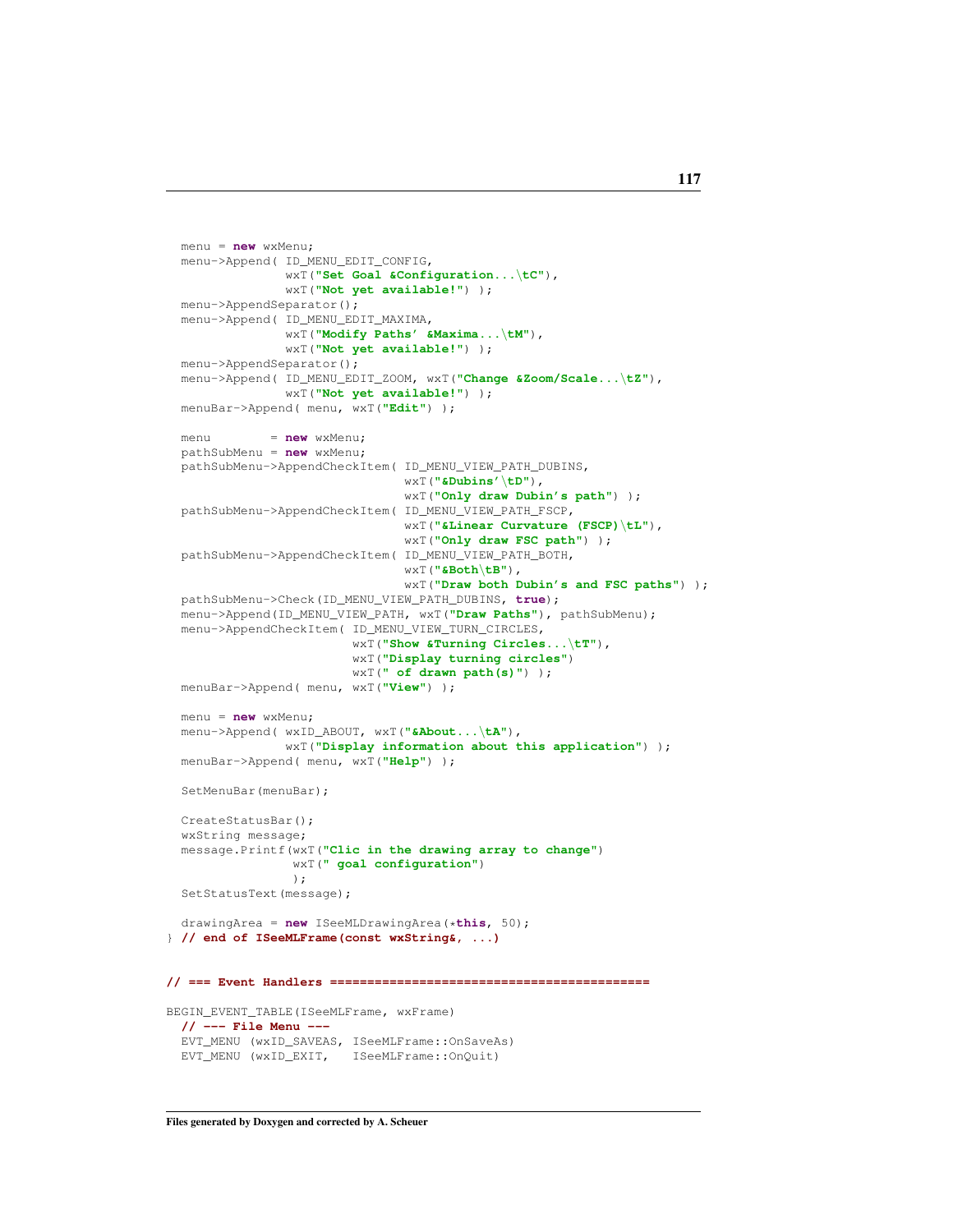```
  menu = new wxMenu;
  menu->Append( ID_MENU_EDIT_CONFIG,
                wxT("Set Goal &Configuration...\tC"),
                wxT("Not yet available!") );
  menu->AppendSeparator();
  menu->Append( ID_MENU_EDIT_MAXIMA,
                wxT("Modify Paths' &Maxima...\tM"),
                wxT("Not yet available!") );
  menu->AppendSeparator();
  menu->Append( ID_MENU_EDIT_ZOOM, wxT("Change &Zoom/Scale...\tZ"),
                wxT("Not yet available!") );
  menuBar->Append( menu, wxT("Edit") );

  menu        = new wxMenu;
  pathSubMenu = new wxMenu;
  pathSubMenu->AppendCheckItem( ID_MENU_VIEW_PATH_DUBINS,
                                wxT("&Dubins'\tD"),
                                wxT("Only draw Dubin's path") );
  pathSubMenu->AppendCheckItem( ID_MENU_VIEW_PATH_FSCP,
                                wxT("&Linear Curvature (FSCP)\tL"),
                                wxT("Only draw FSC path") );
  pathSubMenu->AppendCheckItem( ID_MENU_VIEW_PATH_BOTH,
                                wxT("&Both\tB"),
                                wxT("Draw both Dubin's and FSC paths") );
  pathSubMenu->Check(ID_MENU_VIEW_PATH_DUBINS, true);
  menu->Append(ID_MENU_VIEW_PATH, wxT("Draw Paths"), pathSubMenu);
  menu->AppendCheckItem( ID_MENU_VIEW_TURN_CIRCLES,
                         wxT("Show &Turning Circles...\tT"),
                         wxT("Display turning circles")
                         wxT(" of drawn path(s)") );
  menuBar->Append( menu, wxT("View") );

  menu = new wxMenu;
  menu->Append( wxID_ABOUT, wxT("&About...\tA"),
                wxT("Display information about this application") );
  menuBar->Append( menu, wxT("Help") );

  SetMenuBar(menuBar);

  CreateStatusBar();
  wxString message;
  message.Printf(wxT("Clic in the drawing array to change")
                 wxT(" goal configuration")
                 );
  SetStatusText(message);

  drawingArea = new ISeeMLDrawingArea(*this, 50);
} // end of ISeeMLFrame(const wxString&, ...)


// === Event Handlers ==========================================

BEGIN_EVENT_TABLE(ISeeMLFrame, wxFrame)
  // --- File Menu ---
  EVT_MENU (wxID_SAVEAS, ISeeMLFrame::OnSaveAs)
  EVT_MENU (wxID_EXIT,   ISeeMLFrame::OnQuit)
```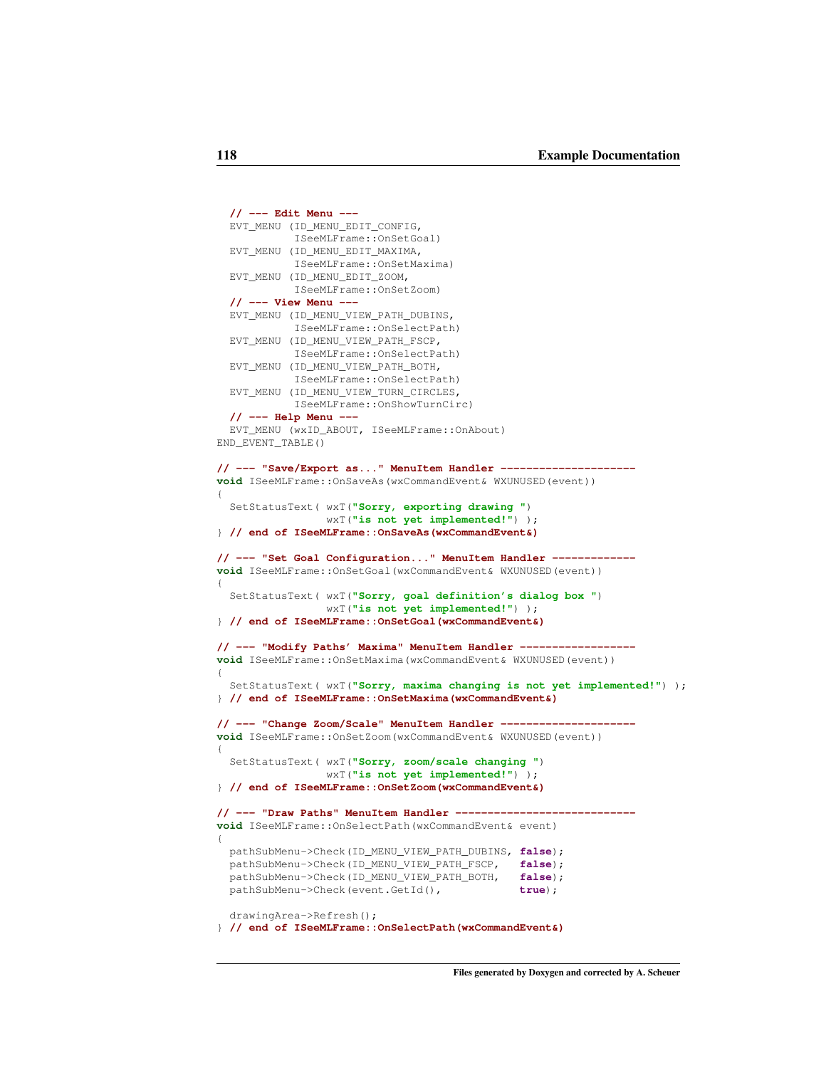```
  // --- Edit Menu ---
  EVT_MENU (ID_MENU_EDIT_CONFIG,
            ISeeMLFrame::OnSetGoal)
  EVT_MENU (ID_MENU_EDIT_MAXIMA,
            ISeeMLFrame::OnSetMaxima)
  EVT_MENU (ID_MENU_EDIT_ZOOM,
            ISeeMLFrame::OnSetZoom)
  // --- View Menu ---
  EVT_MENU (ID_MENU_VIEW_PATH_DUBINS,
            ISeeMLFrame::OnSelectPath)
  EVT_MENU (ID_MENU_VIEW_PATH_FSCP,
            ISeeMLFrame::OnSelectPath)
  EVT_MENU (ID_MENU_VIEW_PATH_BOTH,
            ISeeMLFrame::OnSelectPath)
  EVT_MENU (ID_MENU_VIEW_TURN_CIRCLES,
            ISeeMLFrame::OnShowTurnCirc)
  // --- Help Menu ---
  EVT_MENU (wxID_ABOUT, ISeeMLFrame::OnAbout)
END_EVENT_TABLE()

// --- "Save/Export as..." MenuItem Handler ---------------------
void ISeeMLFrame::OnSaveAs(wxCommandEvent& WXUNUSED(event))
{
  SetStatusText( wxT("Sorry, exporting drawing ")
                 wxT("is not yet implemented!") );
} // end of ISeeMLFrame::OnSaveAs(wxCommandEvent&)

// --- "Set Goal Configuration..." MenuItem Handler -------------
void ISeeMLFrame::OnSetGoal(wxCommandEvent& WXUNUSED(event))
{
  SetStatusText( wxT("Sorry, goal definition's dialog box ")
                 wxT("is not yet implemented!") );
} // end of ISeeMLFrame::OnSetGoal(wxCommandEvent&)

// --- "Modify Paths' Maxima" MenuItem Handler ------------------
void ISeeMLFrame::OnSetMaxima(wxCommandEvent& WXUNUSED(event))
{
  SetStatusText( wxT("Sorry, maxima changing is not yet implemented!") );
} // end of ISeeMLFrame::OnSetMaxima(wxCommandEvent&)

// --- "Change Zoom/Scale" MenuItem Handler ---------------------
void ISeeMLFrame::OnSetZoom(wxCommandEvent& WXUNUSED(event))
{
  SetStatusText( wxT("Sorry, zoom/scale changing ")
                 wxT("is not yet implemented!") );
} // end of ISeeMLFrame::OnSetZoom(wxCommandEvent&)

// --- "Draw Paths" MenuItem Handler ----------------------------
void ISeeMLFrame::OnSelectPath(wxCommandEvent& event)
{
  pathSubMenu->Check(ID_MENU_VIEW_PATH_DUBINS, false);
  pathSubMenu->Check(ID_MENU_VIEW_PATH_FSCP,   false);
  pathSubMenu->Check(ID_MENU_VIEW_PATH_BOTH,   false);
  pathSubMenu->Check(event.GetId(),            true);

  drawingArea->Refresh();
} // end of ISeeMLFrame::OnSelectPath(wxCommandEvent&)
```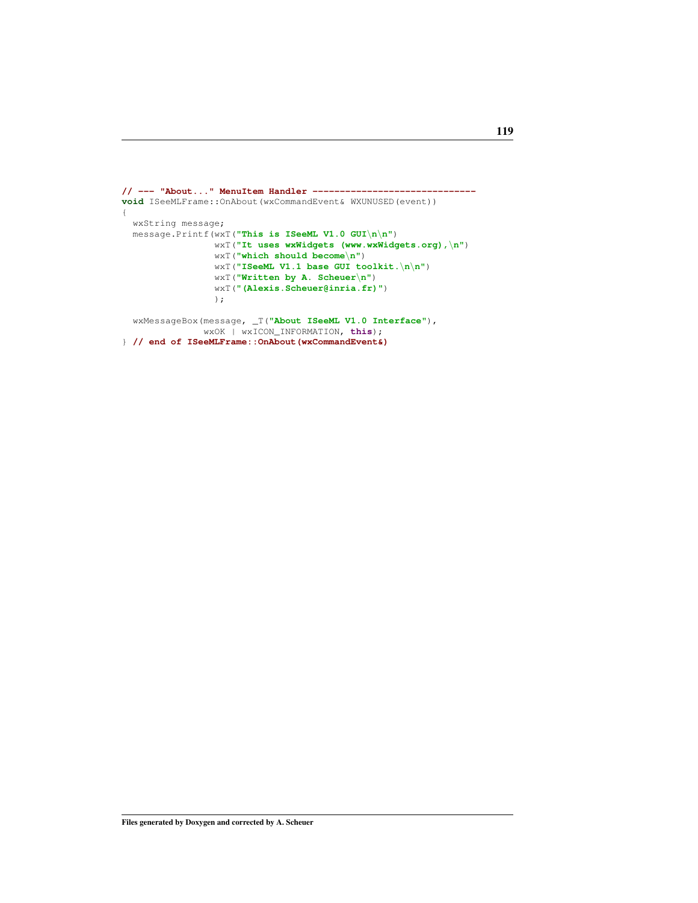```
// --- "About..." MenuItem Handler ------------------------------
void ISeeMLFrame::OnAbout(wxCommandEvent& WXUNUSED(event))
{
  wxString message;
  message.Printf(wxT("This is ISeeML V1.0 GUI\n\n")
                 wxT("It uses wxWidgets (www.wxWidgets.org),\n")
                 wxT("which should become\n")
                 wxT("ISeeML V1.1 base GUI toolkit.\n\n")
                 wxT("Written by A. Scheuer\n")
                 wxT("(Alexis.Scheuer@inria.fr)")
                 );

  wxMessageBox(message, _T("About ISeeML V1.0 Interface"),
               wxOK | wxICON_INFORMATION, this);
} // end of ISeeMLFrame::OnAbout(wxCommandEvent&)
```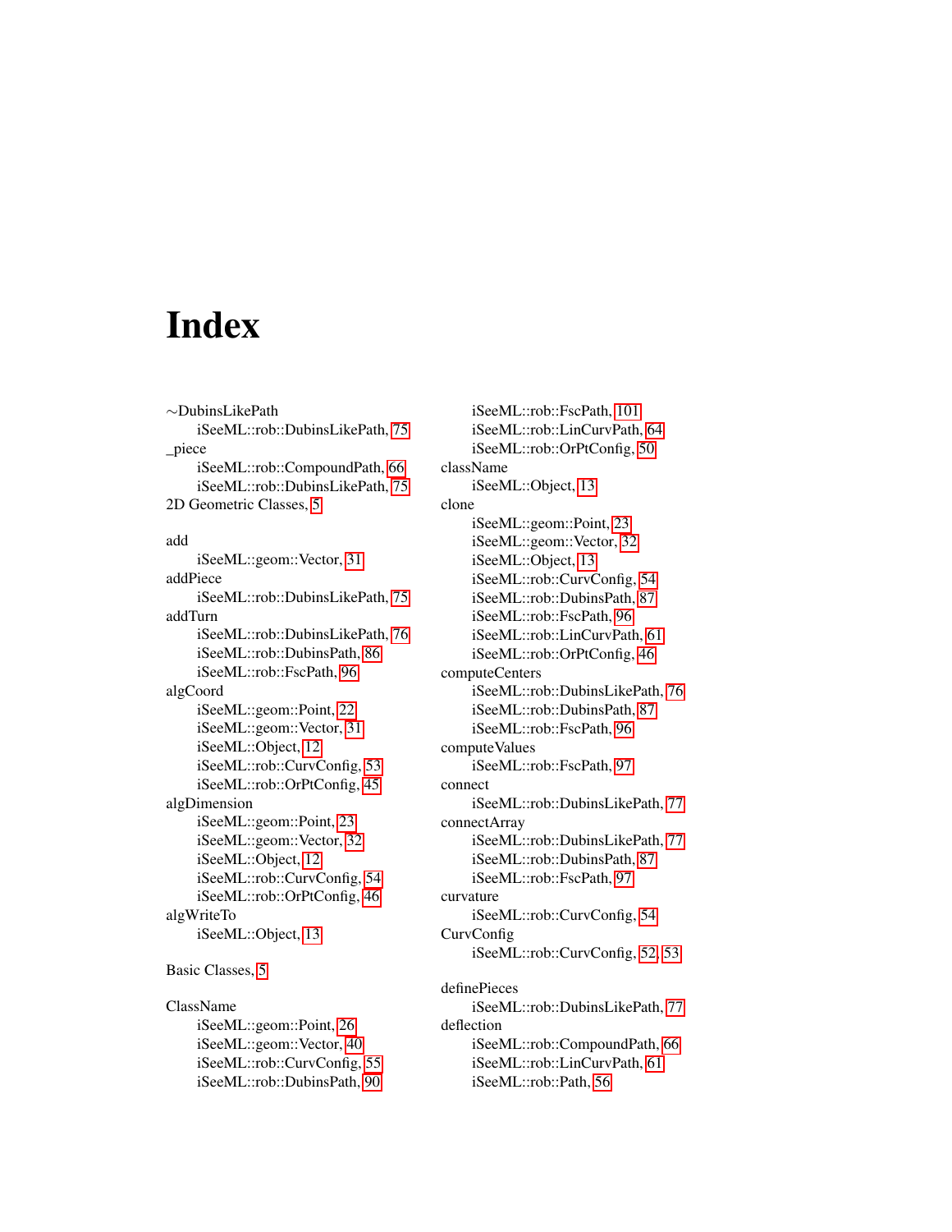# Index

~DubinsLikePath
  iSeeML::rob::DubinsLikePath, 75
_piece
  iSeeML::rob::CompoundPath, 66
  iSeeML::rob::DubinsLikePath, 75
2D Geometric Classes, 5

add
  iSeeML::geom::Vector, 31
addPiece
  iSeeML::rob::DubinsLikePath, 75
addTurn
  iSeeML::rob::DubinsLikePath, 76
  iSeeML::rob::DubinsPath, 86
  iSeeML::rob::FscPath, 96
algCoord
  iSeeML::geom::Point, 22
  iSeeML::geom::Vector, 31
  iSeeML::Object, 12
  iSeeML::rob::CurvConfig, 53
  iSeeML::rob::OrPtConfig, 45
algDimension
  iSeeML::geom::Point, 23
  iSeeML::geom::Vector, 32
  iSeeML::Object, 12
  iSeeML::rob::CurvConfig, 54
  iSeeML::rob::OrPtConfig, 46
algWriteTo
  iSeeML::Object, 13

Basic Classes, 5

ClassName
  iSeeML::geom::Point, 26
  iSeeML::geom::Vector, 40
  iSeeML::rob::CurvConfig, 55
  iSeeML::rob::DubinsPath, 90
  iSeeML::rob::FscPath, 101
  iSeeML::rob::LinCurvPath, 64
  iSeeML::rob::OrPtConfig, 50
className
  iSeeML::Object, 13
clone
  iSeeML::geom::Point, 23
  iSeeML::geom::Vector, 32
  iSeeML::Object, 13
  iSeeML::rob::CurvConfig, 54
  iSeeML::rob::DubinsPath, 87
  iSeeML::rob::FscPath, 96
  iSeeML::rob::LinCurvPath, 61
  iSeeML::rob::OrPtConfig, 46
computeCenters
  iSeeML::rob::DubinsLikePath, 76
  iSeeML::rob::DubinsPath, 87
  iSeeML::rob::FscPath, 96
computeValues
  iSeeML::rob::FscPath, 97
connect
  iSeeML::rob::DubinsLikePath, 77
connectArray
  iSeeML::rob::DubinsLikePath, 77
  iSeeML::rob::DubinsPath, 87
  iSeeML::rob::FscPath, 97
curvature
  iSeeML::rob::CurvConfig, 54
CurvConfig
  iSeeML::rob::CurvConfig, 52, 53

definePieces
  iSeeML::rob::DubinsLikePath, 77
deflection
  iSeeML::rob::CompoundPath, 66
  iSeeML::rob::LinCurvPath, 61
  iSeeML::rob::Path, 56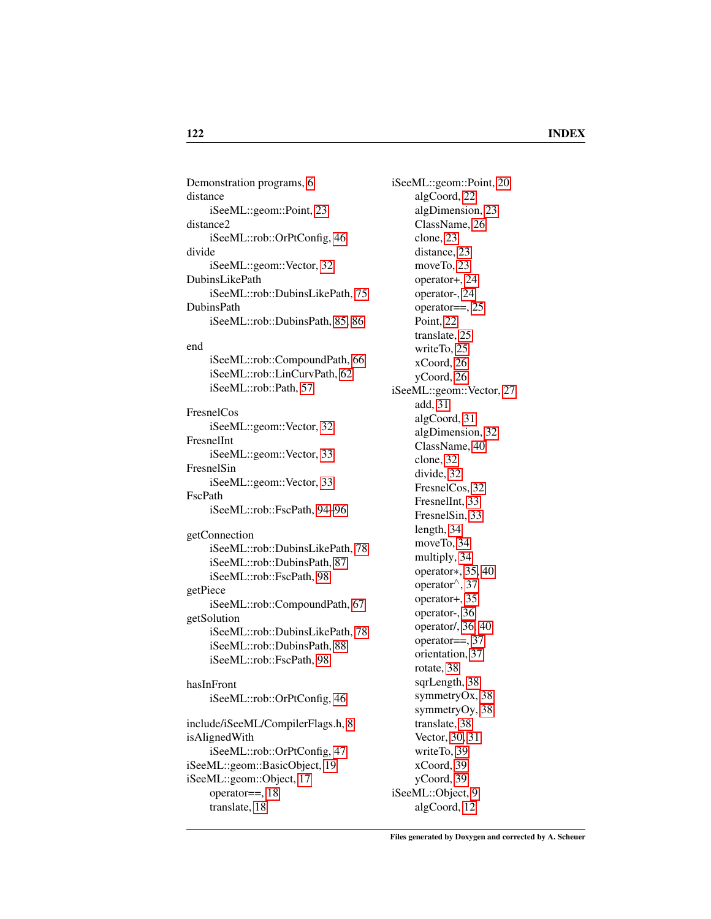Demonstration programs, 6
distance
  iSeeML::geom::Point, 23
distance2
  iSeeML::rob::OrPtConfig, 46
divide
  iSeeML::geom::Vector, 32
DubinsLikePath
  iSeeML::rob::DubinsLikePath, 75
DubinsPath
  iSeeML::rob::DubinsPath, 85, 86

end
  iSeeML::rob::CompoundPath, 66
  iSeeML::rob::LinCurvPath, 62
  iSeeML::rob::Path, 57

FresnelCos
  iSeeML::geom::Vector, 32
FresnelInt
  iSeeML::geom::Vector, 33
FresnelSin
  iSeeML::geom::Vector, 33
FscPath
  iSeeML::rob::FscPath, 94–96

getConnection
  iSeeML::rob::DubinsLikePath, 78
  iSeeML::rob::DubinsPath, 87
  iSeeML::rob::FscPath, 98
getPiece
  iSeeML::rob::CompoundPath, 67
getSolution
  iSeeML::rob::DubinsLikePath, 78
  iSeeML::rob::DubinsPath, 88
  iSeeML::rob::FscPath, 98

hasInFront
  iSeeML::rob::OrPtConfig, 46

include/iSeeML/CompilerFlags.h, 8
isAlignedWith
  iSeeML::rob::OrPtConfig, 47
iSeeML::geom::BasicObject, 19
iSeeML::geom::Object, 17
  operator==, 18
  translate, 18
iSeeML::geom::Point, 20
  algCoord, 22
  algDimension, 23
  ClassName, 26
  clone, 23
  distance, 23
  moveTo, 23
  operator+, 24
  operator-, 24
  operator==, 25
  Point, 22
  translate, 25
  writeTo, 25
  xCoord, 26
  yCoord, 26
iSeeML::geom::Vector, 27
  add, 31
  algCoord, 31
  algDimension, 32
  ClassName, 40
  clone, 32
  divide, 32
  FresnelCos, 32
  FresnelInt, 33
  FresnelSin, 33
  length, 34
  moveTo, 34
  multiply, 34
  operator*, 35, 40
  operator^, 37
  operator+, 35
  operator-, 36
  operator/, 36, 40
  operator==, 37
  orientation, 37
  rotate, 38
  sqrLength, 38
  symmetryOx, 38
  symmetryOy, 38
  translate, 38
  Vector, 30, 31
  writeTo, 39
  xCoord, 39
  yCoord, 39
iSeeML::Object, 9
  algCoord, 12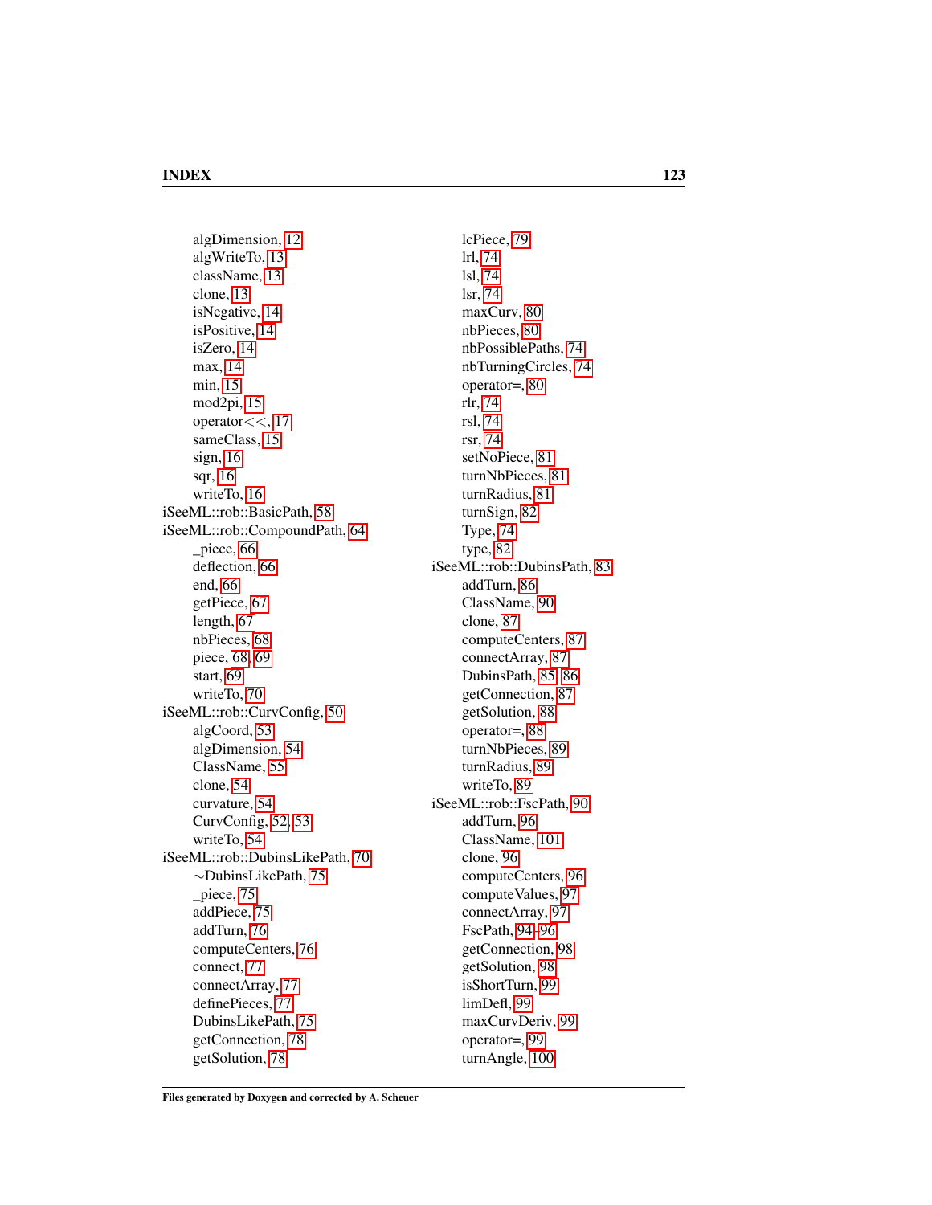algDimension, 12
algWriteTo, 13
className, 13
clone, 13
isNegative, 14
isPositive, 14
isZero, 14
max, 14
min, 15
mod2pi, 15
operator<<, 17
sameClass, 15
sign, 16
sqr, 16
writeTo, 16

iSeeML::rob::BasicPath, 58

iSeeML::rob::CompoundPath, 64
_piece, 66
deflection, 66
end, 66
getPiece, 67
length, 67
nbPieces, 68
piece, 68, 69
start, 69
writeTo, 70

iSeeML::rob::CurvConfig, 50
algCoord, 53
algDimension, 54
ClassName, 55
clone, 54
curvature, 54
CurvConfig, 52, 53
writeTo, 54

iSeeML::rob::DubinsLikePath, 70
∼DubinsLikePath, 75
_piece, 75
addPiece, 75
addTurn, 76
computeCenters, 76
connect, 77
connectArray, 77
definePieces, 77
DubinsLikePath, 75
getConnection, 78
getSolution, 78
lcPiece, 79
lrl, 74
lsl, 74
lsr, 74
maxCurv, 80
nbPieces, 80
nbPossiblePaths, 74
nbTurningCircles, 74
operator=, 80
rlr, 74
rsl, 74
rsr, 74
setNoPiece, 81
turnNbPieces, 81
turnRadius, 81
turnSign, 82
Type, 74
type, 82

iSeeML::rob::DubinsPath, 83
addTurn, 86
ClassName, 90
clone, 87
computeCenters, 87
connectArray, 87
DubinsPath, 85, 86
getConnection, 87
getSolution, 88
operator=, 88
turnNbPieces, 89
turnRadius, 89
writeTo, 89

iSeeML::rob::FscPath, 90
addTurn, 96
ClassName, 101
clone, 96
computeCenters, 96
computeValues, 97
connectArray, 97
FscPath, 94–96
getConnection, 98
getSolution, 98
isShortTurn, 99
limDefl, 99
maxCurvDeriv, 99
operator=, 99
turnAngle, 100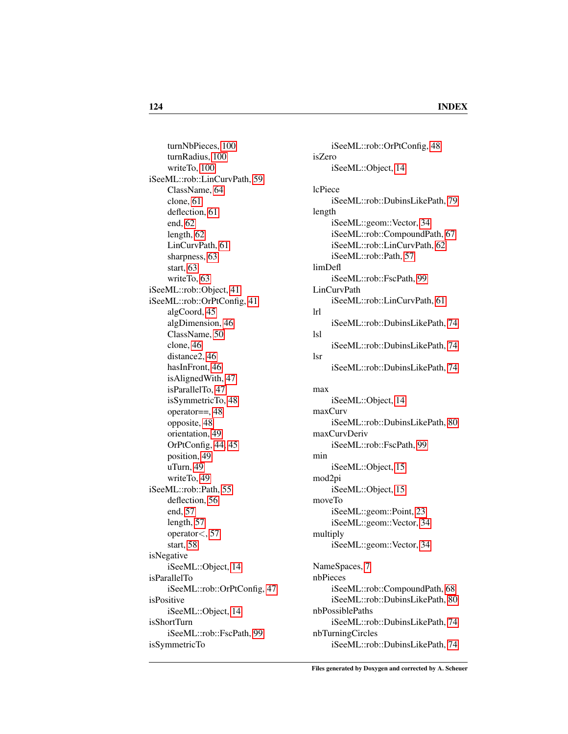turnNbPieces, 100
turnRadius, 100
writeTo, 100

iSeeML::rob::LinCurvPath, 59
ClassName, 64
clone, 61
deflection, 61
end, 62
length, 62
LinCurvPath, 61
sharpness, 63
start, 63
writeTo, 63

iSeeML::rob::Object, 41

iSeeML::rob::OrPtConfig, 41
algCoord, 45
algDimension, 46
ClassName, 50
clone, 46
distance2, 46
hasInFront, 46
isAlignedWith, 47
isParallelTo, 47
isSymmetricTo, 48
operator==, 48
opposite, 48
orientation, 49
OrPtConfig, 44, 45
position, 49
uTurn, 49
writeTo, 49

iSeeML::rob::Path, 55
deflection, 56
end, 57
length, 57
operator<, 57
start, 58

isNegative
iSeeML::Object, 14

isParallelTo
iSeeML::rob::OrPtConfig, 47

isPositive
iSeeML::Object, 14

isShortTurn
iSeeML::rob::FscPath, 99

isSymmetricTo
iSeeML::rob::OrPtConfig, 48

isZero
iSeeML::Object, 14

lcPiece
iSeeML::rob::DubinsLikePath, 79

length
iSeeML::geom::Vector, 34
iSeeML::rob::CompoundPath, 67
iSeeML::rob::LinCurvPath, 62
iSeeML::rob::Path, 57

limDefl
iSeeML::rob::FscPath, 99

LinCurvPath
iSeeML::rob::LinCurvPath, 61

lrl
iSeeML::rob::DubinsLikePath, 74

lsl
iSeeML::rob::DubinsLikePath, 74

lsr
iSeeML::rob::DubinsLikePath, 74

max
iSeeML::Object, 14

maxCurv
iSeeML::rob::DubinsLikePath, 80

maxCurvDeriv
iSeeML::rob::FscPath, 99

min
iSeeML::Object, 15

mod2pi
iSeeML::Object, 15

moveTo
iSeeML::geom::Point, 23
iSeeML::geom::Vector, 34

multiply
iSeeML::geom::Vector, 34

NameSpaces, 7

nbPieces
iSeeML::rob::CompoundPath, 68
iSeeML::rob::DubinsLikePath, 80

nbPossiblePaths
iSeeML::rob::DubinsLikePath, 74

nbTurningCircles
iSeeML::rob::DubinsLikePath, 74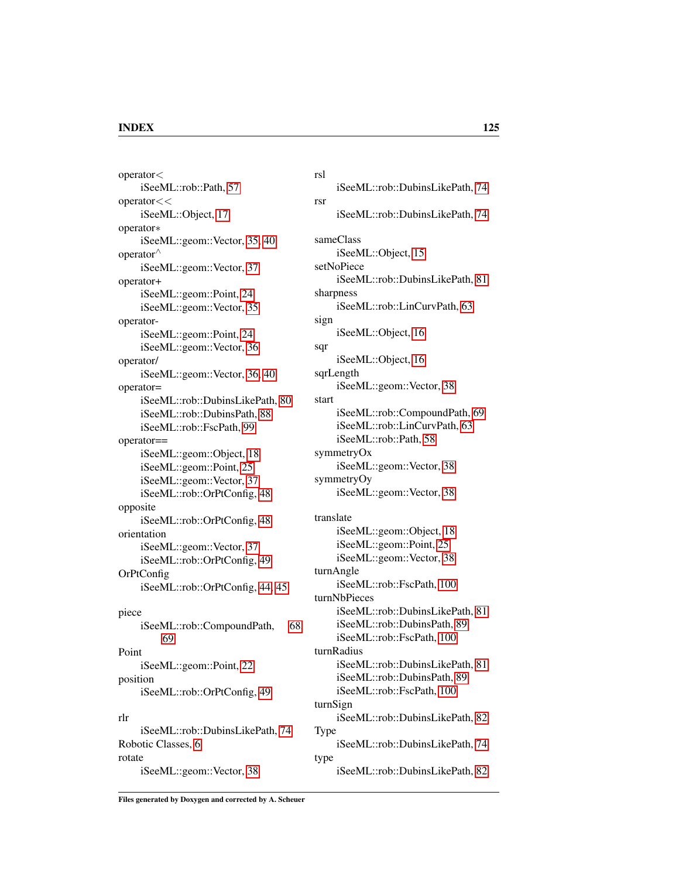operator<
  iSeeML::rob::Path, 57
operator<<
  iSeeML::Object, 17
operator*
  iSeeML::geom::Vector, 35, 40
operator^
  iSeeML::geom::Vector, 37
operator+
  iSeeML::geom::Point, 24
  iSeeML::geom::Vector, 35
operator-
  iSeeML::geom::Point, 24
  iSeeML::geom::Vector, 36
operator/
  iSeeML::geom::Vector, 36, 40
operator=
  iSeeML::rob::DubinsLikePath, 80
  iSeeML::rob::DubinsPath, 88
  iSeeML::rob::FscPath, 99
operator==
  iSeeML::geom::Object, 18
  iSeeML::geom::Point, 25
  iSeeML::geom::Vector, 37
  iSeeML::rob::OrPtConfig, 48
opposite
  iSeeML::rob::OrPtConfig, 48
orientation
  iSeeML::geom::Vector, 37
  iSeeML::rob::OrPtConfig, 49
OrPtConfig
  iSeeML::rob::OrPtConfig, 44, 45

piece
  iSeeML::rob::CompoundPath, 68, 69
Point
  iSeeML::geom::Point, 22
position
  iSeeML::rob::OrPtConfig, 49

rlr
  iSeeML::rob::DubinsLikePath, 74
Robotic Classes, 6
rotate
  iSeeML::geom::Vector, 38
rsl
  iSeeML::rob::DubinsLikePath, 74
rsr
  iSeeML::rob::DubinsLikePath, 74

sameClass
  iSeeML::Object, 15
setNoPiece
  iSeeML::rob::DubinsLikePath, 81
sharpness
  iSeeML::rob::LinCurvPath, 63
sign
  iSeeML::Object, 16
sqr
  iSeeML::Object, 16
sqrLength
  iSeeML::geom::Vector, 38
start
  iSeeML::rob::CompoundPath, 69
  iSeeML::rob::LinCurvPath, 63
  iSeeML::rob::Path, 58
symmetryOx
  iSeeML::geom::Vector, 38
symmetryOy
  iSeeML::geom::Vector, 38

translate
  iSeeML::geom::Object, 18
  iSeeML::geom::Point, 25
  iSeeML::geom::Vector, 38
turnAngle
  iSeeML::rob::FscPath, 100
turnNbPieces
  iSeeML::rob::DubinsLikePath, 81
  iSeeML::rob::DubinsPath, 89
  iSeeML::rob::FscPath, 100
turnRadius
  iSeeML::rob::DubinsLikePath, 81
  iSeeML::rob::DubinsPath, 89
  iSeeML::rob::FscPath, 100
turnSign
  iSeeML::rob::DubinsLikePath, 82
Type
  iSeeML::rob::DubinsLikePath, 74
type
  iSeeML::rob::DubinsLikePath, 82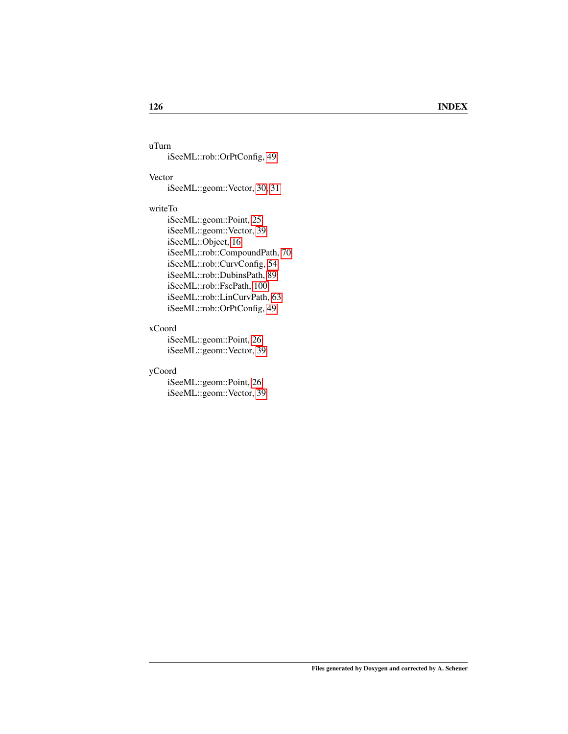uTurn
  iSeeML::rob::OrPtConfig, 49

Vector
  iSeeML::geom::Vector, 30, 31

writeTo
  iSeeML::geom::Point, 25
  iSeeML::geom::Vector, 39
  iSeeML::Object, 16
  iSeeML::rob::CompoundPath, 70
  iSeeML::rob::CurvConfig, 54
  iSeeML::rob::DubinsPath, 89
  iSeeML::rob::FscPath, 100
  iSeeML::rob::LinCurvPath, 63
  iSeeML::rob::OrPtConfig, 49

xCoord
  iSeeML::geom::Point, 26
  iSeeML::geom::Vector, 39

yCoord
  iSeeML::geom::Point, 26
  iSeeML::geom::Vector, 39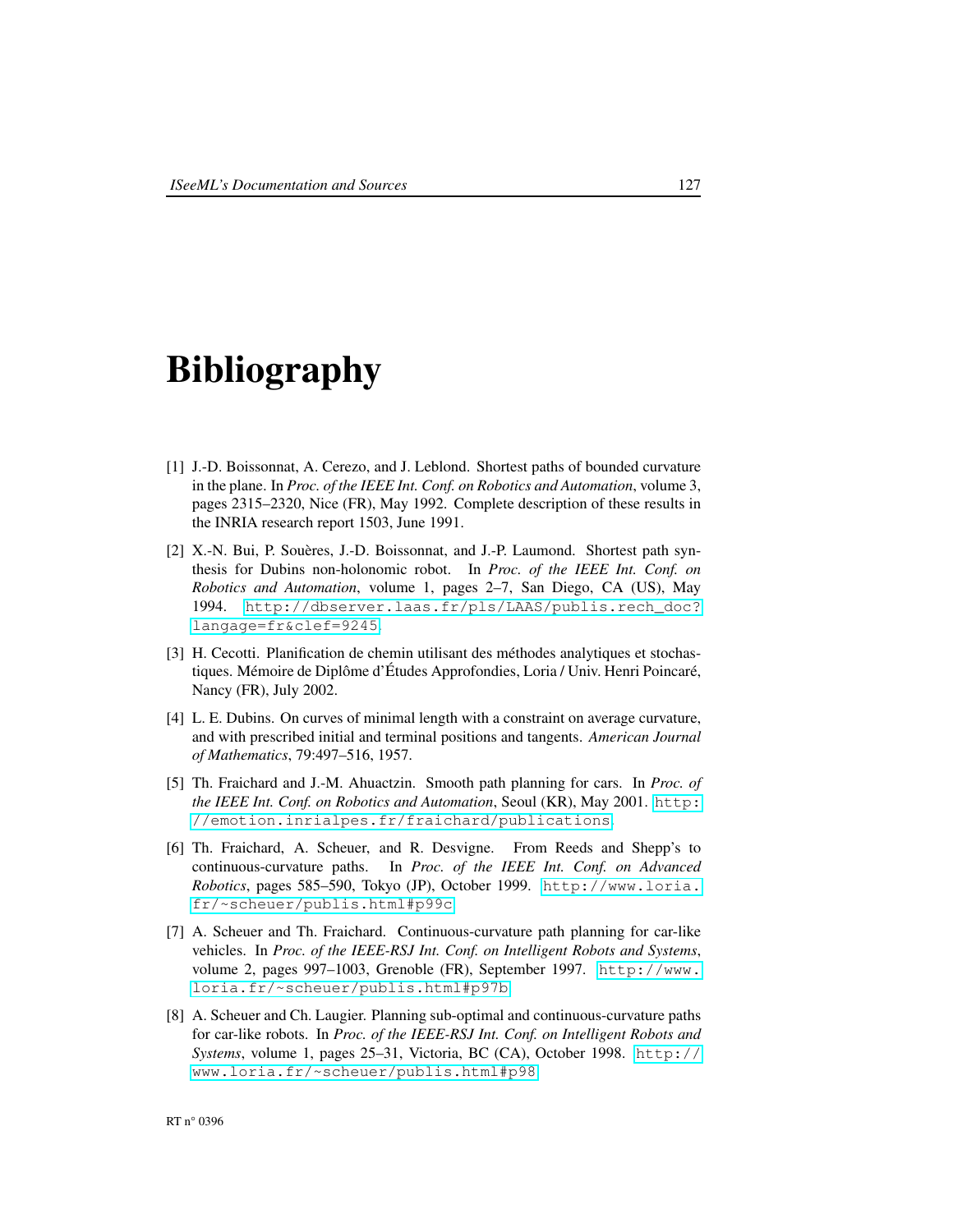# Bibliography

[1] J.-D. Boissonnat, A. Cerezo, and J. Leblond. Shortest paths of bounded curvature in the plane. In *Proc. of the IEEE Int. Conf. on Robotics and Automation*, volume 3, pages 2315–2320, Nice (FR), May 1992. Complete description of these results in the INRIA research report 1503, June 1991.

[2] X.-N. Bui, P. Souères, J.-D. Boissonnat, and J.-P. Laumond. Shortest path synthesis for Dubins non-holonomic robot. In *Proc. of the IEEE Int. Conf. on Robotics and Automation*, volume 1, pages 2–7, San Diego, CA (US), May 1994. http://dbserver.laas.fr/pls/LAAS/publis.rech_doc?langage=fr&clef=9245.

[3] H. Cecotti. Planification de chemin utilisant des méthodes analytiques et stochastiques. Mémoire de Diplôme d'Études Approfondies, Loria / Univ. Henri Poincaré, Nancy (FR), July 2002.

[4] L. E. Dubins. On curves of minimal length with a constraint on average curvature, and with prescribed initial and terminal positions and tangents. *American Journal of Mathematics*, 79:497–516, 1957.

[5] Th. Fraichard and J.-M. Ahuactzin. Smooth path planning for cars. In *Proc. of the IEEE Int. Conf. on Robotics and Automation*, Seoul (KR), May 2001. http://emotion.inrialpes.fr/fraichard/publications.

[6] Th. Fraichard, A. Scheuer, and R. Desvigne. From Reeds and Shepp's to continuous-curvature paths. In *Proc. of the IEEE Int. Conf. on Advanced Robotics*, pages 585–590, Tokyo (JP), October 1999. http://www.loria.fr/~scheuer/publis.html#p99c.

[7] A. Scheuer and Th. Fraichard. Continuous-curvature path planning for car-like vehicles. In *Proc. of the IEEE-RSJ Int. Conf. on Intelligent Robots and Systems*, volume 2, pages 997–1003, Grenoble (FR), September 1997. http://www.loria.fr/~scheuer/publis.html#p97b.

[8] A. Scheuer and Ch. Laugier. Planning sub-optimal and continuous-curvature paths for car-like robots. In *Proc. of the IEEE-RSJ Int. Conf. on Intelligent Robots and Systems*, volume 1, pages 25–31, Victoria, BC (CA), October 1998. http://www.loria.fr/~scheuer/publis.html#p98.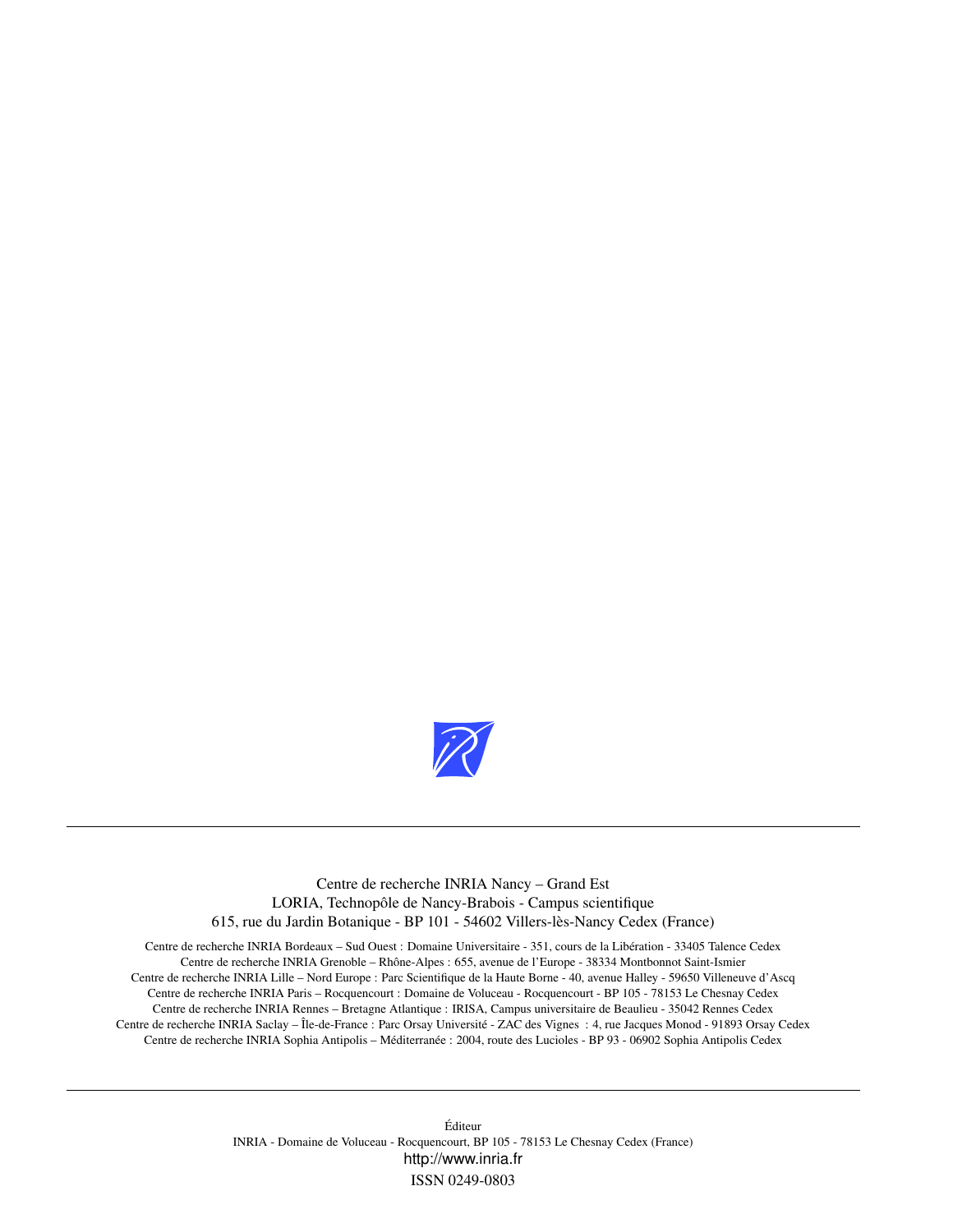Centre de recherche INRIA Nancy – Grand Est
LORIA, Technopôle de Nancy-Brabois - Campus scientifique
615, rue du Jardin Botanique - BP 101 - 54602 Villers-lès-Nancy Cedex (France)

Centre de recherche INRIA Bordeaux – Sud Ouest : Domaine Universitaire - 351, cours de la Libération - 33405 Talence Cedex
Centre de recherche INRIA Grenoble – Rhône-Alpes : 655, avenue de l'Europe - 38334 Montbonnot Saint-Ismier
Centre de recherche INRIA Lille – Nord Europe : Parc Scientifique de la Haute Borne - 40, avenue Halley - 59650 Villeneuve d'Ascq
Centre de recherche INRIA Paris – Rocquencourt : Domaine de Voluceau - Rocquencourt - BP 105 - 78153 Le Chesnay Cedex
Centre de recherche INRIA Rennes – Bretagne Atlantique : IRISA, Campus universitaire de Beaulieu - 35042 Rennes Cedex
Centre de recherche INRIA Saclay – Île-de-France : Parc Orsay Université - ZAC des Vignes : 4, rue Jacques Monod - 91893 Orsay Cedex
Centre de recherche INRIA Sophia Antipolis – Méditerranée : 2004, route des Lucioles - BP 93 - 06902 Sophia Antipolis Cedex

Éditeur
INRIA - Domaine de Voluceau - Rocquencourt, BP 105 - 78153 Le Chesnay Cedex (France)
http://www.inria.fr
ISSN 0249-0803